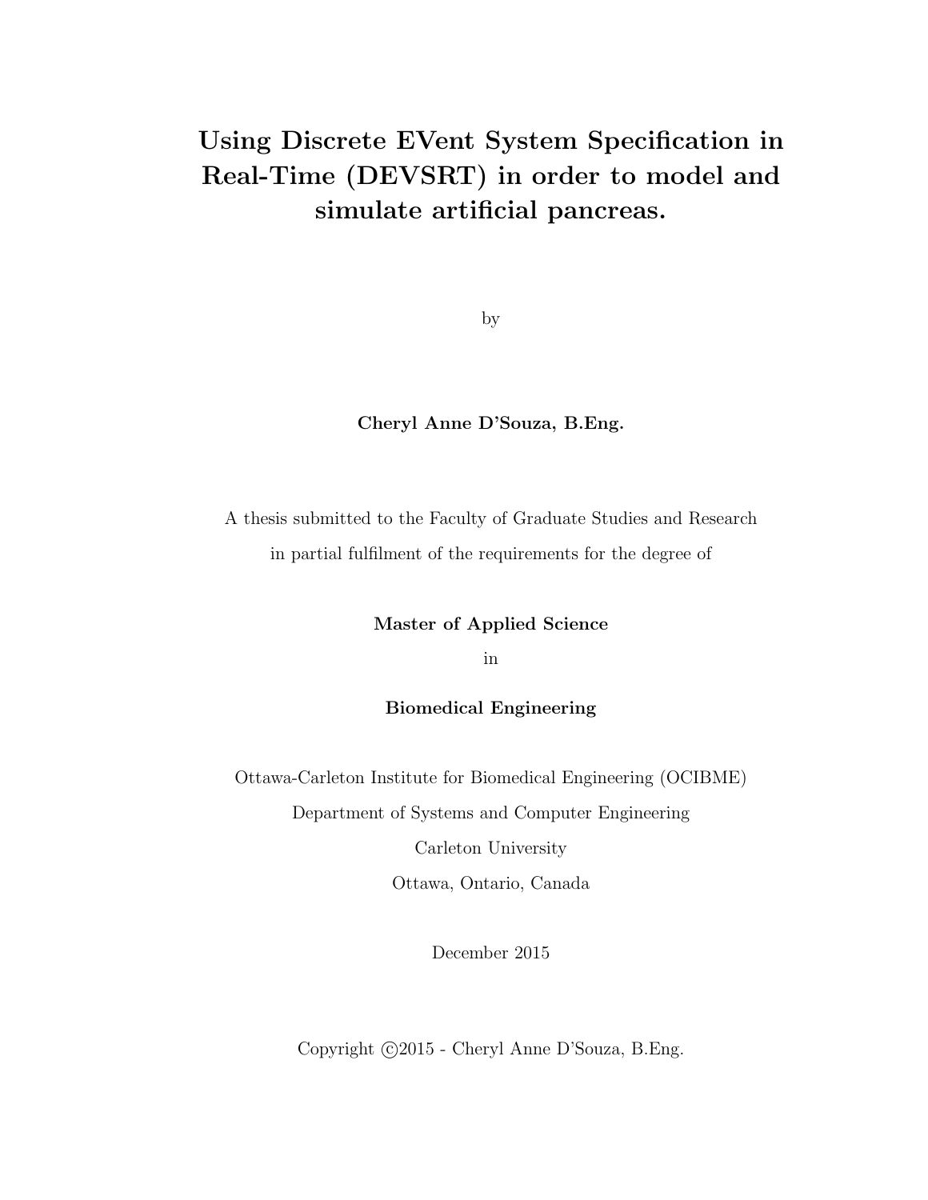# Using Discrete EVent System Specification in Real-Time (DEVSRT) in order to model and simulate artificial pancreas.

by

**Cheryl Anne D'Souza, B.Eng.**

A thesis submitted to the Faculty of Graduate Studies and Research
in partial fulfilment of the requirements for the degree of

**Master of Applied Science**

in

**Biomedical Engineering**

Ottawa-Carleton Institute for Biomedical Engineering (OCIBME)
Department of Systems and Computer Engineering
Carleton University
Ottawa, Ontario, Canada

December 2015

Copyright ©2015 - Cheryl Anne D'Souza, B.Eng.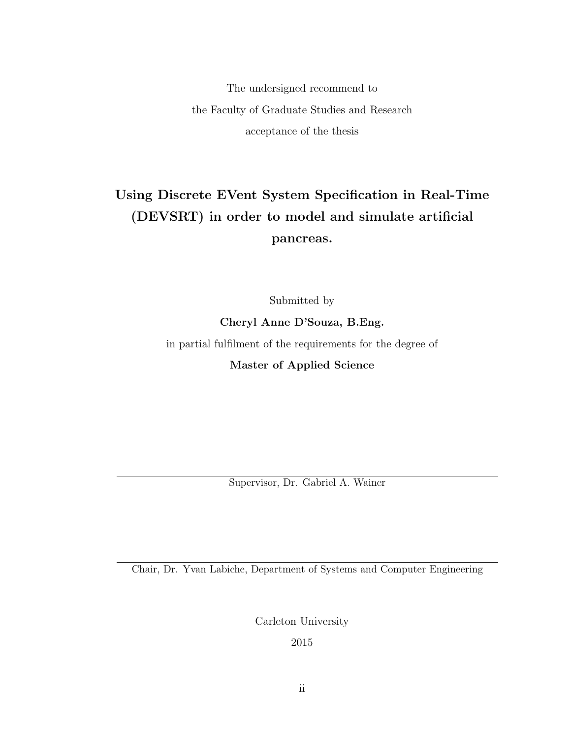The undersigned recommend to

the Faculty of Graduate Studies and Research

acceptance of the thesis

**Using Discrete EVent System Specification in Real-Time (DEVSRT) in order to model and simulate artificial pancreas.**

Submitted by

**Cheryl Anne D'Souza, B.Eng.**

in partial fulfilment of the requirements for the degree of

**Master of Applied Science**

---

Supervisor, Dr. Gabriel A. Wainer

---

Chair, Dr. Yvan Labiche, Department of Systems and Computer Engineering

Carleton University

2015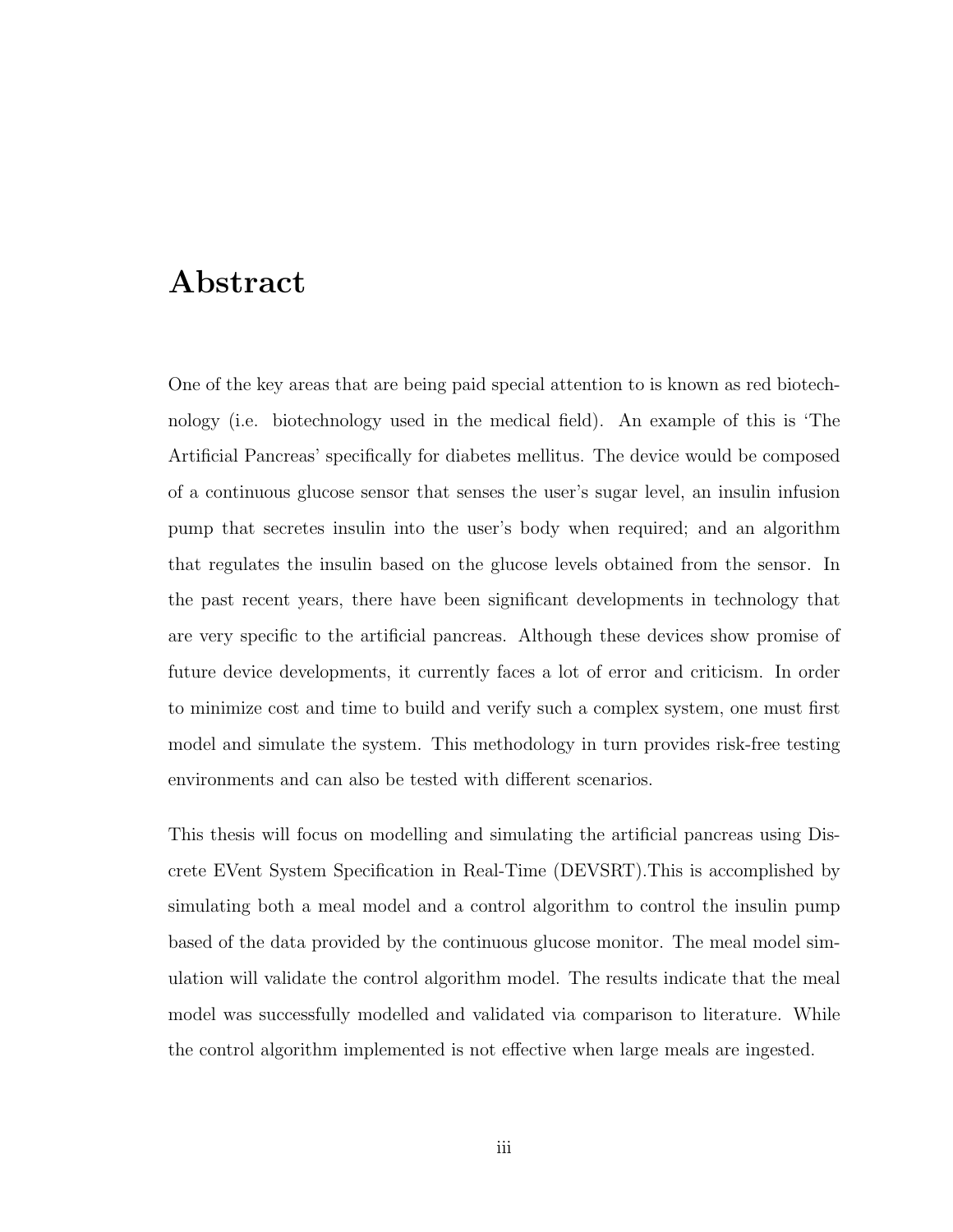# Abstract

One of the key areas that are being paid special attention to is known as red biotechnology (i.e. biotechnology used in the medical field). An example of this is 'The Artificial Pancreas' specifically for diabetes mellitus. The device would be composed of a continuous glucose sensor that senses the user's sugar level, an insulin infusion pump that secretes insulin into the user's body when required; and an algorithm that regulates the insulin based on the glucose levels obtained from the sensor. In the past recent years, there have been significant developments in technology that are very specific to the artificial pancreas. Although these devices show promise of future device developments, it currently faces a lot of error and criticism. In order to minimize cost and time to build and verify such a complex system, one must first model and simulate the system. This methodology in turn provides risk-free testing environments and can also be tested with different scenarios.

This thesis will focus on modelling and simulating the artificial pancreas using Discrete EVent System Specification in Real-Time (DEVSRT).This is accomplished by simulating both a meal model and a control algorithm to control the insulin pump based of the data provided by the continuous glucose monitor. The meal model simulation will validate the control algorithm model. The results indicate that the meal model was successfully modelled and validated via comparison to literature. While the control algorithm implemented is not effective when large meals are ingested.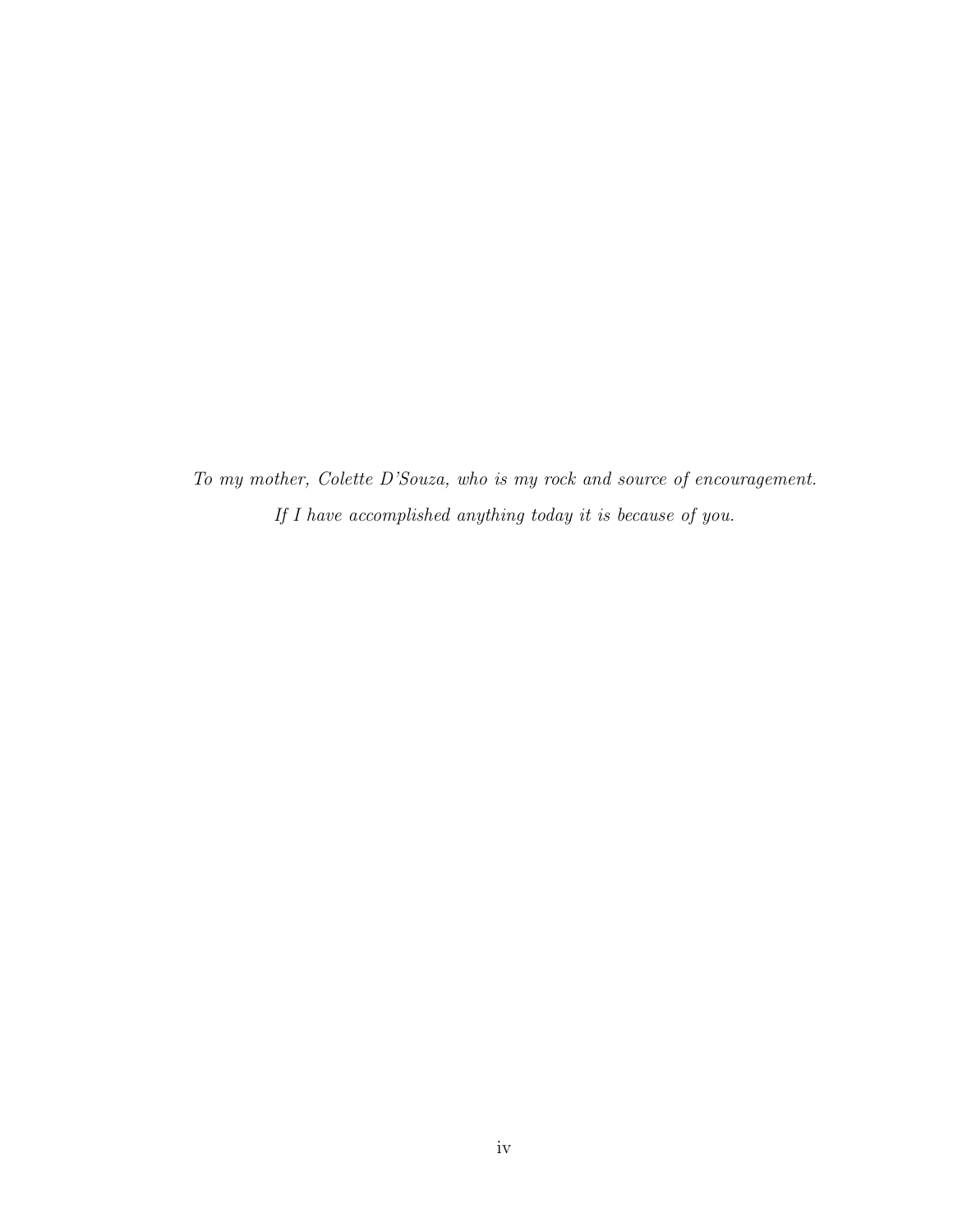*To my mother, Colette D'Souza, who is my rock and source of encouragement.*

*If I have accomplished anything today it is because of you.*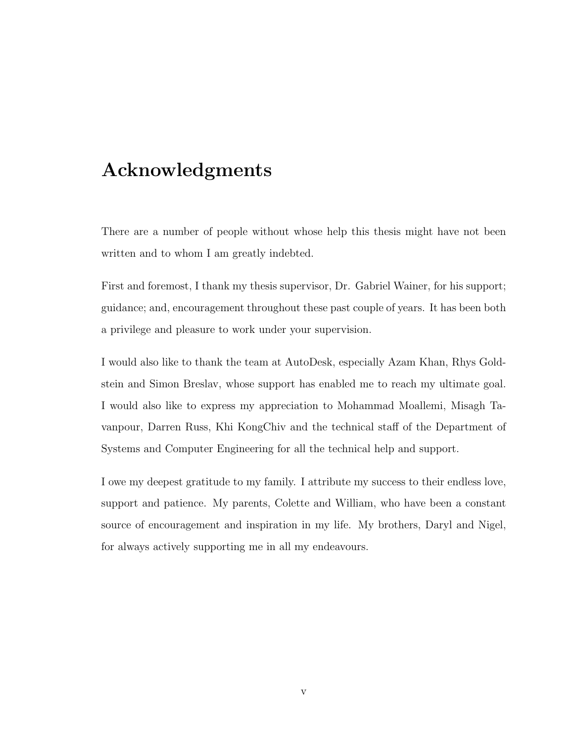# Acknowledgments

There are a number of people without whose help this thesis might have not been written and to whom I am greatly indebted.

First and foremost, I thank my thesis supervisor, Dr. Gabriel Wainer, for his support; guidance; and, encouragement throughout these past couple of years. It has been both a privilege and pleasure to work under your supervision.

I would also like to thank the team at AutoDesk, especially Azam Khan, Rhys Goldstein and Simon Breslav, whose support has enabled me to reach my ultimate goal. I would also like to express my appreciation to Mohammad Moallemi, Misagh Tavanpour, Darren Russ, Khi KongChiv and the technical staff of the Department of Systems and Computer Engineering for all the technical help and support.

I owe my deepest gratitude to my family. I attribute my success to their endless love, support and patience. My parents, Colette and William, who have been a constant source of encouragement and inspiration in my life. My brothers, Daryl and Nigel, for always actively supporting me in all my endeavours.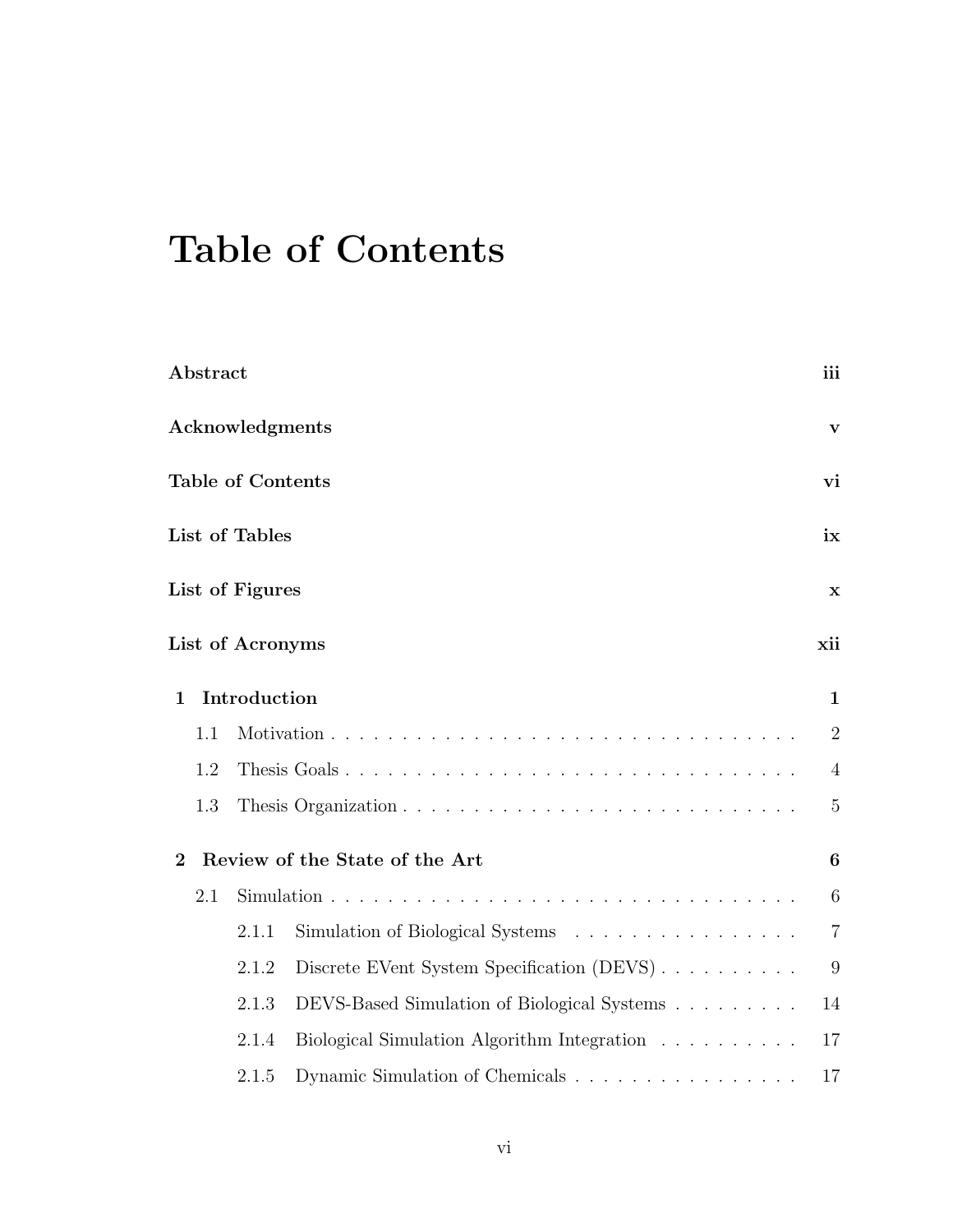# Table of Contents

**Abstract** **iii**

**Acknowledgments** **v**

**Table of Contents** **vi**

**List of Tables** **ix**

**List of Figures** **x**

**List of Acronyms** **xii**

**1 Introduction** **1**

- 1.1 Motivation . . . . . . . . . . . . . . . . . . . . . . . . . . . . . . . . 2
- 1.2 Thesis Goals . . . . . . . . . . . . . . . . . . . . . . . . . . . . . . . 4
- 1.3 Thesis Organization . . . . . . . . . . . . . . . . . . . . . . . . . . . 5

**2 Review of the State of the Art** **6**

- 2.1 Simulation . . . . . . . . . . . . . . . . . . . . . . . . . . . . . . . . 6
  - 2.1.1 Simulation of Biological Systems . . . . . . . . . . . . . . . . 7
  - 2.1.2 Discrete EVent System Specification (DEVS) . . . . . . . . . . 9
  - 2.1.3 DEVS-Based Simulation of Biological Systems . . . . . . . . . 14
  - 2.1.4 Biological Simulation Algorithm Integration . . . . . . . . . . 17
  - 2.1.5 Dynamic Simulation of Chemicals . . . . . . . . . . . . . . . . 17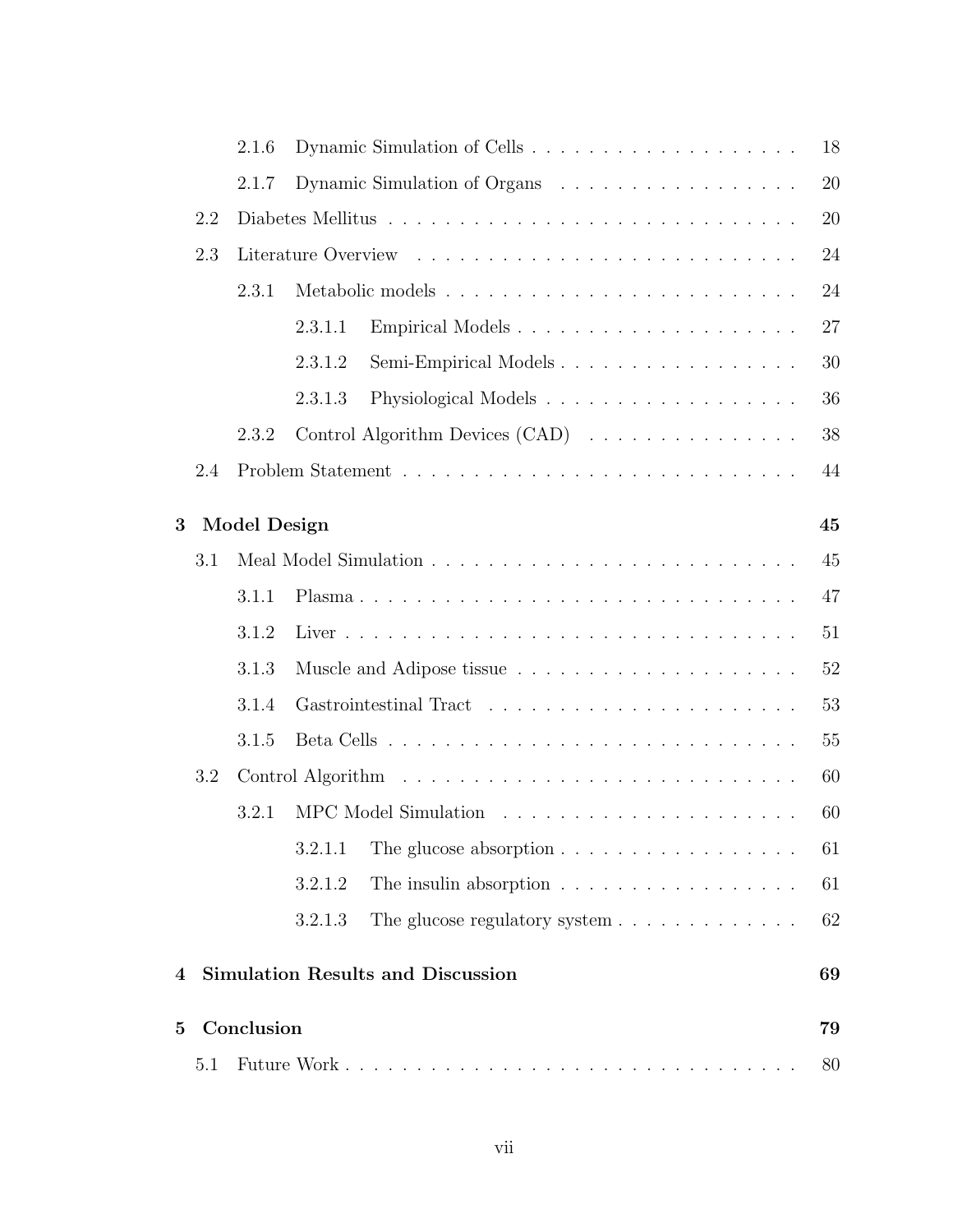- 2.1.6 Dynamic Simulation of Cells . . . . . . . . . . . . . . . . . . . . 18
- 2.1.7 Dynamic Simulation of Organs . . . . . . . . . . . . . . . . . . 20
- 2.2 Diabetes Mellitus . . . . . . . . . . . . . . . . . . . . . . . . . . . . . 20
- 2.3 Literature Overview . . . . . . . . . . . . . . . . . . . . . . . . . . . . 24
  - 2.3.1 Metabolic models . . . . . . . . . . . . . . . . . . . . . . . . . . 24
    - 2.3.1.1 Empirical Models . . . . . . . . . . . . . . . . . . . . . 27
    - 2.3.1.2 Semi-Empirical Models . . . . . . . . . . . . . . . . . . 30
    - 2.3.1.3 Physiological Models . . . . . . . . . . . . . . . . . . . 36
  - 2.3.2 Control Algorithm Devices (CAD) . . . . . . . . . . . . . . . . 38
- 2.4 Problem Statement . . . . . . . . . . . . . . . . . . . . . . . . . . . . 44

**3 Model Design** **45**

- 3.1 Meal Model Simulation . . . . . . . . . . . . . . . . . . . . . . . . . . 45
  - 3.1.1 Plasma . . . . . . . . . . . . . . . . . . . . . . . . . . . . . . . . 47
  - 3.1.2 Liver . . . . . . . . . . . . . . . . . . . . . . . . . . . . . . . . . 51
  - 3.1.3 Muscle and Adipose tissue . . . . . . . . . . . . . . . . . . . . . 52
  - 3.1.4 Gastrointestinal Tract . . . . . . . . . . . . . . . . . . . . . . . 53
  - 3.1.5 Beta Cells . . . . . . . . . . . . . . . . . . . . . . . . . . . . . . 55
- 3.2 Control Algorithm . . . . . . . . . . . . . . . . . . . . . . . . . . . . . 60
  - 3.2.1 MPC Model Simulation . . . . . . . . . . . . . . . . . . . . . . . 60
    - 3.2.1.1 The glucose absorption . . . . . . . . . . . . . . . . . . 61
    - 3.2.1.2 The insulin absorption . . . . . . . . . . . . . . . . . . 61
    - 3.2.1.3 The glucose regulatory system . . . . . . . . . . . . . . 62

**4 Simulation Results and Discussion** **69**

**5 Conclusion** **79**

- 5.1 Future Work . . . . . . . . . . . . . . . . . . . . . . . . . . . . . . . . 80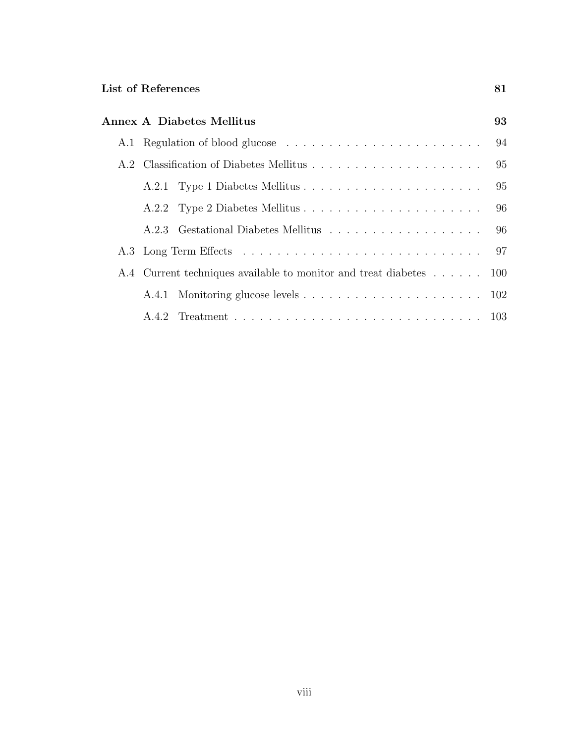**List of References** **81**

**Annex A Diabetes Mellitus** **93**

- A.1 Regulation of blood glucose . . . . . . . . . . . . . . . . . . . . . . . . 94
- A.2 Classification of Diabetes Mellitus . . . . . . . . . . . . . . . . . . . . . 95
  - A.2.1 Type 1 Diabetes Mellitus . . . . . . . . . . . . . . . . . . . . . . 95
  - A.2.2 Type 2 Diabetes Mellitus . . . . . . . . . . . . . . . . . . . . . . 96
  - A.2.3 Gestational Diabetes Mellitus . . . . . . . . . . . . . . . . . . . 96
- A.3 Long Term Effects . . . . . . . . . . . . . . . . . . . . . . . . . . . . . 97
- A.4 Current techniques available to monitor and treat diabetes . . . . . . 100
  - A.4.1 Monitoring glucose levels . . . . . . . . . . . . . . . . . . . . . . 102
  - A.4.2 Treatment . . . . . . . . . . . . . . . . . . . . . . . . . . . . . . 103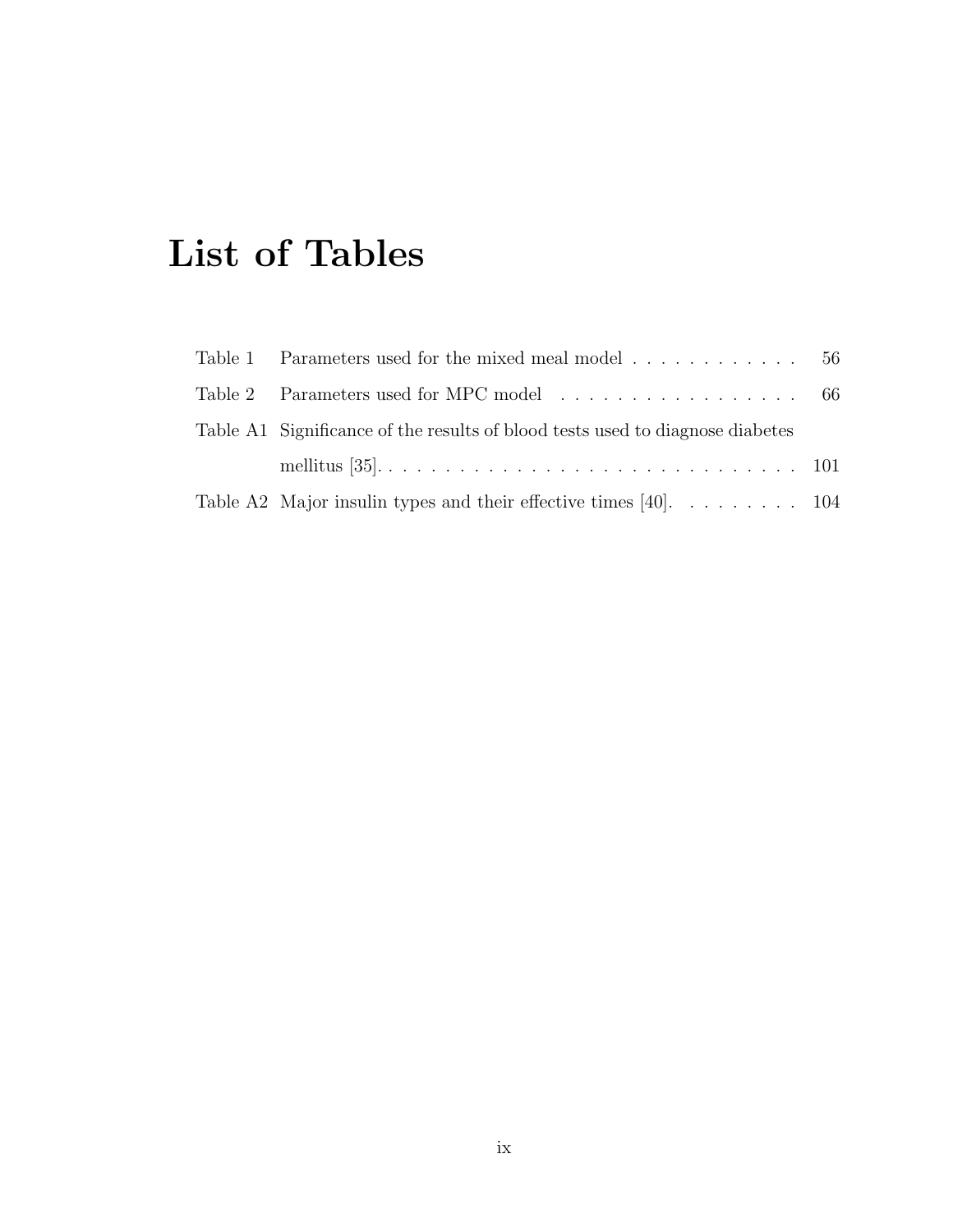# List of Tables

| | | |
|---|---|---|
| Table 1 | Parameters used for the mixed meal model | 56 |
| Table 2 | Parameters used for MPC model | 66 |
| Table A1 | Significance of the results of blood tests used to diagnose diabetes mellitus [35]. | 101 |
| Table A2 | Major insulin types and their effective times [40]. | 104 |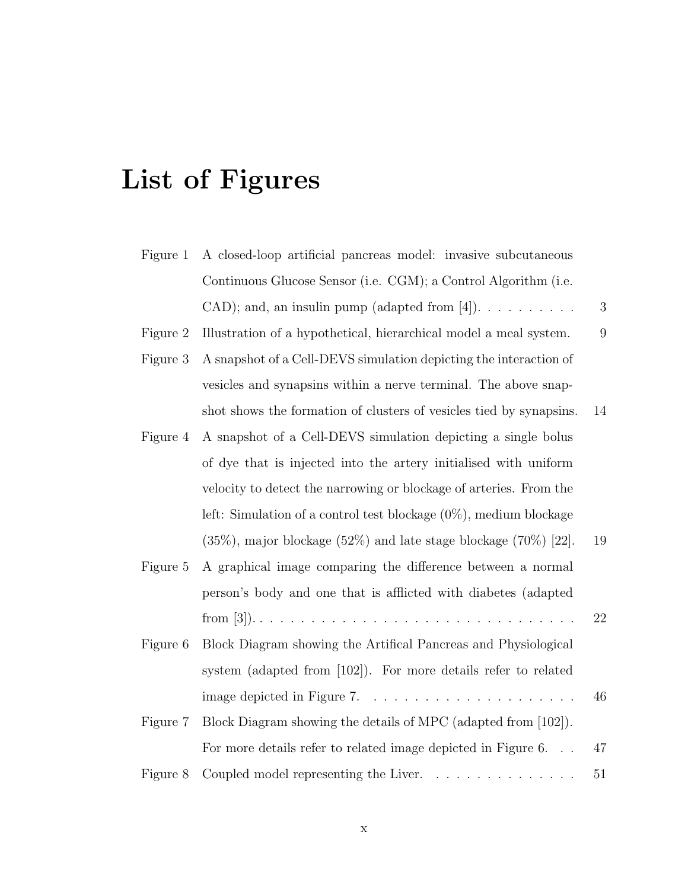# List of Figures

| | | |
|---|---|---|
| Figure 1 | A closed-loop artificial pancreas model: invasive subcutaneous Continuous Glucose Sensor (i.e. CGM); a Control Algorithm (i.e. CAD); and, an insulin pump (adapted from [4]). | 3 |
| Figure 2 | Illustration of a hypothetical, hierarchical model a meal system. | 9 |
| Figure 3 | A snapshot of a Cell-DEVS simulation depicting the interaction of vesicles and synapsins within a nerve terminal. The above snapshot shows the formation of clusters of vesicles tied by synapsins. | 14 |
| Figure 4 | A snapshot of a Cell-DEVS simulation depicting a single bolus of dye that is injected into the artery initialised with uniform velocity to detect the narrowing or blockage of arteries. From the left: Simulation of a control test blockage (0%), medium blockage (35%), major blockage (52%) and late stage blockage (70%) [22]. | 19 |
| Figure 5 | A graphical image comparing the difference between a normal person's body and one that is afflicted with diabetes (adapted from [3]). | 22 |
| Figure 6 | Block Diagram showing the Artifical Pancreas and Physiological system (adapted from [102]). For more details refer to related image depicted in Figure 7. | 46 |
| Figure 7 | Block Diagram showing the details of MPC (adapted from [102]). For more details refer to related image depicted in Figure 6. | 47 |
| Figure 8 | Coupled model representing the Liver. | 51 |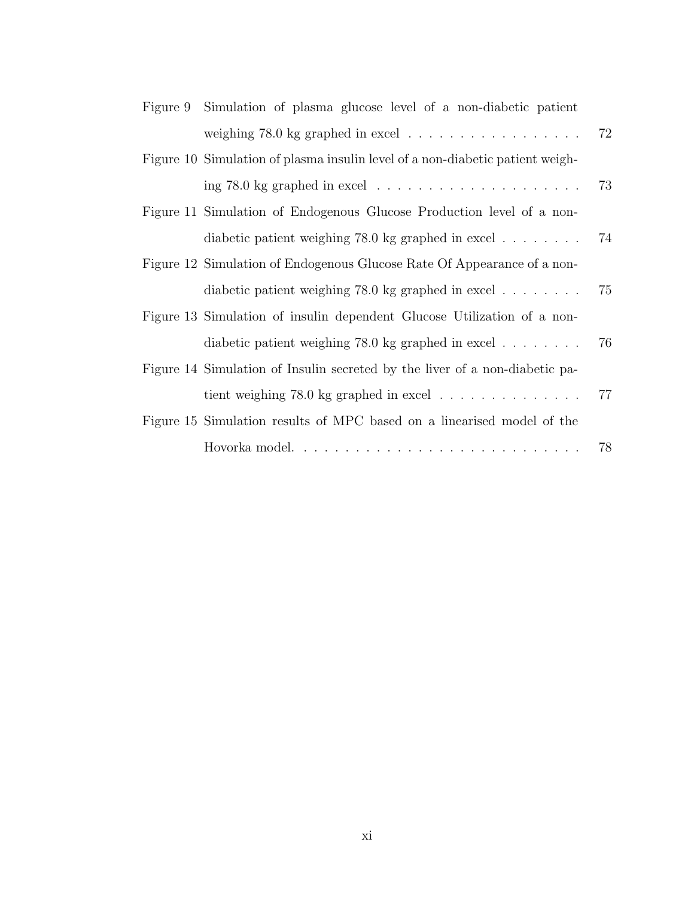| | | |
|---|---|---|
| Figure 9 | Simulation of plasma glucose level of a non-diabetic patient weighing 78.0 kg graphed in excel | 72 |
| Figure 10 | Simulation of plasma insulin level of a non-diabetic patient weighing 78.0 kg graphed in excel | 73 |
| Figure 11 | Simulation of Endogenous Glucose Production level of a non-diabetic patient weighing 78.0 kg graphed in excel | 74 |
| Figure 12 | Simulation of Endogenous Glucose Rate Of Appearance of a non-diabetic patient weighing 78.0 kg graphed in excel | 75 |
| Figure 13 | Simulation of insulin dependent Glucose Utilization of a non-diabetic patient weighing 78.0 kg graphed in excel | 76 |
| Figure 14 | Simulation of Insulin secreted by the liver of a non-diabetic patient weighing 78.0 kg graphed in excel | 77 |
| Figure 15 | Simulation results of MPC based on a linearised model of the Hovorka model. | 78 |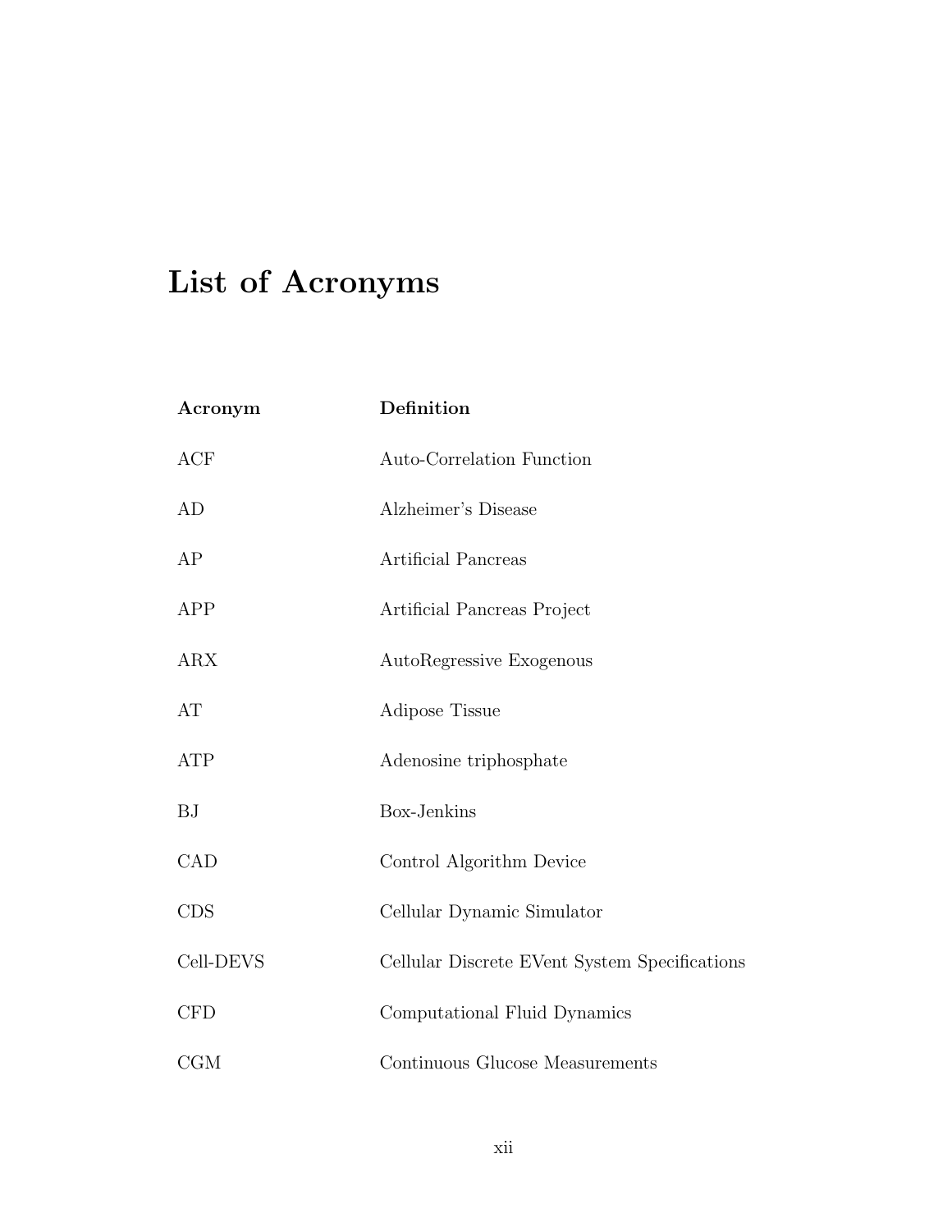# List of Acronyms

| **Acronym** | **Definition** |
|---|---|
| ACF | Auto-Correlation Function |
| AD | Alzheimer's Disease |
| AP | Artificial Pancreas |
| APP | Artificial Pancreas Project |
| ARX | AutoRegressive Exogenous |
| AT | Adipose Tissue |
| ATP | Adenosine triphosphate |
| BJ | Box-Jenkins |
| CAD | Control Algorithm Device |
| CDS | Cellular Dynamic Simulator |
| Cell-DEVS | Cellular Discrete EVent System Specifications |
| CFD | Computational Fluid Dynamics |
| CGM | Continuous Glucose Measurements |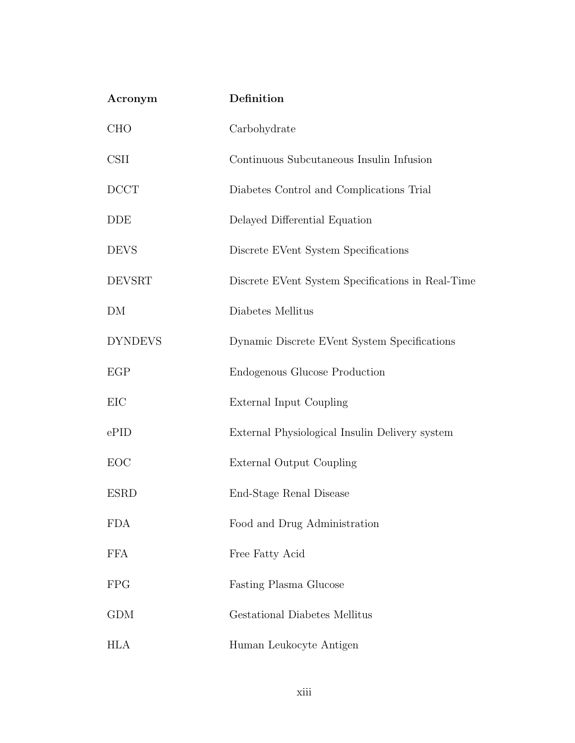| **Acronym** | **Definition** |
| --- | --- |
| CHO | Carbohydrate |
| CSII | Continuous Subcutaneous Insulin Infusion |
| DCCT | Diabetes Control and Complications Trial |
| DDE | Delayed Differential Equation |
| DEVS | Discrete EVent System Specifications |
| DEVSRT | Discrete EVent System Specifications in Real-Time |
| DM | Diabetes Mellitus |
| DYNDEVS | Dynamic Discrete EVent System Specifications |
| EGP | Endogenous Glucose Production |
| EIC | External Input Coupling |
| ePID | External Physiological Insulin Delivery system |
| EOC | External Output Coupling |
| ESRD | End-Stage Renal Disease |
| FDA | Food and Drug Administration |
| FFA | Free Fatty Acid |
| FPG | Fasting Plasma Glucose |
| GDM | Gestational Diabetes Mellitus |
| HLA | Human Leukocyte Antigen |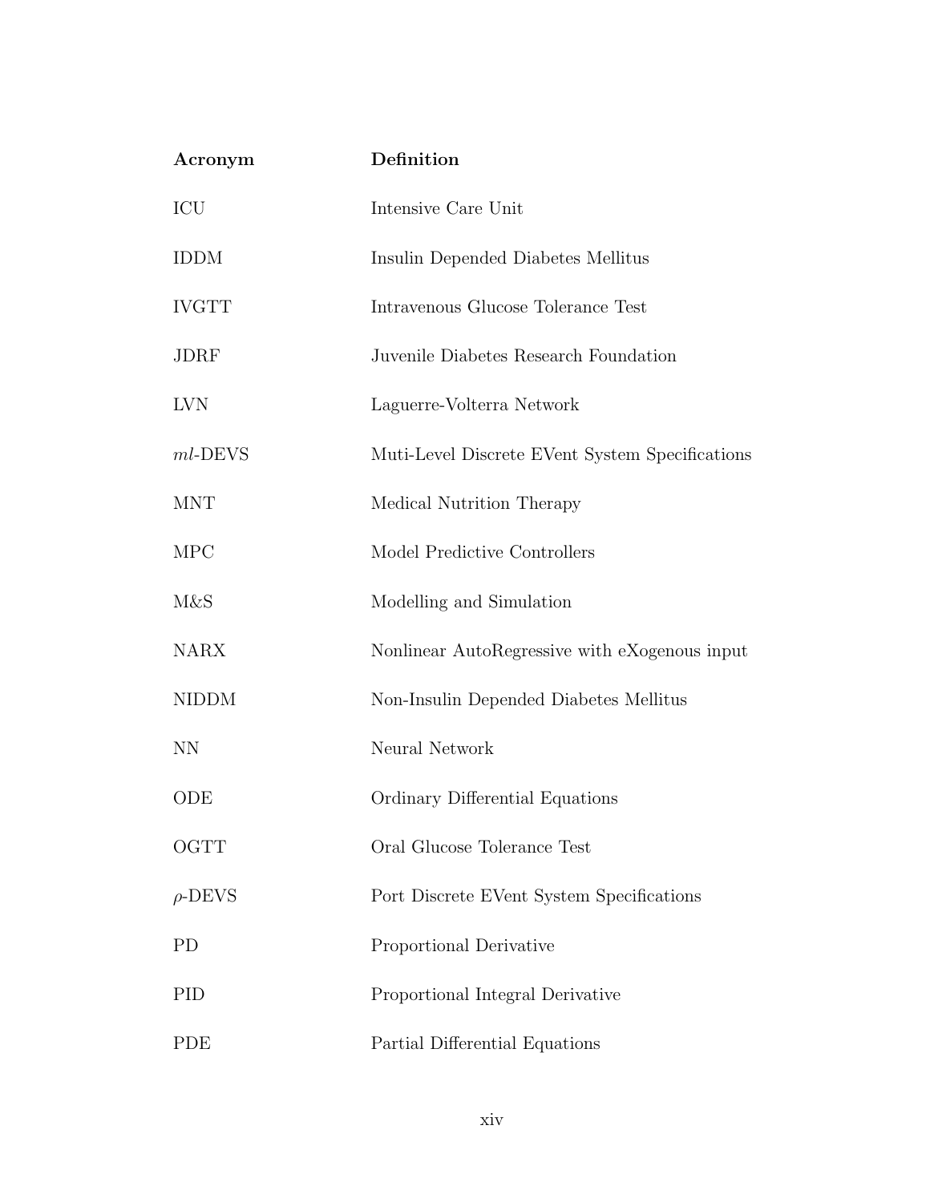| Acronym | Definition |
| --- | --- |
| ICU | Intensive Care Unit |
| IDDM | Insulin Depended Diabetes Mellitus |
| IVGTT | Intravenous Glucose Tolerance Test |
| JDRF | Juvenile Diabetes Research Foundation |
| LVN | Laguerre-Volterra Network |
| *ml*-DEVS | Muti-Level Discrete EVent System Specifications |
| MNT | Medical Nutrition Therapy |
| MPC | Model Predictive Controllers |
| M&S | Modelling and Simulation |
| NARX | Nonlinear AutoRegressive with eXogenous input |
| NIDDM | Non-Insulin Depended Diabetes Mellitus |
| NN | Neural Network |
| ODE | Ordinary Differential Equations |
| OGTT | Oral Glucose Tolerance Test |
| $\rho$-DEVS | Port Discrete EVent System Specifications |
| PD | Proportional Derivative |
| PID | Proportional Integral Derivative |
| PDE | Partial Differential Equations |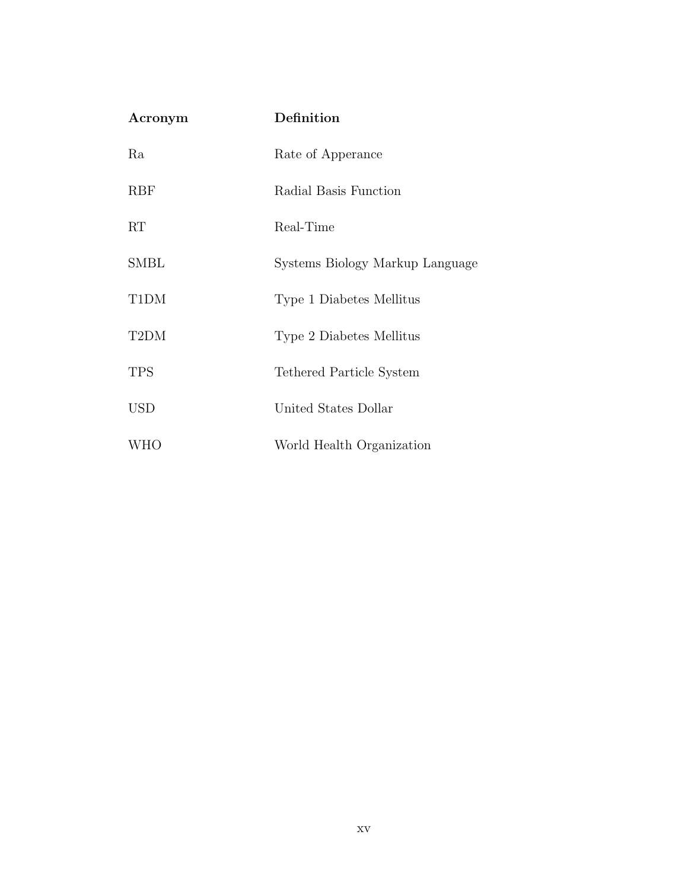| Acronym | Definition |
| --- | --- |
| Ra | Rate of Apperance |
| RBF | Radial Basis Function |
| RT | Real-Time |
| SMBL | Systems Biology Markup Language |
| T1DM | Type 1 Diabetes Mellitus |
| T2DM | Type 2 Diabetes Mellitus |
| TPS | Tethered Particle System |
| USD | United States Dollar |
| WHO | World Health Organization |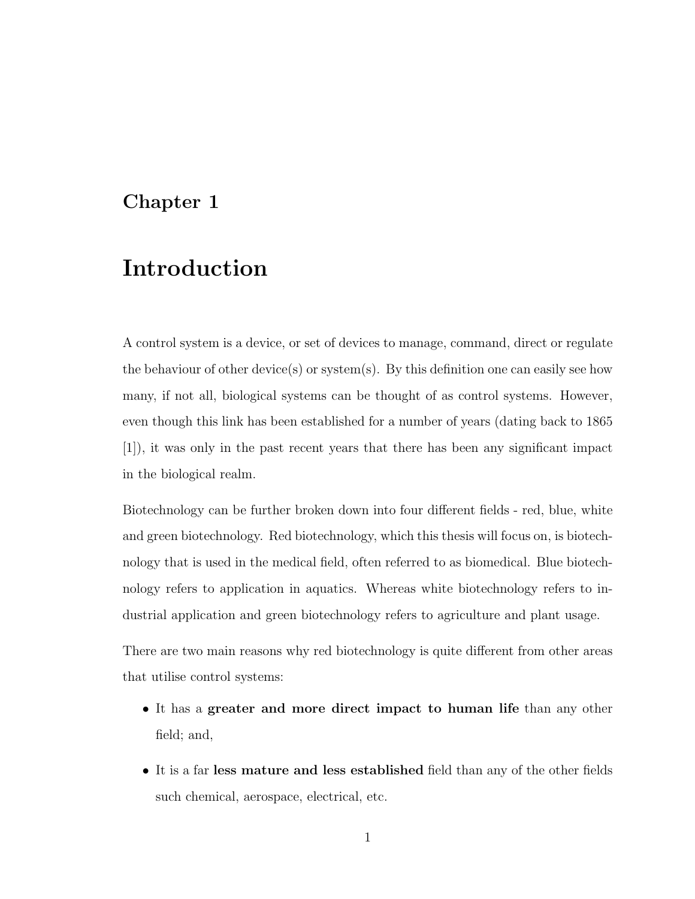# Chapter 1

# Introduction

A control system is a device, or set of devices to manage, command, direct or regulate the behaviour of other device(s) or system(s). By this definition one can easily see how many, if not all, biological systems can be thought of as control systems. However, even though this link has been established for a number of years (dating back to 1865 [1]), it was only in the past recent years that there has been any significant impact in the biological realm.

Biotechnology can be further broken down into four different fields - red, blue, white and green biotechnology. Red biotechnology, which this thesis will focus on, is biotechnology that is used in the medical field, often referred to as biomedical. Blue biotechnology refers to application in aquatics. Whereas white biotechnology refers to industrial application and green biotechnology refers to agriculture and plant usage.

There are two main reasons why red biotechnology is quite different from other areas that utilise control systems:

- It has a **greater and more direct impact to human life** than any other field; and,
- It is a far **less mature and less established** field than any of the other fields such chemical, aerospace, electrical, etc.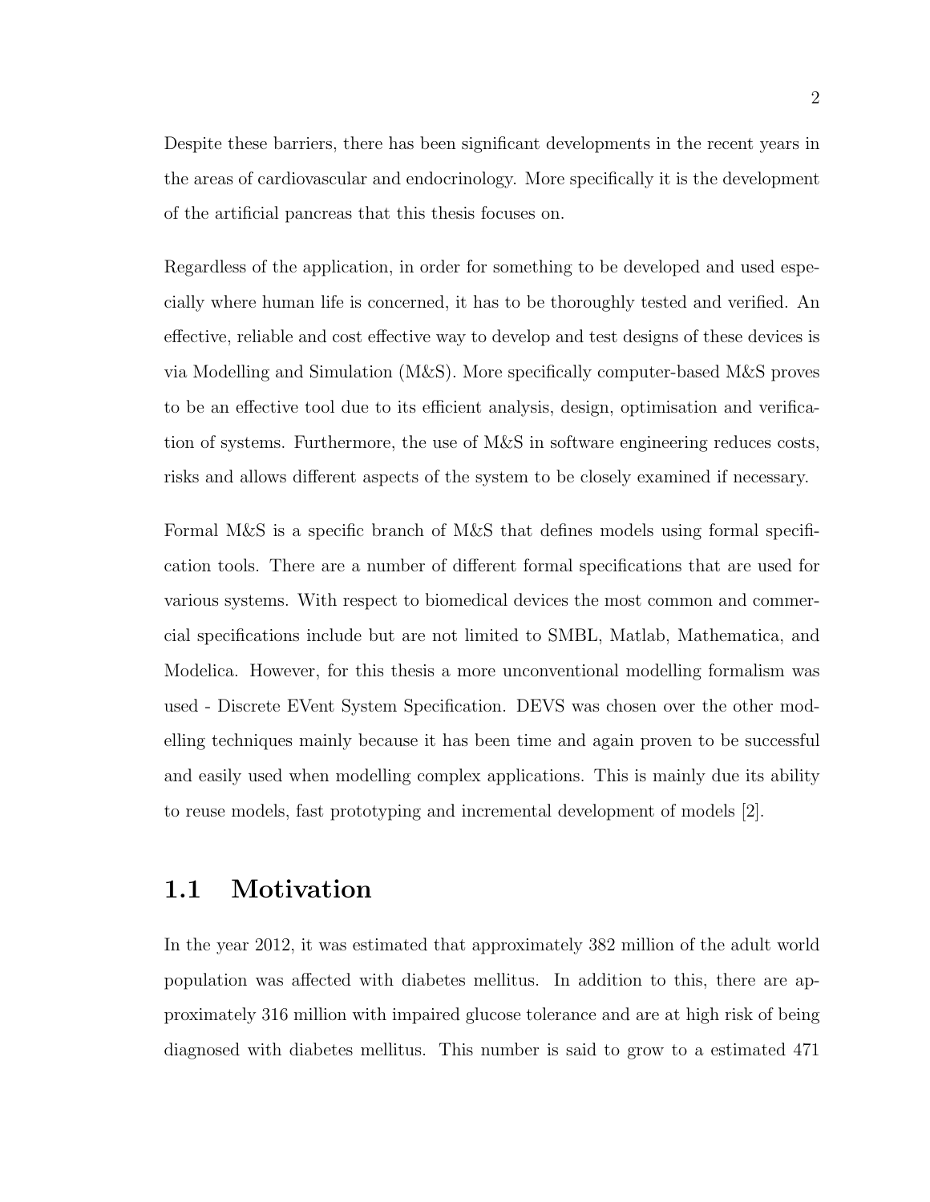Despite these barriers, there has been significant developments in the recent years in the areas of cardiovascular and endocrinology. More specifically it is the development of the artificial pancreas that this thesis focuses on.

Regardless of the application, in order for something to be developed and used especially where human life is concerned, it has to be thoroughly tested and verified. An effective, reliable and cost effective way to develop and test designs of these devices is via Modelling and Simulation (M&S). More specifically computer-based M&S proves to be an effective tool due to its efficient analysis, design, optimisation and verification of systems. Furthermore, the use of M&S in software engineering reduces costs, risks and allows different aspects of the system to be closely examined if necessary.

Formal M&S is a specific branch of M&S that defines models using formal specification tools. There are a number of different formal specifications that are used for various systems. With respect to biomedical devices the most common and commercial specifications include but are not limited to SMBL, Matlab, Mathematica, and Modelica. However, for this thesis a more unconventional modelling formalism was used - Discrete EVent System Specification. DEVS was chosen over the other modelling techniques mainly because it has been time and again proven to be successful and easily used when modelling complex applications. This is mainly due its ability to reuse models, fast prototyping and incremental development of models [2].

## 1.1 Motivation

In the year 2012, it was estimated that approximately 382 million of the adult world population was affected with diabetes mellitus. In addition to this, there are approximately 316 million with impaired glucose tolerance and are at high risk of being diagnosed with diabetes mellitus. This number is said to grow to a estimated 471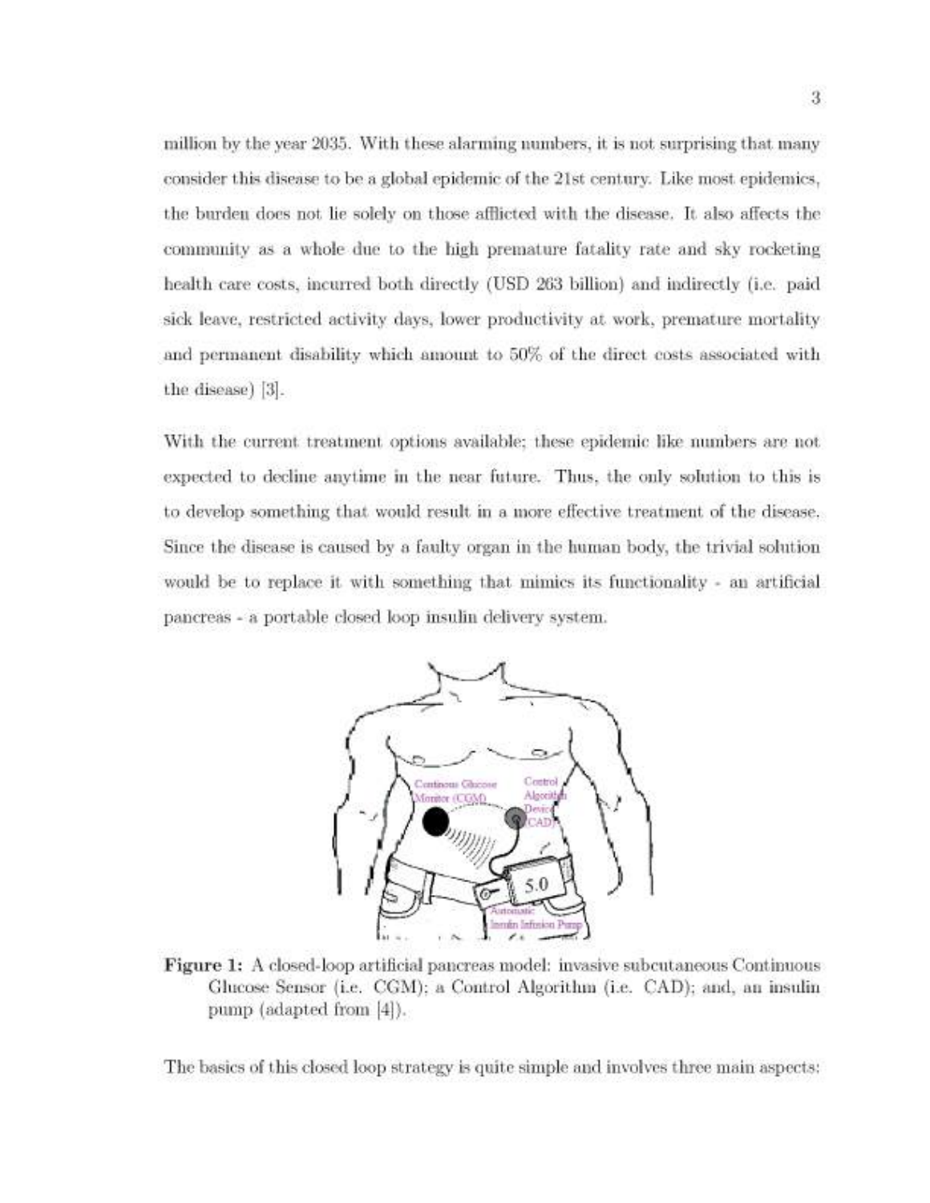million by the year 2035. With these alarming numbers, it is not surprising that many consider this disease to be a global epidemic of the 21st century. Like most epidemics, the burden does not lie solely on those afflicted with the disease. It also affects the community as a whole due to the high premature fatality rate and sky rocketing health care costs, incurred both directly (USD 263 billion) and indirectly (i.e. paid sick leave, restricted activity days, lower productivity at work, premature mortality and permanent disability which amount to 50% of the direct costs associated with the disease) [3].

With the current treatment options available; these epidemic like numbers are not expected to decline anytime in the near future. Thus, the only solution to this is to develop something that would result in a more effective treatment of the disease. Since the disease is caused by a faulty organ in the human body, the trivial solution would be to replace it with something that mimics its functionality - an artificial pancreas - a portable closed loop insulin delivery system.

**Figure 1:** A closed-loop artificial pancreas model: invasive subcutaneous Continuous Glucose Sensor (i.e. CGM); a Control Algorithm (i.e. CAD); and, an insulin pump (adapted from [4]).

The basics of this closed loop strategy is quite simple and involves three main aspects: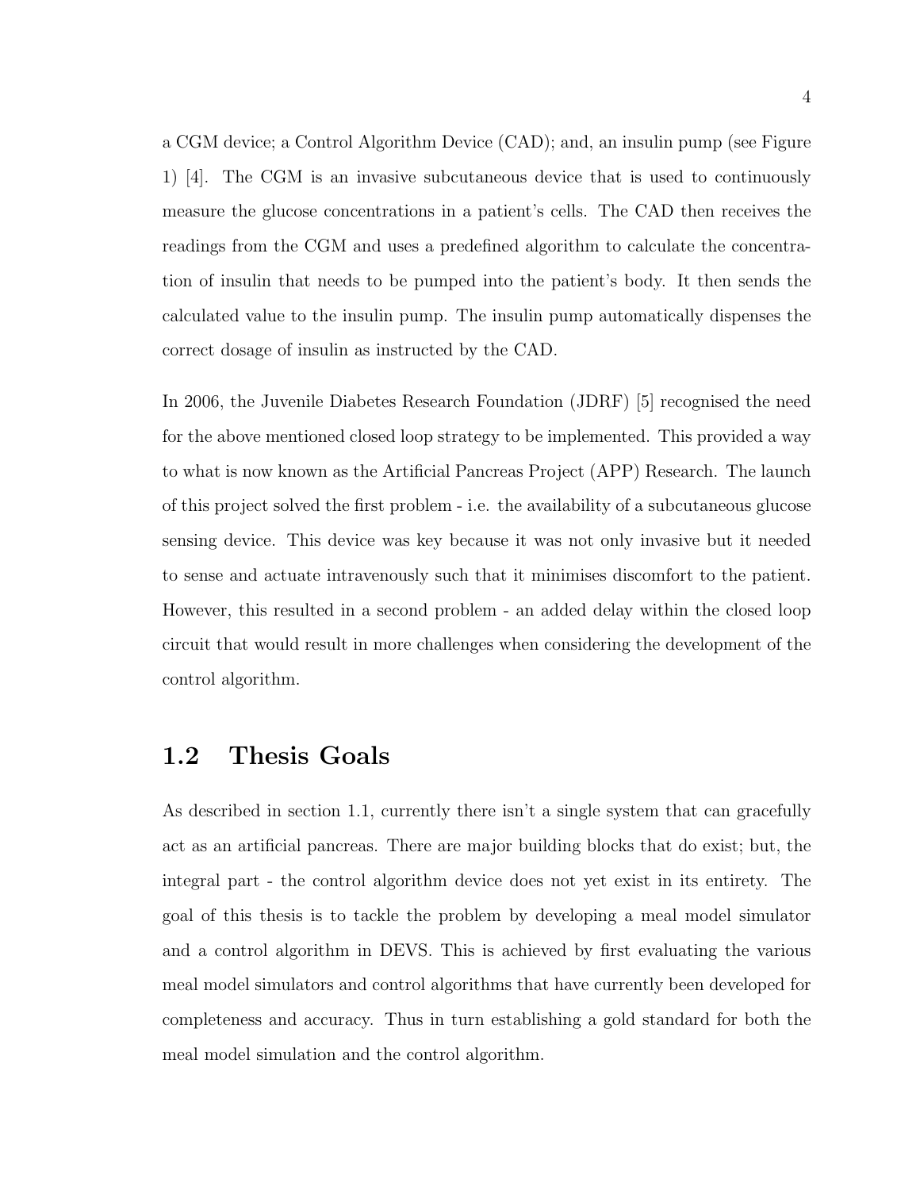a CGM device; a Control Algorithm Device (CAD); and, an insulin pump (see Figure 1) [4]. The CGM is an invasive subcutaneous device that is used to continuously measure the glucose concentrations in a patient's cells. The CAD then receives the readings from the CGM and uses a predefined algorithm to calculate the concentration of insulin that needs to be pumped into the patient's body. It then sends the calculated value to the insulin pump. The insulin pump automatically dispenses the correct dosage of insulin as instructed by the CAD.

In 2006, the Juvenile Diabetes Research Foundation (JDRF) [5] recognised the need for the above mentioned closed loop strategy to be implemented. This provided a way to what is now known as the Artificial Pancreas Project (APP) Research. The launch of this project solved the first problem - i.e. the availability of a subcutaneous glucose sensing device. This device was key because it was not only invasive but it needed to sense and actuate intravenously such that it minimises discomfort to the patient. However, this resulted in a second problem - an added delay within the closed loop circuit that would result in more challenges when considering the development of the control algorithm.

## 1.2 Thesis Goals

As described in section 1.1, currently there isn't a single system that can gracefully act as an artificial pancreas. There are major building blocks that do exist; but, the integral part - the control algorithm device does not yet exist in its entirety. The goal of this thesis is to tackle the problem by developing a meal model simulator and a control algorithm in DEVS. This is achieved by first evaluating the various meal model simulators and control algorithms that have currently been developed for completeness and accuracy. Thus in turn establishing a gold standard for both the meal model simulation and the control algorithm.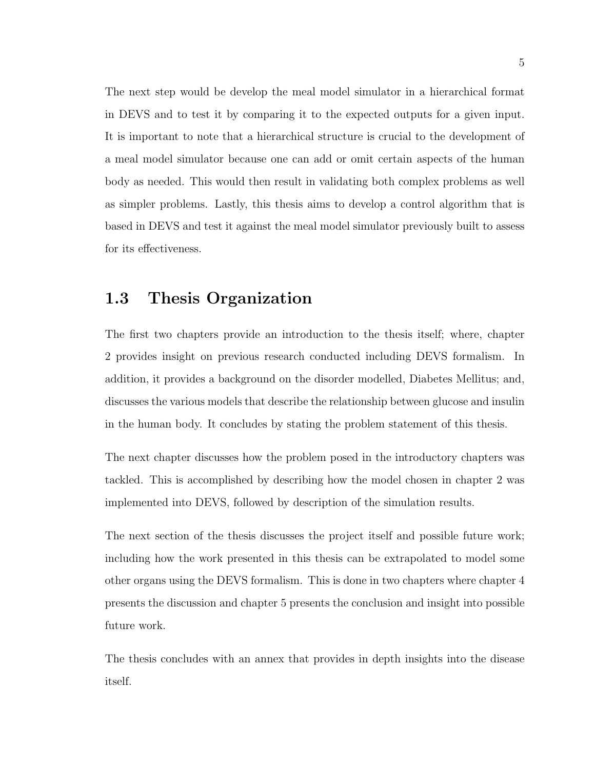The next step would be develop the meal model simulator in a hierarchical format in DEVS and to test it by comparing it to the expected outputs for a given input. It is important to note that a hierarchical structure is crucial to the development of a meal model simulator because one can add or omit certain aspects of the human body as needed. This would then result in validating both complex problems as well as simpler problems. Lastly, this thesis aims to develop a control algorithm that is based in DEVS and test it against the meal model simulator previously built to assess for its effectiveness.

## 1.3 Thesis Organization

The first two chapters provide an introduction to the thesis itself; where, chapter 2 provides insight on previous research conducted including DEVS formalism. In addition, it provides a background on the disorder modelled, Diabetes Mellitus; and, discusses the various models that describe the relationship between glucose and insulin in the human body. It concludes by stating the problem statement of this thesis.

The next chapter discusses how the problem posed in the introductory chapters was tackled. This is accomplished by describing how the model chosen in chapter 2 was implemented into DEVS, followed by description of the simulation results.

The next section of the thesis discusses the project itself and possible future work; including how the work presented in this thesis can be extrapolated to model some other organs using the DEVS formalism. This is done in two chapters where chapter 4 presents the discussion and chapter 5 presents the conclusion and insight into possible future work.

The thesis concludes with an annex that provides in depth insights into the disease itself.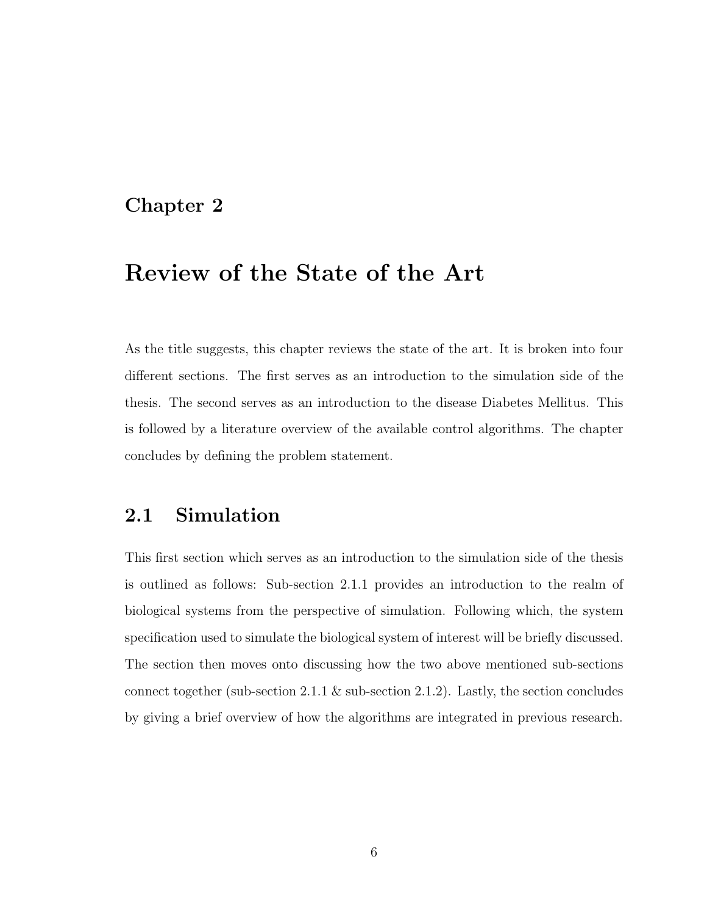# Chapter 2

# Review of the State of the Art

As the title suggests, this chapter reviews the state of the art. It is broken into four different sections. The first serves as an introduction to the simulation side of the thesis. The second serves as an introduction to the disease Diabetes Mellitus. This is followed by a literature overview of the available control algorithms. The chapter concludes by defining the problem statement.

## 2.1 Simulation

This first section which serves as an introduction to the simulation side of the thesis is outlined as follows: Sub-section 2.1.1 provides an introduction to the realm of biological systems from the perspective of simulation. Following which, the system specification used to simulate the biological system of interest will be briefly discussed. The section then moves onto discussing how the two above mentioned sub-sections connect together (sub-section 2.1.1 & sub-section 2.1.2). Lastly, the section concludes by giving a brief overview of how the algorithms are integrated in previous research.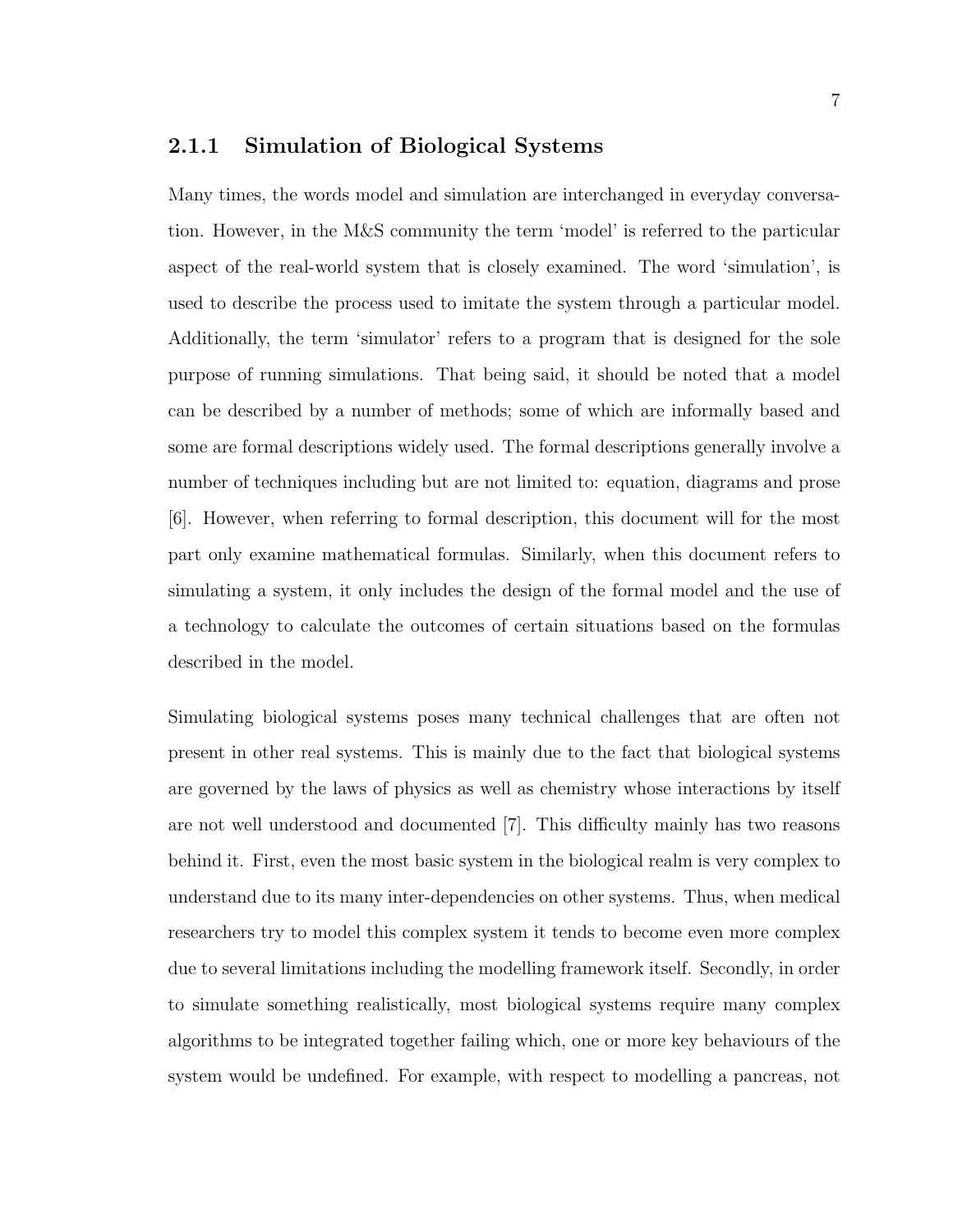### 2.1.1 Simulation of Biological Systems

Many times, the words model and simulation are interchanged in everyday conversation. However, in the M&S community the term 'model' is referred to the particular aspect of the real-world system that is closely examined. The word 'simulation', is used to describe the process used to imitate the system through a particular model. Additionally, the term 'simulator' refers to a program that is designed for the sole purpose of running simulations. That being said, it should be noted that a model can be described by a number of methods; some of which are informally based and some are formal descriptions widely used. The formal descriptions generally involve a number of techniques including but are not limited to: equation, diagrams and prose [6]. However, when referring to formal description, this document will for the most part only examine mathematical formulas. Similarly, when this document refers to simulating a system, it only includes the design of the formal model and the use of a technology to calculate the outcomes of certain situations based on the formulas described in the model.

Simulating biological systems poses many technical challenges that are often not present in other real systems. This is mainly due to the fact that biological systems are governed by the laws of physics as well as chemistry whose interactions by itself are not well understood and documented [7]. This difficulty mainly has two reasons behind it. First, even the most basic system in the biological realm is very complex to understand due to its many inter-dependencies on other systems. Thus, when medical researchers try to model this complex system it tends to become even more complex due to several limitations including the modelling framework itself. Secondly, in order to simulate something realistically, most biological systems require many complex algorithms to be integrated together failing which, one or more key behaviours of the system would be undefined. For example, with respect to modelling a pancreas, not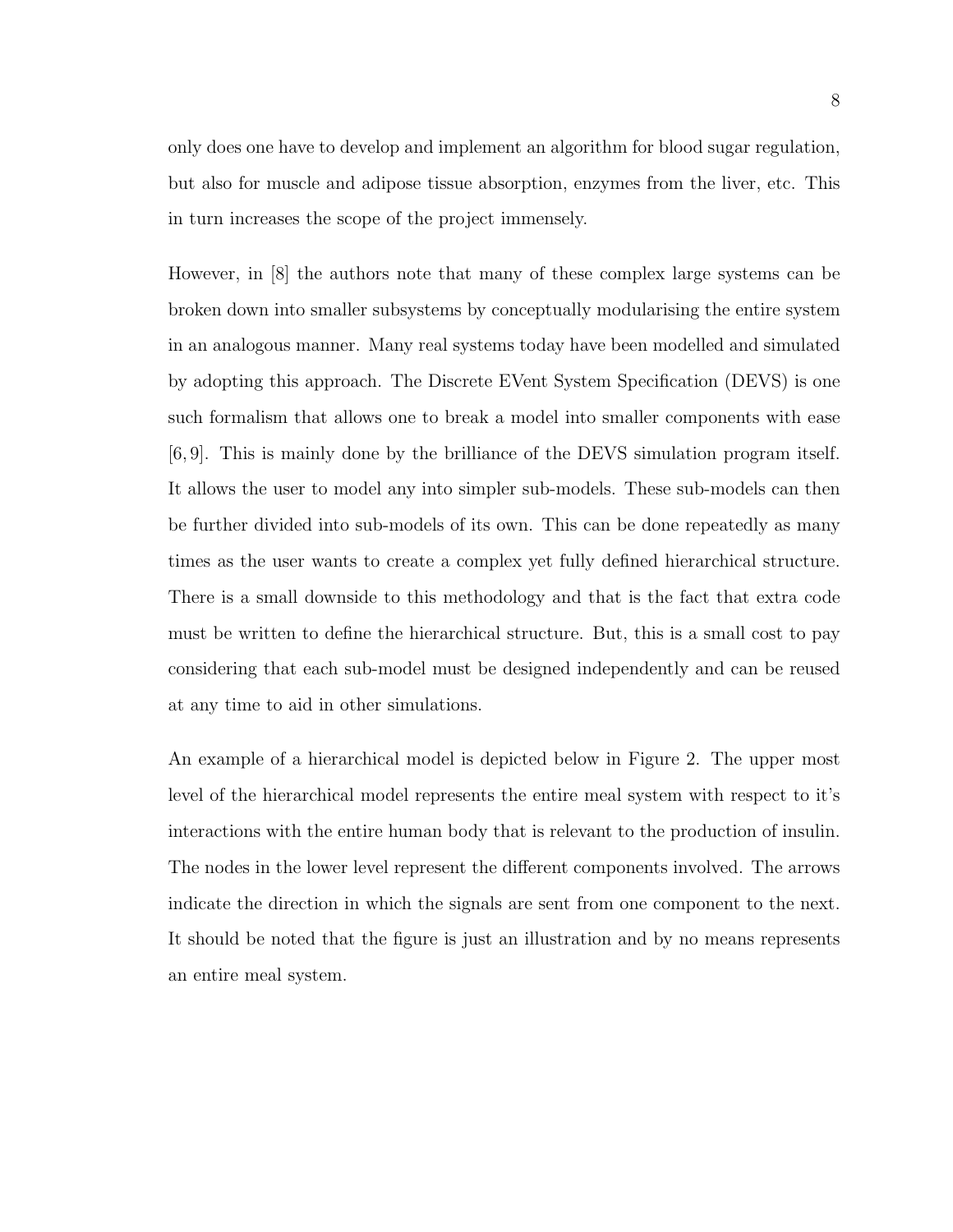only does one have to develop and implement an algorithm for blood sugar regulation, but also for muscle and adipose tissue absorption, enzymes from the liver, etc. This in turn increases the scope of the project immensely.

However, in [8] the authors note that many of these complex large systems can be broken down into smaller subsystems by conceptually modularising the entire system in an analogous manner. Many real systems today have been modelled and simulated by adopting this approach. The Discrete EVent System Specification (DEVS) is one such formalism that allows one to break a model into smaller components with ease [6, 9]. This is mainly done by the brilliance of the DEVS simulation program itself. It allows the user to model any into simpler sub-models. These sub-models can then be further divided into sub-models of its own. This can be done repeatedly as many times as the user wants to create a complex yet fully defined hierarchical structure. There is a small downside to this methodology and that is the fact that extra code must be written to define the hierarchical structure. But, this is a small cost to pay considering that each sub-model must be designed independently and can be reused at any time to aid in other simulations.

An example of a hierarchical model is depicted below in Figure 2. The upper most level of the hierarchical model represents the entire meal system with respect to it's interactions with the entire human body that is relevant to the production of insulin. The nodes in the lower level represent the different components involved. The arrows indicate the direction in which the signals are sent from one component to the next. It should be noted that the figure is just an illustration and by no means represents an entire meal system.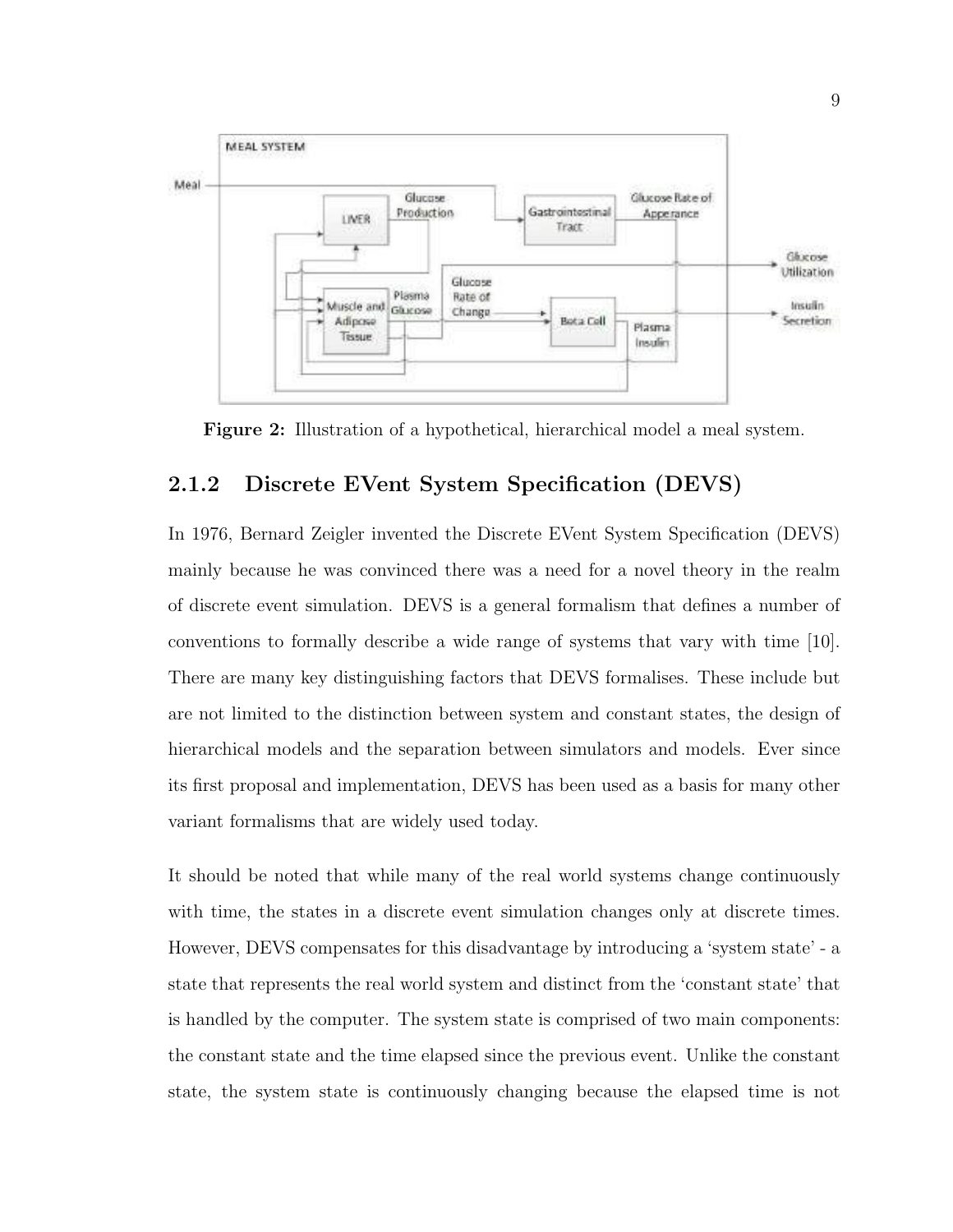Figure 2: Illustration of a hypothetical, hierarchical model a meal system.

### 2.1.2 Discrete EVent System Specification (DEVS)

In 1976, Bernard Zeigler invented the Discrete EVent System Specification (DEVS) mainly because he was convinced there was a need for a novel theory in the realm of discrete event simulation. DEVS is a general formalism that defines a number of conventions to formally describe a wide range of systems that vary with time [10]. There are many key distinguishing factors that DEVS formalises. These include but are not limited to the distinction between system and constant states, the design of hierarchical models and the separation between simulators and models. Ever since its first proposal and implementation, DEVS has been used as a basis for many other variant formalisms that are widely used today.

It should be noted that while many of the real world systems change continuously with time, the states in a discrete event simulation changes only at discrete times. However, DEVS compensates for this disadvantage by introducing a 'system state' - a state that represents the real world system and distinct from the 'constant state' that is handled by the computer. The system state is comprised of two main components: the constant state and the time elapsed since the previous event. Unlike the constant state, the system state is continuously changing because the elapsed time is not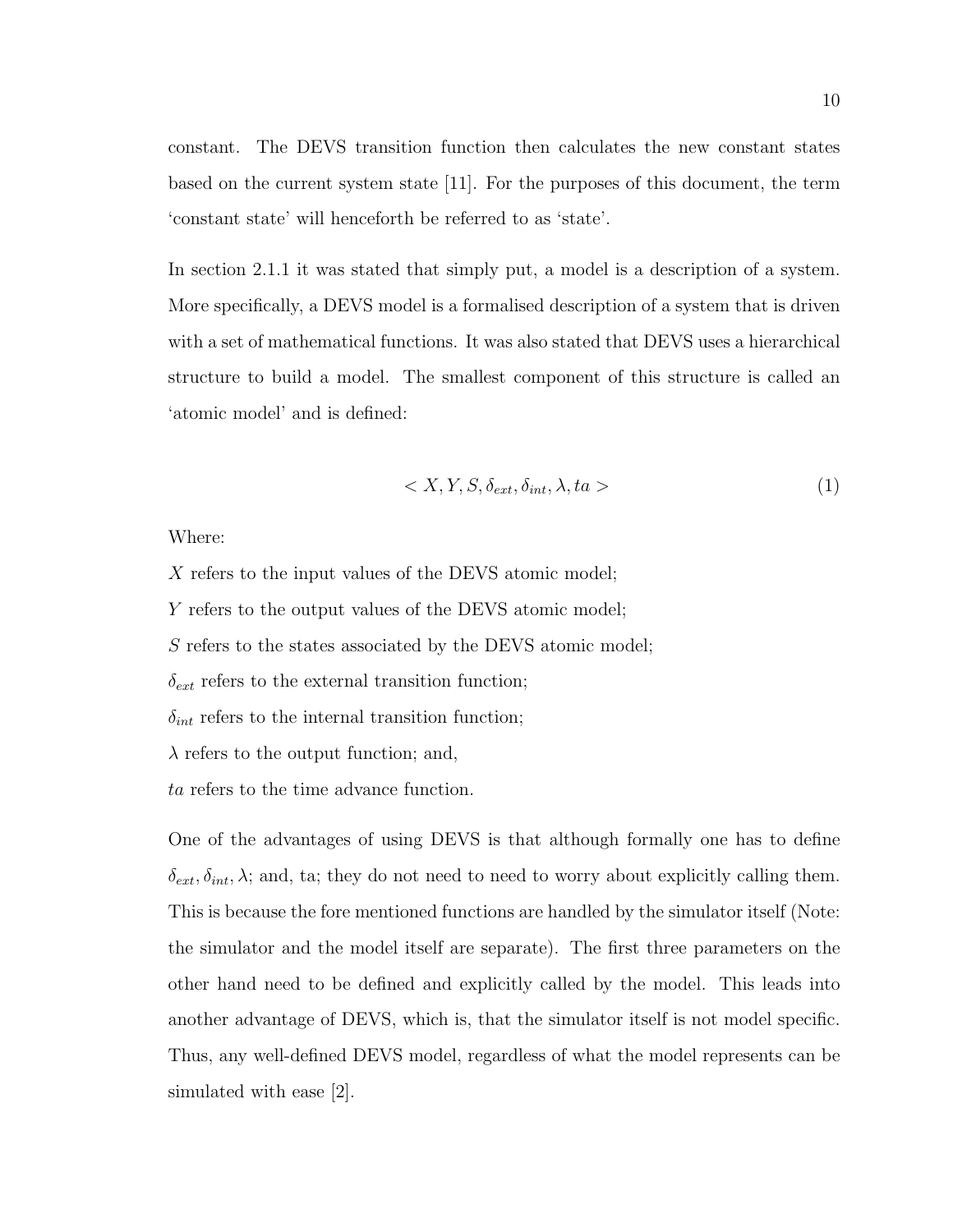constant. The DEVS transition function then calculates the new constant states based on the current system state [11]. For the purposes of this document, the term 'constant state' will henceforth be referred to as 'state'.

In section 2.1.1 it was stated that simply put, a model is a description of a system. More specifically, a DEVS model is a formalised description of a system that is driven with a set of mathematical functions. It was also stated that DEVS uses a hierarchical structure to build a model. The smallest component of this structure is called an 'atomic model' and is defined:

$$< X, Y, S, \delta_{ext}, \delta_{int}, \lambda, ta > \tag{1}$$

Where:

$X$ refers to the input values of the DEVS atomic model;

$Y$ refers to the output values of the DEVS atomic model;

$S$ refers to the states associated by the DEVS atomic model;

$\delta_{ext}$ refers to the external transition function;

$\delta_{int}$ refers to the internal transition function;

$\lambda$ refers to the output function; and,

$ta$ refers to the time advance function.

One of the advantages of using DEVS is that although formally one has to define $\delta_{ext}, \delta_{int}, \lambda$; and, ta; they do not need to need to worry about explicitly calling them. This is because the fore mentioned functions are handled by the simulator itself (Note: the simulator and the model itself are separate). The first three parameters on the other hand need to be defined and explicitly called by the model. This leads into another advantage of DEVS, which is, that the simulator itself is not model specific. Thus, any well-defined DEVS model, regardless of what the model represents can be simulated with ease [2].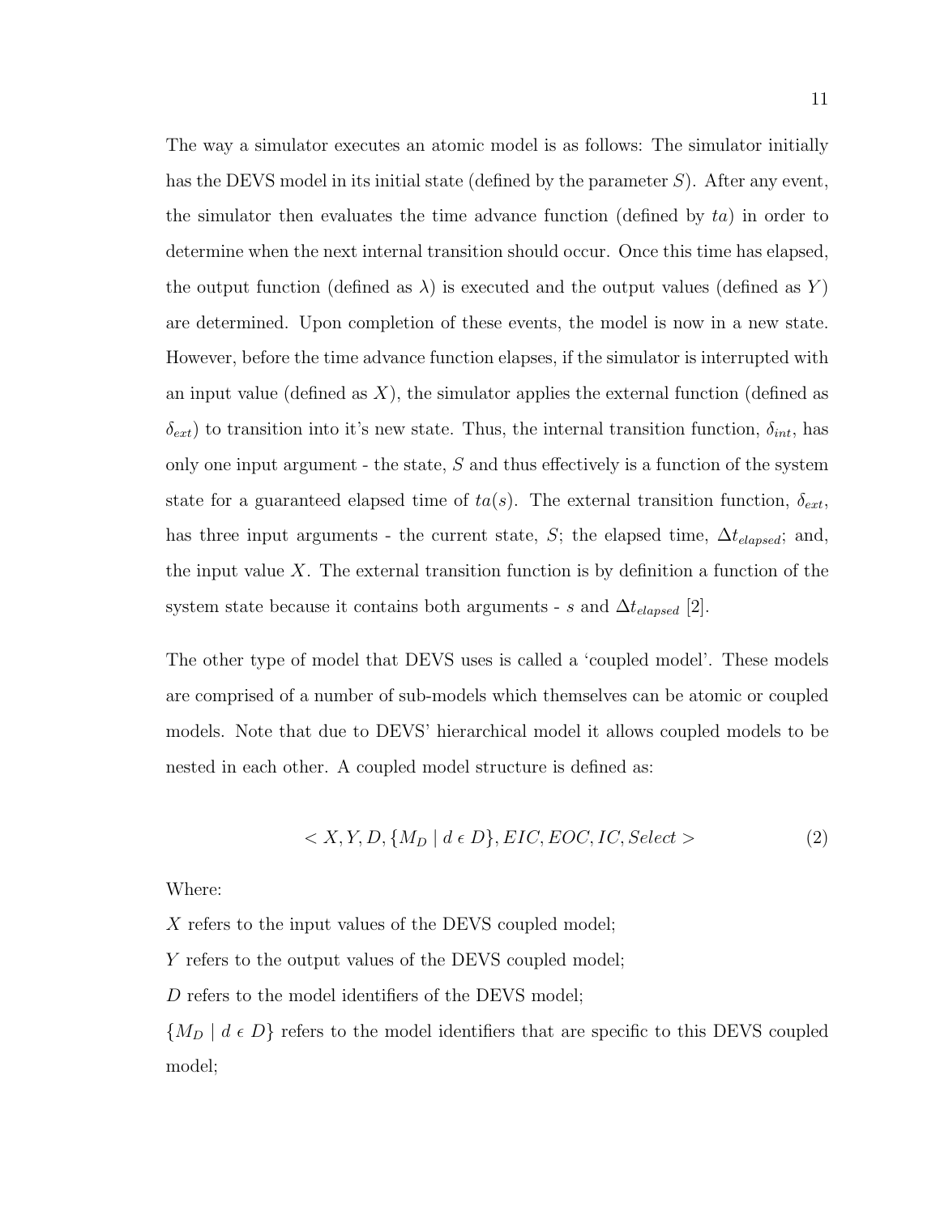The way a simulator executes an atomic model is as follows: The simulator initially has the DEVS model in its initial state (defined by the parameter $S$). After any event, the simulator then evaluates the time advance function (defined by $ta$) in order to determine when the next internal transition should occur. Once this time has elapsed, the output function (defined as $\lambda$) is executed and the output values (defined as $Y$) are determined. Upon completion of these events, the model is now in a new state. However, before the time advance function elapses, if the simulator is interrupted with an input value (defined as $X$), the simulator applies the external function (defined as $\delta_{ext}$) to transition into it's new state. Thus, the internal transition function, $\delta_{int}$, has only one input argument - the state, $S$ and thus effectively is a function of the system state for a guaranteed elapsed time of $ta(s)$. The external transition function, $\delta_{ext}$, has three input arguments - the current state, $S$; the elapsed time, $\Delta t_{elapsed}$; and, the input value $X$. The external transition function is by definition a function of the system state because it contains both arguments - $s$ and $\Delta t_{elapsed}$ [2].

The other type of model that DEVS uses is called a 'coupled model'. These models are comprised of a number of sub-models which themselves can be atomic or coupled models. Note that due to DEVS' hierarchical model it allows coupled models to be nested in each other. A coupled model structure is defined as:

$$< X, Y, D, \{M_D \mid d \in D\}, EIC, EOC, IC, Select > \quad (2)$$

Where:

$X$ refers to the input values of the DEVS coupled model;

$Y$ refers to the output values of the DEVS coupled model;

$D$ refers to the model identifiers of the DEVS model;

$\{M_D \mid d \in D\}$ refers to the model identifiers that are specific to this DEVS coupled model;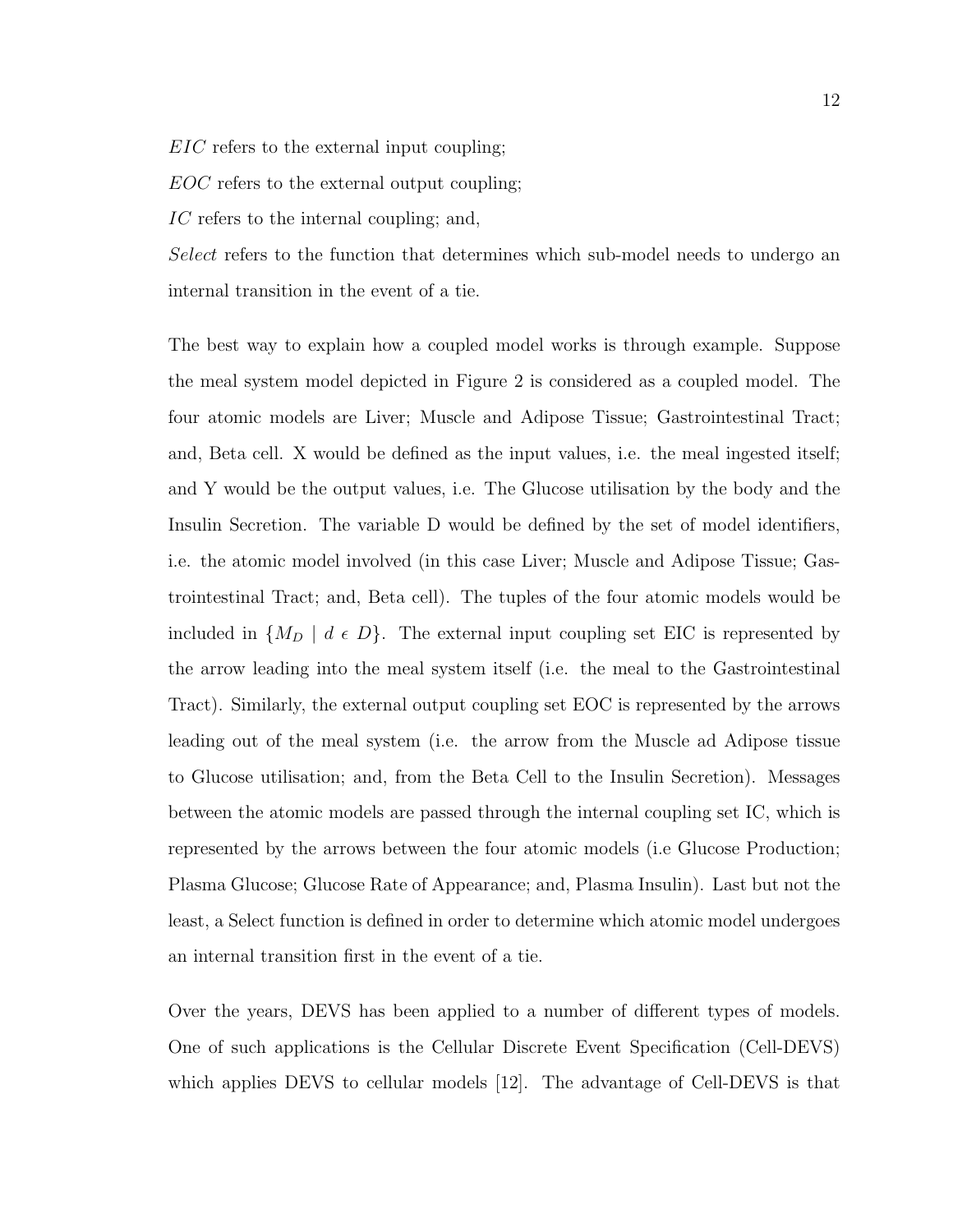$EIC$ refers to the external input coupling;

$EOC$ refers to the external output coupling;

$IC$ refers to the internal coupling; and,

*Select* refers to the function that determines which sub-model needs to undergo an internal transition in the event of a tie.

The best way to explain how a coupled model works is through example. Suppose the meal system model depicted in Figure 2 is considered as a coupled model. The four atomic models are Liver; Muscle and Adipose Tissue; Gastrointestinal Tract; and, Beta cell. X would be defined as the input values, i.e. the meal ingested itself; and Y would be the output values, i.e. The Glucose utilisation by the body and the Insulin Secretion. The variable D would be defined by the set of model identifiers, i.e. the atomic model involved (in this case Liver; Muscle and Adipose Tissue; Gastrointestinal Tract; and, Beta cell). The tuples of the four atomic models would be included in $\{M_D \mid d \in D\}$. The external input coupling set EIC is represented by the arrow leading into the meal system itself (i.e. the meal to the Gastrointestinal Tract). Similarly, the external output coupling set EOC is represented by the arrows leading out of the meal system (i.e. the arrow from the Muscle ad Adipose tissue to Glucose utilisation; and, from the Beta Cell to the Insulin Secretion). Messages between the atomic models are passed through the internal coupling set IC, which is represented by the arrows between the four atomic models (i.e Glucose Production; Plasma Glucose; Glucose Rate of Appearance; and, Plasma Insulin). Last but not the least, a Select function is defined in order to determine which atomic model undergoes an internal transition first in the event of a tie.

Over the years, DEVS has been applied to a number of different types of models. One of such applications is the Cellular Discrete Event Specification (Cell-DEVS) which applies DEVS to cellular models [12]. The advantage of Cell-DEVS is that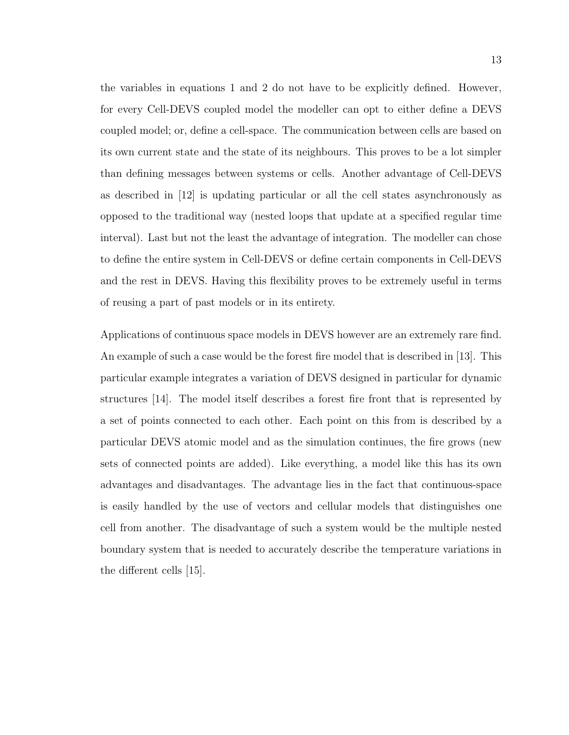the variables in equations 1 and 2 do not have to be explicitly defined. However, for every Cell-DEVS coupled model the modeller can opt to either define a DEVS coupled model; or, define a cell-space. The communication between cells are based on its own current state and the state of its neighbours. This proves to be a lot simpler than defining messages between systems or cells. Another advantage of Cell-DEVS as described in [12] is updating particular or all the cell states asynchronously as opposed to the traditional way (nested loops that update at a specified regular time interval). Last but not the least the advantage of integration. The modeller can chose to define the entire system in Cell-DEVS or define certain components in Cell-DEVS and the rest in DEVS. Having this flexibility proves to be extremely useful in terms of reusing a part of past models or in its entirety.

Applications of continuous space models in DEVS however are an extremely rare find. An example of such a case would be the forest fire model that is described in [13]. This particular example integrates a variation of DEVS designed in particular for dynamic structures [14]. The model itself describes a forest fire front that is represented by a set of points connected to each other. Each point on this from is described by a particular DEVS atomic model and as the simulation continues, the fire grows (new sets of connected points are added). Like everything, a model like this has its own advantages and disadvantages. The advantage lies in the fact that continuous-space is easily handled by the use of vectors and cellular models that distinguishes one cell from another. The disadvantage of such a system would be the multiple nested boundary system that is needed to accurately describe the temperature variations in the different cells [15].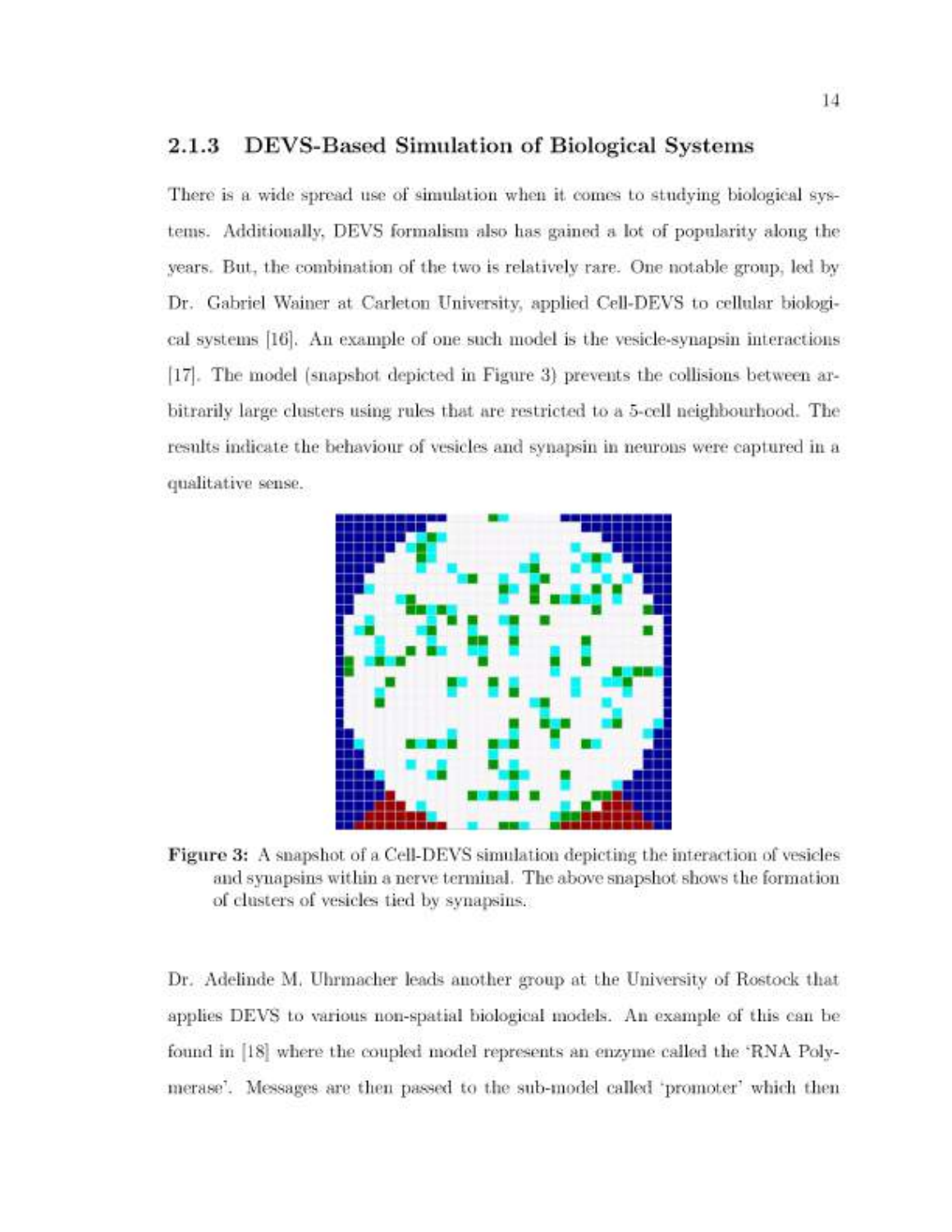### 2.1.3 DEVS-Based Simulation of Biological Systems

There is a wide spread use of simulation when it comes to studying biological systems. Additionally, DEVS formalism also has gained a lot of popularity along the years. But, the combination of the two is relatively rare. One notable group, led by Dr. Gabriel Wainer at Carleton University, applied Cell-DEVS to cellular biological systems [16]. An example of one such model is the vesicle-synapsin interactions [17]. The model (snapshot depicted in Figure 3) prevents the collisions between arbitrarily large clusters using rules that are restricted to a 5-cell neighbourhood. The results indicate the behaviour of vesicles and synapsin in neurons were captured in a qualitative sense.

**Figure 3:** A snapshot of a Cell-DEVS simulation depicting the interaction of vesicles and synapsins within a nerve terminal. The above snapshot shows the formation of clusters of vesicles tied by synapsins.

Dr. Adelinde M. Uhrmacher leads another group at the University of Rostock that applies DEVS to various non-spatial biological models. An example of this can be found in [18] where the coupled model represents an enzyme called the 'RNA Polymerase'. Messages are then passed to the sub-model called 'promoter' which then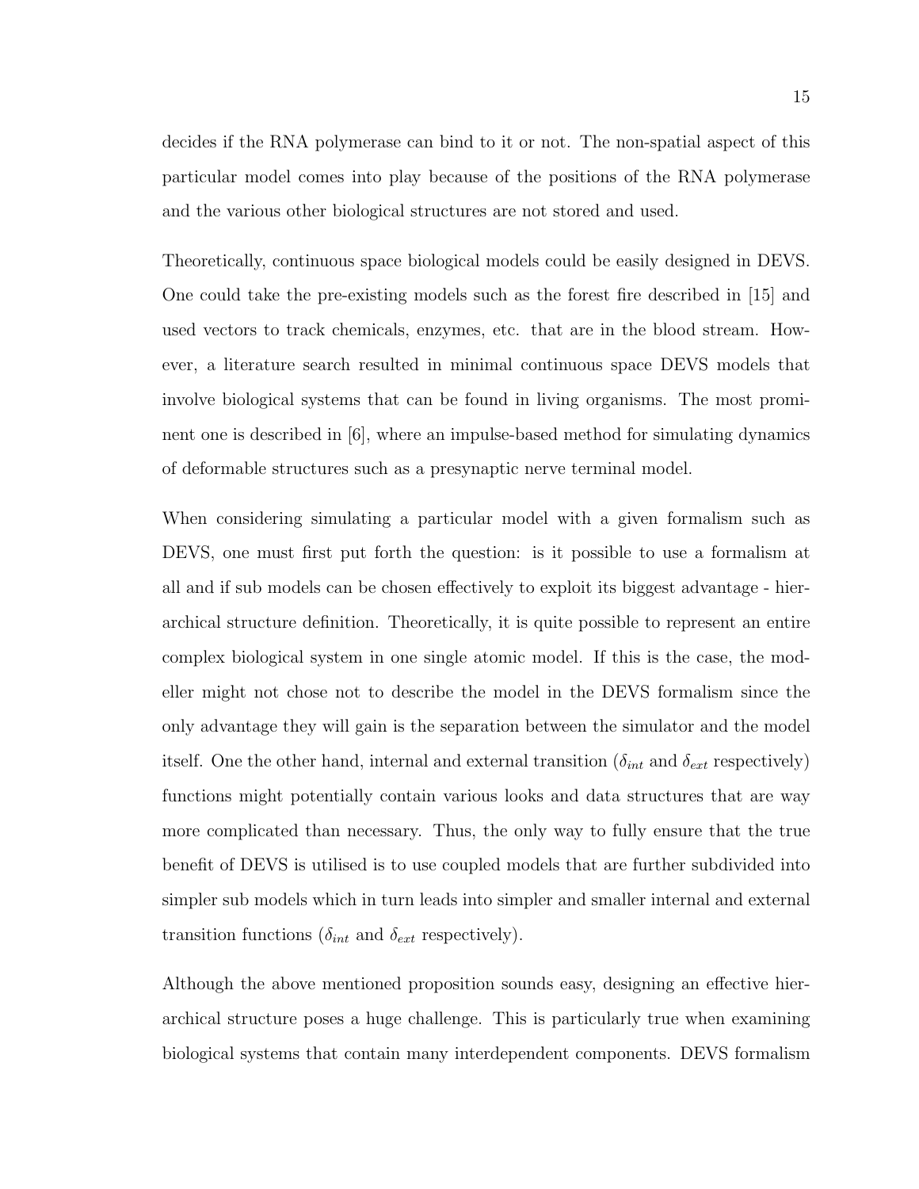decides if the RNA polymerase can bind to it or not. The non-spatial aspect of this particular model comes into play because of the positions of the RNA polymerase and the various other biological structures are not stored and used.

Theoretically, continuous space biological models could be easily designed in DEVS. One could take the pre-existing models such as the forest fire described in [15] and used vectors to track chemicals, enzymes, etc. that are in the blood stream. However, a literature search resulted in minimal continuous space DEVS models that involve biological systems that can be found in living organisms. The most prominent one is described in [6], where an impulse-based method for simulating dynamics of deformable structures such as a presynaptic nerve terminal model.

When considering simulating a particular model with a given formalism such as DEVS, one must first put forth the question: is it possible to use a formalism at all and if sub models can be chosen effectively to exploit its biggest advantage - hierarchical structure definition. Theoretically, it is quite possible to represent an entire complex biological system in one single atomic model. If this is the case, the modeller might not chose not to describe the model in the DEVS formalism since the only advantage they will gain is the separation between the simulator and the model itself. One the other hand, internal and external transition ($\delta_{int}$ and $\delta_{ext}$ respectively) functions might potentially contain various looks and data structures that are way more complicated than necessary. Thus, the only way to fully ensure that the true benefit of DEVS is utilised is to use coupled models that are further subdivided into simpler sub models which in turn leads into simpler and smaller internal and external transition functions ($\delta_{int}$ and $\delta_{ext}$ respectively).

Although the above mentioned proposition sounds easy, designing an effective hierarchical structure poses a huge challenge. This is particularly true when examining biological systems that contain many interdependent components. DEVS formalism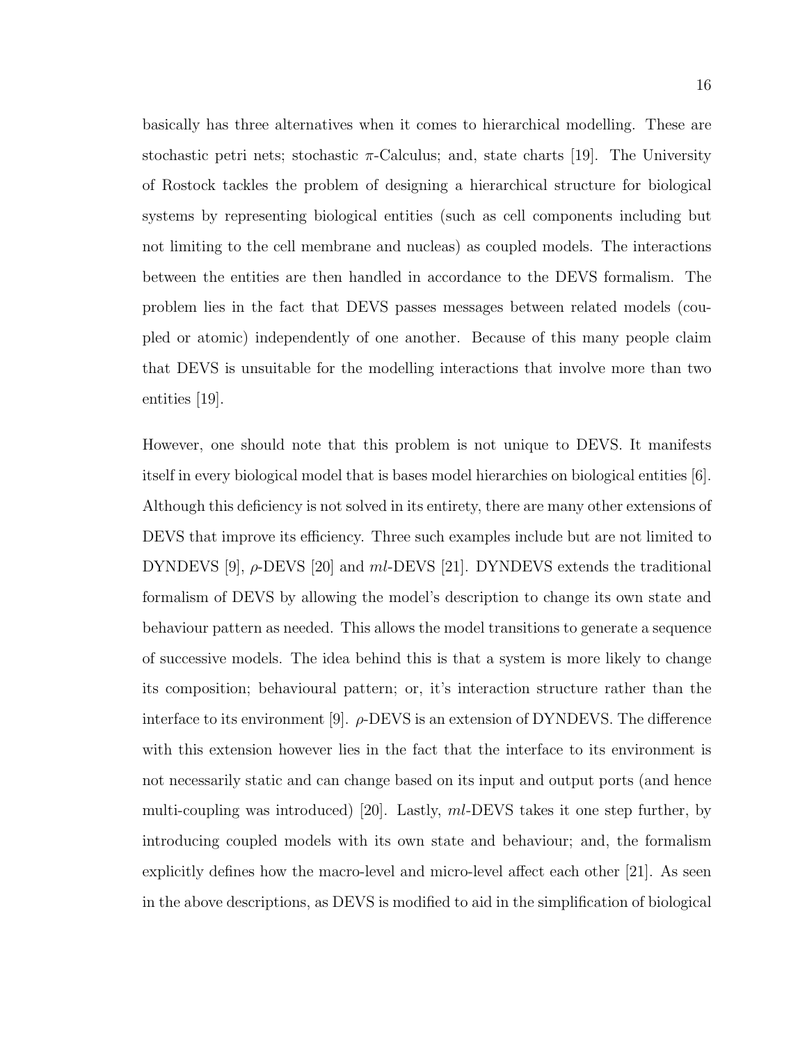basically has three alternatives when it comes to hierarchical modelling. These are stochastic petri nets; stochastic $\pi$-Calculus; and, state charts [19]. The University of Rostock tackles the problem of designing a hierarchical structure for biological systems by representing biological entities (such as cell components including but not limiting to the cell membrane and nucleas) as coupled models. The interactions between the entities are then handled in accordance to the DEVS formalism. The problem lies in the fact that DEVS passes messages between related models (coupled or atomic) independently of one another. Because of this many people claim that DEVS is unsuitable for the modelling interactions that involve more than two entities [19].

However, one should note that this problem is not unique to DEVS. It manifests itself in every biological model that is bases model hierarchies on biological entities [6]. Although this deficiency is not solved in its entirety, there are many other extensions of DEVS that improve its efficiency. Three such examples include but are not limited to DYNDEVS [9], $\rho$-DEVS [20] and *ml*-DEVS [21]. DYNDEVS extends the traditional formalism of DEVS by allowing the model's description to change its own state and behaviour pattern as needed. This allows the model transitions to generate a sequence of successive models. The idea behind this is that a system is more likely to change its composition; behavioural pattern; or, it's interaction structure rather than the interface to its environment [9]. $\rho$-DEVS is an extension of DYNDEVS. The difference with this extension however lies in the fact that the interface to its environment is not necessarily static and can change based on its input and output ports (and hence multi-coupling was introduced) [20]. Lastly, *ml*-DEVS takes it one step further, by introducing coupled models with its own state and behaviour; and, the formalism explicitly defines how the macro-level and micro-level affect each other [21]. As seen in the above descriptions, as DEVS is modified to aid in the simplification of biological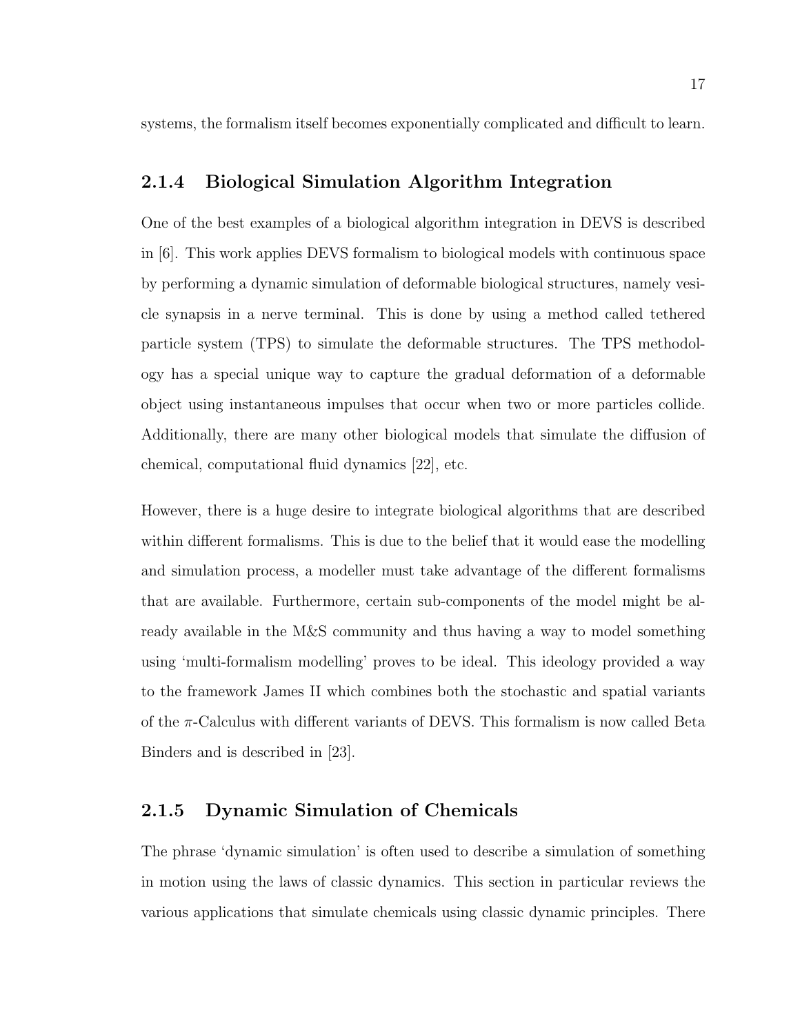systems, the formalism itself becomes exponentially complicated and difficult to learn.

### 2.1.4 Biological Simulation Algorithm Integration

One of the best examples of a biological algorithm integration in DEVS is described in [6]. This work applies DEVS formalism to biological models with continuous space by performing a dynamic simulation of deformable biological structures, namely vesicle synapsis in a nerve terminal. This is done by using a method called tethered particle system (TPS) to simulate the deformable structures. The TPS methodology has a special unique way to capture the gradual deformation of a deformable object using instantaneous impulses that occur when two or more particles collide. Additionally, there are many other biological models that simulate the diffusion of chemical, computational fluid dynamics [22], etc.

However, there is a huge desire to integrate biological algorithms that are described within different formalisms. This is due to the belief that it would ease the modelling and simulation process, a modeller must take advantage of the different formalisms that are available. Furthermore, certain sub-components of the model might be already available in the M&S community and thus having a way to model something using 'multi-formalism modelling' proves to be ideal. This ideology provided a way to the framework James II which combines both the stochastic and spatial variants of the $\pi$-Calculus with different variants of DEVS. This formalism is now called Beta Binders and is described in [23].

### 2.1.5 Dynamic Simulation of Chemicals

The phrase 'dynamic simulation' is often used to describe a simulation of something in motion using the laws of classic dynamics. This section in particular reviews the various applications that simulate chemicals using classic dynamic principles. There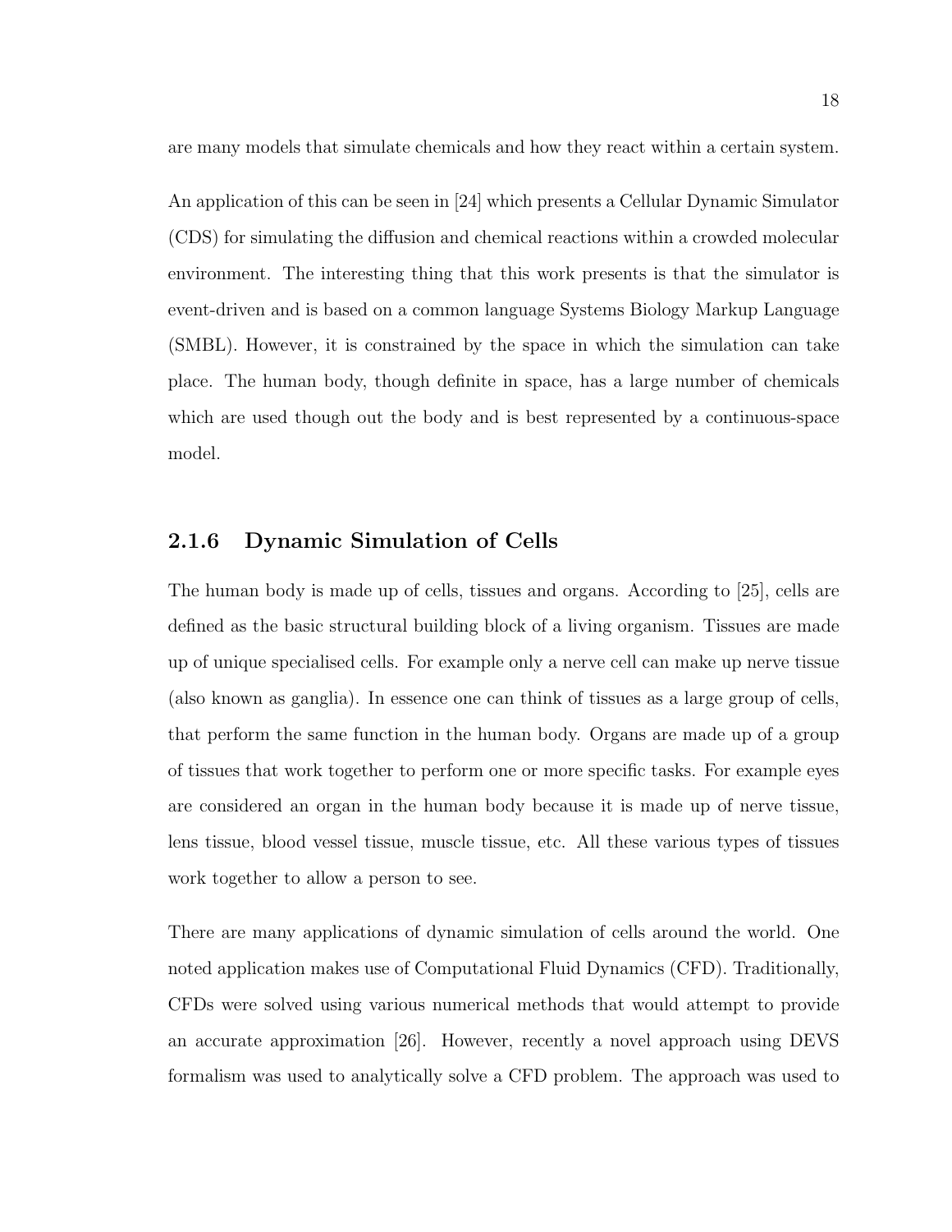are many models that simulate chemicals and how they react within a certain system.

An application of this can be seen in [24] which presents a Cellular Dynamic Simulator (CDS) for simulating the diffusion and chemical reactions within a crowded molecular environment. The interesting thing that this work presents is that the simulator is event-driven and is based on a common language Systems Biology Markup Language (SMBL). However, it is constrained by the space in which the simulation can take place. The human body, though definite in space, has a large number of chemicals which are used though out the body and is best represented by a continuous-space model.

### 2.1.6 Dynamic Simulation of Cells

The human body is made up of cells, tissues and organs. According to [25], cells are defined as the basic structural building block of a living organism. Tissues are made up of unique specialised cells. For example only a nerve cell can make up nerve tissue (also known as ganglia). In essence one can think of tissues as a large group of cells, that perform the same function in the human body. Organs are made up of a group of tissues that work together to perform one or more specific tasks. For example eyes are considered an organ in the human body because it is made up of nerve tissue, lens tissue, blood vessel tissue, muscle tissue, etc. All these various types of tissues work together to allow a person to see.

There are many applications of dynamic simulation of cells around the world. One noted application makes use of Computational Fluid Dynamics (CFD). Traditionally, CFDs were solved using various numerical methods that would attempt to provide an accurate approximation [26]. However, recently a novel approach using DEVS formalism was used to analytically solve a CFD problem. The approach was used to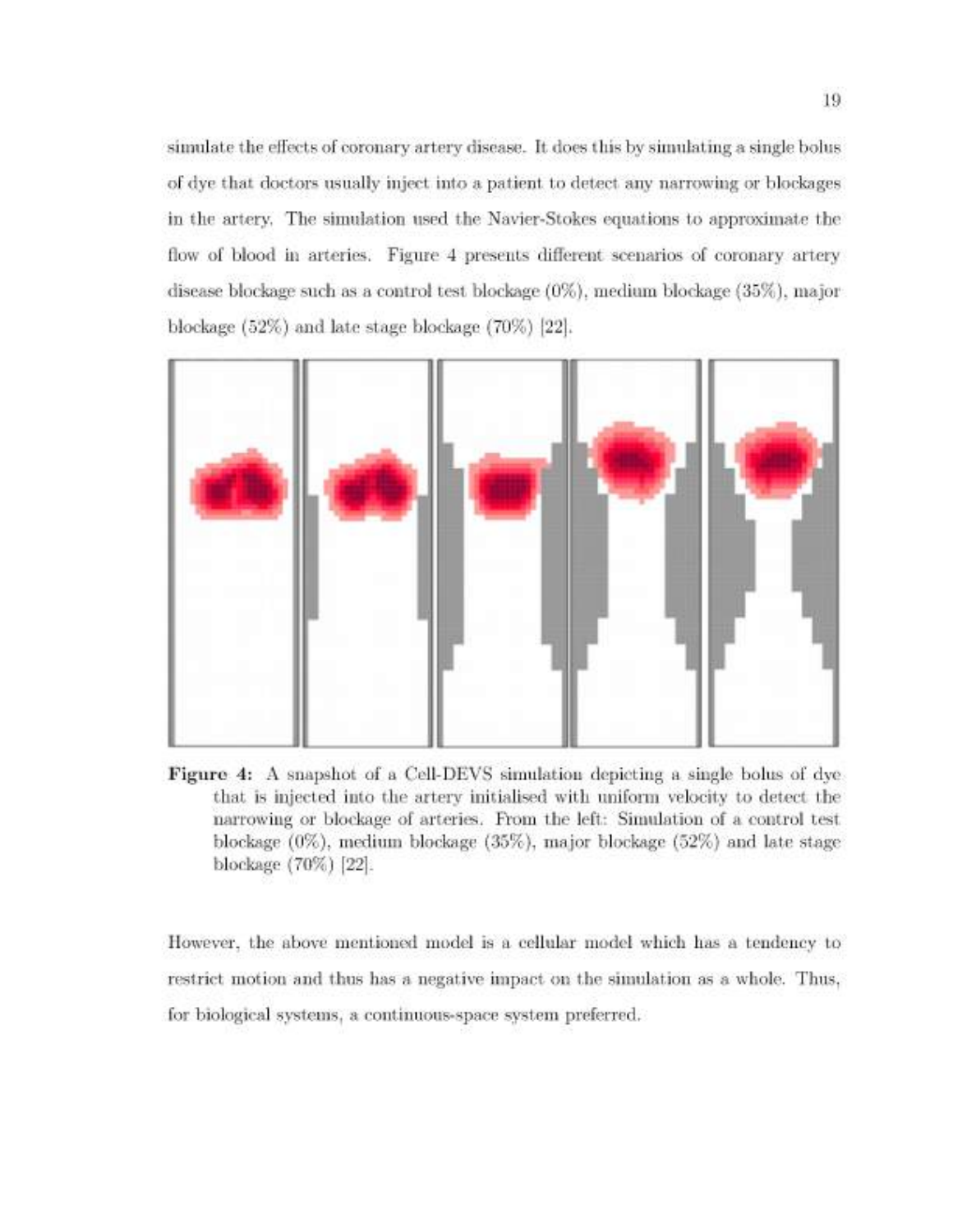simulate the effects of coronary artery disease. It does this by simulating a single bolus of dye that doctors usually inject into a patient to detect any narrowing or blockages in the artery. The simulation used the Navier-Stokes equations to approximate the flow of blood in arteries. Figure 4 presents different scenarios of coronary artery disease blockage such as a control test blockage (0%), medium blockage (35%), major blockage (52%) and late stage blockage (70%) [22].

**Figure 4:** A snapshot of a Cell-DEVS simulation depicting a single bolus of dye that is injected into the artery initialised with uniform velocity to detect the narrowing or blockage of arteries. From the left: Simulation of a control test blockage (0%), medium blockage (35%), major blockage (52%) and late stage blockage (70%) [22].

However, the above mentioned model is a cellular model which has a tendency to restrict motion and thus has a negative impact on the simulation as a whole. Thus, for biological systems, a continuous-space system preferred.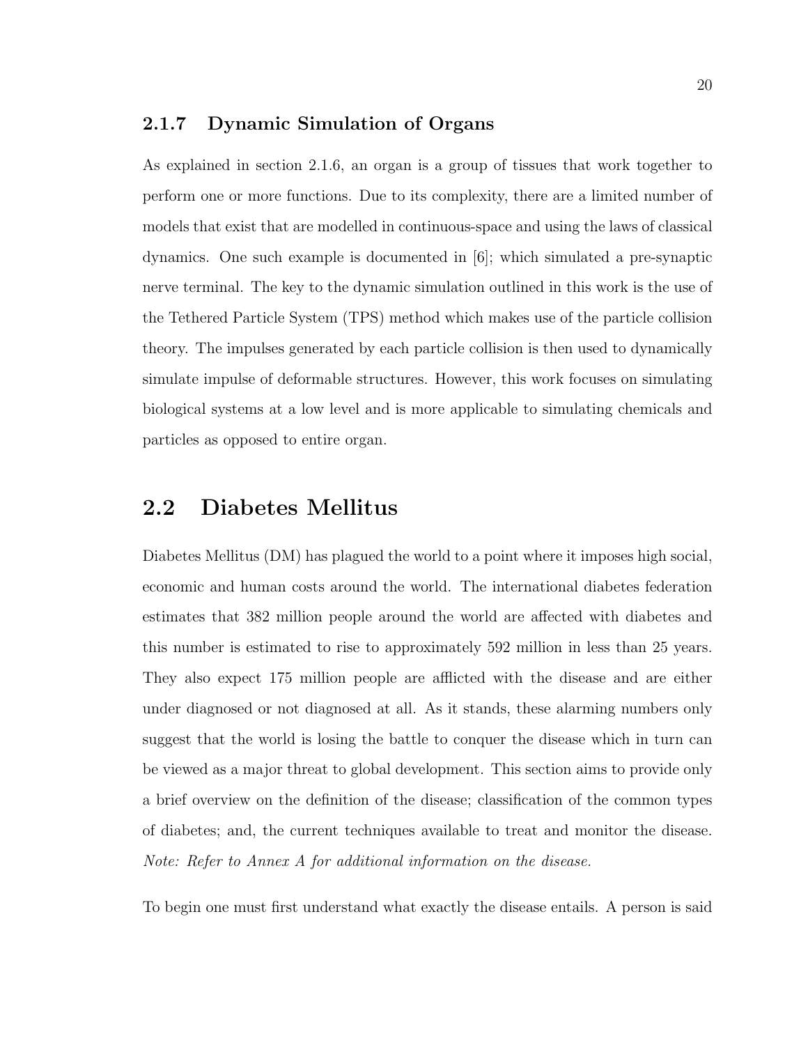### 2.1.7 Dynamic Simulation of Organs

As explained in section 2.1.6, an organ is a group of tissues that work together to perform one or more functions. Due to its complexity, there are a limited number of models that exist that are modelled in continuous-space and using the laws of classical dynamics. One such example is documented in [6]; which simulated a pre-synaptic nerve terminal. The key to the dynamic simulation outlined in this work is the use of the Tethered Particle System (TPS) method which makes use of the particle collision theory. The impulses generated by each particle collision is then used to dynamically simulate impulse of deformable structures. However, this work focuses on simulating biological systems at a low level and is more applicable to simulating chemicals and particles as opposed to entire organ.

## 2.2 Diabetes Mellitus

Diabetes Mellitus (DM) has plagued the world to a point where it imposes high social, economic and human costs around the world. The international diabetes federation estimates that 382 million people around the world are affected with diabetes and this number is estimated to rise to approximately 592 million in less than 25 years. They also expect 175 million people are afflicted with the disease and are either under diagnosed or not diagnosed at all. As it stands, these alarming numbers only suggest that the world is losing the battle to conquer the disease which in turn can be viewed as a major threat to global development. This section aims to provide only a brief overview on the definition of the disease; classification of the common types of diabetes; and, the current techniques available to treat and monitor the disease. *Note: Refer to Annex A for additional information on the disease.*

To begin one must first understand what exactly the disease entails. A person is said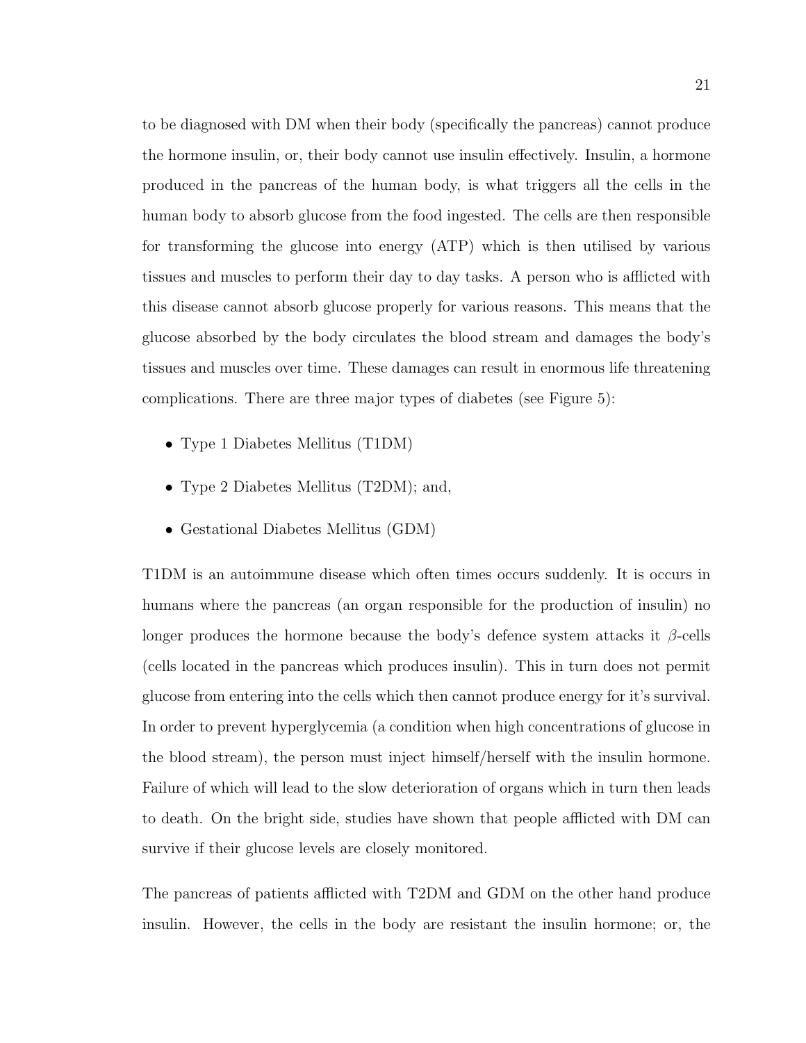to be diagnosed with DM when their body (specifically the pancreas) cannot produce the hormone insulin, or, their body cannot use insulin effectively. Insulin, a hormone produced in the pancreas of the human body, is what triggers all the cells in the human body to absorb glucose from the food ingested. The cells are then responsible for transforming the glucose into energy (ATP) which is then utilised by various tissues and muscles to perform their day to day tasks. A person who is afflicted with this disease cannot absorb glucose properly for various reasons. This means that the glucose absorbed by the body circulates the blood stream and damages the body's tissues and muscles over time. These damages can result in enormous life threatening complications. There are three major types of diabetes (see Figure 5):

- Type 1 Diabetes Mellitus (T1DM)
- Type 2 Diabetes Mellitus (T2DM); and,
- Gestational Diabetes Mellitus (GDM)

T1DM is an autoimmune disease which often times occurs suddenly. It is occurs in humans where the pancreas (an organ responsible for the production of insulin) no longer produces the hormone because the body's defence system attacks it $\beta$-cells (cells located in the pancreas which produces insulin). This in turn does not permit glucose from entering into the cells which then cannot produce energy for it's survival. In order to prevent hyperglycemia (a condition when high concentrations of glucose in the blood stream), the person must inject himself/herself with the insulin hormone. Failure of which will lead to the slow deterioration of organs which in turn then leads to death. On the bright side, studies have shown that people afflicted with DM can survive if their glucose levels are closely monitored.

The pancreas of patients afflicted with T2DM and GDM on the other hand produce insulin. However, the cells in the body are resistant the insulin hormone; or, the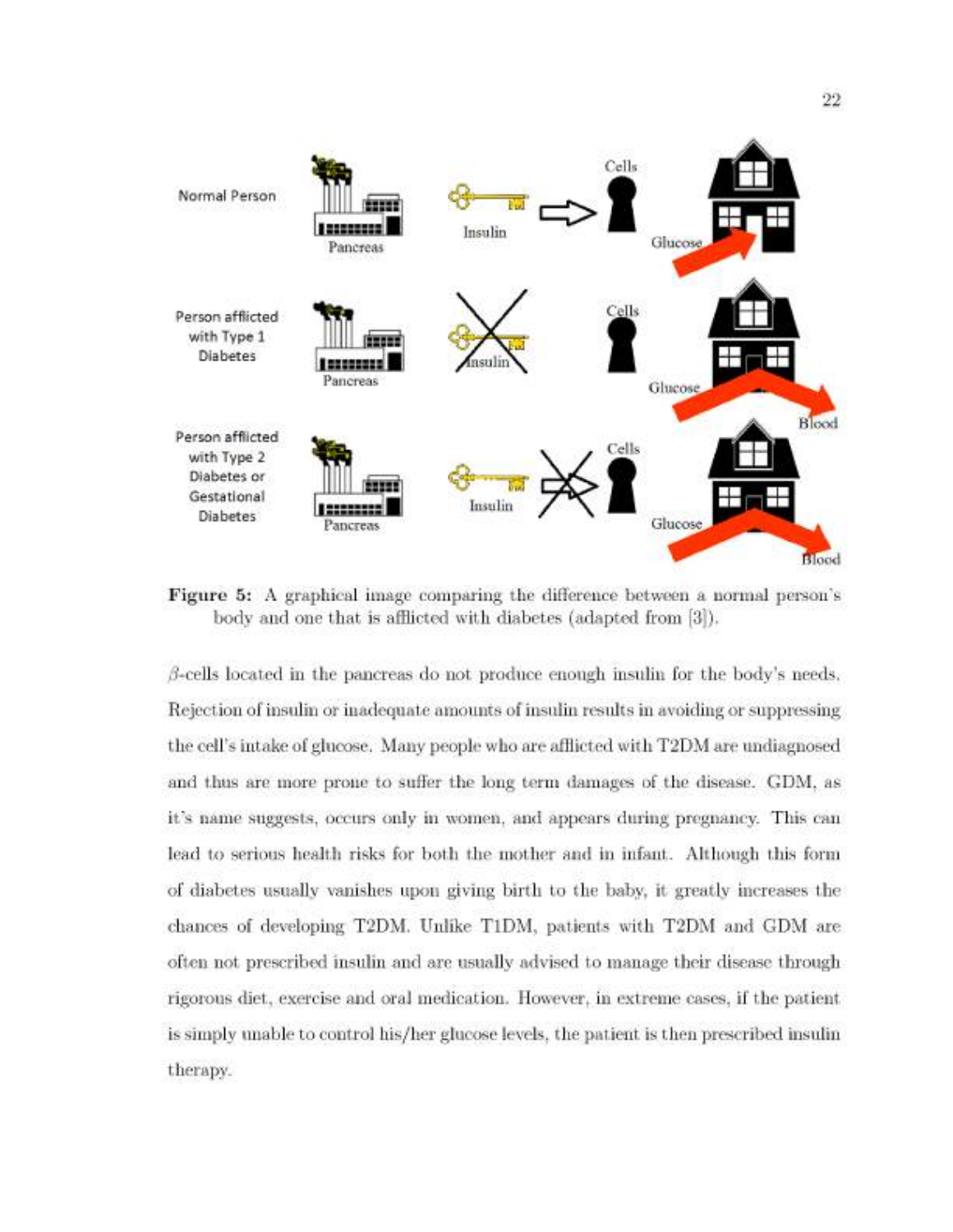**Figure 5:** A graphical image comparing the difference between a normal person's body and one that is afflicted with diabetes (adapted from [3]).

$\beta$-cells located in the pancreas do not produce enough insulin for the body's needs. Rejection of insulin or inadequate amounts of insulin results in avoiding or suppressing the cell's intake of glucose. Many people who are afflicted with T2DM are undiagnosed and thus are more prone to suffer the long term damages of the disease. GDM, as it's name suggests, occurs only in women, and appears during pregnancy. This can lead to serious health risks for both the mother and in infant. Although this form of diabetes usually vanishes upon giving birth to the baby, it greatly increases the chances of developing T2DM. Unlike T1DM, patients with T2DM and GDM are often not prescribed insulin and are usually advised to manage their disease through rigorous diet, exercise and oral medication. However, in extreme cases, if the patient is simply unable to control his/her glucose levels, the patient is then prescribed insulin therapy.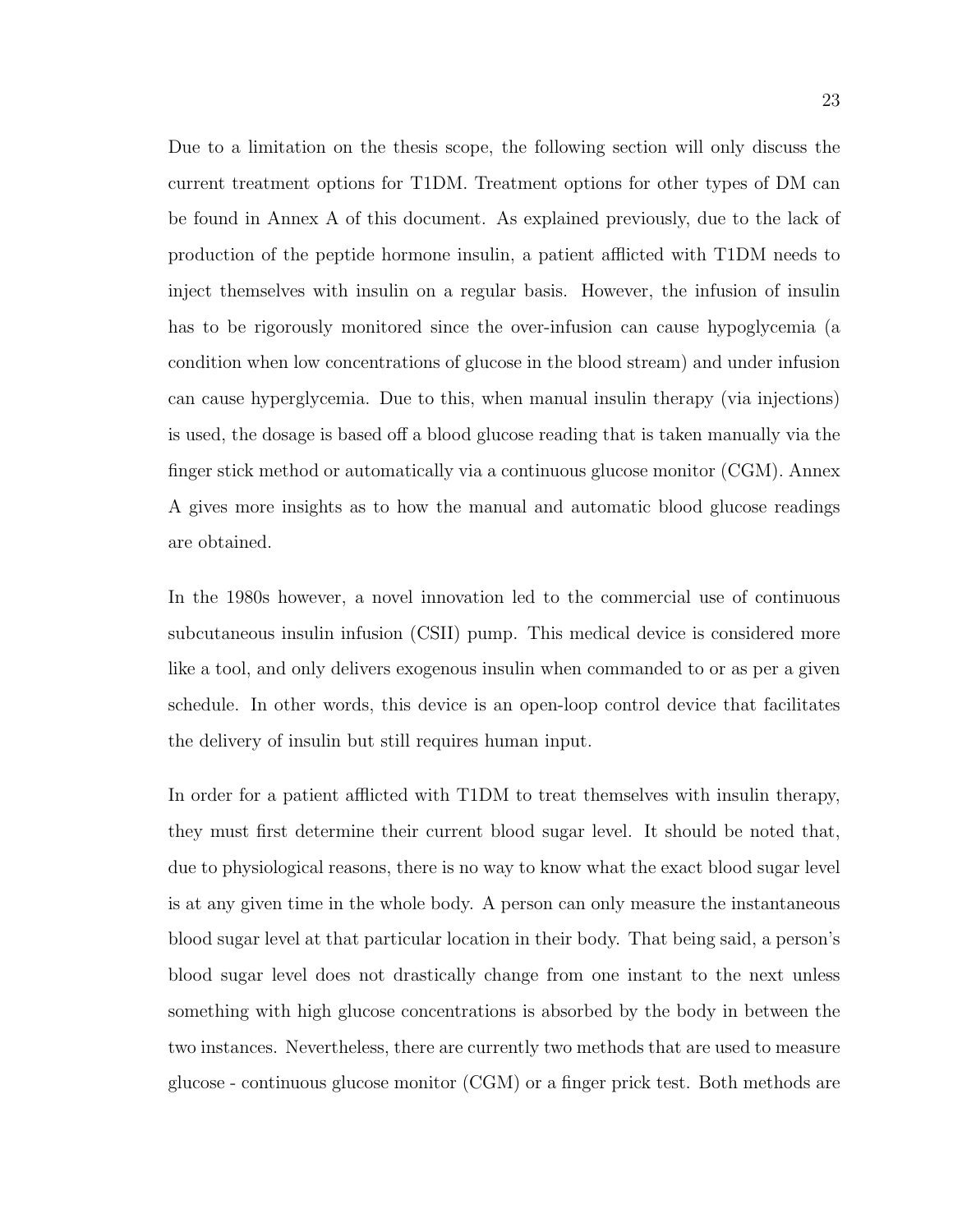Due to a limitation on the thesis scope, the following section will only discuss the current treatment options for T1DM. Treatment options for other types of DM can be found in Annex A of this document. As explained previously, due to the lack of production of the peptide hormone insulin, a patient afflicted with T1DM needs to inject themselves with insulin on a regular basis. However, the infusion of insulin has to be rigorously monitored since the over-infusion can cause hypoglycemia (a condition when low concentrations of glucose in the blood stream) and under infusion can cause hyperglycemia. Due to this, when manual insulin therapy (via injections) is used, the dosage is based off a blood glucose reading that is taken manually via the finger stick method or automatically via a continuous glucose monitor (CGM). Annex A gives more insights as to how the manual and automatic blood glucose readings are obtained.

In the 1980s however, a novel innovation led to the commercial use of continuous subcutaneous insulin infusion (CSII) pump. This medical device is considered more like a tool, and only delivers exogenous insulin when commanded to or as per a given schedule. In other words, this device is an open-loop control device that facilitates the delivery of insulin but still requires human input.

In order for a patient afflicted with T1DM to treat themselves with insulin therapy, they must first determine their current blood sugar level. It should be noted that, due to physiological reasons, there is no way to know what the exact blood sugar level is at any given time in the whole body. A person can only measure the instantaneous blood sugar level at that particular location in their body. That being said, a person's blood sugar level does not drastically change from one instant to the next unless something with high glucose concentrations is absorbed by the body in between the two instances. Nevertheless, there are currently two methods that are used to measure glucose - continuous glucose monitor (CGM) or a finger prick test. Both methods are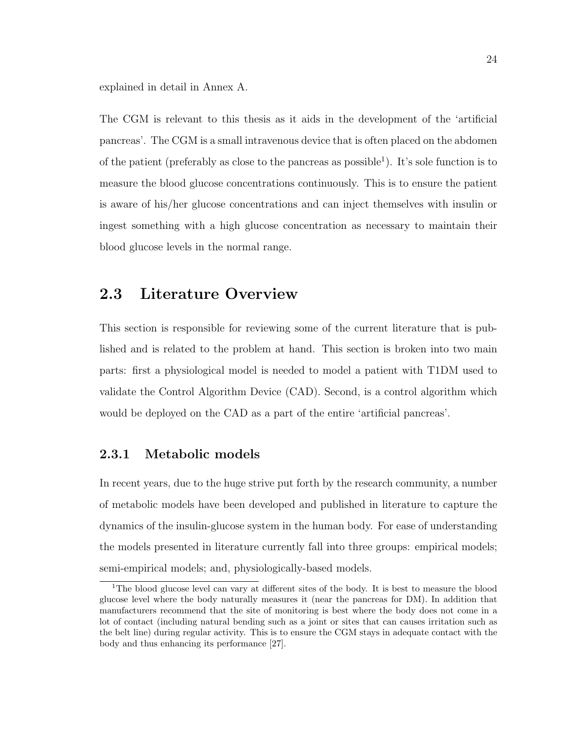explained in detail in Annex A.

The CGM is relevant to this thesis as it aids in the development of the 'artificial pancreas'. The CGM is a small intravenous device that is often placed on the abdomen of the patient (preferably as close to the pancreas as possible[1]). It's sole function is to measure the blood glucose concentrations continuously. This is to ensure the patient is aware of his/her glucose concentrations and can inject themselves with insulin or ingest something with a high glucose concentration as necessary to maintain their blood glucose levels in the normal range.

## 2.3 Literature Overview

This section is responsible for reviewing some of the current literature that is published and is related to the problem at hand. This section is broken into two main parts: first a physiological model is needed to model a patient with T1DM used to validate the Control Algorithm Device (CAD). Second, is a control algorithm which would be deployed on the CAD as a part of the entire 'artificial pancreas'.

### 2.3.1 Metabolic models

In recent years, due to the huge strive put forth by the research community, a number of metabolic models have been developed and published in literature to capture the dynamics of the insulin-glucose system in the human body. For ease of understanding the models presented in literature currently fall into three groups: empirical models; semi-empirical models; and, physiologically-based models.

[1] The blood glucose level can vary at different sites of the body. It is best to measure the blood glucose level where the body naturally measures it (near the pancreas for DM). In addition that manufacturers recommend that the site of monitoring is best where the body does not come in a lot of contact (including natural bending such as a joint or sites that can causes irritation such as the belt line) during regular activity. This is to ensure the CGM stays in adequate contact with the body and thus enhancing its performance [27].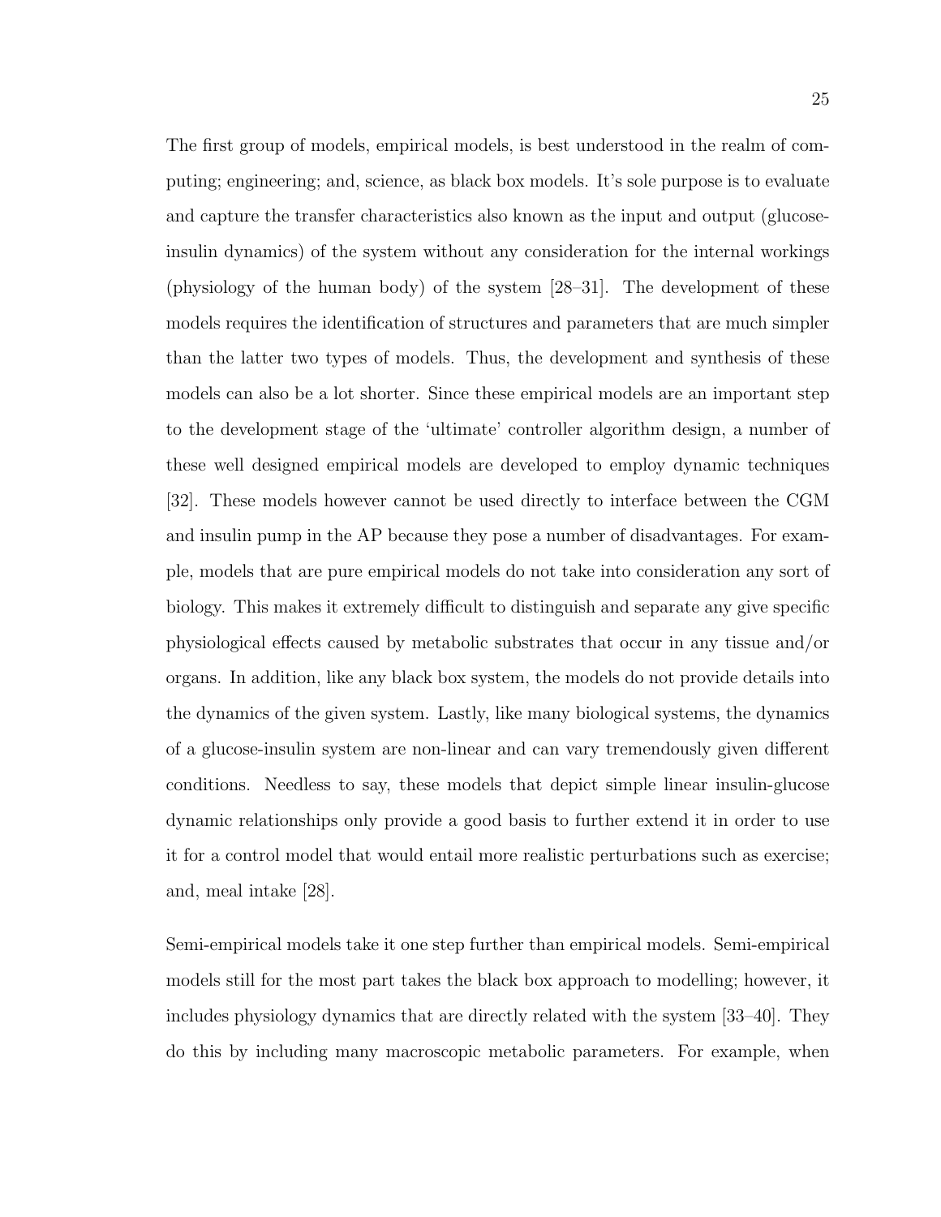The first group of models, empirical models, is best understood in the realm of computing; engineering; and, science, as black box models. It's sole purpose is to evaluate and capture the transfer characteristics also known as the input and output (glucose-insulin dynamics) of the system without any consideration for the internal workings (physiology of the human body) of the system [28–31]. The development of these models requires the identification of structures and parameters that are much simpler than the latter two types of models. Thus, the development and synthesis of these models can also be a lot shorter. Since these empirical models are an important step to the development stage of the 'ultimate' controller algorithm design, a number of these well designed empirical models are developed to employ dynamic techniques [32]. These models however cannot be used directly to interface between the CGM and insulin pump in the AP because they pose a number of disadvantages. For example, models that are pure empirical models do not take into consideration any sort of biology. This makes it extremely difficult to distinguish and separate any give specific physiological effects caused by metabolic substrates that occur in any tissue and/or organs. In addition, like any black box system, the models do not provide details into the dynamics of the given system. Lastly, like many biological systems, the dynamics of a glucose-insulin system are non-linear and can vary tremendously given different conditions. Needless to say, these models that depict simple linear insulin-glucose dynamic relationships only provide a good basis to further extend it in order to use it for a control model that would entail more realistic perturbations such as exercise; and, meal intake [28].

Semi-empirical models take it one step further than empirical models. Semi-empirical models still for the most part takes the black box approach to modelling; however, it includes physiology dynamics that are directly related with the system [33–40]. They do this by including many macroscopic metabolic parameters. For example, when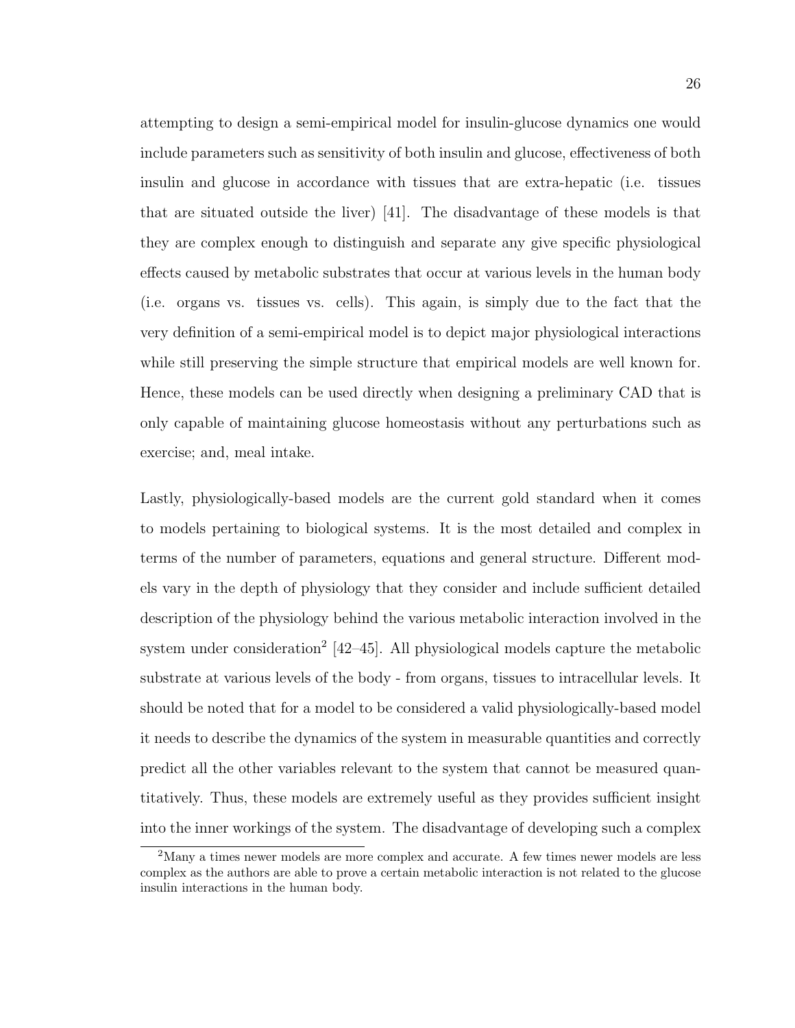attempting to design a semi-empirical model for insulin-glucose dynamics one would include parameters such as sensitivity of both insulin and glucose, effectiveness of both insulin and glucose in accordance with tissues that are extra-hepatic (i.e. tissues that are situated outside the liver) [41]. The disadvantage of these models is that they are complex enough to distinguish and separate any give specific physiological effects caused by metabolic substrates that occur at various levels in the human body (i.e. organs vs. tissues vs. cells). This again, is simply due to the fact that the very definition of a semi-empirical model is to depict major physiological interactions while still preserving the simple structure that empirical models are well known for. Hence, these models can be used directly when designing a preliminary CAD that is only capable of maintaining glucose homeostasis without any perturbations such as exercise; and, meal intake.

Lastly, physiologically-based models are the current gold standard when it comes to models pertaining to biological systems. It is the most detailed and complex in terms of the number of parameters, equations and general structure. Different models vary in the depth of physiology that they consider and include sufficient detailed description of the physiology behind the various metabolic interaction involved in the system under consideration[2] [42–45]. All physiological models capture the metabolic substrate at various levels of the body - from organs, tissues to intracellular levels. It should be noted that for a model to be considered a valid physiologically-based model it needs to describe the dynamics of the system in measurable quantities and correctly predict all the other variables relevant to the system that cannot be measured quantitatively. Thus, these models are extremely useful as they provides sufficient insight into the inner workings of the system. The disadvantage of developing such a complex

[2] Many a times newer models are more complex and accurate. A few times newer models are less complex as the authors are able to prove a certain metabolic interaction is not related to the glucose insulin interactions in the human body.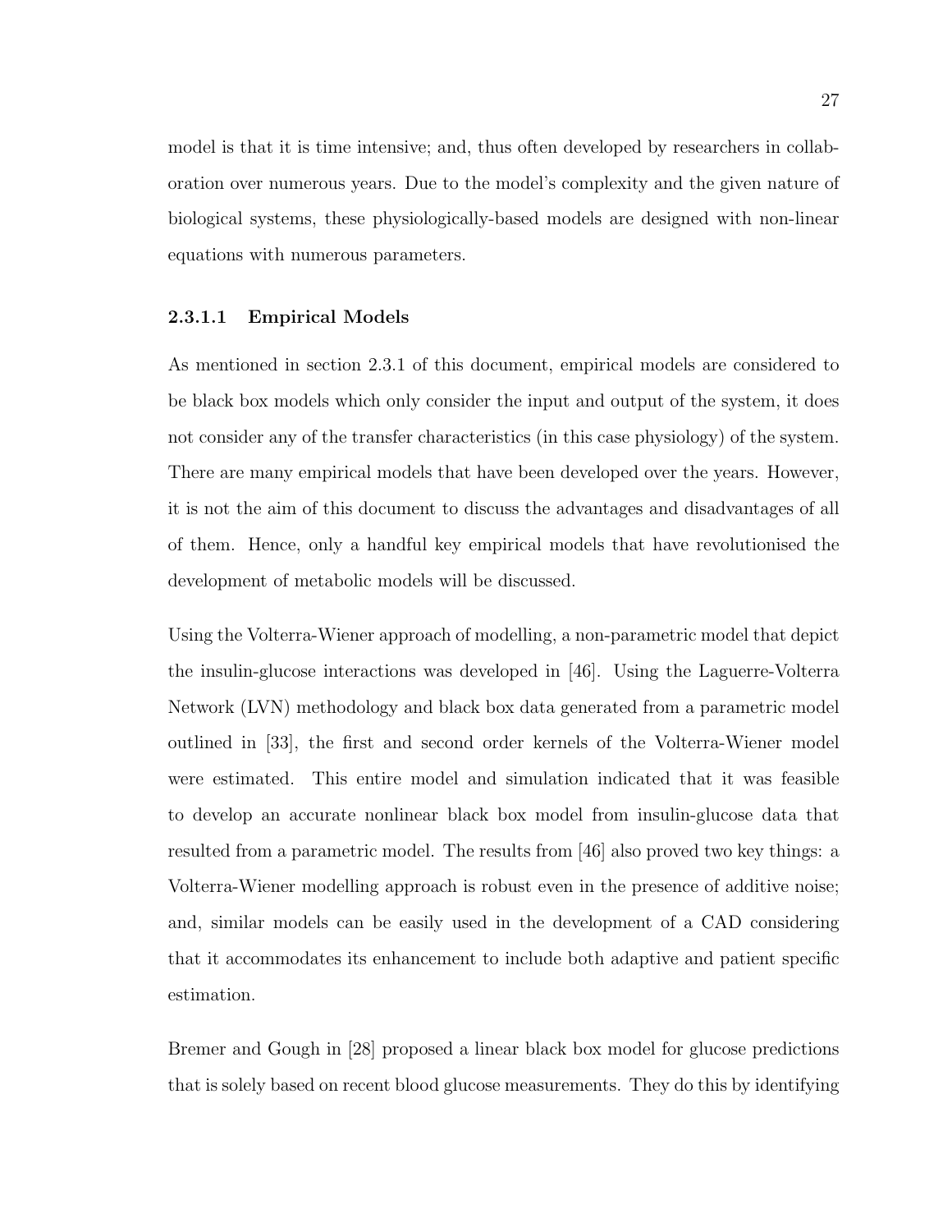model is that it is time intensive; and, thus often developed by researchers in collaboration over numerous years. Due to the model's complexity and the given nature of biological systems, these physiologically-based models are designed with non-linear equations with numerous parameters.

#### 2.3.1.1 Empirical Models

As mentioned in section 2.3.1 of this document, empirical models are considered to be black box models which only consider the input and output of the system, it does not consider any of the transfer characteristics (in this case physiology) of the system. There are many empirical models that have been developed over the years. However, it is not the aim of this document to discuss the advantages and disadvantages of all of them. Hence, only a handful key empirical models that have revolutionised the development of metabolic models will be discussed.

Using the Volterra-Wiener approach of modelling, a non-parametric model that depict the insulin-glucose interactions was developed in [46]. Using the Laguerre-Volterra Network (LVN) methodology and black box data generated from a parametric model outlined in [33], the first and second order kernels of the Volterra-Wiener model were estimated. This entire model and simulation indicated that it was feasible to develop an accurate nonlinear black box model from insulin-glucose data that resulted from a parametric model. The results from [46] also proved two key things: a Volterra-Wiener modelling approach is robust even in the presence of additive noise; and, similar models can be easily used in the development of a CAD considering that it accommodates its enhancement to include both adaptive and patient specific estimation.

Bremer and Gough in [28] proposed a linear black box model for glucose predictions that is solely based on recent blood glucose measurements. They do this by identifying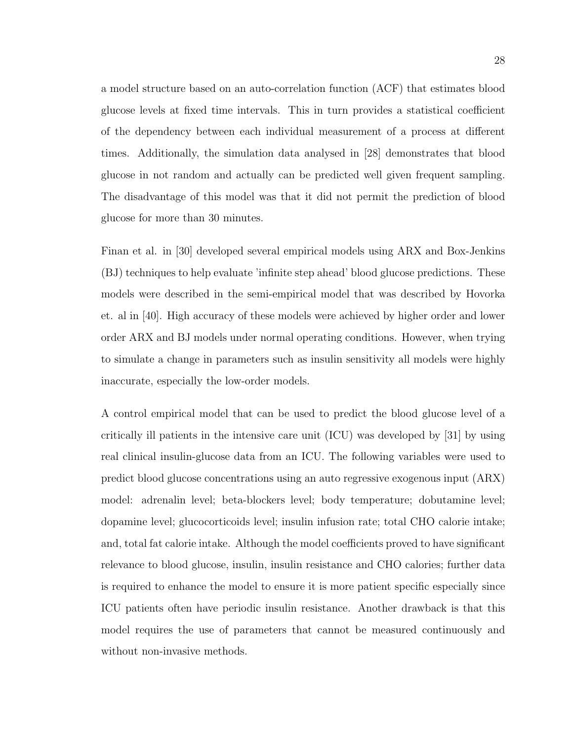a model structure based on an auto-correlation function (ACF) that estimates blood glucose levels at fixed time intervals. This in turn provides a statistical coefficient of the dependency between each individual measurement of a process at different times. Additionally, the simulation data analysed in [28] demonstrates that blood glucose in not random and actually can be predicted well given frequent sampling. The disadvantage of this model was that it did not permit the prediction of blood glucose for more than 30 minutes.

Finan et al. in [30] developed several empirical models using ARX and Box-Jenkins (BJ) techniques to help evaluate 'infinite step ahead' blood glucose predictions. These models were described in the semi-empirical model that was described by Hovorka et. al in [40]. High accuracy of these models were achieved by higher order and lower order ARX and BJ models under normal operating conditions. However, when trying to simulate a change in parameters such as insulin sensitivity all models were highly inaccurate, especially the low-order models.

A control empirical model that can be used to predict the blood glucose level of a critically ill patients in the intensive care unit (ICU) was developed by [31] by using real clinical insulin-glucose data from an ICU. The following variables were used to predict blood glucose concentrations using an auto regressive exogenous input (ARX) model: adrenalin level; beta-blockers level; body temperature; dobutamine level; dopamine level; glucocorticoids level; insulin infusion rate; total CHO calorie intake; and, total fat calorie intake. Although the model coefficients proved to have significant relevance to blood glucose, insulin, insulin resistance and CHO calories; further data is required to enhance the model to ensure it is more patient specific especially since ICU patients often have periodic insulin resistance. Another drawback is that this model requires the use of parameters that cannot be measured continuously and without non-invasive methods.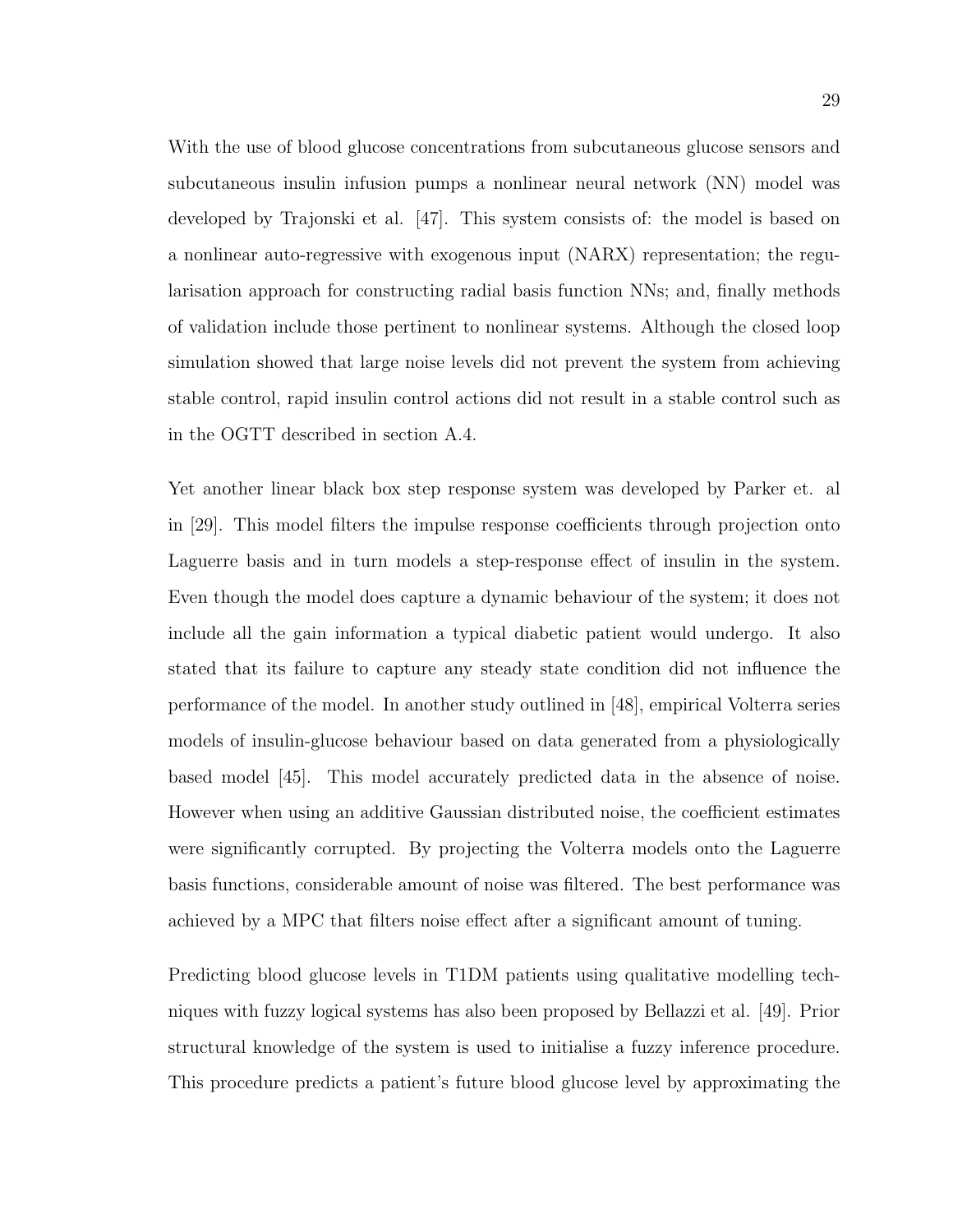With the use of blood glucose concentrations from subcutaneous glucose sensors and subcutaneous insulin infusion pumps a nonlinear neural network (NN) model was developed by Trajonski et al. [47]. This system consists of: the model is based on a nonlinear auto-regressive with exogenous input (NARX) representation; the regularisation approach for constructing radial basis function NNs; and, finally methods of validation include those pertinent to nonlinear systems. Although the closed loop simulation showed that large noise levels did not prevent the system from achieving stable control, rapid insulin control actions did not result in a stable control such as in the OGTT described in section A.4.

Yet another linear black box step response system was developed by Parker et. al in [29]. This model filters the impulse response coefficients through projection onto Laguerre basis and in turn models a step-response effect of insulin in the system. Even though the model does capture a dynamic behaviour of the system; it does not include all the gain information a typical diabetic patient would undergo. It also stated that its failure to capture any steady state condition did not influence the performance of the model. In another study outlined in [48], empirical Volterra series models of insulin-glucose behaviour based on data generated from a physiologically based model [45]. This model accurately predicted data in the absence of noise. However when using an additive Gaussian distributed noise, the coefficient estimates were significantly corrupted. By projecting the Volterra models onto the Laguerre basis functions, considerable amount of noise was filtered. The best performance was achieved by a MPC that filters noise effect after a significant amount of tuning.

Predicting blood glucose levels in T1DM patients using qualitative modelling techniques with fuzzy logical systems has also been proposed by Bellazzi et al. [49]. Prior structural knowledge of the system is used to initialise a fuzzy inference procedure. This procedure predicts a patient's future blood glucose level by approximating the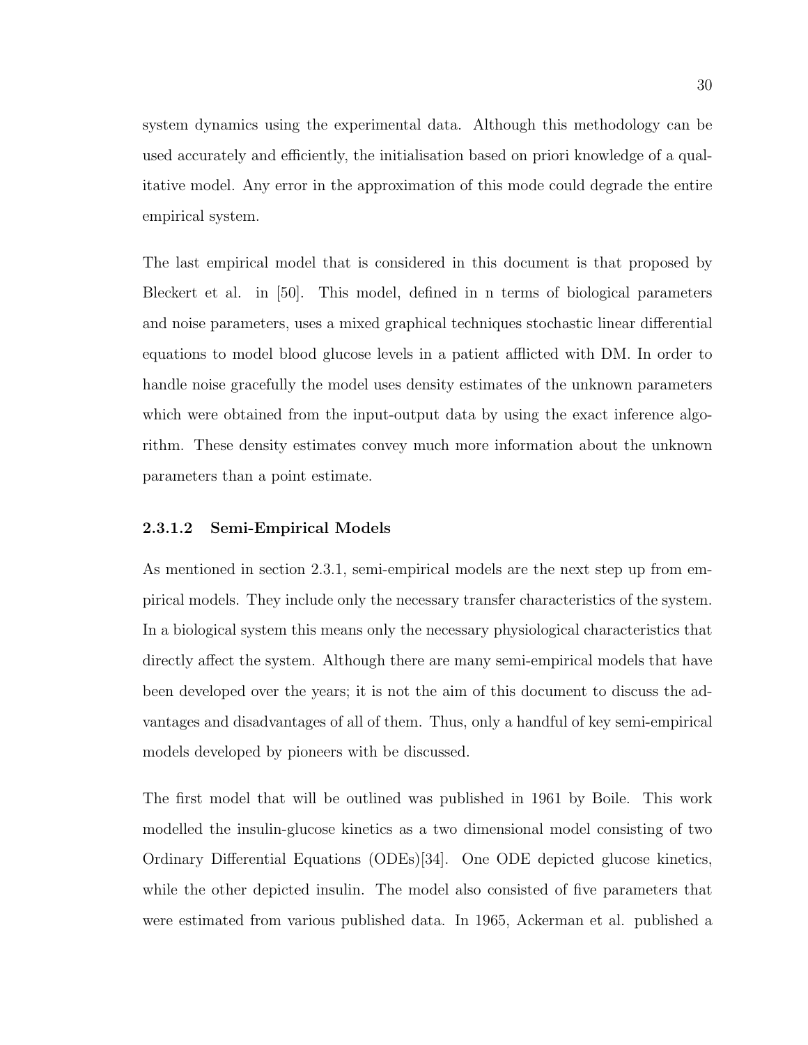system dynamics using the experimental data. Although this methodology can be used accurately and efficiently, the initialisation based on priori knowledge of a qualitative model. Any error in the approximation of this mode could degrade the entire empirical system.

The last empirical model that is considered in this document is that proposed by Bleckert et al. in [50]. This model, defined in n terms of biological parameters and noise parameters, uses a mixed graphical techniques stochastic linear differential equations to model blood glucose levels in a patient afflicted with DM. In order to handle noise gracefully the model uses density estimates of the unknown parameters which were obtained from the input-output data by using the exact inference algorithm. These density estimates convey much more information about the unknown parameters than a point estimate.

#### 2.3.1.2 Semi-Empirical Models

As mentioned in section 2.3.1, semi-empirical models are the next step up from empirical models. They include only the necessary transfer characteristics of the system. In a biological system this means only the necessary physiological characteristics that directly affect the system. Although there are many semi-empirical models that have been developed over the years; it is not the aim of this document to discuss the advantages and disadvantages of all of them. Thus, only a handful of key semi-empirical models developed by pioneers with be discussed.

The first model that will be outlined was published in 1961 by Boile. This work modelled the insulin-glucose kinetics as a two dimensional model consisting of two Ordinary Differential Equations (ODEs)[34]. One ODE depicted glucose kinetics, while the other depicted insulin. The model also consisted of five parameters that were estimated from various published data. In 1965, Ackerman et al. published a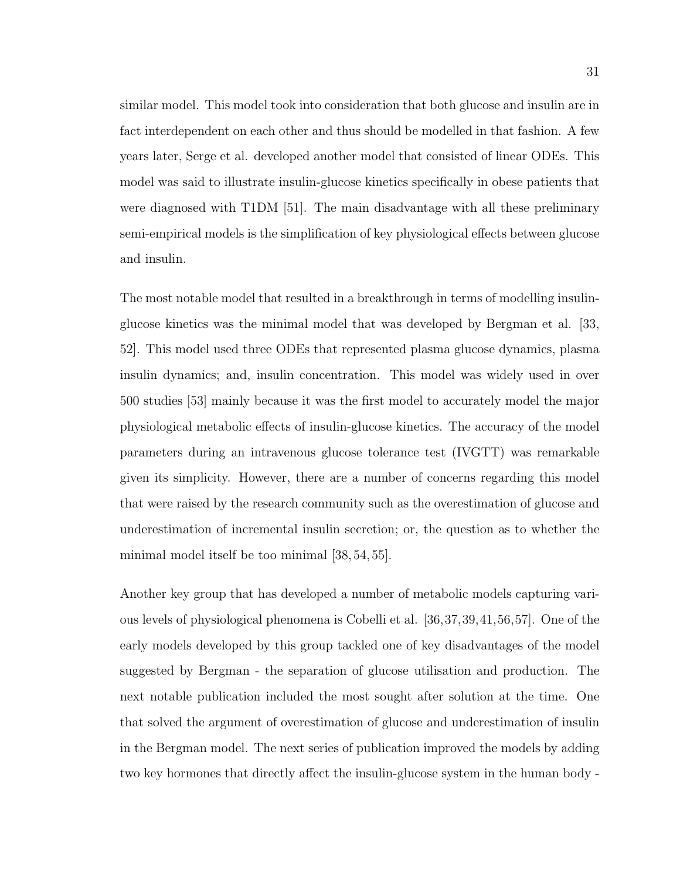similar model. This model took into consideration that both glucose and insulin are in fact interdependent on each other and thus should be modelled in that fashion. A few years later, Serge et al. developed another model that consisted of linear ODEs. This model was said to illustrate insulin-glucose kinetics specifically in obese patients that were diagnosed with T1DM [51]. The main disadvantage with all these preliminary semi-empirical models is the simplification of key physiological effects between glucose and insulin.

The most notable model that resulted in a breakthrough in terms of modelling insulin-glucose kinetics was the minimal model that was developed by Bergman et al. [33, 52]. This model used three ODEs that represented plasma glucose dynamics, plasma insulin dynamics; and, insulin concentration. This model was widely used in over 500 studies [53] mainly because it was the first model to accurately model the major physiological metabolic effects of insulin-glucose kinetics. The accuracy of the model parameters during an intravenous glucose tolerance test (IVGTT) was remarkable given its simplicity. However, there are a number of concerns regarding this model that were raised by the research community such as the overestimation of glucose and underestimation of incremental insulin secretion; or, the question as to whether the minimal model itself be too minimal [38, 54, 55].

Another key group that has developed a number of metabolic models capturing various levels of physiological phenomena is Cobelli et al. [36,37,39,41,56,57]. One of the early models developed by this group tackled one of key disadvantages of the model suggested by Bergman - the separation of glucose utilisation and production. The next notable publication included the most sought after solution at the time. One that solved the argument of overestimation of glucose and underestimation of insulin in the Bergman model. The next series of publication improved the models by adding two key hormones that directly affect the insulin-glucose system in the human body -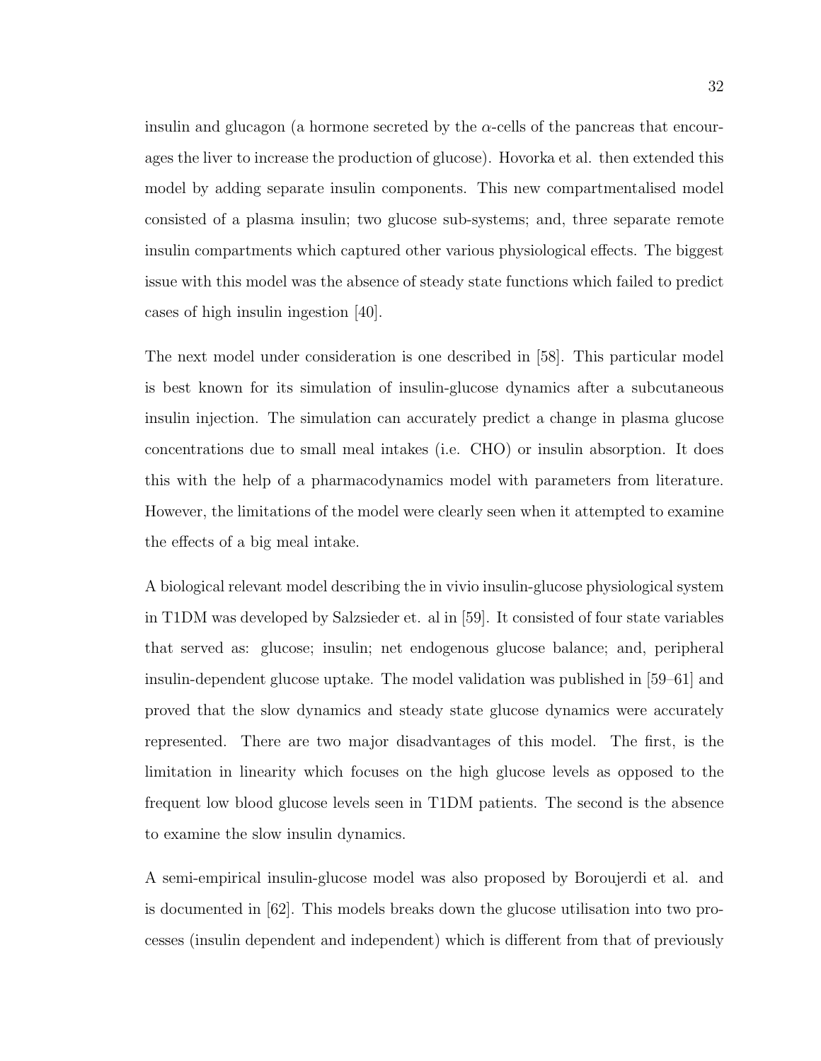insulin and glucagon (a hormone secreted by the $\alpha$-cells of the pancreas that encourages the liver to increase the production of glucose). Hovorka et al. then extended this model by adding separate insulin components. This new compartmentalised model consisted of a plasma insulin; two glucose sub-systems; and, three separate remote insulin compartments which captured other various physiological effects. The biggest issue with this model was the absence of steady state functions which failed to predict cases of high insulin ingestion [40].

The next model under consideration is one described in [58]. This particular model is best known for its simulation of insulin-glucose dynamics after a subcutaneous insulin injection. The simulation can accurately predict a change in plasma glucose concentrations due to small meal intakes (i.e. CHO) or insulin absorption. It does this with the help of a pharmacodynamics model with parameters from literature. However, the limitations of the model were clearly seen when it attempted to examine the effects of a big meal intake.

A biological relevant model describing the in vivio insulin-glucose physiological system in T1DM was developed by Salzsieder et. al in [59]. It consisted of four state variables that served as: glucose; insulin; net endogenous glucose balance; and, peripheral insulin-dependent glucose uptake. The model validation was published in [59–61] and proved that the slow dynamics and steady state glucose dynamics were accurately represented. There are two major disadvantages of this model. The first, is the limitation in linearity which focuses on the high glucose levels as opposed to the frequent low blood glucose levels seen in T1DM patients. The second is the absence to examine the slow insulin dynamics.

A semi-empirical insulin-glucose model was also proposed by Boroujerdi et al. and is documented in [62]. This models breaks down the glucose utilisation into two processes (insulin dependent and independent) which is different from that of previously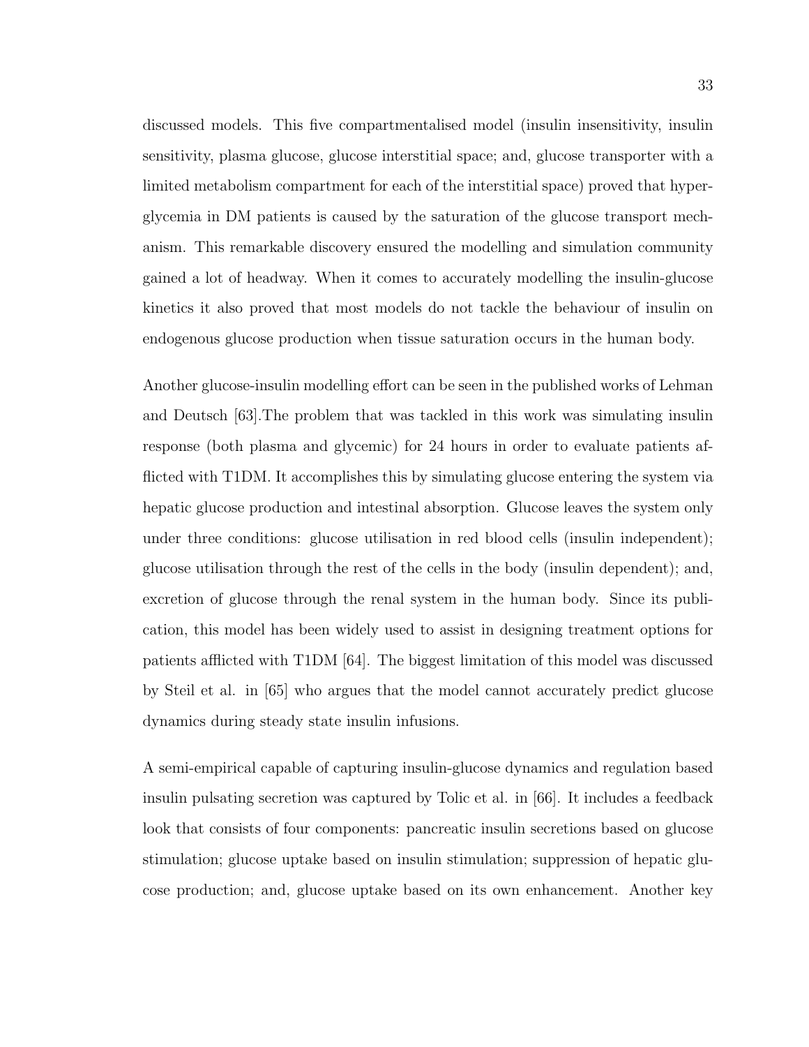discussed models. This five compartmentalised model (insulin insensitivity, insulin sensitivity, plasma glucose, glucose interstitial space; and, glucose transporter with a limited metabolism compartment for each of the interstitial space) proved that hyperglycemia in DM patients is caused by the saturation of the glucose transport mechanism. This remarkable discovery ensured the modelling and simulation community gained a lot of headway. When it comes to accurately modelling the insulin-glucose kinetics it also proved that most models do not tackle the behaviour of insulin on endogenous glucose production when tissue saturation occurs in the human body.

Another glucose-insulin modelling effort can be seen in the published works of Lehman and Deutsch [63].The problem that was tackled in this work was simulating insulin response (both plasma and glycemic) for 24 hours in order to evaluate patients afflicted with T1DM. It accomplishes this by simulating glucose entering the system via hepatic glucose production and intestinal absorption. Glucose leaves the system only under three conditions: glucose utilisation in red blood cells (insulin independent); glucose utilisation through the rest of the cells in the body (insulin dependent); and, excretion of glucose through the renal system in the human body. Since its publication, this model has been widely used to assist in designing treatment options for patients afflicted with T1DM [64]. The biggest limitation of this model was discussed by Steil et al. in [65] who argues that the model cannot accurately predict glucose dynamics during steady state insulin infusions.

A semi-empirical capable of capturing insulin-glucose dynamics and regulation based insulin pulsating secretion was captured by Tolic et al. in [66]. It includes a feedback look that consists of four components: pancreatic insulin secretions based on glucose stimulation; glucose uptake based on insulin stimulation; suppression of hepatic glucose production; and, glucose uptake based on its own enhancement. Another key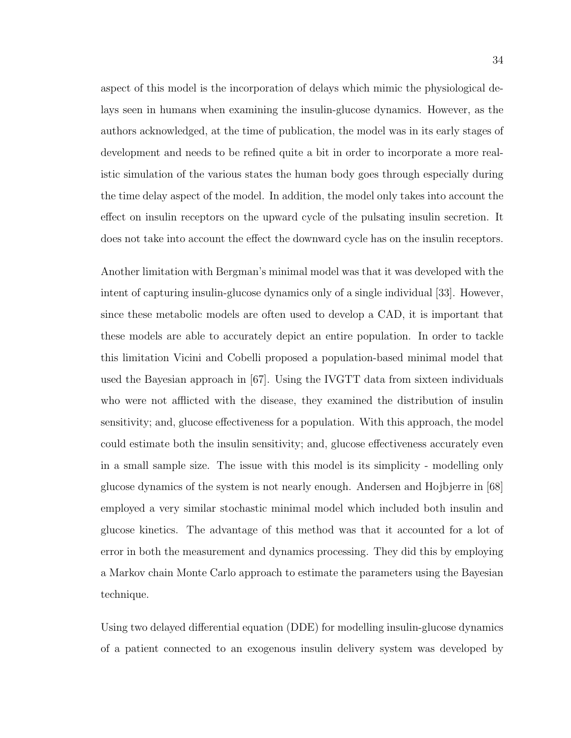aspect of this model is the incorporation of delays which mimic the physiological delays seen in humans when examining the insulin-glucose dynamics. However, as the authors acknowledged, at the time of publication, the model was in its early stages of development and needs to be refined quite a bit in order to incorporate a more realistic simulation of the various states the human body goes through especially during the time delay aspect of the model. In addition, the model only takes into account the effect on insulin receptors on the upward cycle of the pulsating insulin secretion. It does not take into account the effect the downward cycle has on the insulin receptors.

Another limitation with Bergman's minimal model was that it was developed with the intent of capturing insulin-glucose dynamics only of a single individual [33]. However, since these metabolic models are often used to develop a CAD, it is important that these models are able to accurately depict an entire population. In order to tackle this limitation Vicini and Cobelli proposed a population-based minimal model that used the Bayesian approach in [67]. Using the IVGTT data from sixteen individuals who were not afflicted with the disease, they examined the distribution of insulin sensitivity; and, glucose effectiveness for a population. With this approach, the model could estimate both the insulin sensitivity; and, glucose effectiveness accurately even in a small sample size. The issue with this model is its simplicity - modelling only glucose dynamics of the system is not nearly enough. Andersen and Hojbjerre in [68] employed a very similar stochastic minimal model which included both insulin and glucose kinetics. The advantage of this method was that it accounted for a lot of error in both the measurement and dynamics processing. They did this by employing a Markov chain Monte Carlo approach to estimate the parameters using the Bayesian technique.

Using two delayed differential equation (DDE) for modelling insulin-glucose dynamics of a patient connected to an exogenous insulin delivery system was developed by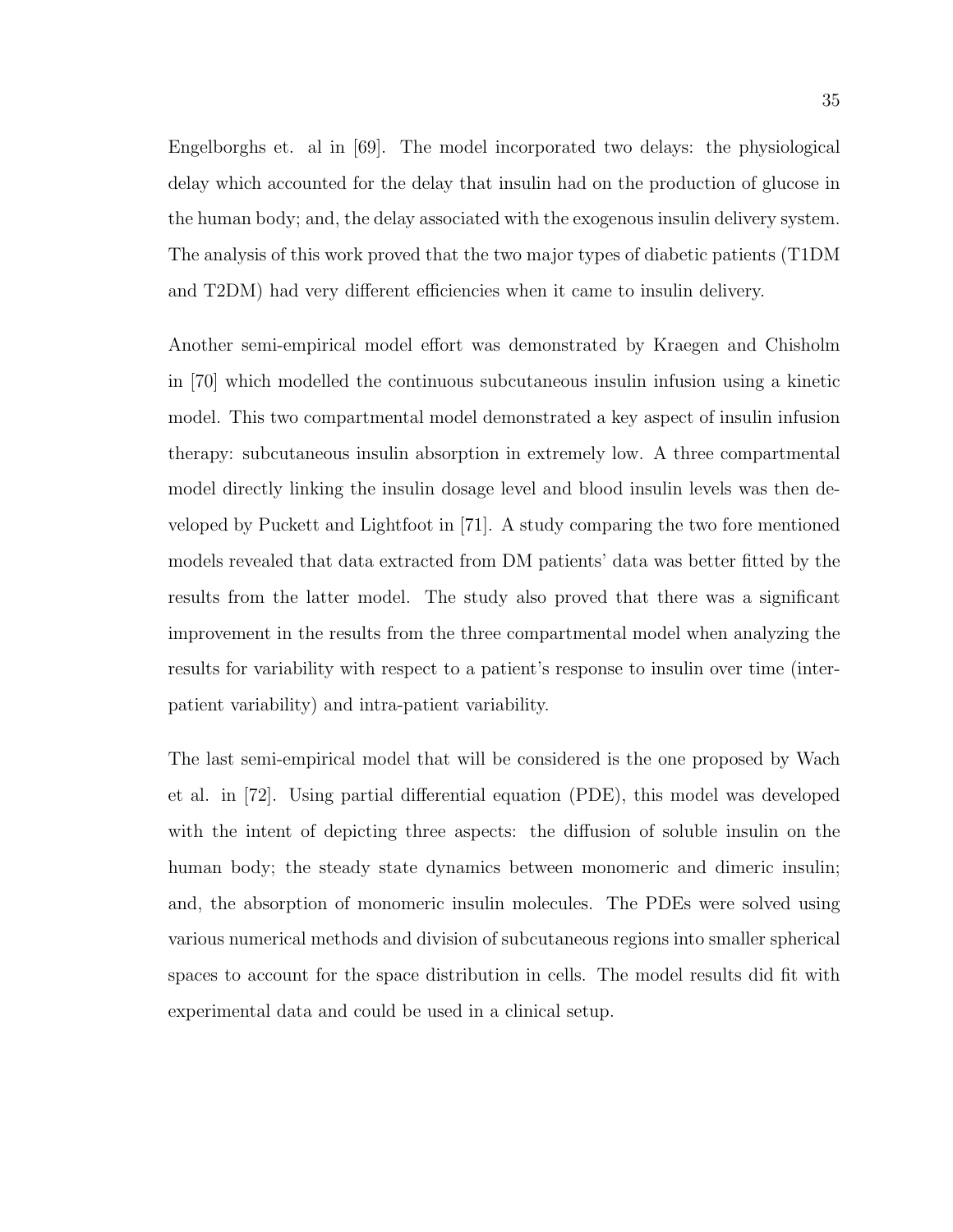Engelborghs et. al in [69]. The model incorporated two delays: the physiological delay which accounted for the delay that insulin had on the production of glucose in the human body; and, the delay associated with the exogenous insulin delivery system. The analysis of this work proved that the two major types of diabetic patients (T1DM and T2DM) had very different efficiencies when it came to insulin delivery.

Another semi-empirical model effort was demonstrated by Kraegen and Chisholm in [70] which modelled the continuous subcutaneous insulin infusion using a kinetic model. This two compartmental model demonstrated a key aspect of insulin infusion therapy: subcutaneous insulin absorption in extremely low. A three compartmental model directly linking the insulin dosage level and blood insulin levels was then developed by Puckett and Lightfoot in [71]. A study comparing the two fore mentioned models revealed that data extracted from DM patients' data was better fitted by the results from the latter model. The study also proved that there was a significant improvement in the results from the three compartmental model when analyzing the results for variability with respect to a patient's response to insulin over time (inter-patient variability) and intra-patient variability.

The last semi-empirical model that will be considered is the one proposed by Wach et al. in [72]. Using partial differential equation (PDE), this model was developed with the intent of depicting three aspects: the diffusion of soluble insulin on the human body; the steady state dynamics between monomeric and dimeric insulin; and, the absorption of monomeric insulin molecules. The PDEs were solved using various numerical methods and division of subcutaneous regions into smaller spherical spaces to account for the space distribution in cells. The model results did fit with experimental data and could be used in a clinical setup.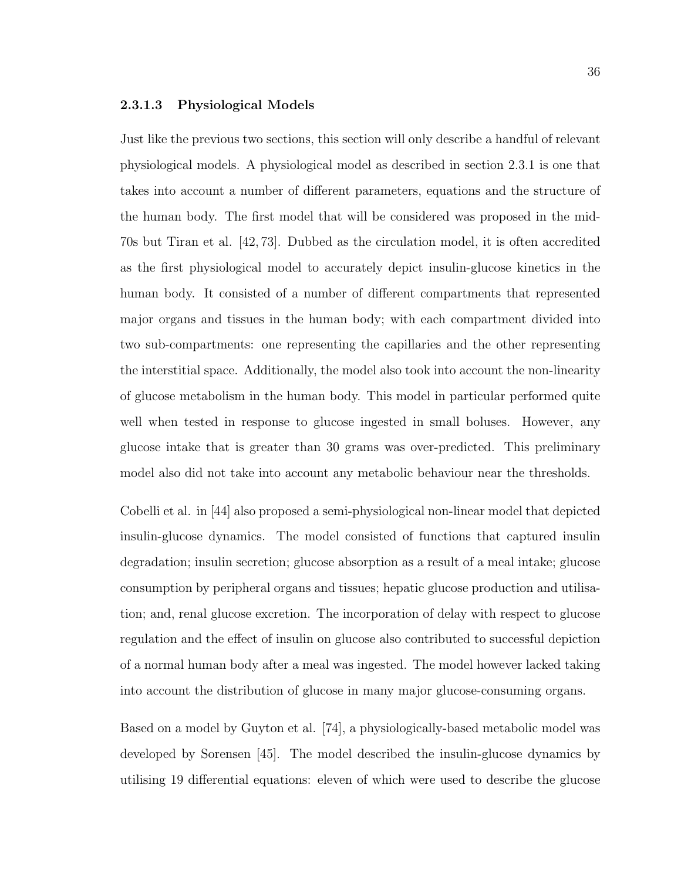#### 2.3.1.3 Physiological Models

Just like the previous two sections, this section will only describe a handful of relevant physiological models. A physiological model as described in section 2.3.1 is one that takes into account a number of different parameters, equations and the structure of the human body. The first model that will be considered was proposed in the mid-70s but Tiran et al. [42, 73]. Dubbed as the circulation model, it is often accredited as the first physiological model to accurately depict insulin-glucose kinetics in the human body. It consisted of a number of different compartments that represented major organs and tissues in the human body; with each compartment divided into two sub-compartments: one representing the capillaries and the other representing the interstitial space. Additionally, the model also took into account the non-linearity of glucose metabolism in the human body. This model in particular performed quite well when tested in response to glucose ingested in small boluses. However, any glucose intake that is greater than 30 grams was over-predicted. This preliminary model also did not take into account any metabolic behaviour near the thresholds.

Cobelli et al. in [44] also proposed a semi-physiological non-linear model that depicted insulin-glucose dynamics. The model consisted of functions that captured insulin degradation; insulin secretion; glucose absorption as a result of a meal intake; glucose consumption by peripheral organs and tissues; hepatic glucose production and utilisation; and, renal glucose excretion. The incorporation of delay with respect to glucose regulation and the effect of insulin on glucose also contributed to successful depiction of a normal human body after a meal was ingested. The model however lacked taking into account the distribution of glucose in many major glucose-consuming organs.

Based on a model by Guyton et al. [74], a physiologically-based metabolic model was developed by Sorensen [45]. The model described the insulin-glucose dynamics by utilising 19 differential equations: eleven of which were used to describe the glucose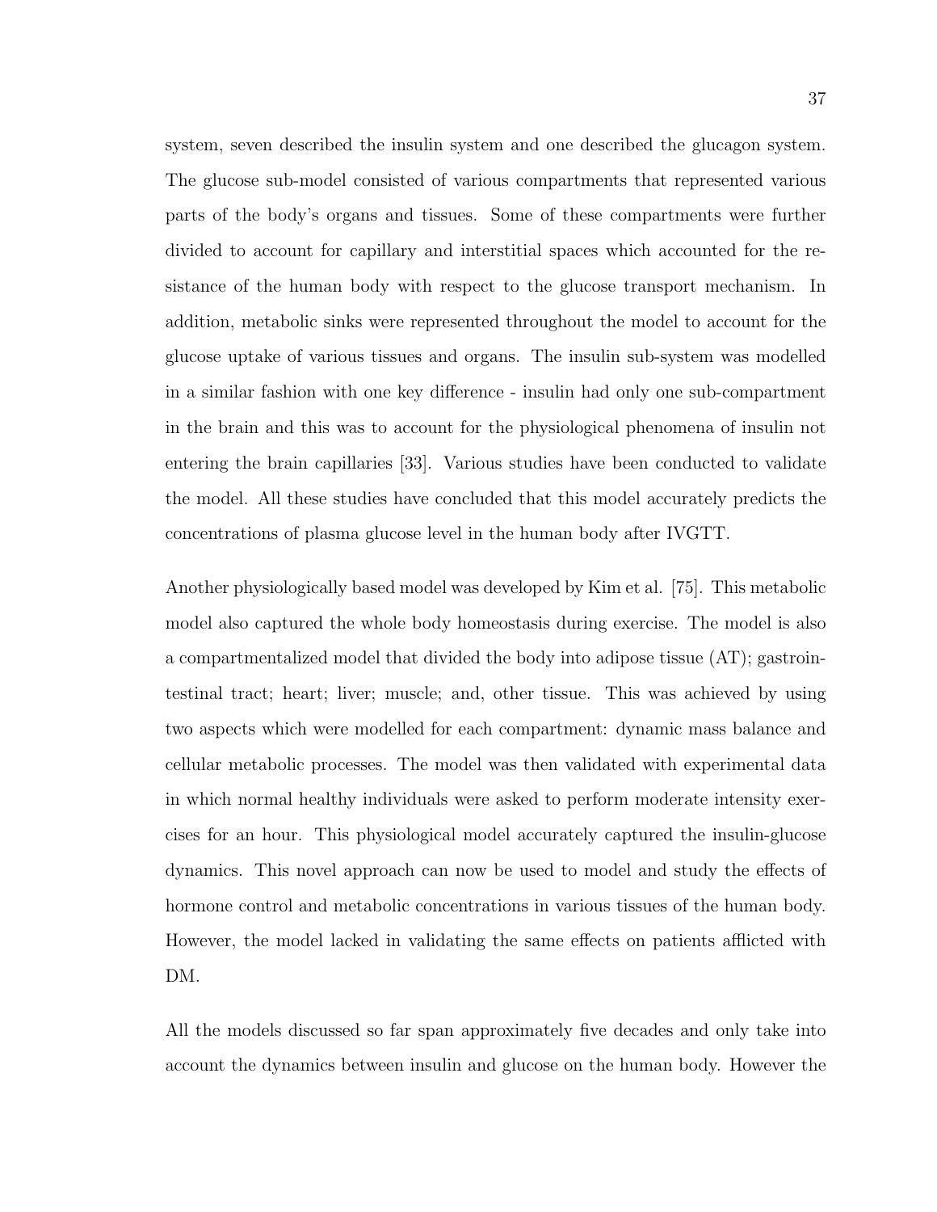system, seven described the insulin system and one described the glucagon system. The glucose sub-model consisted of various compartments that represented various parts of the body's organs and tissues. Some of these compartments were further divided to account for capillary and interstitial spaces which accounted for the resistance of the human body with respect to the glucose transport mechanism. In addition, metabolic sinks were represented throughout the model to account for the glucose uptake of various tissues and organs. The insulin sub-system was modelled in a similar fashion with one key difference - insulin had only one sub-compartment in the brain and this was to account for the physiological phenomena of insulin not entering the brain capillaries [33]. Various studies have been conducted to validate the model. All these studies have concluded that this model accurately predicts the concentrations of plasma glucose level in the human body after IVGTT.

Another physiologically based model was developed by Kim et al. [75]. This metabolic model also captured the whole body homeostasis during exercise. The model is also a compartmentalized model that divided the body into adipose tissue (AT); gastrointestinal tract; heart; liver; muscle; and, other tissue. This was achieved by using two aspects which were modelled for each compartment: dynamic mass balance and cellular metabolic processes. The model was then validated with experimental data in which normal healthy individuals were asked to perform moderate intensity exercises for an hour. This physiological model accurately captured the insulin-glucose dynamics. This novel approach can now be used to model and study the effects of hormone control and metabolic concentrations in various tissues of the human body. However, the model lacked in validating the same effects on patients afflicted with DM.

All the models discussed so far span approximately five decades and only take into account the dynamics between insulin and glucose on the human body. However the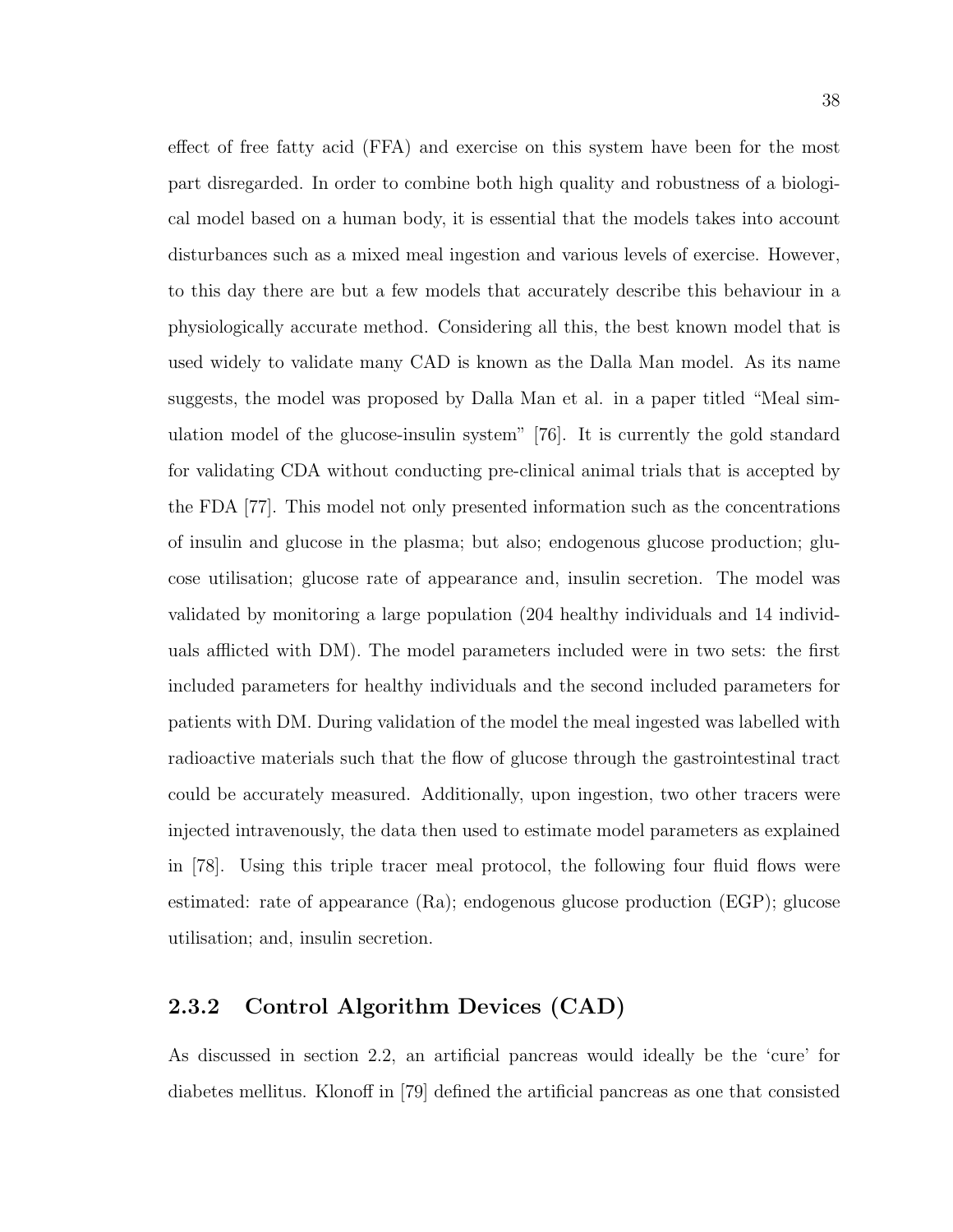effect of free fatty acid (FFA) and exercise on this system have been for the most part disregarded. In order to combine both high quality and robustness of a biological model based on a human body, it is essential that the models takes into account disturbances such as a mixed meal ingestion and various levels of exercise. However, to this day there are but a few models that accurately describe this behaviour in a physiologically accurate method. Considering all this, the best known model that is used widely to validate many CAD is known as the Dalla Man model. As its name suggests, the model was proposed by Dalla Man et al. in a paper titled "Meal simulation model of the glucose-insulin system" [76]. It is currently the gold standard for validating CDA without conducting pre-clinical animal trials that is accepted by the FDA [77]. This model not only presented information such as the concentrations of insulin and glucose in the plasma; but also; endogenous glucose production; glucose utilisation; glucose rate of appearance and, insulin secretion. The model was validated by monitoring a large population (204 healthy individuals and 14 individuals afflicted with DM). The model parameters included were in two sets: the first included parameters for healthy individuals and the second included parameters for patients with DM. During validation of the model the meal ingested was labelled with radioactive materials such that the flow of glucose through the gastrointestinal tract could be accurately measured. Additionally, upon ingestion, two other tracers were injected intravenously, the data then used to estimate model parameters as explained in [78]. Using this triple tracer meal protocol, the following four fluid flows were estimated: rate of appearance (Ra); endogenous glucose production (EGP); glucose utilisation; and, insulin secretion.

### 2.3.2 Control Algorithm Devices (CAD)

As discussed in section 2.2, an artificial pancreas would ideally be the 'cure' for diabetes mellitus. Klonoff in [79] defined the artificial pancreas as one that consisted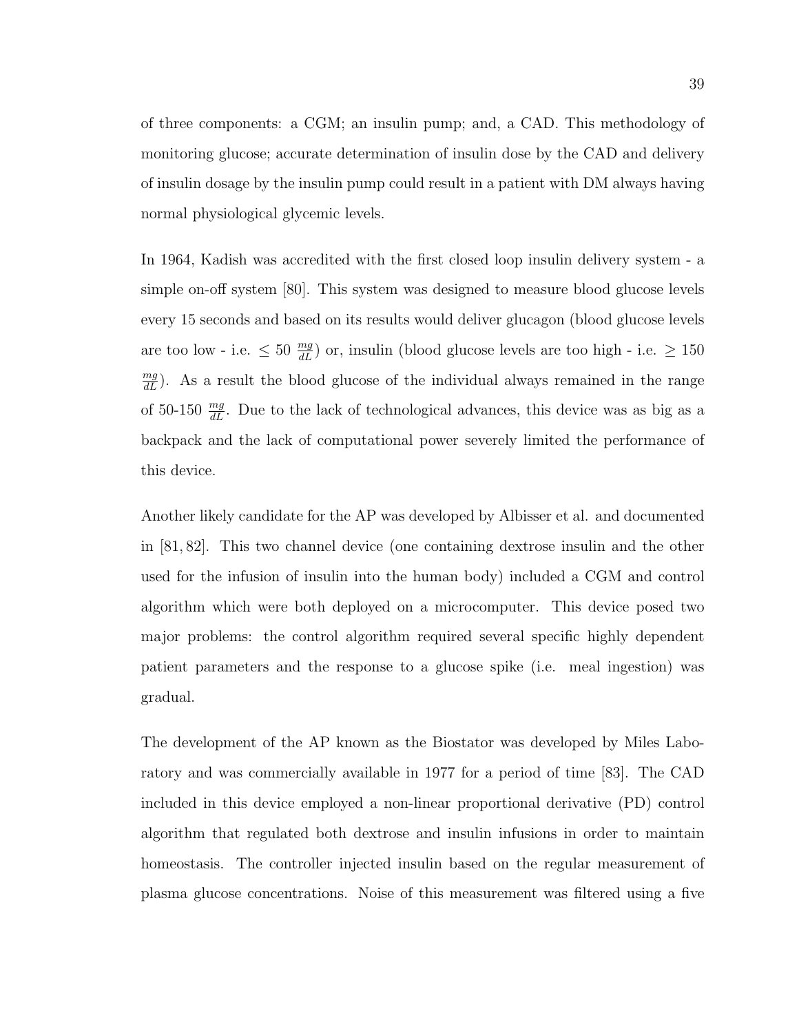of three components: a CGM; an insulin pump; and, a CAD. This methodology of monitoring glucose; accurate determination of insulin dose by the CAD and delivery of insulin dosage by the insulin pump could result in a patient with DM always having normal physiological glycemic levels.

In 1964, Kadish was accredited with the first closed loop insulin delivery system - a simple on-off system [80]. This system was designed to measure blood glucose levels every 15 seconds and based on its results would deliver glucagon (blood glucose levels are too low - i.e. $\leq 50 \frac{mg}{dL}$) or, insulin (blood glucose levels are too high - i.e. $\geq 150 \frac{mg}{dL}$). As a result the blood glucose of the individual always remained in the range of 50-150 $\frac{mg}{dL}$. Due to the lack of technological advances, this device was as big as a backpack and the lack of computational power severely limited the performance of this device.

Another likely candidate for the AP was developed by Albisser et al. and documented in [81, 82]. This two channel device (one containing dextrose insulin and the other used for the infusion of insulin into the human body) included a CGM and control algorithm which were both deployed on a microcomputer. This device posed two major problems: the control algorithm required several specific highly dependent patient parameters and the response to a glucose spike (i.e. meal ingestion) was gradual.

The development of the AP known as the Biostator was developed by Miles Laboratory and was commercially available in 1977 for a period of time [83]. The CAD included in this device employed a non-linear proportional derivative (PD) control algorithm that regulated both dextrose and insulin infusions in order to maintain homeostasis. The controller injected insulin based on the regular measurement of plasma glucose concentrations. Noise of this measurement was filtered using a five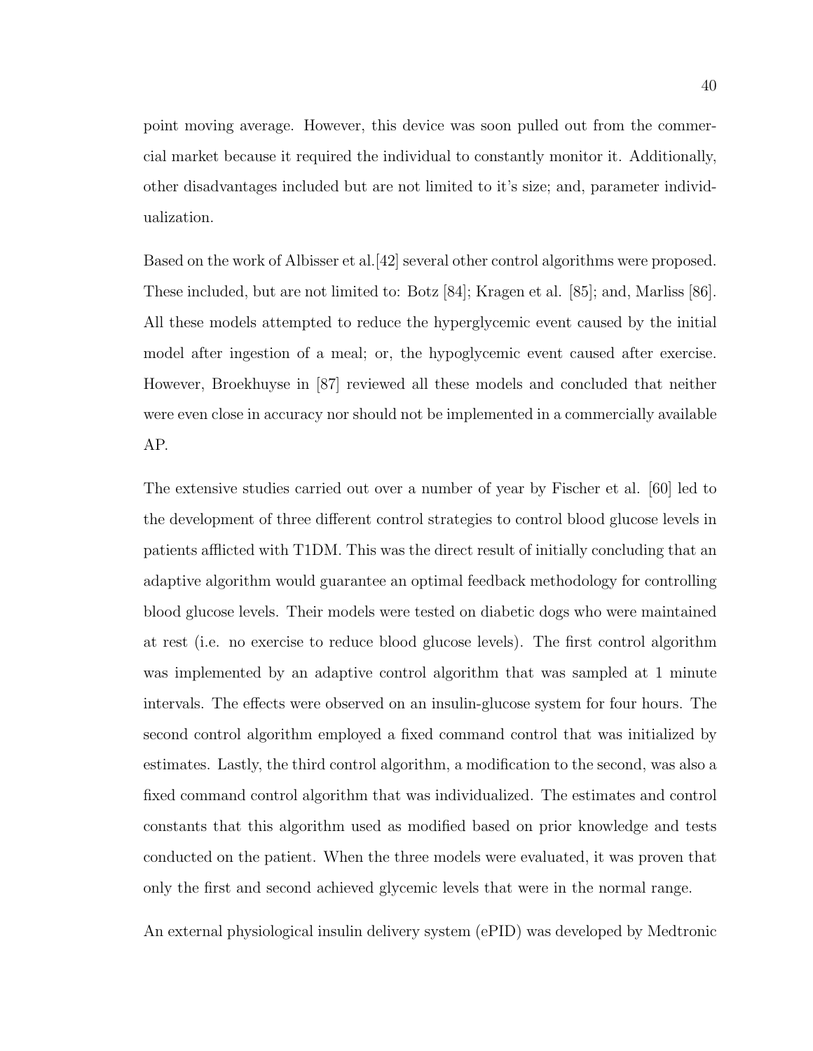point moving average. However, this device was soon pulled out from the commercial market because it required the individual to constantly monitor it. Additionally, other disadvantages included but are not limited to it's size; and, parameter individualization.

Based on the work of Albisser et al.[42] several other control algorithms were proposed. These included, but are not limited to: Botz [84]; Kragen et al. [85]; and, Marliss [86]. All these models attempted to reduce the hyperglycemic event caused by the initial model after ingestion of a meal; or, the hypoglycemic event caused after exercise. However, Broekhuyse in [87] reviewed all these models and concluded that neither were even close in accuracy nor should not be implemented in a commercially available AP.

The extensive studies carried out over a number of year by Fischer et al. [60] led to the development of three different control strategies to control blood glucose levels in patients afflicted with T1DM. This was the direct result of initially concluding that an adaptive algorithm would guarantee an optimal feedback methodology for controlling blood glucose levels. Their models were tested on diabetic dogs who were maintained at rest (i.e. no exercise to reduce blood glucose levels). The first control algorithm was implemented by an adaptive control algorithm that was sampled at 1 minute intervals. The effects were observed on an insulin-glucose system for four hours. The second control algorithm employed a fixed command control that was initialized by estimates. Lastly, the third control algorithm, a modification to the second, was also a fixed command control algorithm that was individualized. The estimates and control constants that this algorithm used as modified based on prior knowledge and tests conducted on the patient. When the three models were evaluated, it was proven that only the first and second achieved glycemic levels that were in the normal range.

An external physiological insulin delivery system (ePID) was developed by Medtronic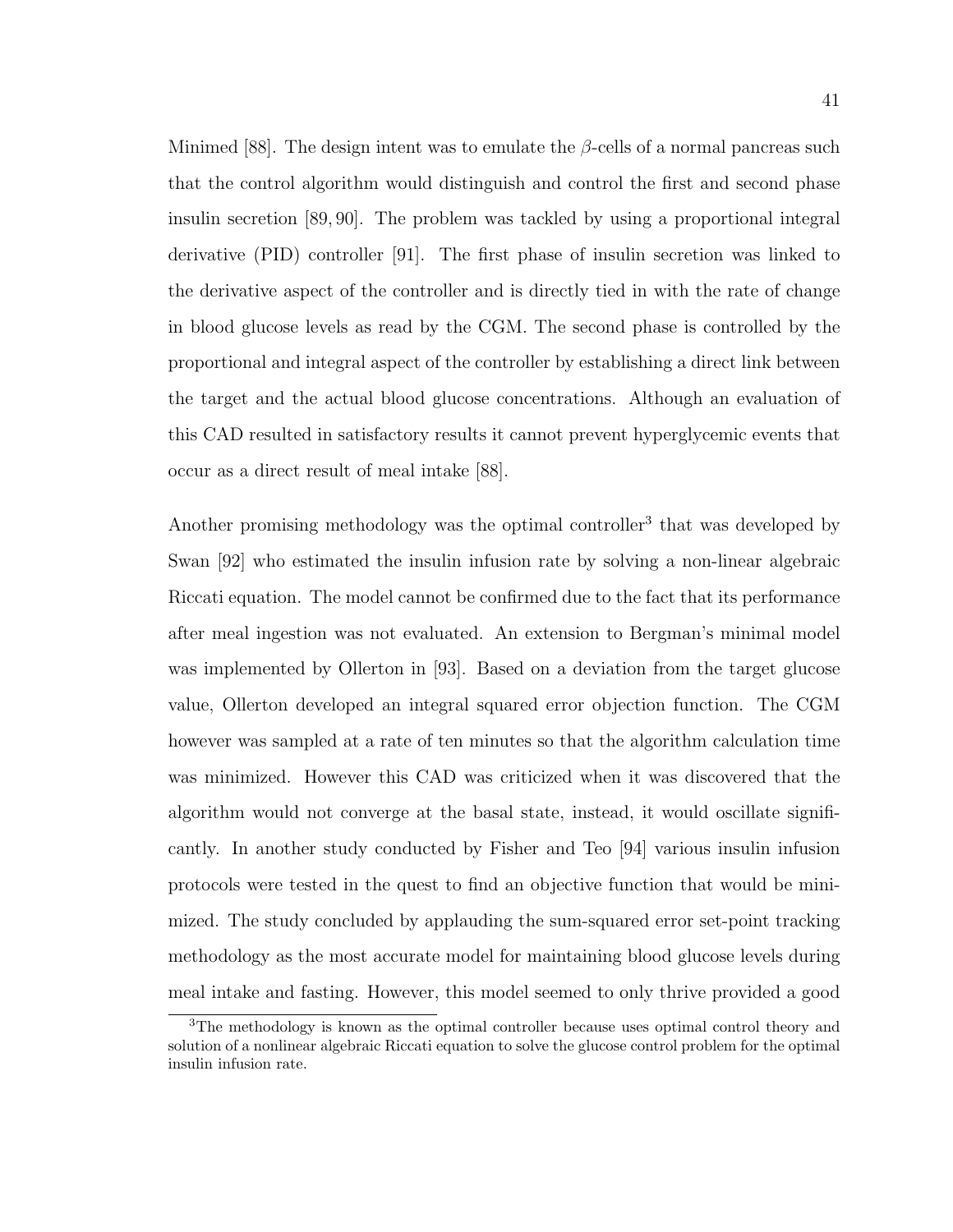Minimed [88]. The design intent was to emulate the $\beta$-cells of a normal pancreas such that the control algorithm would distinguish and control the first and second phase insulin secretion [89, 90]. The problem was tackled by using a proportional integral derivative (PID) controller [91]. The first phase of insulin secretion was linked to the derivative aspect of the controller and is directly tied in with the rate of change in blood glucose levels as read by the CGM. The second phase is controlled by the proportional and integral aspect of the controller by establishing a direct link between the target and the actual blood glucose concentrations. Although an evaluation of this CAD resulted in satisfactory results it cannot prevent hyperglycemic events that occur as a direct result of meal intake [88].

Another promising methodology was the optimal controller[3] that was developed by Swan [92] who estimated the insulin infusion rate by solving a non-linear algebraic Riccati equation. The model cannot be confirmed due to the fact that its performance after meal ingestion was not evaluated. An extension to Bergman's minimal model was implemented by Ollerton in [93]. Based on a deviation from the target glucose value, Ollerton developed an integral squared error objection function. The CGM however was sampled at a rate of ten minutes so that the algorithm calculation time was minimized. However this CAD was criticized when it was discovered that the algorithm would not converge at the basal state, instead, it would oscillate significantly. In another study conducted by Fisher and Teo [94] various insulin infusion protocols were tested in the quest to find an objective function that would be minimized. The study concluded by applauding the sum-squared error set-point tracking methodology as the most accurate model for maintaining blood glucose levels during meal intake and fasting. However, this model seemed to only thrive provided a good

[3]The methodology is known as the optimal controller because uses optimal control theory and solution of a nonlinear algebraic Riccati equation to solve the glucose control problem for the optimal insulin infusion rate.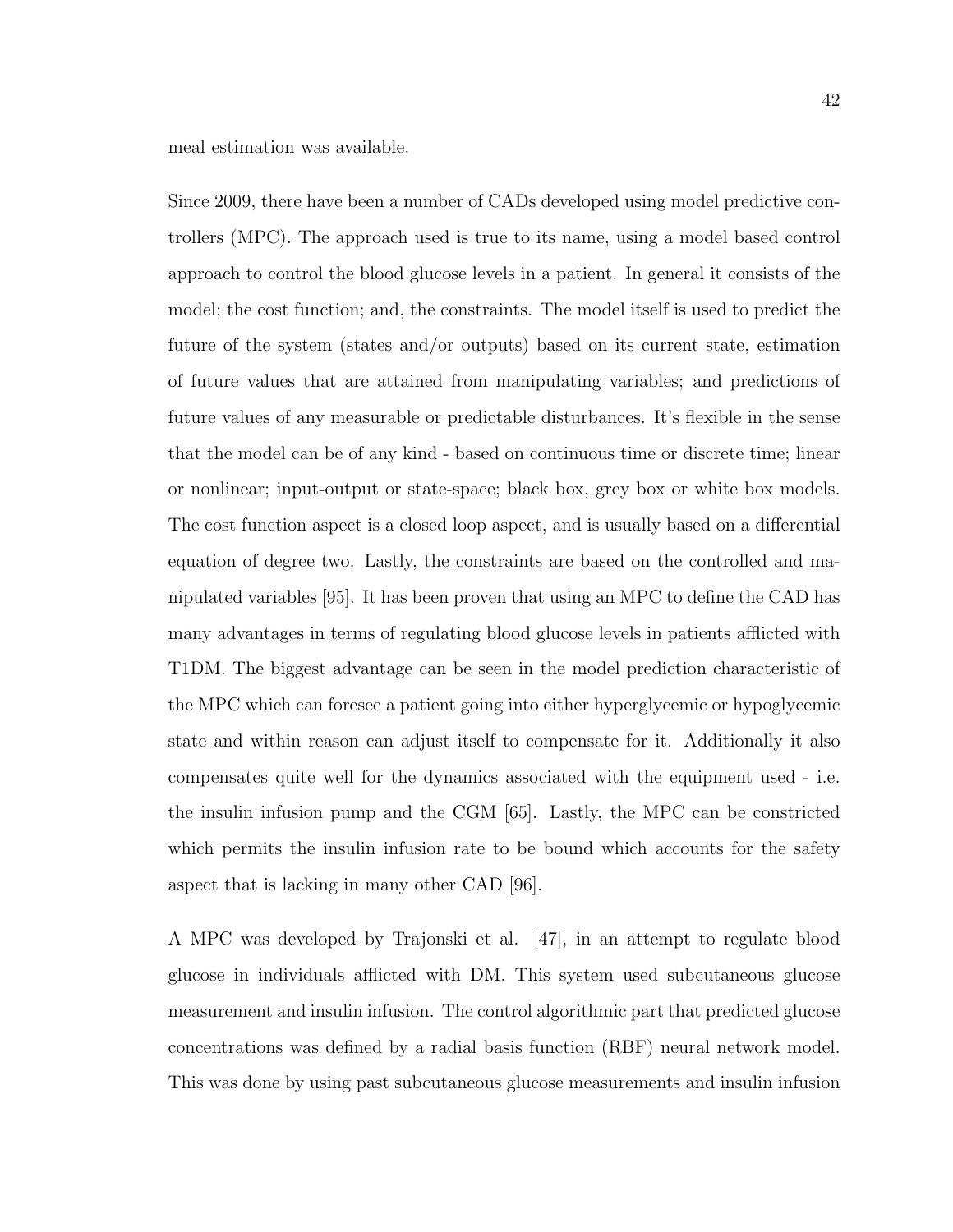meal estimation was available.

Since 2009, there have been a number of CADs developed using model predictive controllers (MPC). The approach used is true to its name, using a model based control approach to control the blood glucose levels in a patient. In general it consists of the model; the cost function; and, the constraints. The model itself is used to predict the future of the system (states and/or outputs) based on its current state, estimation of future values that are attained from manipulating variables; and predictions of future values of any measurable or predictable disturbances. It's flexible in the sense that the model can be of any kind - based on continuous time or discrete time; linear or nonlinear; input-output or state-space; black box, grey box or white box models. The cost function aspect is a closed loop aspect, and is usually based on a differential equation of degree two. Lastly, the constraints are based on the controlled and manipulated variables [95]. It has been proven that using an MPC to define the CAD has many advantages in terms of regulating blood glucose levels in patients afflicted with T1DM. The biggest advantage can be seen in the model prediction characteristic of the MPC which can foresee a patient going into either hyperglycemic or hypoglycemic state and within reason can adjust itself to compensate for it. Additionally it also compensates quite well for the dynamics associated with the equipment used - i.e. the insulin infusion pump and the CGM [65]. Lastly, the MPC can be constricted which permits the insulin infusion rate to be bound which accounts for the safety aspect that is lacking in many other CAD [96].

A MPC was developed by Trajonski et al. [47], in an attempt to regulate blood glucose in individuals afflicted with DM. This system used subcutaneous glucose measurement and insulin infusion. The control algorithmic part that predicted glucose concentrations was defined by a radial basis function (RBF) neural network model. This was done by using past subcutaneous glucose measurements and insulin infusion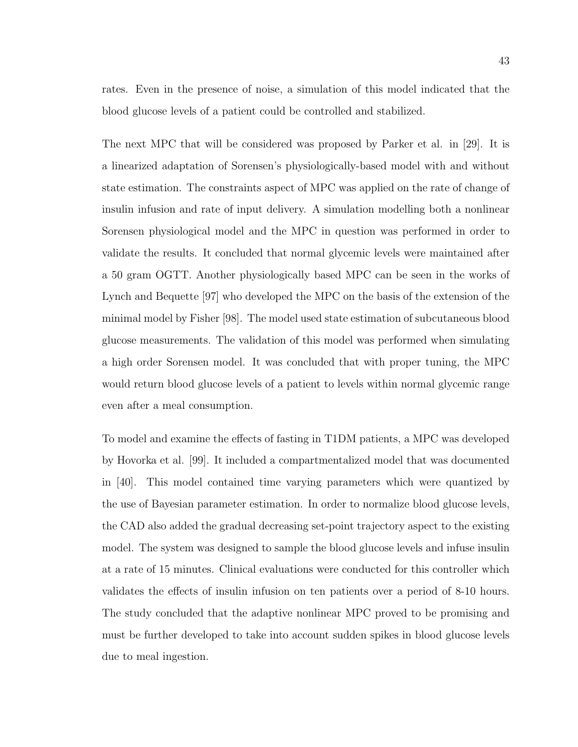rates. Even in the presence of noise, a simulation of this model indicated that the blood glucose levels of a patient could be controlled and stabilized.

The next MPC that will be considered was proposed by Parker et al. in [29]. It is a linearized adaptation of Sorensen's physiologically-based model with and without state estimation. The constraints aspect of MPC was applied on the rate of change of insulin infusion and rate of input delivery. A simulation modelling both a nonlinear Sorensen physiological model and the MPC in question was performed in order to validate the results. It concluded that normal glycemic levels were maintained after a 50 gram OGTT. Another physiologically based MPC can be seen in the works of Lynch and Bequette [97] who developed the MPC on the basis of the extension of the minimal model by Fisher [98]. The model used state estimation of subcutaneous blood glucose measurements. The validation of this model was performed when simulating a high order Sorensen model. It was concluded that with proper tuning, the MPC would return blood glucose levels of a patient to levels within normal glycemic range even after a meal consumption.

To model and examine the effects of fasting in T1DM patients, a MPC was developed by Hovorka et al. [99]. It included a compartmentalized model that was documented in [40]. This model contained time varying parameters which were quantized by the use of Bayesian parameter estimation. In order to normalize blood glucose levels, the CAD also added the gradual decreasing set-point trajectory aspect to the existing model. The system was designed to sample the blood glucose levels and infuse insulin at a rate of 15 minutes. Clinical evaluations were conducted for this controller which validates the effects of insulin infusion on ten patients over a period of 8-10 hours. The study concluded that the adaptive nonlinear MPC proved to be promising and must be further developed to take into account sudden spikes in blood glucose levels due to meal ingestion.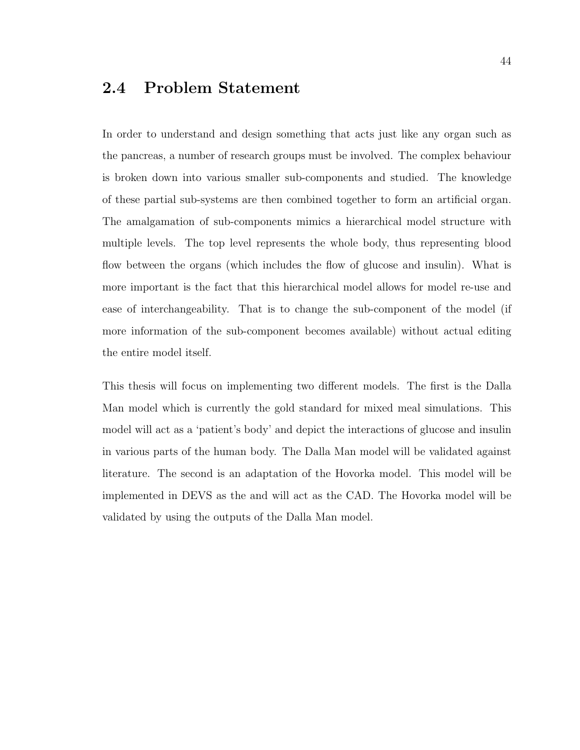## 2.4 Problem Statement

In order to understand and design something that acts just like any organ such as the pancreas, a number of research groups must be involved. The complex behaviour is broken down into various smaller sub-components and studied. The knowledge of these partial sub-systems are then combined together to form an artificial organ. The amalgamation of sub-components mimics a hierarchical model structure with multiple levels. The top level represents the whole body, thus representing blood flow between the organs (which includes the flow of glucose and insulin). What is more important is the fact that this hierarchical model allows for model re-use and ease of interchangeability. That is to change the sub-component of the model (if more information of the sub-component becomes available) without actual editing the entire model itself.

This thesis will focus on implementing two different models. The first is the Dalla Man model which is currently the gold standard for mixed meal simulations. This model will act as a 'patient's body' and depict the interactions of glucose and insulin in various parts of the human body. The Dalla Man model will be validated against literature. The second is an adaptation of the Hovorka model. This model will be implemented in DEVS as the and will act as the CAD. The Hovorka model will be validated by using the outputs of the Dalla Man model.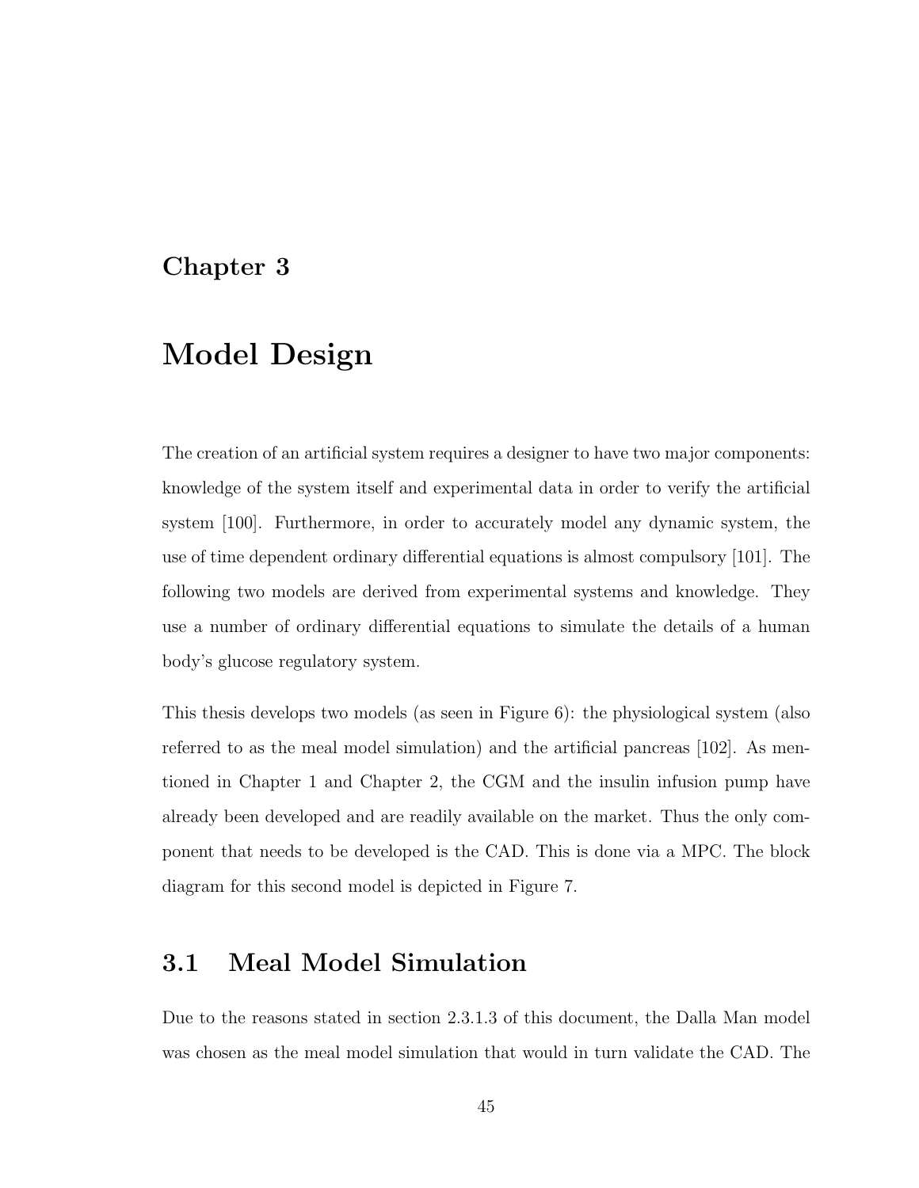# Chapter 3

# Model Design

The creation of an artificial system requires a designer to have two major components: knowledge of the system itself and experimental data in order to verify the artificial system [100]. Furthermore, in order to accurately model any dynamic system, the use of time dependent ordinary differential equations is almost compulsory [101]. The following two models are derived from experimental systems and knowledge. They use a number of ordinary differential equations to simulate the details of a human body's glucose regulatory system.

This thesis develops two models (as seen in Figure 6): the physiological system (also referred to as the meal model simulation) and the artificial pancreas [102]. As mentioned in Chapter 1 and Chapter 2, the CGM and the insulin infusion pump have already been developed and are readily available on the market. Thus the only component that needs to be developed is the CAD. This is done via a MPC. The block diagram for this second model is depicted in Figure 7.

## 3.1 Meal Model Simulation

Due to the reasons stated in section 2.3.1.3 of this document, the Dalla Man model was chosen as the meal model simulation that would in turn validate the CAD. The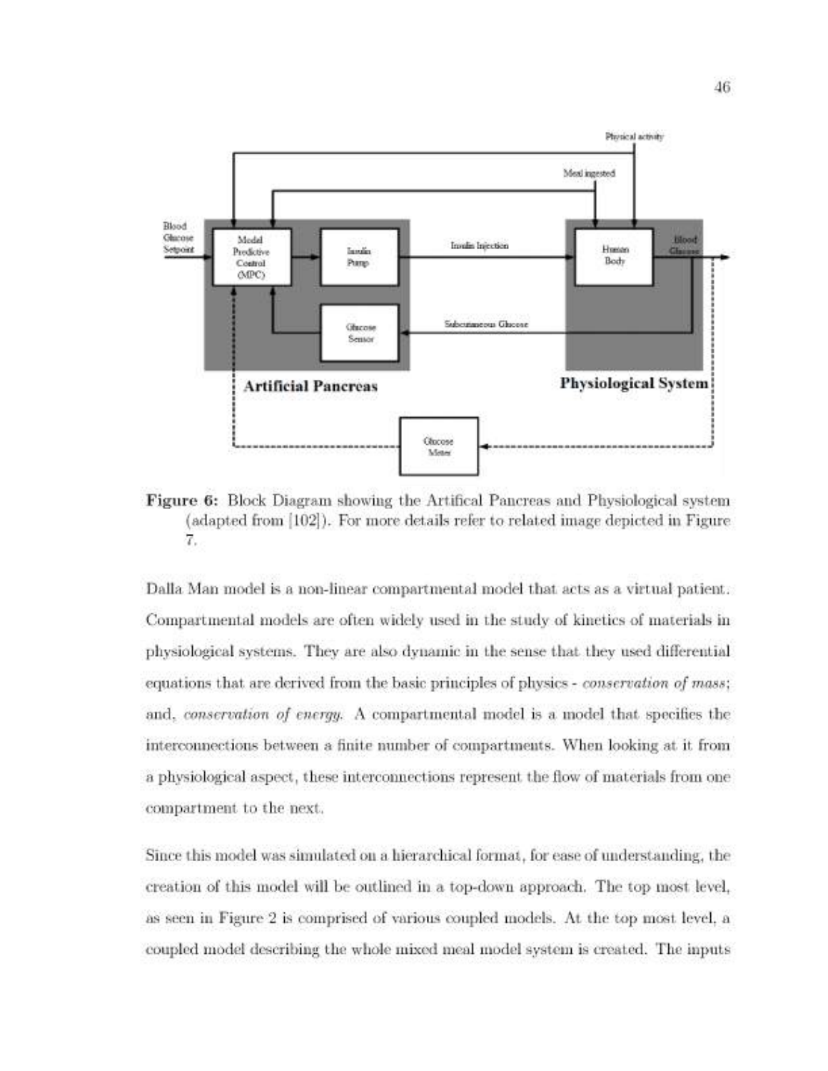**Figure 6:** Block Diagram showing the Artifical Pancreas and Physiological system (adapted from [102]). For more details refer to related image depicted in Figure 7.

Dalla Man model is a non-linear compartmental model that acts as a virtual patient. Compartmental models are often widely used in the study of kinetics of materials in physiological systems. They are also dynamic in the sense that they used differential equations that are derived from the basic principles of physics - *conservation of mass*; and, *conservation of energy*. A compartmental model is a model that specifies the interconnections between a finite number of compartments. When looking at it from a physiological aspect, these interconnections represent the flow of materials from one compartment to the next.

Since this model was simulated on a hierarchical format, for ease of understanding, the creation of this model will be outlined in a top-down approach. The top most level, as seen in Figure 2 is comprised of various coupled models. At the top most level, a coupled model describing the whole mixed meal model system is created. The inputs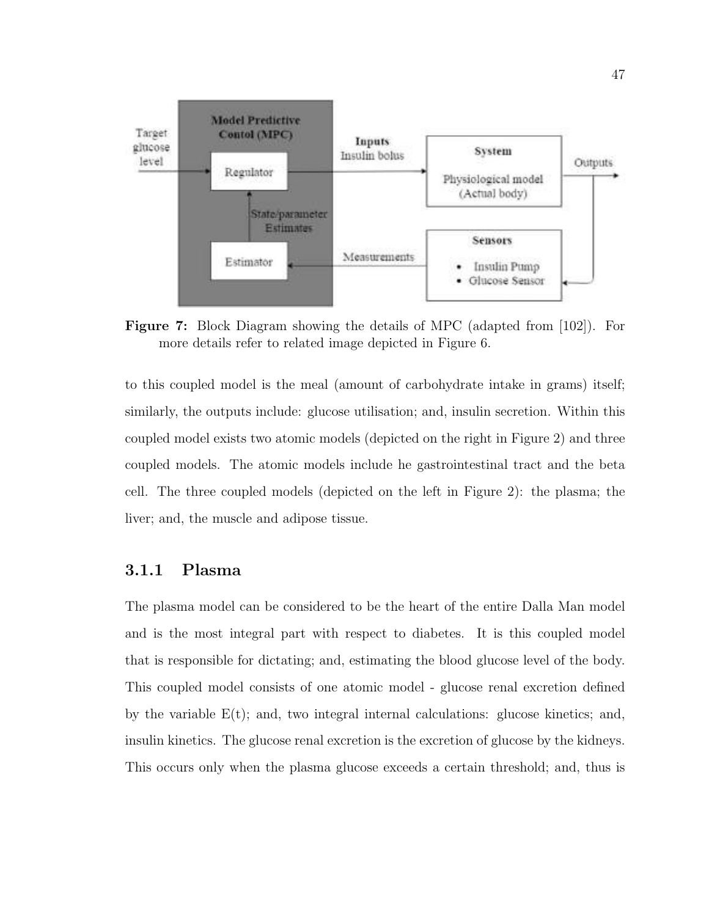**Figure 7:** Block Diagram showing the details of MPC (adapted from [102]). For more details refer to related image depicted in Figure 6.

to this coupled model is the meal (amount of carbohydrate intake in grams) itself; similarly, the outputs include: glucose utilisation; and, insulin secretion. Within this coupled model exists two atomic models (depicted on the right in Figure 2) and three coupled models. The atomic models include he gastrointestinal tract and the beta cell. The three coupled models (depicted on the left in Figure 2): the plasma; the liver; and, the muscle and adipose tissue.

### 3.1.1 Plasma

The plasma model can be considered to be the heart of the entire Dalla Man model and is the most integral part with respect to diabetes. It is this coupled model that is responsible for dictating; and, estimating the blood glucose level of the body. This coupled model consists of one atomic model - glucose renal excretion defined by the variable E(t); and, two integral internal calculations: glucose kinetics; and, insulin kinetics. The glucose renal excretion is the excretion of glucose by the kidneys. This occurs only when the plasma glucose exceeds a certain threshold; and, thus is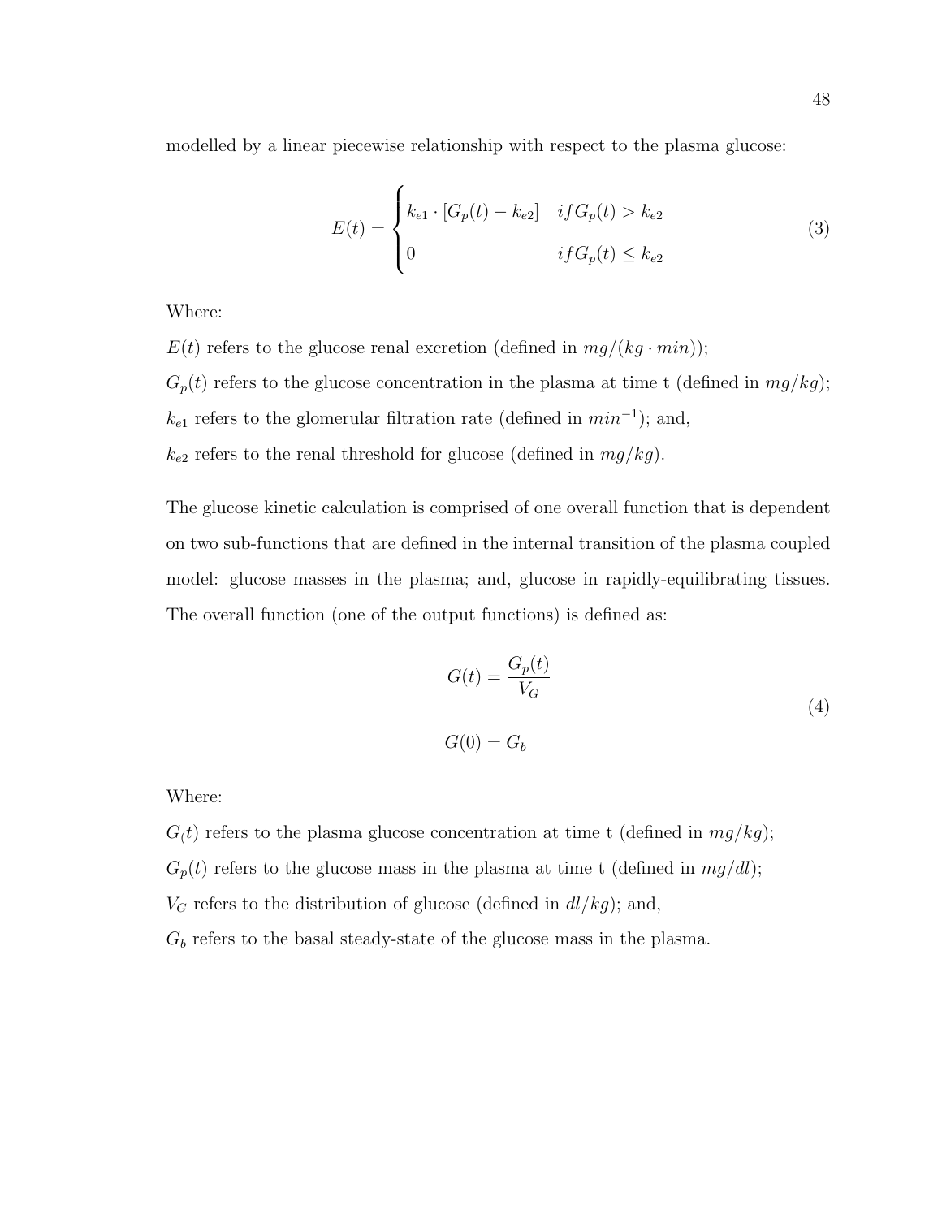modelled by a linear piecewise relationship with respect to the plasma glucose:

$$E(t) = \begin{cases} k_{e1} \cdot [G_p(t) - k_{e2}] & if G_p(t) > k_{e2} \\ 0 & if G_p(t) \leq k_{e2} \end{cases} \tag{3}$$

Where:

$E(t)$ refers to the glucose renal excretion (defined in $mg/(kg \cdot min)$);

$G_p(t)$ refers to the glucose concentration in the plasma at time t (defined in $mg/kg$);

$k_{e1}$ refers to the glomerular filtration rate (defined in $min^{-1}$); and,

$k_{e2}$ refers to the renal threshold for glucose (defined in $mg/kg$).

The glucose kinetic calculation is comprised of one overall function that is dependent on two sub-functions that are defined in the internal transition of the plasma coupled model: glucose masses in the plasma; and, glucose in rapidly-equilibrating tissues. The overall function (one of the output functions) is defined as:

$$G(t) = \frac{G_p(t)}{V_G}$$
$$G(0) = G_b \tag{4}$$

Where:

$G_(t)$ refers to the plasma glucose concentration at time t (defined in $mg/kg$);

$G_p(t)$ refers to the glucose mass in the plasma at time t (defined in $mg/dl$);

$V_G$ refers to the distribution of glucose (defined in $dl/kg$); and,

$G_b$ refers to the basal steady-state of the glucose mass in the plasma.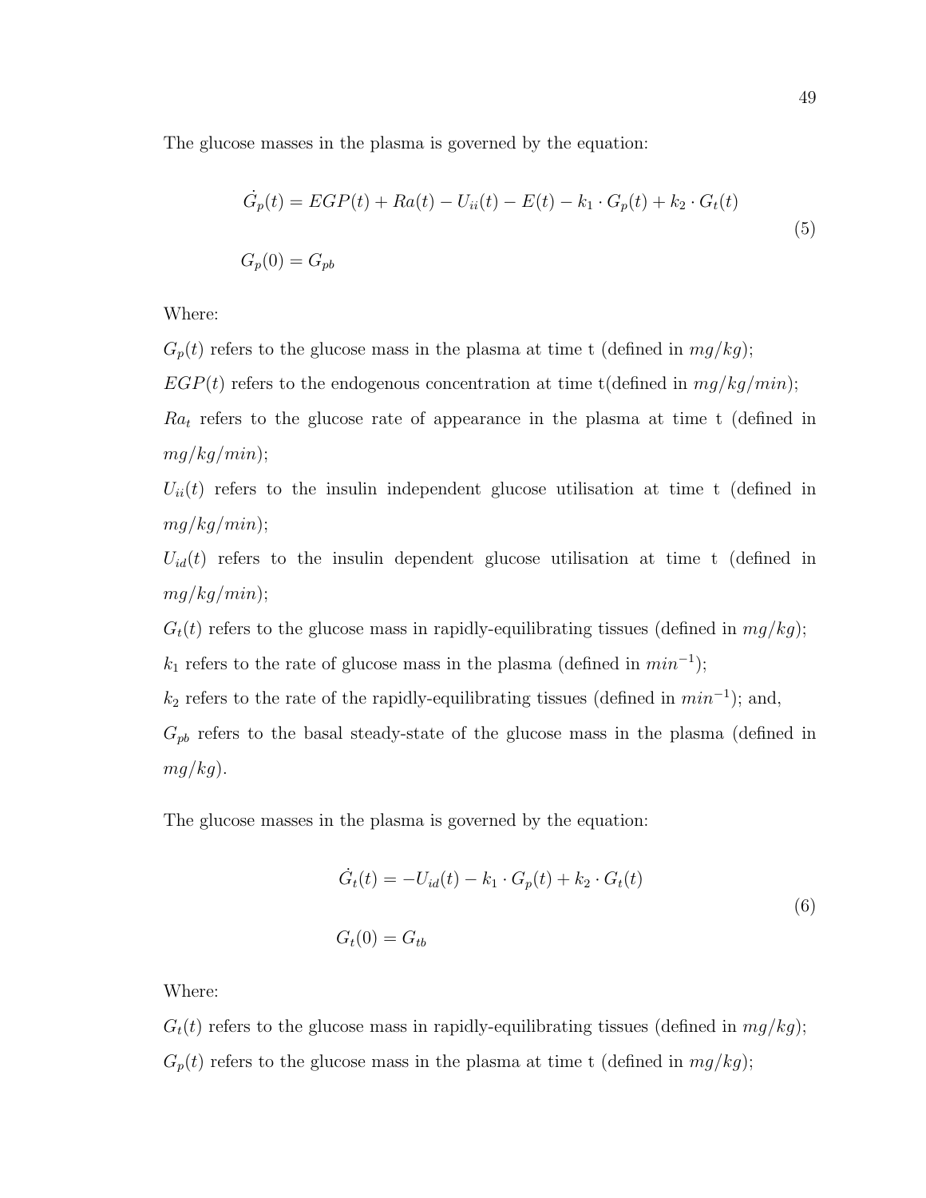The glucose masses in the plasma is governed by the equation:

$$
\begin{aligned}
&\dot{G}_p(t) = EGP(t) + Ra(t) - U_{ii}(t) - E(t) - k_1 \cdot G_p(t) + k_2 \cdot G_t(t) \\
&G_p(0) = G_{pb}
\end{aligned}
\tag{5}
$$

Where:

$G_p(t)$ refers to the glucose mass in the plasma at time t (defined in $mg/kg$);

$EGP(t)$ refers to the endogenous concentration at time t(defined in $mg/kg/min$);

$Ra_t$ refers to the glucose rate of appearance in the plasma at time t (defined in $mg/kg/min$);

$U_{ii}(t)$ refers to the insulin independent glucose utilisation at time t (defined in $mg/kg/min$);

$U_{id}(t)$ refers to the insulin dependent glucose utilisation at time t (defined in $mg/kg/min$);

$G_t(t)$ refers to the glucose mass in rapidly-equilibrating tissues (defined in $mg/kg$);

$k_1$ refers to the rate of glucose mass in the plasma (defined in $min^{-1}$);

$k_2$ refers to the rate of the rapidly-equilibrating tissues (defined in $min^{-1}$); and,

$G_{pb}$ refers to the basal steady-state of the glucose mass in the plasma (defined in $mg/kg$).

The glucose masses in the plasma is governed by the equation:

$$
\begin{aligned}
&\dot{G}_t(t) = -U_{id}(t) - k_1 \cdot G_p(t) + k_2 \cdot G_t(t) \\
&G_t(0) = G_{tb}
\end{aligned}
\tag{6}
$$

Where:

$G_t(t)$ refers to the glucose mass in rapidly-equilibrating tissues (defined in $mg/kg$);

$G_p(t)$ refers to the glucose mass in the plasma at time t (defined in $mg/kg$);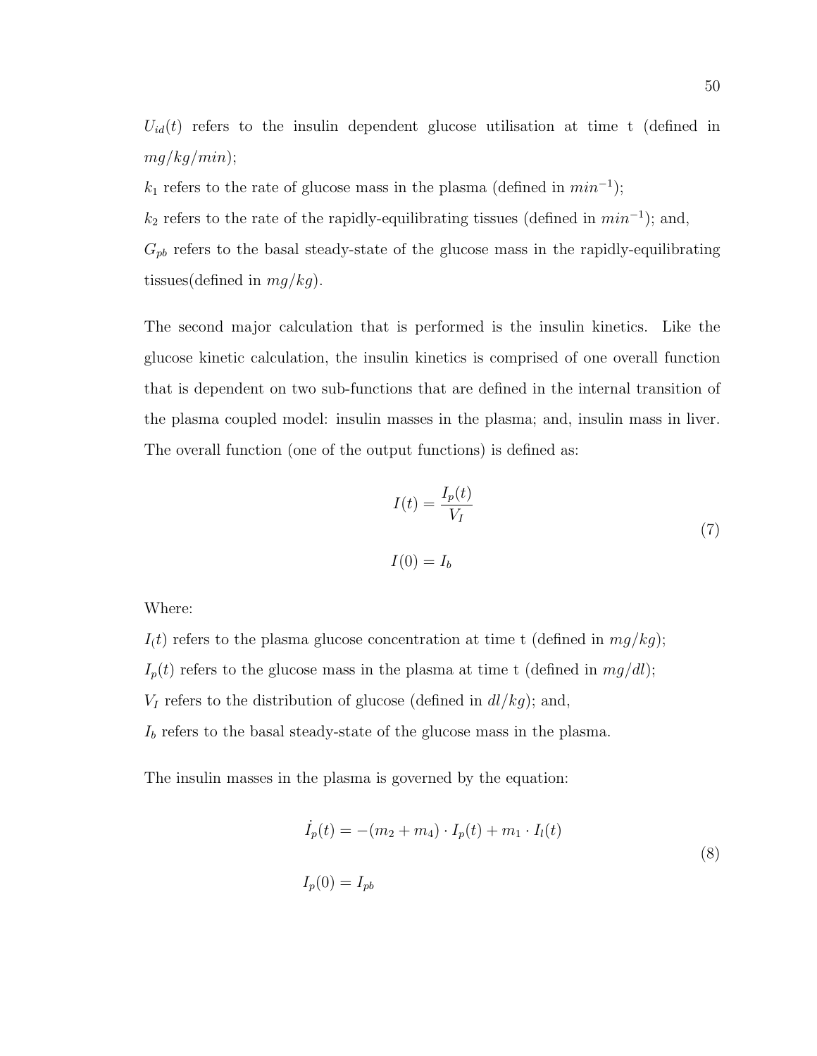$U_{id}(t)$ refers to the insulin dependent glucose utilisation at time t (defined in $mg/kg/min$);

$k_1$ refers to the rate of glucose mass in the plasma (defined in $min^{-1}$);

$k_2$ refers to the rate of the rapidly-equilibrating tissues (defined in $min^{-1}$); and,

$G_{pb}$ refers to the basal steady-state of the glucose mass in the rapidly-equilibrating tissues(defined in $mg/kg$).

The second major calculation that is performed is the insulin kinetics. Like the glucose kinetic calculation, the insulin kinetics is comprised of one overall function that is dependent on two sub-functions that are defined in the internal transition of the plasma coupled model: insulin masses in the plasma; and, insulin mass in liver. The overall function (one of the output functions) is defined as:

$$
\begin{aligned}
I(t) &= \frac{I_p(t)}{V_I} \\
I(0) &= I_b
\end{aligned}
\tag{7}
$$

Where:

$I_(t)$ refers to the plasma glucose concentration at time t (defined in $mg/kg$);

$I_p(t)$ refers to the glucose mass in the plasma at time t (defined in $mg/dl$);

$V_I$ refers to the distribution of glucose (defined in $dl/kg$); and,

$I_b$ refers to the basal steady-state of the glucose mass in the plasma.

The insulin masses in the plasma is governed by the equation:

$$
\begin{aligned}
\dot{I}_p(t) &= -(m_2 + m_4) \cdot I_p(t) + m_1 \cdot I_l(t) \\
I_p(0) &= I_{pb}
\end{aligned}
\tag{8}
$$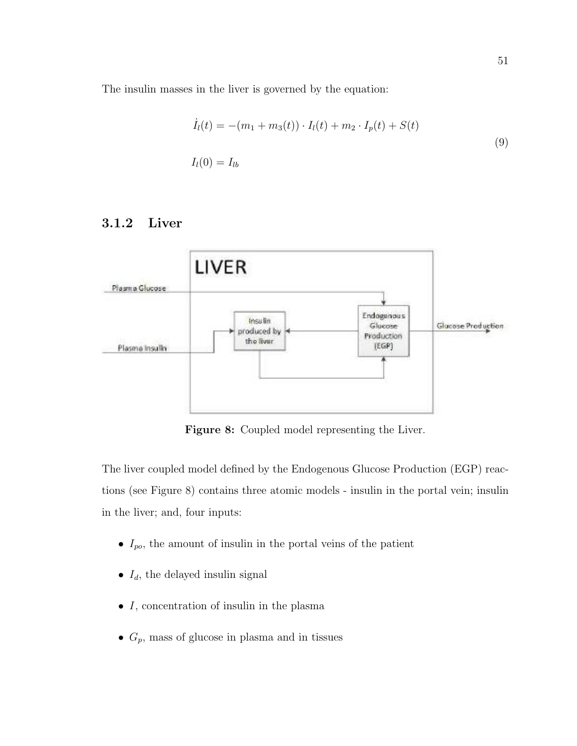The insulin masses in the liver is governed by the equation:

$$
\begin{aligned}
\dot{I}_l(t) &= -(m_1 + m_3(t)) \cdot I_l(t) + m_2 \cdot I_p(t) + S(t) \\
I_l(0) &= I_{lb}
\end{aligned}
\tag{9}
$$

### 3.1.2 Liver

Figure 8: Coupled model representing the Liver.

The liver coupled model defined by the Endogenous Glucose Production (EGP) reactions (see Figure 8) contains three atomic models - insulin in the portal vein; insulin in the liver; and, four inputs:

- $I_{po}$, the amount of insulin in the portal veins of the patient
- $I_d$, the delayed insulin signal
- $I$, concentration of insulin in the plasma
- $G_p$, mass of glucose in plasma and in tissues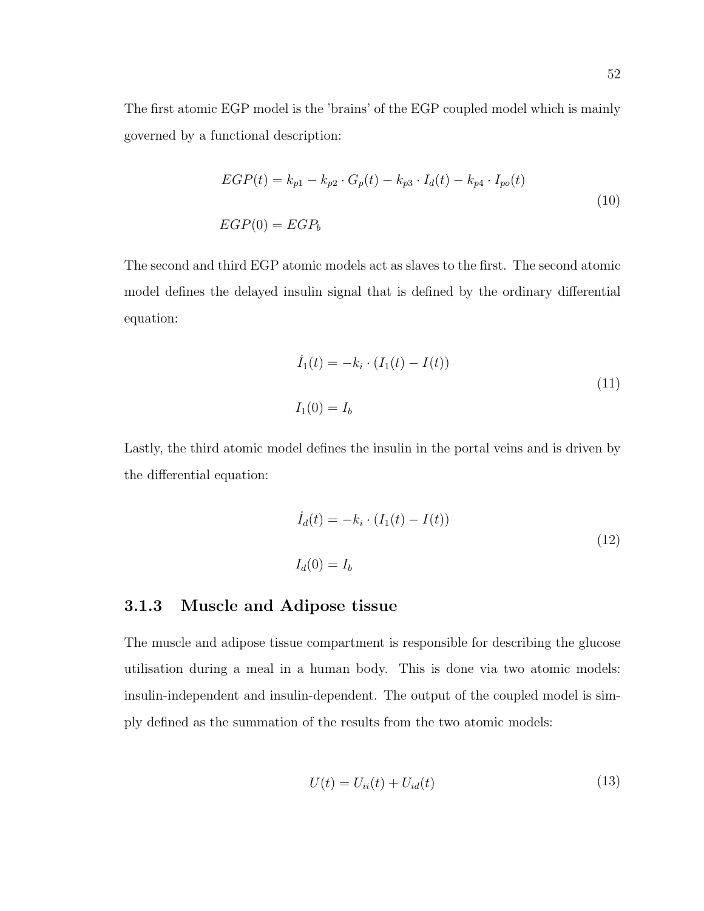The first atomic EGP model is the 'brains' of the EGP coupled model which is mainly governed by a functional description:

$$EGP(t) = k_{p1} - k_{p2} \cdot G_p(t) - k_{p3} \cdot I_d(t) - k_{p4} \cdot I_{po}(t)$$
$$EGP(0) = EGP_b \tag{10}$$

The second and third EGP atomic models act as slaves to the first. The second atomic model defines the delayed insulin signal that is defined by the ordinary differential equation:

$$\dot{I}_1(t) = -k_i \cdot (I_1(t) - I(t))$$
$$I_1(0) = I_b \tag{11}$$

Lastly, the third atomic model defines the insulin in the portal veins and is driven by the differential equation:

$$\dot{I}_d(t) = -k_i \cdot (I_1(t) - I(t))$$
$$I_d(0) = I_b \tag{12}$$

### 3.1.3 Muscle and Adipose tissue

The muscle and adipose tissue compartment is responsible for describing the glucose utilisation during a meal in a human body. This is done via two atomic models: insulin-independent and insulin-dependent. The output of the coupled model is simply defined as the summation of the results from the two atomic models:

$$U(t) = U_{ii}(t) + U_{id}(t) \tag{13}$$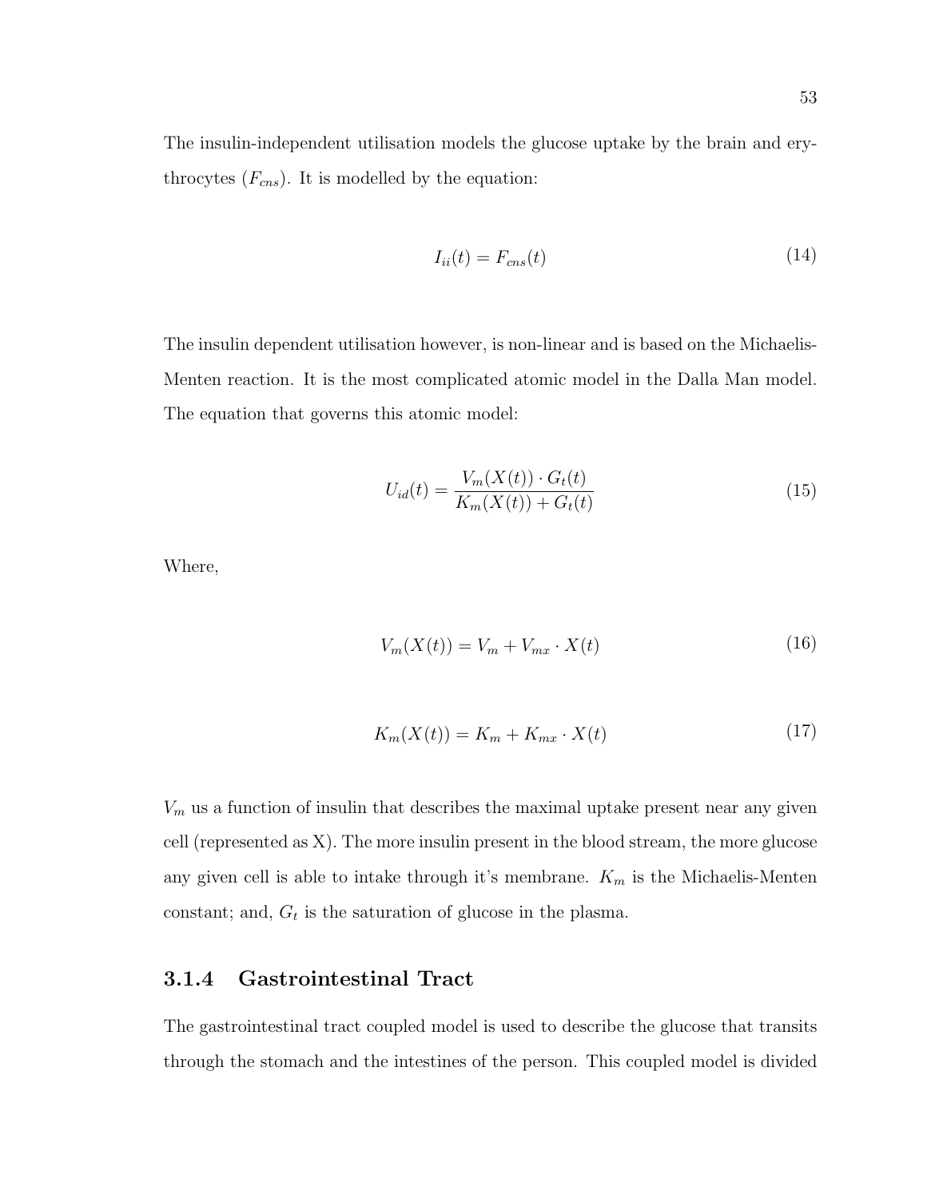The insulin-independent utilisation models the glucose uptake by the brain and erythrocytes ($F_{cns}$). It is modelled by the equation:

$$I_{ii}(t) = F_{cns}(t) \tag{14}$$

The insulin dependent utilisation however, is non-linear and is based on the Michaelis-Menten reaction. It is the most complicated atomic model in the Dalla Man model. The equation that governs this atomic model:

$$U_{id}(t) = \frac{V_m(X(t)) \cdot G_t(t)}{K_m(X(t)) + G_t(t)} \tag{15}$$

Where,

$$V_m(X(t)) = V_m + V_{mx} \cdot X(t) \tag{16}$$

$$K_m(X(t)) = K_m + K_{mx} \cdot X(t) \tag{17}$$

$V_m$ us a function of insulin that describes the maximal uptake present near any given cell (represented as X). The more insulin present in the blood stream, the more glucose any given cell is able to intake through it's membrane. $K_m$ is the Michaelis-Menten constant; and, $G_t$ is the saturation of glucose in the plasma.

### 3.1.4 Gastrointestinal Tract

The gastrointestinal tract coupled model is used to describe the glucose that transits through the stomach and the intestines of the person. This coupled model is divided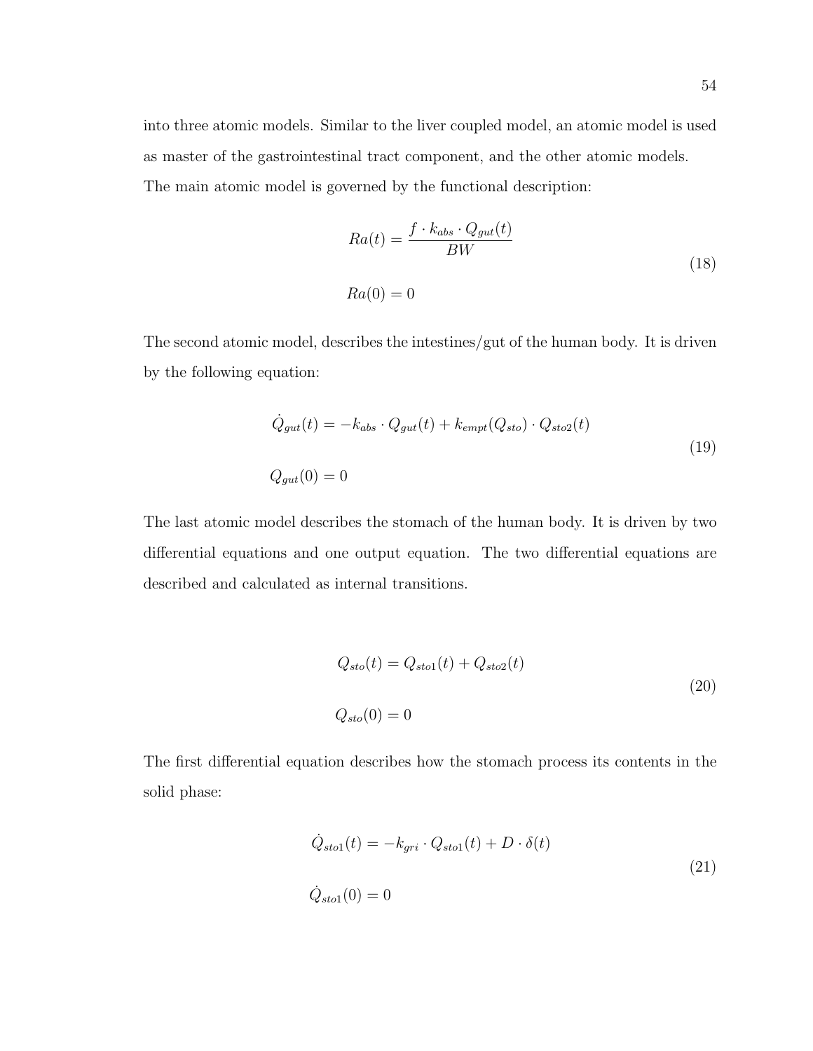into three atomic models. Similar to the liver coupled model, an atomic model is used as master of the gastrointestinal tract component, and the other atomic models. The main atomic model is governed by the functional description:

$$
\begin{aligned}
Ra(t) &= \frac{f \cdot k_{abs} \cdot Q_{gut}(t)}{BW} \\
Ra(0) &= 0
\end{aligned}
\tag{18}
$$

The second atomic model, describes the intestines/gut of the human body. It is driven by the following equation:

$$
\begin{aligned}
&\dot{Q}_{gut}(t) = -k_{abs} \cdot Q_{gut}(t) + k_{empt}(Q_{sto}) \cdot Q_{sto2}(t) \\
&Q_{gut}(0) = 0
\end{aligned}
\tag{19}
$$

The last atomic model describes the stomach of the human body. It is driven by two differential equations and one output equation. The two differential equations are described and calculated as internal transitions.

$$
\begin{aligned}
&Q_{sto}(t) = Q_{sto1}(t) + Q_{sto2}(t) \\
&Q_{sto}(0) = 0
\end{aligned}
\tag{20}
$$

The first differential equation describes how the stomach process its contents in the solid phase:

$$
\begin{aligned}
&\dot{Q}_{sto1}(t) = -k_{gri} \cdot Q_{sto1}(t) + D \cdot \delta(t) \\
&\dot{Q}_{sto1}(0) = 0
\end{aligned}
\tag{21}
$$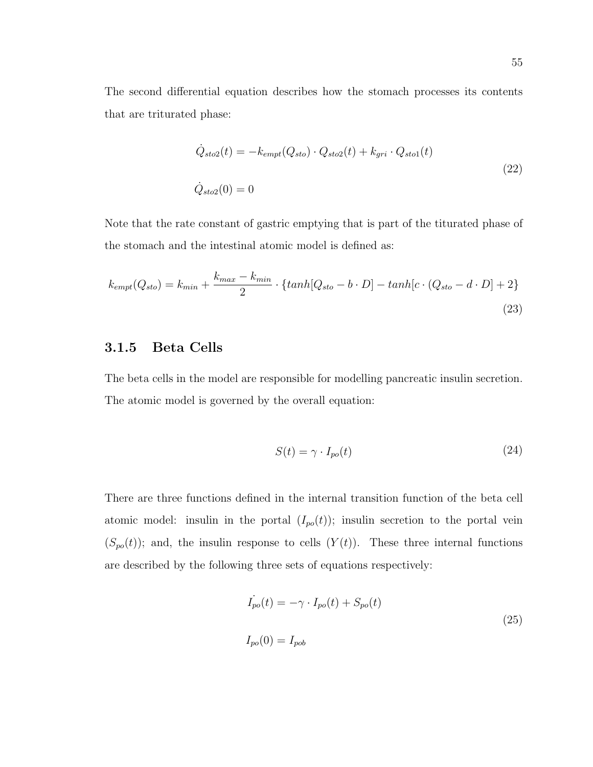The second differential equation describes how the stomach processes its contents that are triturated phase:

$$
\begin{aligned}
&\dot{Q}_{sto2}(t) = -k_{empt}(Q_{sto}) \cdot Q_{sto2}(t) + k_{gri} \cdot Q_{sto1}(t) \\
&\dot{Q}_{sto2}(0) = 0
\end{aligned}
\tag{22}
$$

Note that the rate constant of gastric emptying that is part of the titurated phase of the stomach and the intestinal atomic model is defined as:

$$
k_{empt}(Q_{sto}) = k_{min} + \frac{k_{max} - k_{min}}{2} \cdot \{tanh[Q_{sto} - b \cdot D] - tanh[c \cdot (Q_{sto} - d \cdot D] + 2\}
\tag{23}
$$

### 3.1.5 Beta Cells

The beta cells in the model are responsible for modelling pancreatic insulin secretion. The atomic model is governed by the overall equation:

$$
S(t) = \gamma \cdot I_{po}(t)
\tag{24}
$$

There are three functions defined in the internal transition function of the beta cell atomic model: insulin in the portal ($I_{po}(t)$); insulin secretion to the portal vein ($S_{po}(t)$); and, the insulin response to cells ($Y(t)$). These three internal functions are described by the following three sets of equations respectively:

$$
\begin{aligned}
&\dot{I_{po}}(t) = -\gamma \cdot I_{po}(t) + S_{po}(t) \\
&I_{po}(0) = I_{pob}
\end{aligned}
\tag{25}
$$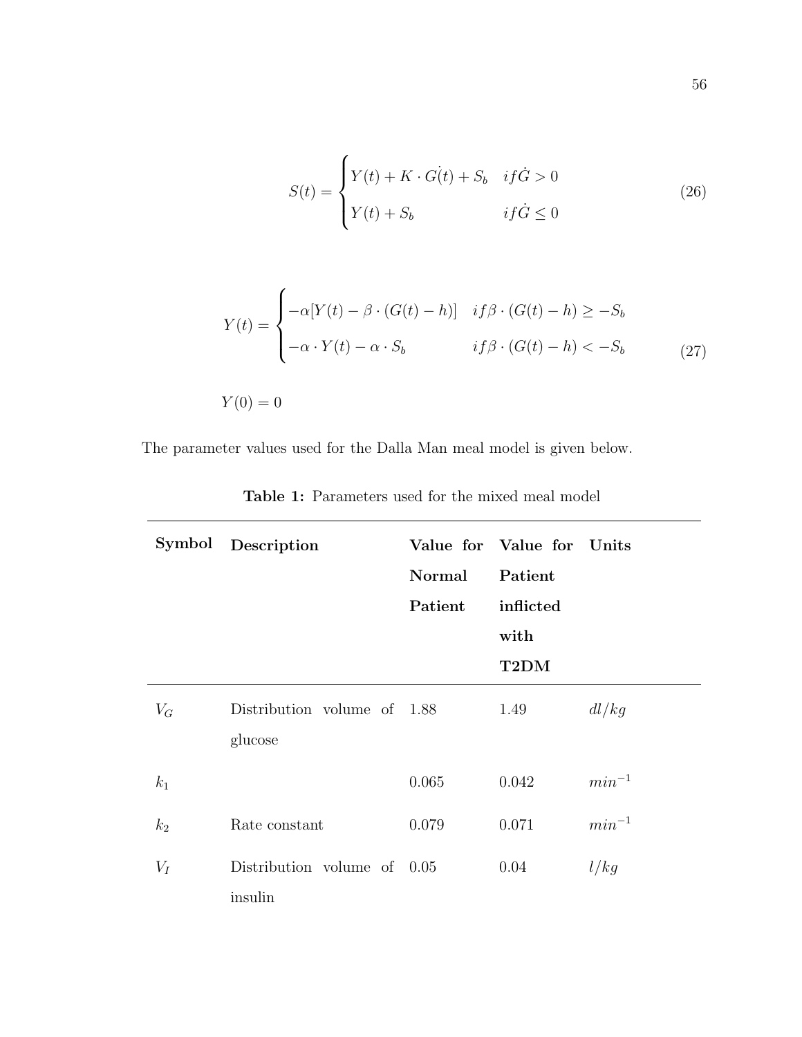$$S(t) = \begin{cases} Y(t) + K \cdot \dot{G(t)} + S_b & if \dot{G} > 0 \\ Y(t) + S_b & if \dot{G} \leq 0 \end{cases} \tag{26}$$

$$Y(t) = \begin{cases} -\alpha[Y(t) - \beta \cdot (G(t) - h)] & if \beta \cdot (G(t) - h) \geq -S_b \\ -\alpha \cdot Y(t) - \alpha \cdot S_b & if \beta \cdot (G(t) - h) < -S_b \end{cases} \tag{27}$$

$$Y(0) = 0$$

The parameter values used for the Dalla Man meal model is given below.

**Table 1:** Parameters used for the mixed meal model

| **Symbol** | **Description** | **Value for Normal Patient** | **Value for Patient inflicted with T2DM** | **Units** |
|---|---|---|---|---|
| $V_G$ | Distribution volume of glucose | 1.88 | 1.49 | $dl/kg$ |
| $k_1$ | | 0.065 | 0.042 | $min^{-1}$ |
| $k_2$ | Rate constant | 0.079 | 0.071 | $min^{-1}$ |
| $V_I$ | Distribution volume of insulin | 0.05 | 0.04 | $l/kg$ |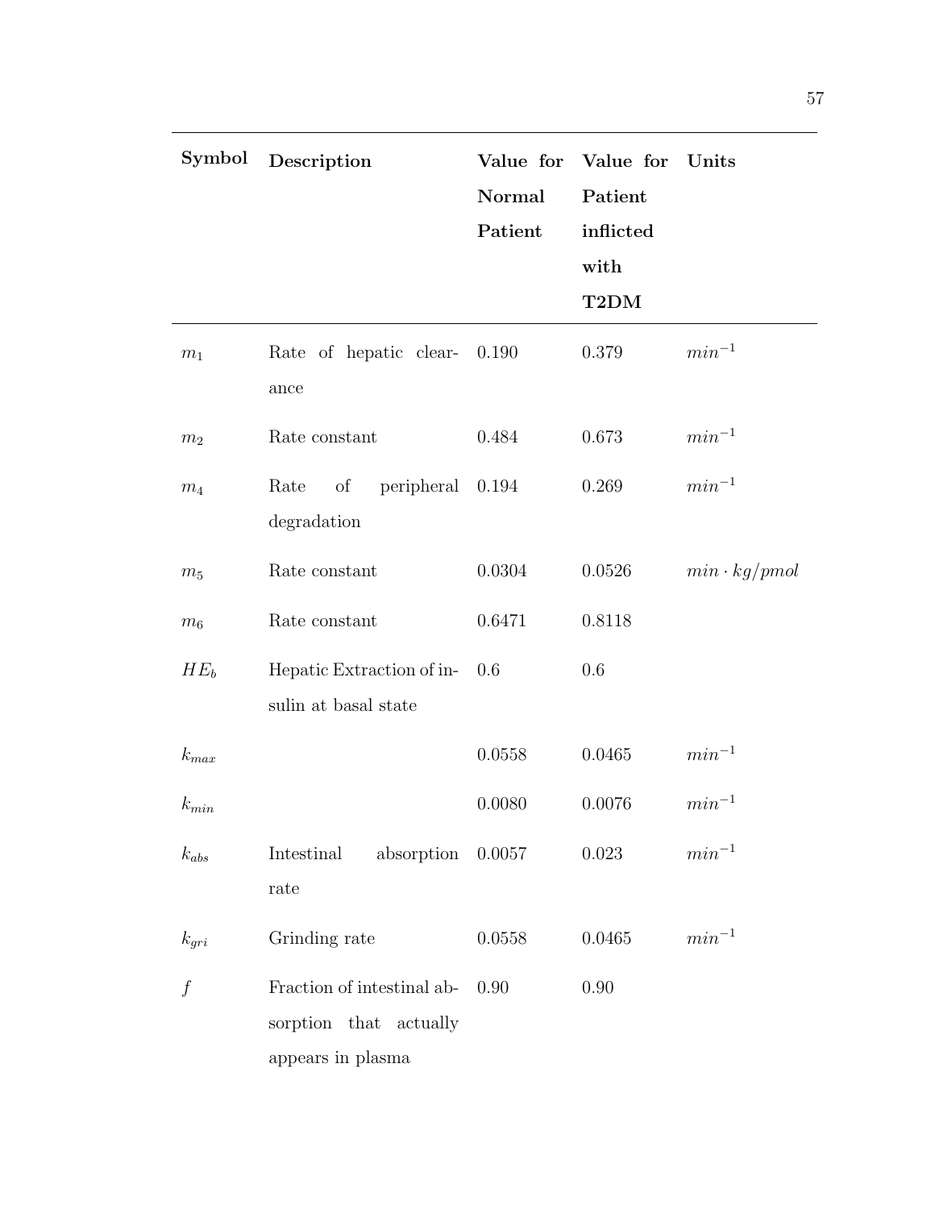| Symbol | Description | Value for Normal Patient | Value for Patient inflicted with T2DM | Units |
|---|---|---|---|---|
| $m_1$ | Rate of hepatic clearance | 0.190 | 0.379 | $min^{-1}$ |
| $m_2$ | Rate constant | 0.484 | 0.673 | $min^{-1}$ |
| $m_4$ | Rate of peripheral degradation | 0.194 | 0.269 | $min^{-1}$ |
| $m_5$ | Rate constant | 0.0304 | 0.0526 | $min \cdot kg/pmol$ |
| $m_6$ | Rate constant | 0.6471 | 0.8118 | |
| $HE_b$ | Hepatic Extraction of insulin at basal state | 0.6 | 0.6 | |
| $k_{max}$ | | 0.0558 | 0.0465 | $min^{-1}$ |
| $k_{min}$ | | 0.0080 | 0.0076 | $min^{-1}$ |
| $k_{abs}$ | Intestinal absorption rate | 0.0057 | 0.023 | $min^{-1}$ |
| $k_{gri}$ | Grinding rate | 0.0558 | 0.0465 | $min^{-1}$ |
| $f$ | Fraction of intestinal absorption that actually appears in plasma | 0.90 | 0.90 | |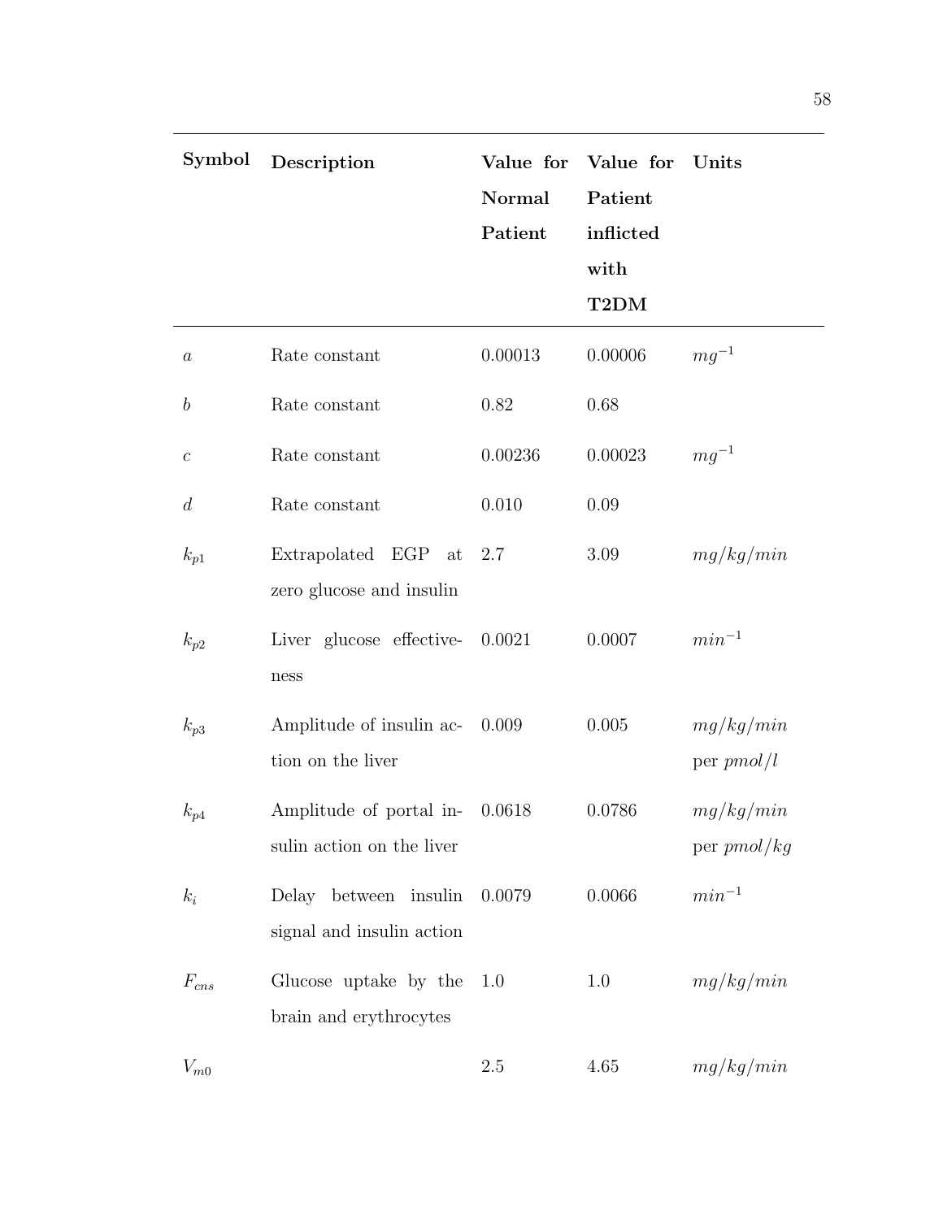| Symbol | Description | Value for Normal Patient | Value for Patient inflicted with T2DM | Units |
|---|---|---|---|---|
| $a$ | Rate constant | 0.00013 | 0.00006 | $mg^{-1}$ |
| $b$ | Rate constant | 0.82 | 0.68 | |
| $c$ | Rate constant | 0.00236 | 0.00023 | $mg^{-1}$ |
| $d$ | Rate constant | 0.010 | 0.09 | |
| $k_{p1}$ | Extrapolated EGP at zero glucose and insulin | 2.7 | 3.09 | $mg/kg/min$ |
| $k_{p2}$ | Liver glucose effectiveness | 0.0021 | 0.0007 | $min^{-1}$ |
| $k_{p3}$ | Amplitude of insulin action on the liver | 0.009 | 0.005 | $mg/kg/min$ per $pmol/l$ |
| $k_{p4}$ | Amplitude of portal insulin action on the liver | 0.0618 | 0.0786 | $mg/kg/min$ per $pmol/kg$ |
| $k_i$ | Delay between insulin signal and insulin action | 0.0079 | 0.0066 | $min^{-1}$ |
| $F_{cns}$ | Glucose uptake by the brain and erythrocytes | 1.0 | 1.0 | $mg/kg/min$ |
| $V_{m0}$ | | 2.5 | 4.65 | $mg/kg/min$ |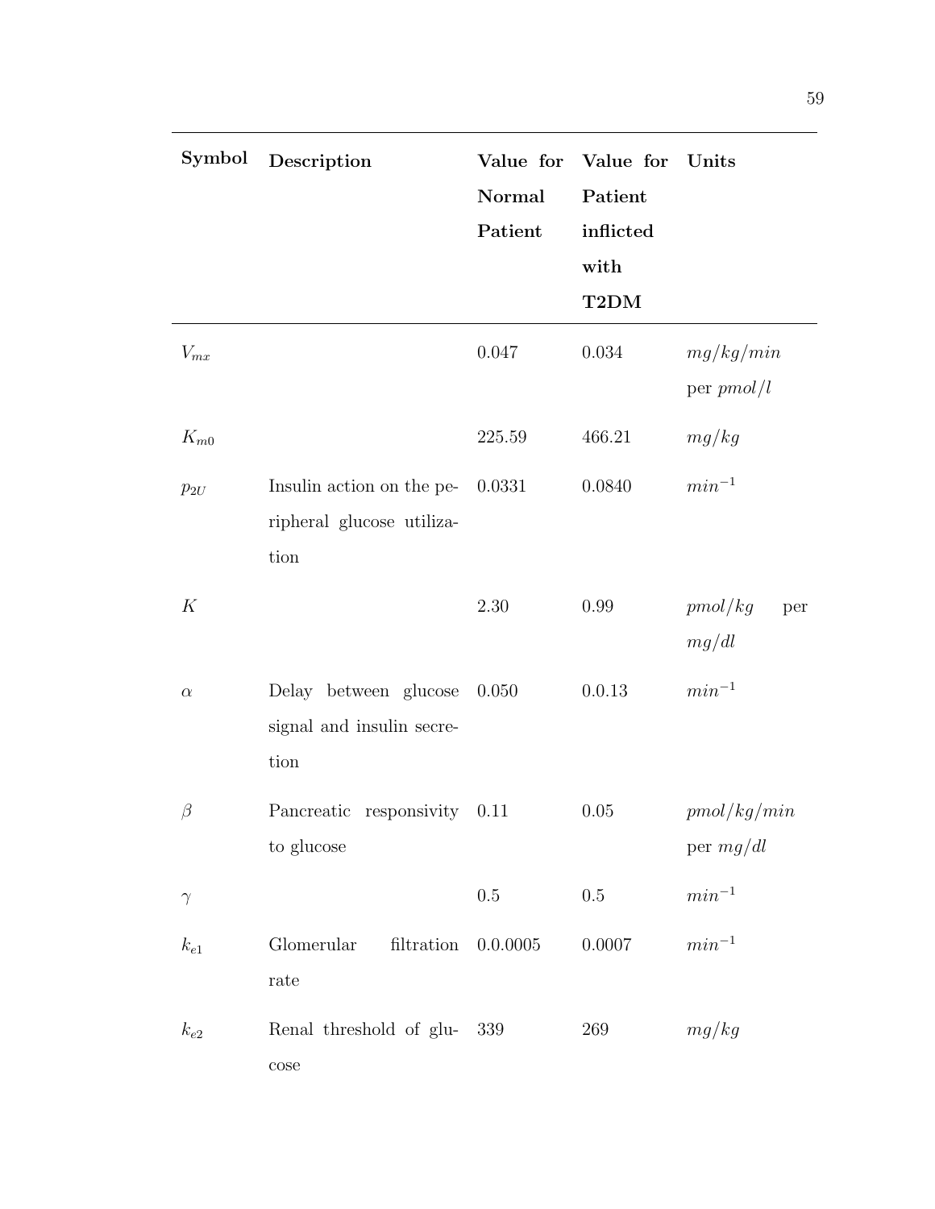| Symbol | Description | Value for Normal Patient | Value for Patient inflicted with T2DM | Units |
|---|---|---|---|---|
| $V_{mx}$ | | 0.047 | 0.034 | $mg/kg/min$ per $pmol/l$ |
| $K_{m0}$ | | 225.59 | 466.21 | $mg/kg$ |
| $p_{2U}$ | Insulin action on the peripheral glucose utilization | 0.0331 | 0.0840 | $min^{-1}$ |
| $K$ | | 2.30 | 0.99 | $pmol/kg$ per $mg/dl$ |
| $\alpha$ | Delay between glucose signal and insulin secretion | 0.050 | 0.0.13 | $min^{-1}$ |
| $\beta$ | Pancreatic responsivity to glucose | 0.11 | 0.05 | $pmol/kg/min$ per $mg/dl$ |
| $\gamma$ | | 0.5 | 0.5 | $min^{-1}$ |
| $k_{e1}$ | Glomerular filtration rate | 0.0.0005 | 0.0007 | $min^{-1}$ |
| $k_{e2}$ | Renal threshold of glucose | 339 | 269 | $mg/kg$ |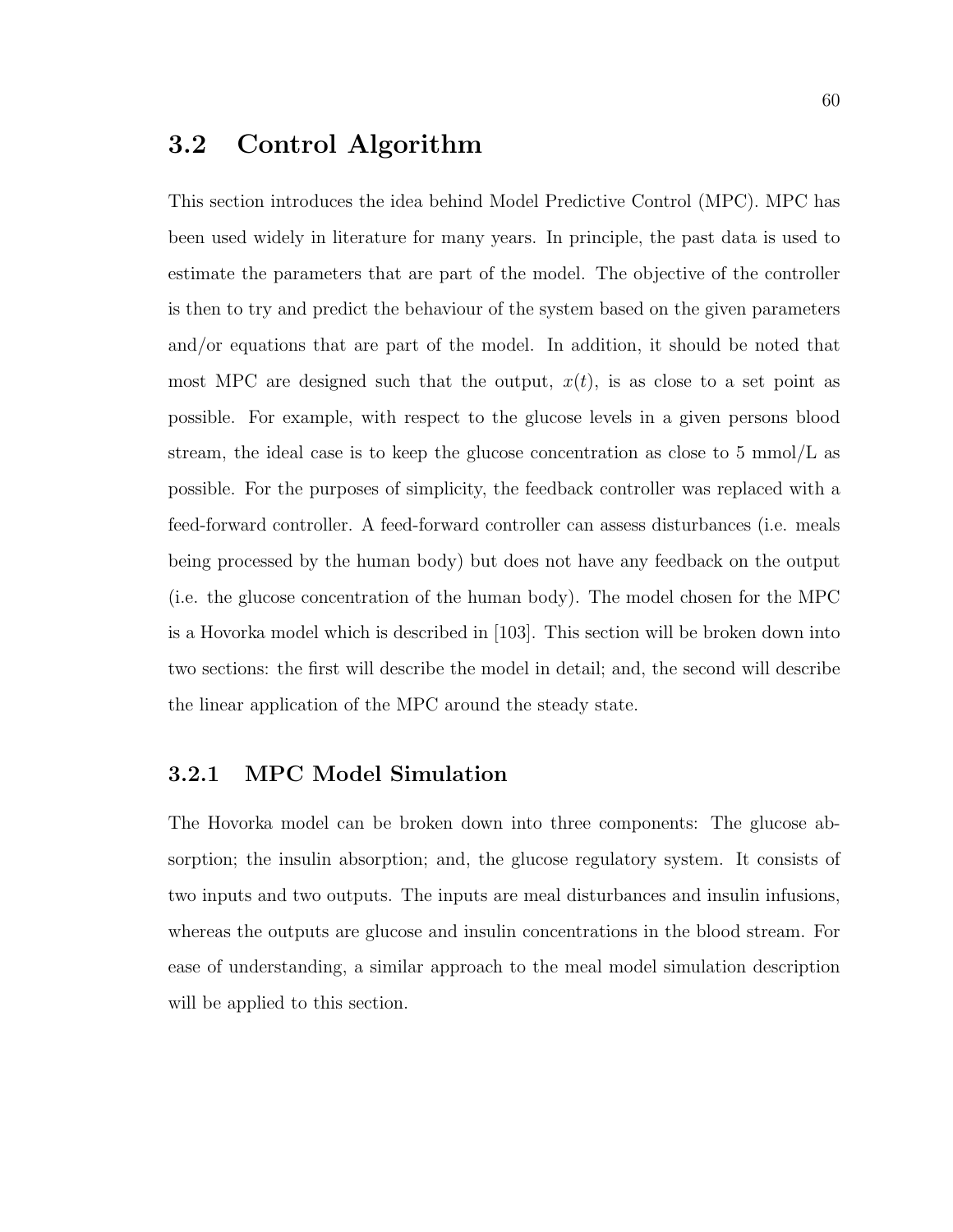## 3.2 Control Algorithm

This section introduces the idea behind Model Predictive Control (MPC). MPC has been used widely in literature for many years. In principle, the past data is used to estimate the parameters that are part of the model. The objective of the controller is then to try and predict the behaviour of the system based on the given parameters and/or equations that are part of the model. In addition, it should be noted that most MPC are designed such that the output, $x(t)$, is as close to a set point as possible. For example, with respect to the glucose levels in a given persons blood stream, the ideal case is to keep the glucose concentration as close to 5 mmol/L as possible. For the purposes of simplicity, the feedback controller was replaced with a feed-forward controller. A feed-forward controller can assess disturbances (i.e. meals being processed by the human body) but does not have any feedback on the output (i.e. the glucose concentration of the human body). The model chosen for the MPC is a Hovorka model which is described in [103]. This section will be broken down into two sections: the first will describe the model in detail; and, the second will describe the linear application of the MPC around the steady state.

### 3.2.1 MPC Model Simulation

The Hovorka model can be broken down into three components: The glucose absorption; the insulin absorption; and, the glucose regulatory system. It consists of two inputs and two outputs. The inputs are meal disturbances and insulin infusions, whereas the outputs are glucose and insulin concentrations in the blood stream. For ease of understanding, a similar approach to the meal model simulation description will be applied to this section.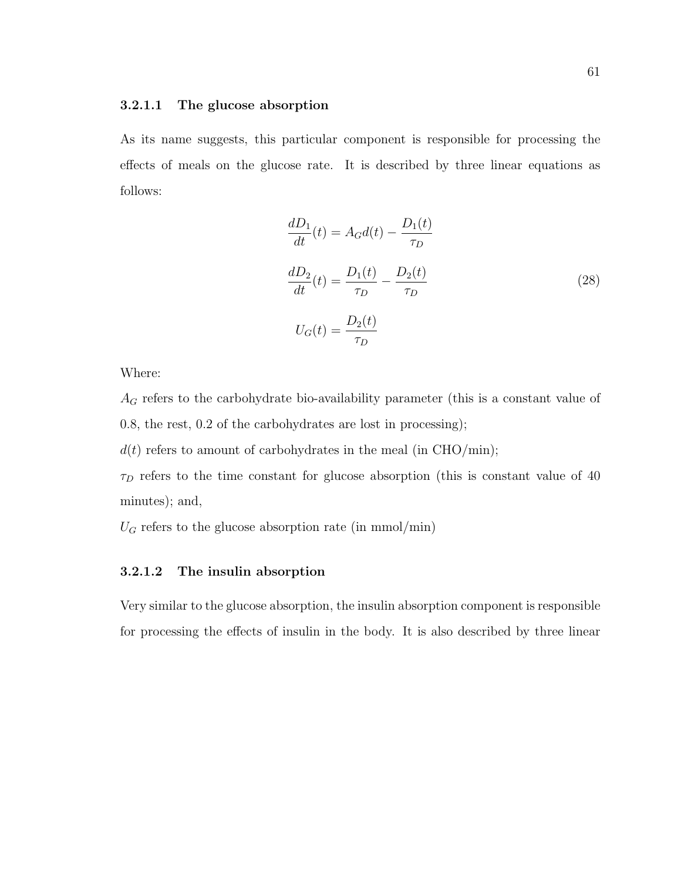#### 3.2.1.1 The glucose absorption

As its name suggests, this particular component is responsible for processing the effects of meals on the glucose rate. It is described by three linear equations as follows:

$$
\begin{aligned}
\frac{dD_1}{dt}(t) &= A_G d(t) - \frac{D_1(t)}{\tau_D} \\
\frac{dD_2}{dt}(t) &= \frac{D_1(t)}{\tau_D} - \frac{D_2(t)}{\tau_D} \\
U_G(t) &= \frac{D_2(t)}{\tau_D}
\end{aligned}
\tag{28}
$$

Where:

$A_G$ refers to the carbohydrate bio-availability parameter (this is a constant value of 0.8, the rest, 0.2 of the carbohydrates are lost in processing);

$d(t)$ refers to amount of carbohydrates in the meal (in CHO/min);

$\tau_D$ refers to the time constant for glucose absorption (this is constant value of 40 minutes); and,

$U_G$ refers to the glucose absorption rate (in mmol/min)

#### 3.2.1.2 The insulin absorption

Very similar to the glucose absorption, the insulin absorption component is responsible for processing the effects of insulin in the body. It is also described by three linear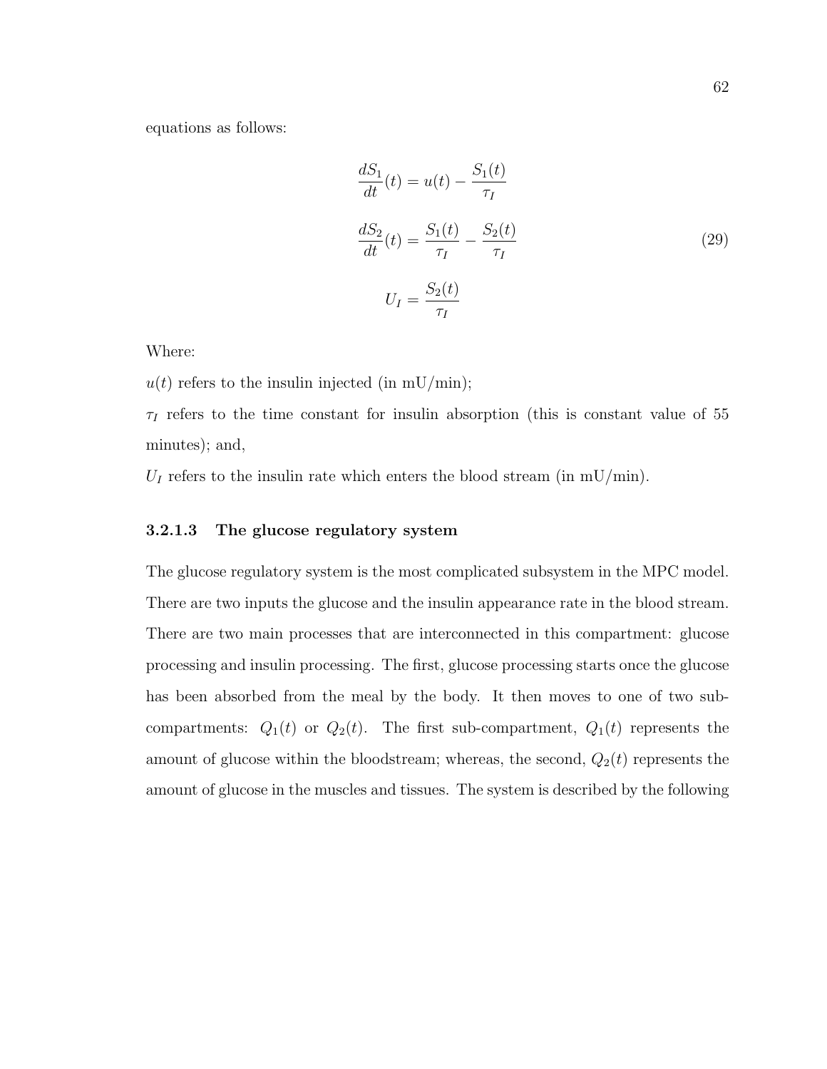equations as follows:

$$
\begin{aligned}
\frac{dS_1}{dt}(t) &= u(t) - \frac{S_1(t)}{\tau_I} \\
\frac{dS_2}{dt}(t) &= \frac{S_1(t)}{\tau_I} - \frac{S_2(t)}{\tau_I} \\
U_I &= \frac{S_2(t)}{\tau_I}
\end{aligned}
\tag{29}
$$

Where:

$u(t)$ refers to the insulin injected (in mU/min);

$\tau_I$ refers to the time constant for insulin absorption (this is constant value of 55 minutes); and,

$U_I$ refers to the insulin rate which enters the blood stream (in mU/min).

#### 3.2.1.3 The glucose regulatory system

The glucose regulatory system is the most complicated subsystem in the MPC model. There are two inputs the glucose and the insulin appearance rate in the blood stream. There are two main processes that are interconnected in this compartment: glucose processing and insulin processing. The first, glucose processing starts once the glucose has been absorbed from the meal by the body. It then moves to one of two sub-compartments: $Q_1(t)$ or $Q_2(t)$. The first sub-compartment, $Q_1(t)$ represents the amount of glucose within the bloodstream; whereas, the second, $Q_2(t)$ represents the amount of glucose in the muscles and tissues. The system is described by the following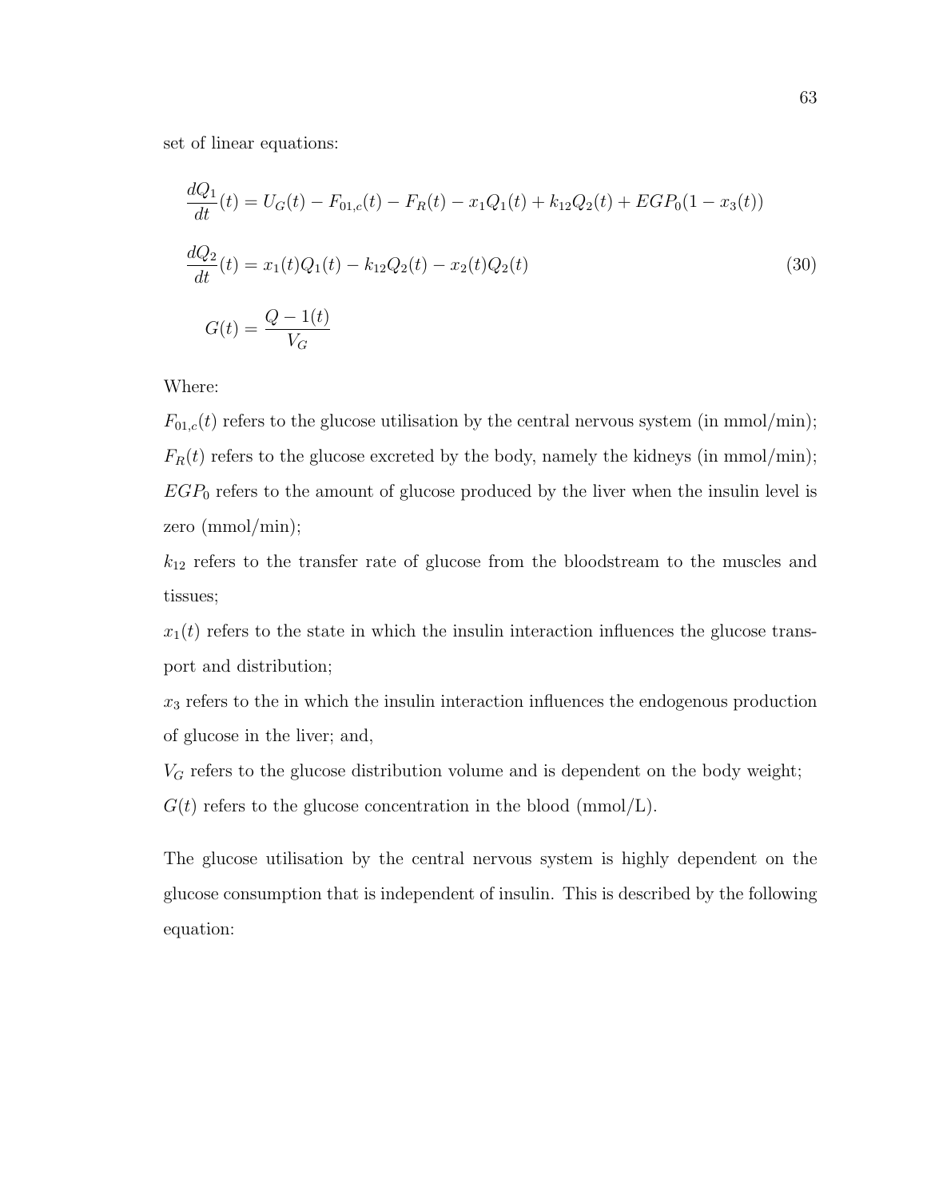set of linear equations:

$$
\begin{aligned}
\frac{dQ_1}{dt}(t) &= U_G(t) - F_{01,c}(t) - F_R(t) - x_1 Q_1(t) + k_{12} Q_2(t) + EGP_0(1 - x_3(t)) \\
\frac{dQ_2}{dt}(t) &= x_1(t) Q_1(t) - k_{12} Q_2(t) - x_2(t) Q_2(t) \\
G(t) &= \frac{Q - 1(t)}{V_G}
\end{aligned}
\tag{30}
$$

Where:

$F_{01,c}(t)$ refers to the glucose utilisation by the central nervous system (in mmol/min);

$F_R(t)$ refers to the glucose excreted by the body, namely the kidneys (in mmol/min);

$EGP_0$ refers to the amount of glucose produced by the liver when the insulin level is zero (mmol/min);

$k_{12}$ refers to the transfer rate of glucose from the bloodstream to the muscles and tissues;

$x_1(t)$ refers to the state in which the insulin interaction influences the glucose transport and distribution;

$x_3$ refers to the in which the insulin interaction influences the endogenous production of glucose in the liver; and,

$V_G$ refers to the glucose distribution volume and is dependent on the body weight;

$G(t)$ refers to the glucose concentration in the blood (mmol/L).

The glucose utilisation by the central nervous system is highly dependent on the glucose consumption that is independent of insulin. This is described by the following equation: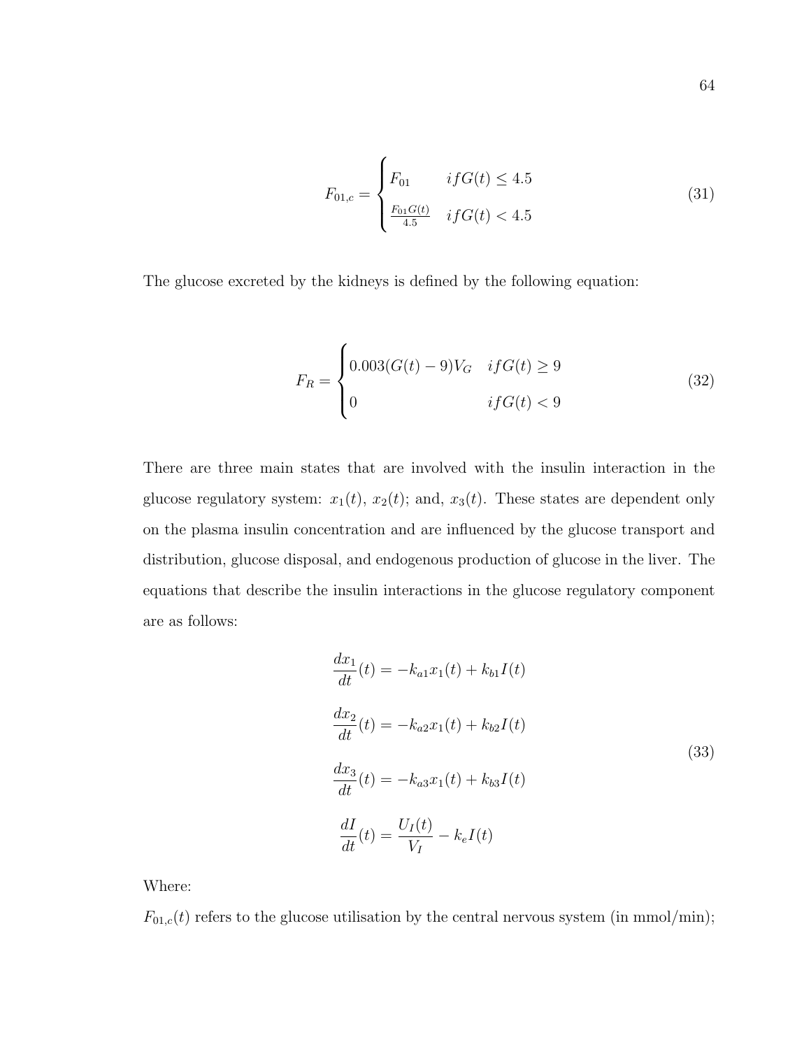$$F_{01,c} = \begin{cases} F_{01} & if G(t) \leq 4.5 \\ \frac{F_{01}G(t)}{4.5} & if G(t) < 4.5 \end{cases} \tag{31}$$

The glucose excreted by the kidneys is defined by the following equation:

$$F_R = \begin{cases} 0.003(G(t) - 9)V_G & if G(t) \geq 9 \\ 0 & if G(t) < 9 \end{cases} \tag{32}$$

There are three main states that are involved with the insulin interaction in the glucose regulatory system: $x_1(t)$, $x_2(t)$; and, $x_3(t)$. These states are dependent only on the plasma insulin concentration and are influenced by the glucose transport and distribution, glucose disposal, and endogenous production of glucose in the liver. The equations that describe the insulin interactions in the glucose regulatory component are as follows:

$$\begin{aligned}
\frac{dx_1}{dt}(t) &= -k_{a1}x_1(t) + k_{b1}I(t) \\
\frac{dx_2}{dt}(t) &= -k_{a2}x_1(t) + k_{b2}I(t) \\
\frac{dx_3}{dt}(t) &= -k_{a3}x_1(t) + k_{b3}I(t) \\
\frac{dI}{dt}(t) &= \frac{U_I(t)}{V_I} - k_e I(t)
\end{aligned} \tag{33}$$

Where:

$F_{01,c}(t)$ refers to the glucose utilisation by the central nervous system (in mmol/min);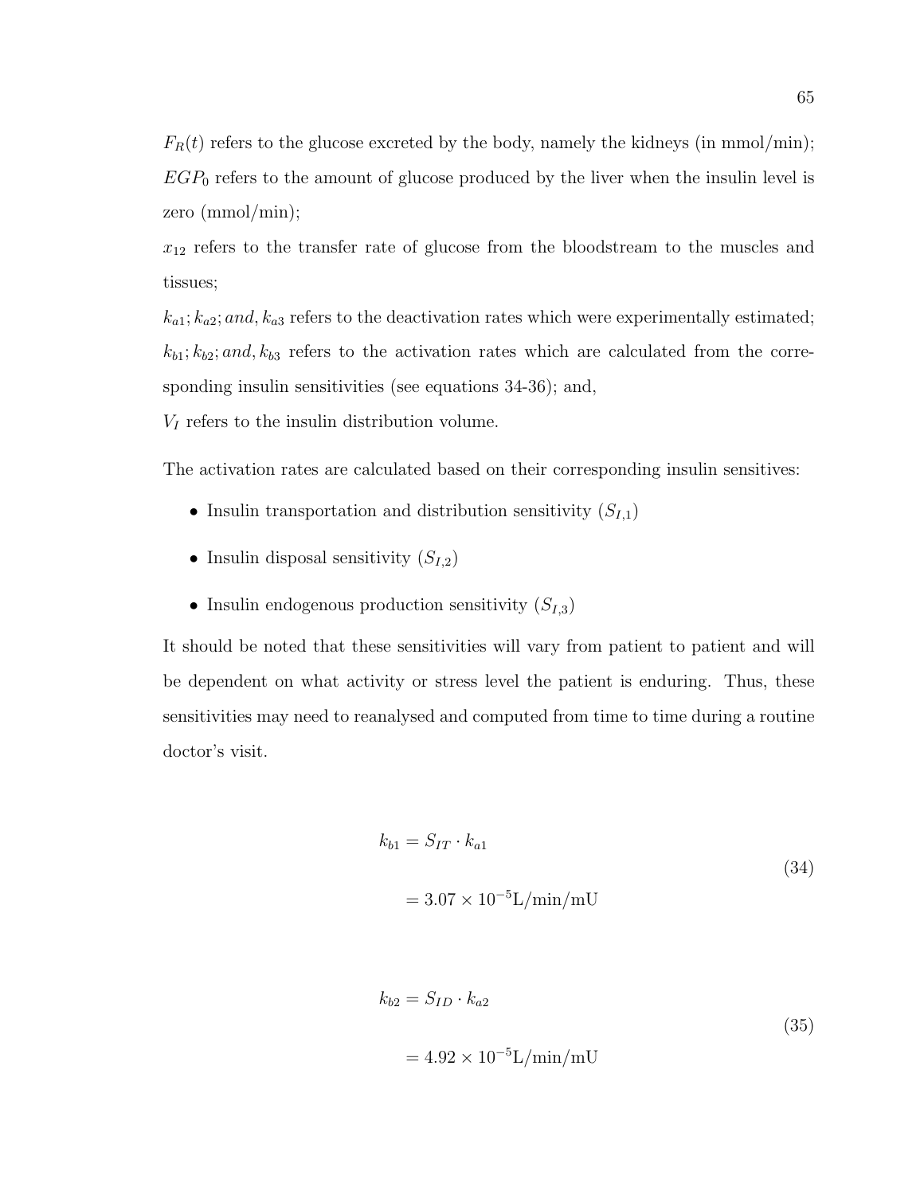$F_R(t)$ refers to the glucose excreted by the body, namely the kidneys (in mmol/min);
$EGP_0$ refers to the amount of glucose produced by the liver when the insulin level is zero (mmol/min);
$x_{12}$ refers to the transfer rate of glucose from the bloodstream to the muscles and tissues;
$k_{a1}; k_{a2}; and, k_{a3}$ refers to the deactivation rates which were experimentally estimated;
$k_{b1}; k_{b2}; and, k_{b3}$ refers to the activation rates which are calculated from the corresponding insulin sensitivities (see equations 34-36); and,
$V_I$ refers to the insulin distribution volume.

The activation rates are calculated based on their corresponding insulin sensitives:

- Insulin transportation and distribution sensitivity ($S_{I,1}$)
- Insulin disposal sensitivity ($S_{I,2}$)
- Insulin endogenous production sensitivity ($S_{I,3}$)

It should be noted that these sensitivities will vary from patient to patient and will be dependent on what activity or stress level the patient is enduring. Thus, these sensitivities may need to reanalysed and computed from time to time during a routine doctor's visit.

$$
\begin{aligned}
k_{b1} &= S_{IT} \cdot k_{a1} \\
&= 3.07 \times 10^{-5} \text{L/min/mU}
\end{aligned}
\tag{34}
$$

$$
\begin{aligned}
k_{b2} &= S_{ID} \cdot k_{a2} \\
&= 4.92 \times 10^{-5} \text{L/min/mU}
\end{aligned}
\tag{35}
$$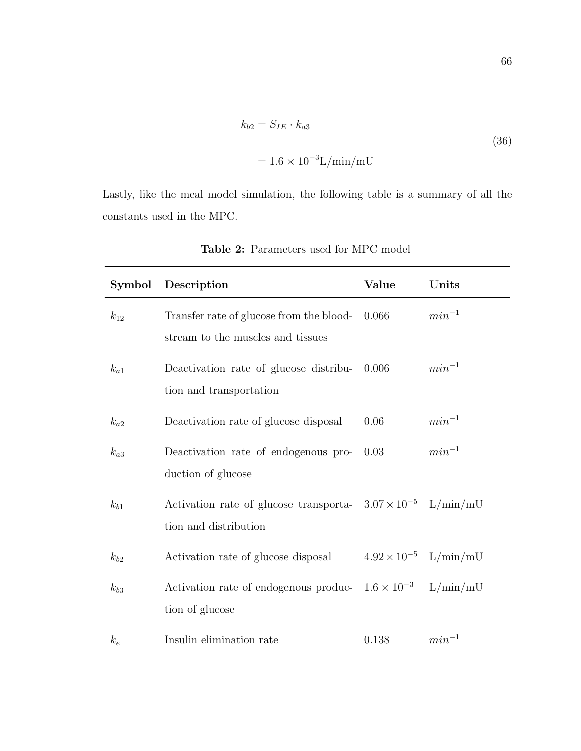$$k_{b2} = S_{IE} \cdot k_{a3}$$
$$= 1.6 \times 10^{-3}\text{L/min/mU} \tag{36}$$

Lastly, like the meal model simulation, the following table is a summary of all the constants used in the MPC.

**Table 2:** Parameters used for MPC model

| Symbol | Description | Value | Units |
|---|---|---|---|
| $k_{12}$ | Transfer rate of glucose from the bloodstream to the muscles and tissues | 0.066 | $min^{-1}$ |
| $k_{a1}$ | Deactivation rate of glucose distribution and transportation | 0.006 | $min^{-1}$ |
| $k_{a2}$ | Deactivation rate of glucose disposal | 0.06 | $min^{-1}$ |
| $k_{a3}$ | Deactivation rate of endogenous production of glucose | 0.03 | $min^{-1}$ |
| $k_{b1}$ | Activation rate of glucose transportation and distribution | $3.07 \times 10^{-5}$ | L/min/mU |
| $k_{b2}$ | Activation rate of glucose disposal | $4.92 \times 10^{-5}$ | L/min/mU |
| $k_{b3}$ | Activation rate of endogenous production of glucose | $1.6 \times 10^{-3}$ | L/min/mU |
| $k_e$ | Insulin elimination rate | 0.138 | $min^{-1}$ |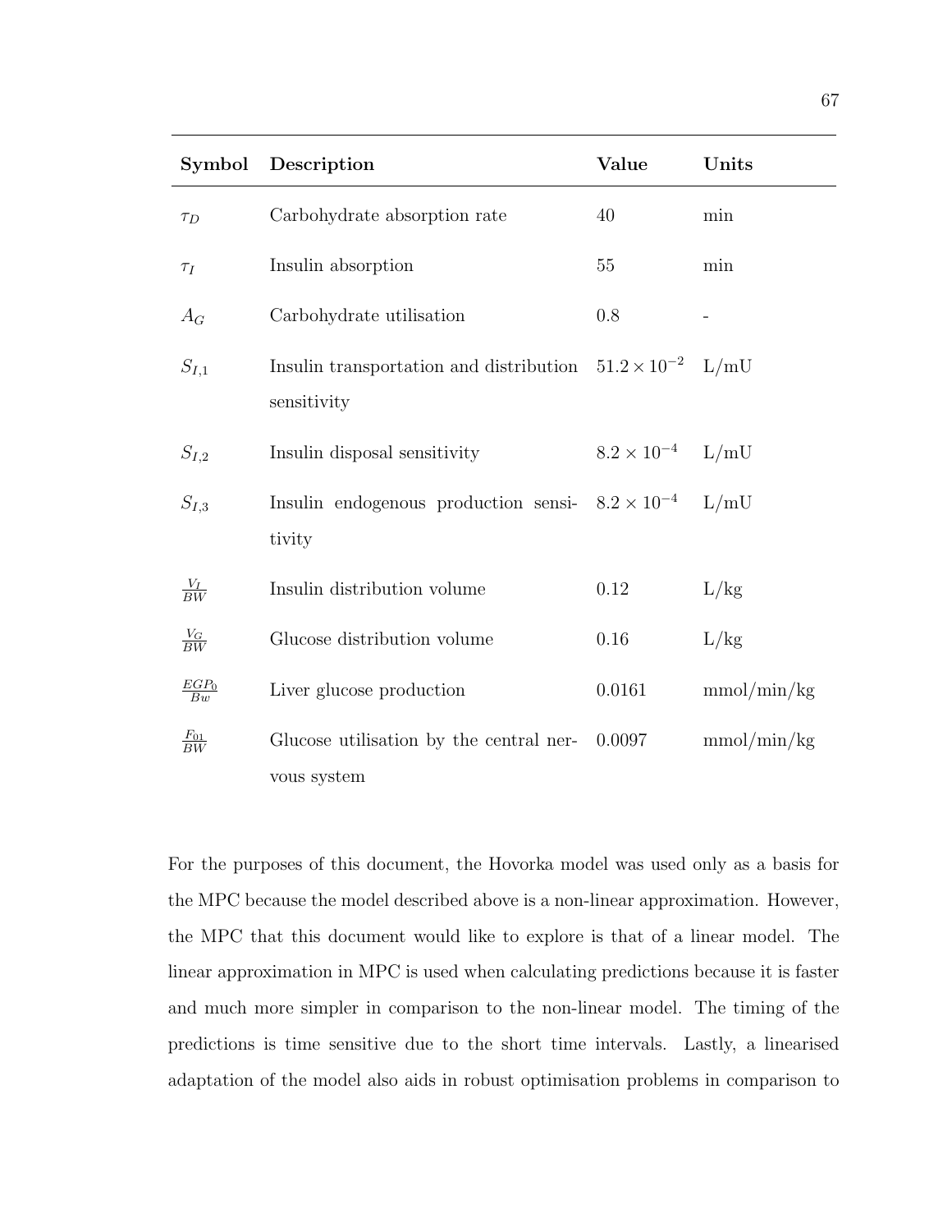| Symbol | Description | Value | Units |
|---|---|---|---|
| $\tau_D$ | Carbohydrate absorption rate | 40 | min |
| $\tau_I$ | Insulin absorption | 55 | min |
| $A_G$ | Carbohydrate utilisation | 0.8 | - |
| $S_{I,1}$ | Insulin transportation and distribution sensitivity | $51.2 \times 10^{-2}$ | L/mU |
| $S_{I,2}$ | Insulin disposal sensitivity | $8.2 \times 10^{-4}$ | L/mU |
| $S_{I,3}$ | Insulin endogenous production sensitivity | $8.2 \times 10^{-4}$ | L/mU |
| $\frac{V_I}{BW}$ | Insulin distribution volume | 0.12 | L/kg |
| $\frac{V_G}{BW}$ | Glucose distribution volume | 0.16 | L/kg |
| $\frac{EGP_0}{Bw}$ | Liver glucose production | 0.0161 | mmol/min/kg |
| $\frac{F_{01}}{BW}$ | Glucose utilisation by the central nervous system | 0.0097 | mmol/min/kg |

For the purposes of this document, the Hovorka model was used only as a basis for the MPC because the model described above is a non-linear approximation. However, the MPC that this document would like to explore is that of a linear model. The linear approximation in MPC is used when calculating predictions because it is faster and much more simpler in comparison to the non-linear model. The timing of the predictions is time sensitive due to the short time intervals. Lastly, a linearised adaptation of the model also aids in robust optimisation problems in comparison to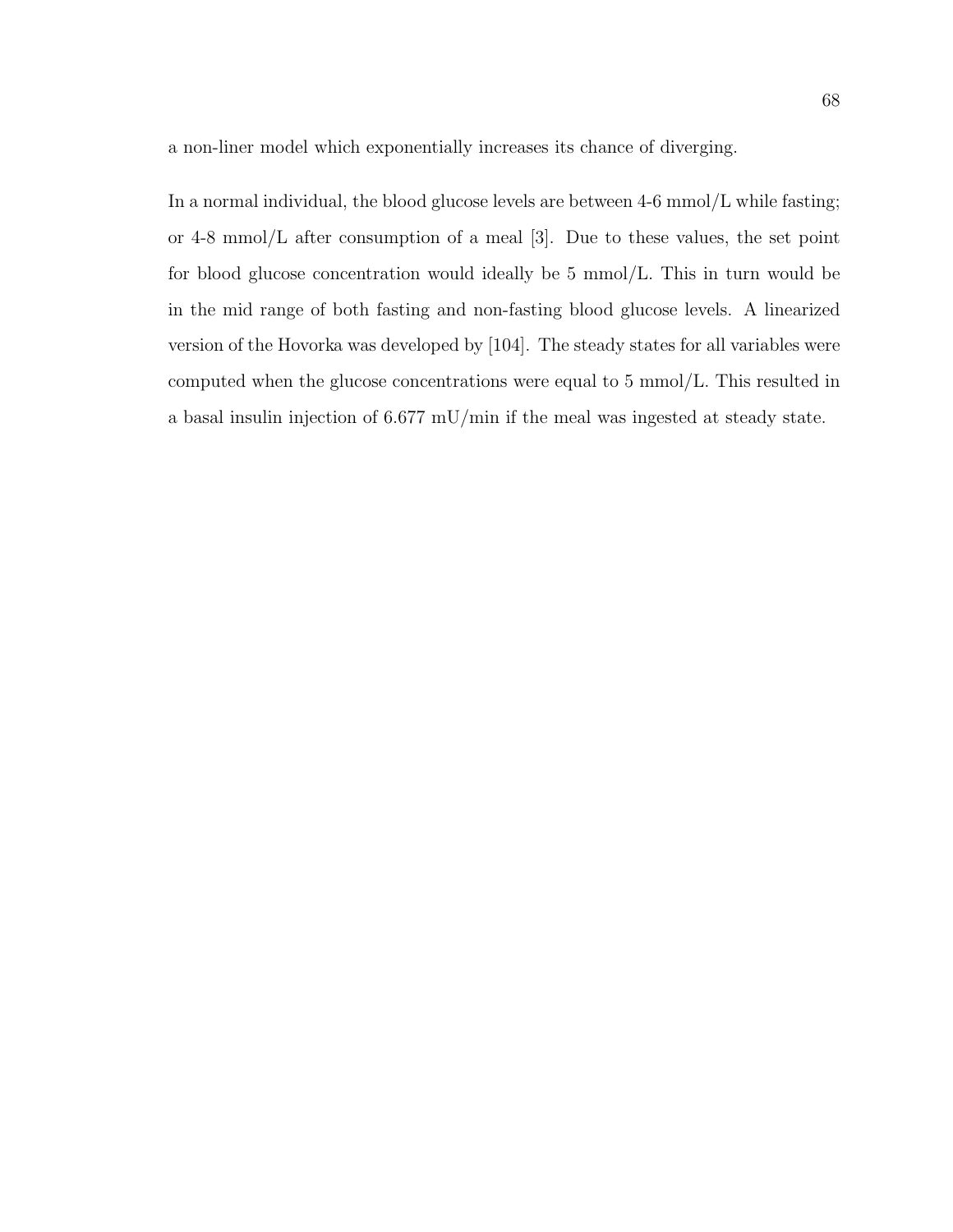a non-liner model which exponentially increases its chance of diverging.

In a normal individual, the blood glucose levels are between 4-6 mmol/L while fasting; or 4-8 mmol/L after consumption of a meal [3]. Due to these values, the set point for blood glucose concentration would ideally be 5 mmol/L. This in turn would be in the mid range of both fasting and non-fasting blood glucose levels. A linearized version of the Hovorka was developed by [104]. The steady states for all variables were computed when the glucose concentrations were equal to 5 mmol/L. This resulted in a basal insulin injection of 6.677 mU/min if the meal was ingested at steady state.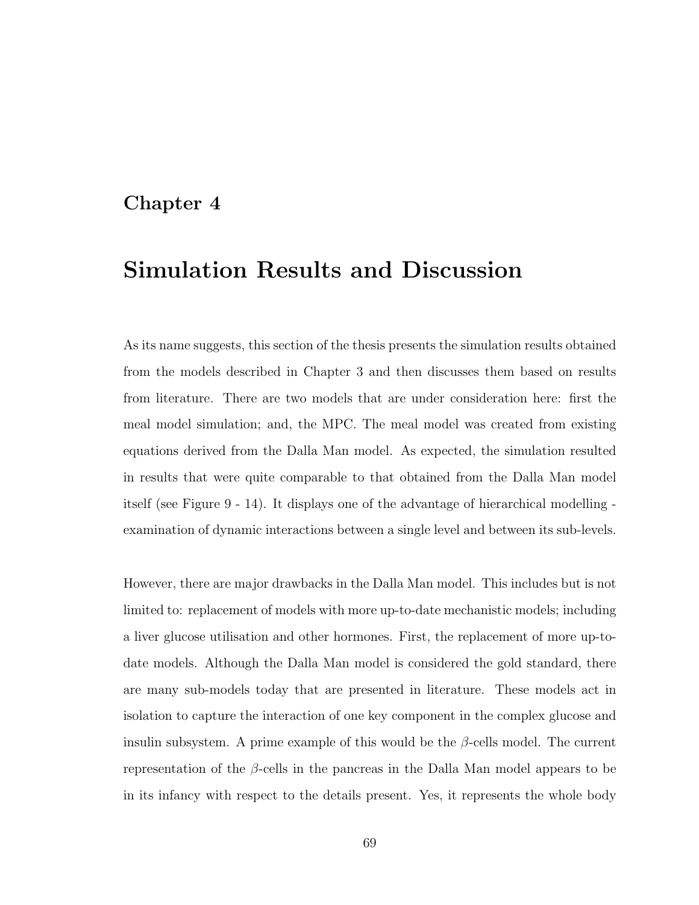# Chapter 4

# Simulation Results and Discussion

As its name suggests, this section of the thesis presents the simulation results obtained from the models described in Chapter 3 and then discusses them based on results from literature. There are two models that are under consideration here: first the meal model simulation; and, the MPC. The meal model was created from existing equations derived from the Dalla Man model. As expected, the simulation resulted in results that were quite comparable to that obtained from the Dalla Man model itself (see Figure 9 - 14). It displays one of the advantage of hierarchical modelling - examination of dynamic interactions between a single level and between its sub-levels.

However, there are major drawbacks in the Dalla Man model. This includes but is not limited to: replacement of models with more up-to-date mechanistic models; including a liver glucose utilisation and other hormones. First, the replacement of more up-to-date models. Although the Dalla Man model is considered the gold standard, there are many sub-models today that are presented in literature. These models act in isolation to capture the interaction of one key component in the complex glucose and insulin subsystem. A prime example of this would be the $\beta$-cells model. The current representation of the $\beta$-cells in the pancreas in the Dalla Man model appears to be in its infancy with respect to the details present. Yes, it represents the whole body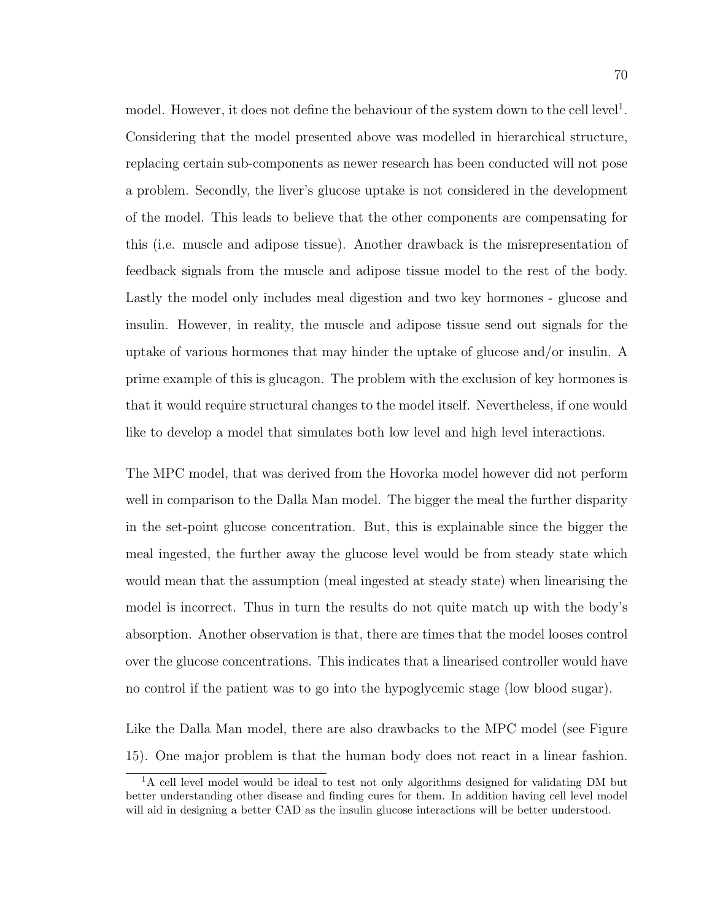model. However, it does not define the behaviour of the system down to the cell level[1]. Considering that the model presented above was modelled in hierarchical structure, replacing certain sub-components as newer research has been conducted will not pose a problem. Secondly, the liver's glucose uptake is not considered in the development of the model. This leads to believe that the other components are compensating for this (i.e. muscle and adipose tissue). Another drawback is the misrepresentation of feedback signals from the muscle and adipose tissue model to the rest of the body. Lastly the model only includes meal digestion and two key hormones - glucose and insulin. However, in reality, the muscle and adipose tissue send out signals for the uptake of various hormones that may hinder the uptake of glucose and/or insulin. A prime example of this is glucagon. The problem with the exclusion of key hormones is that it would require structural changes to the model itself. Nevertheless, if one would like to develop a model that simulates both low level and high level interactions.

The MPC model, that was derived from the Hovorka model however did not perform well in comparison to the Dalla Man model. The bigger the meal the further disparity in the set-point glucose concentration. But, this is explainable since the bigger the meal ingested, the further away the glucose level would be from steady state which would mean that the assumption (meal ingested at steady state) when linearising the model is incorrect. Thus in turn the results do not quite match up with the body's absorption. Another observation is that, there are times that the model looses control over the glucose concentrations. This indicates that a linearised controller would have no control if the patient was to go into the hypoglycemic stage (low blood sugar).

Like the Dalla Man model, there are also drawbacks to the MPC model (see Figure 15). One major problem is that the human body does not react in a linear fashion.

[1] A cell level model would be ideal to test not only algorithms designed for validating DM but better understanding other disease and finding cures for them. In addition having cell level model will aid in designing a better CAD as the insulin glucose interactions will be better understood.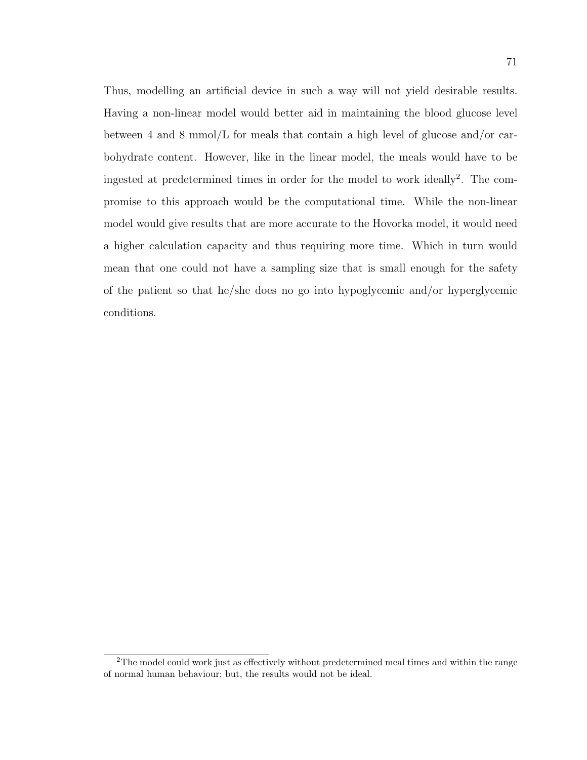Thus, modelling an artificial device in such a way will not yield desirable results. Having a non-linear model would better aid in maintaining the blood glucose level between 4 and 8 mmol/L for meals that contain a high level of glucose and/or carbohydrate content. However, like in the linear model, the meals would have to be ingested at predetermined times in order for the model to work ideally[2]. The compromise to this approach would be the computational time. While the non-linear model would give results that are more accurate to the Hovorka model, it would need a higher calculation capacity and thus requiring more time. Which in turn would mean that one could not have a sampling size that is small enough for the safety of the patient so that he/she does no go into hypoglycemic and/or hyperglycemic conditions.

[2] The model could work just as effectively without predetermined meal times and within the range of normal human behaviour; but, the results would not be ideal.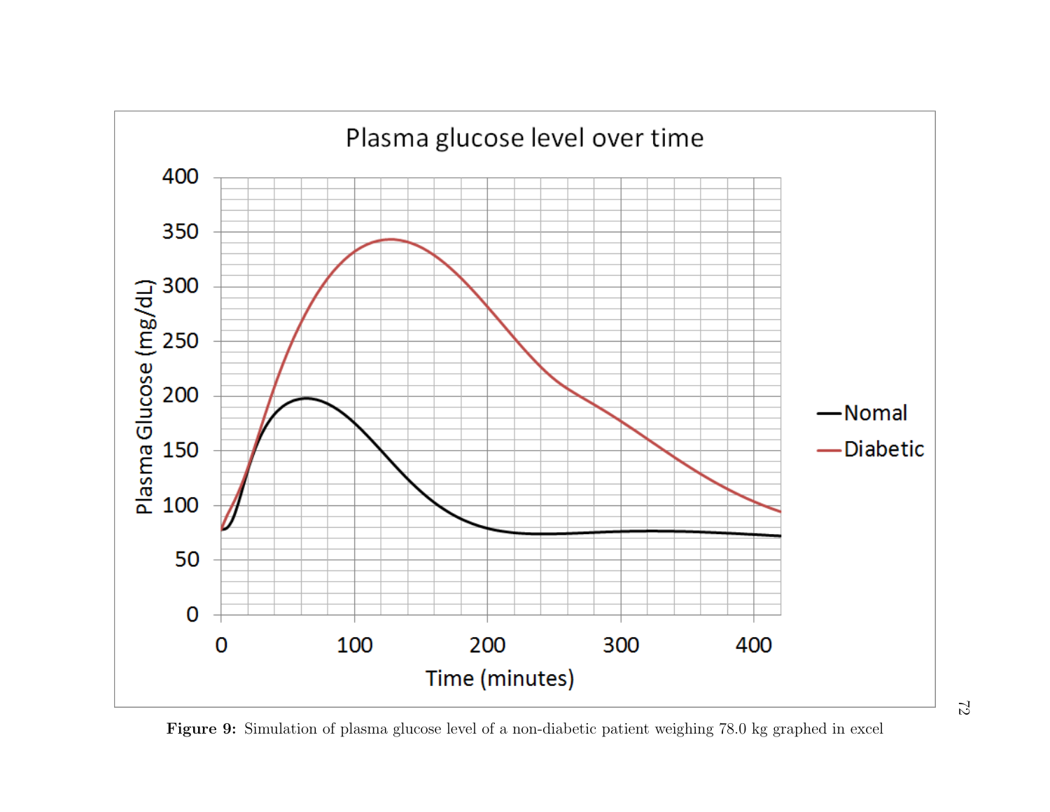Figure 9: Simulation of plasma glucose level of a non-diabetic patient weighing 78.0 kg graphed in excel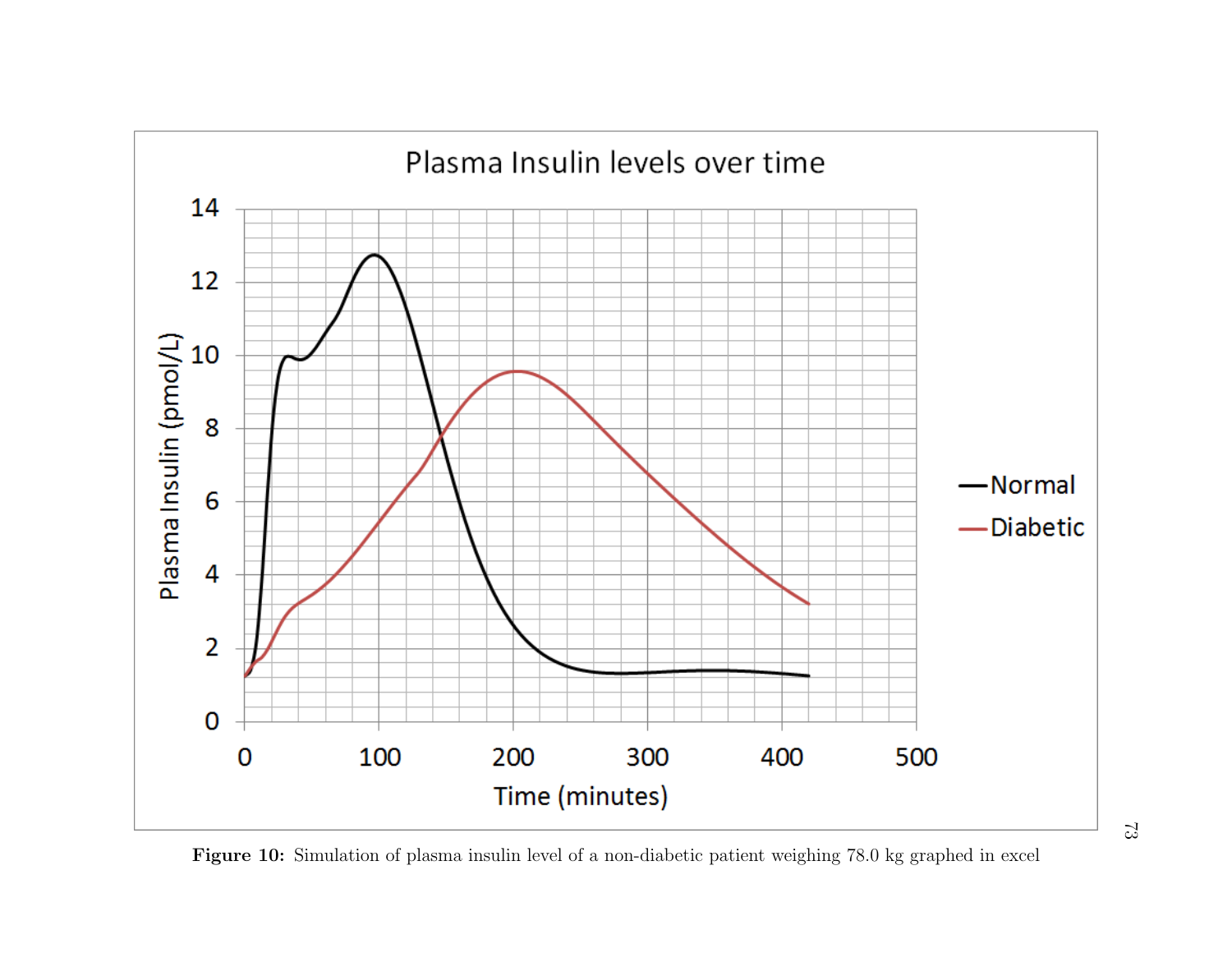Figure 10: Simulation of plasma insulin level of a non-diabetic patient weighing 78.0 kg graphed in excel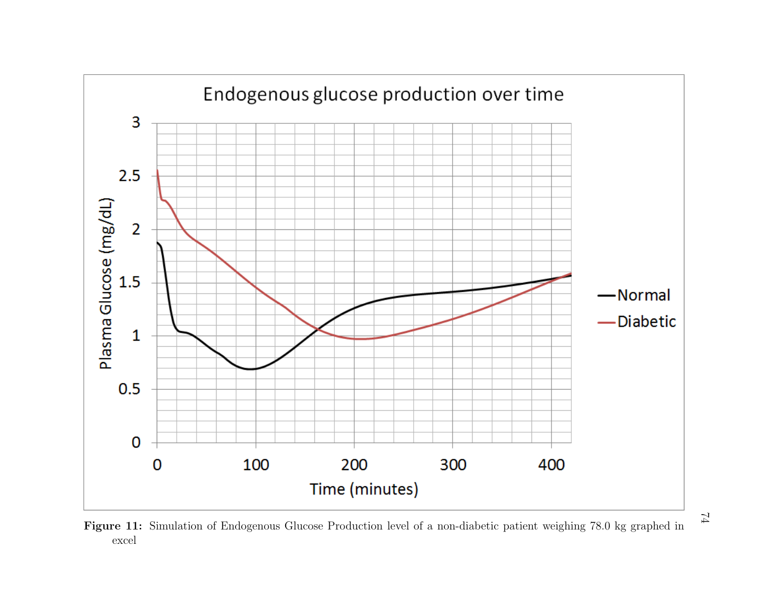Figure 11: Simulation of Endogenous Glucose Production level of a non-diabetic patient weighing 78.0 kg graphed in excel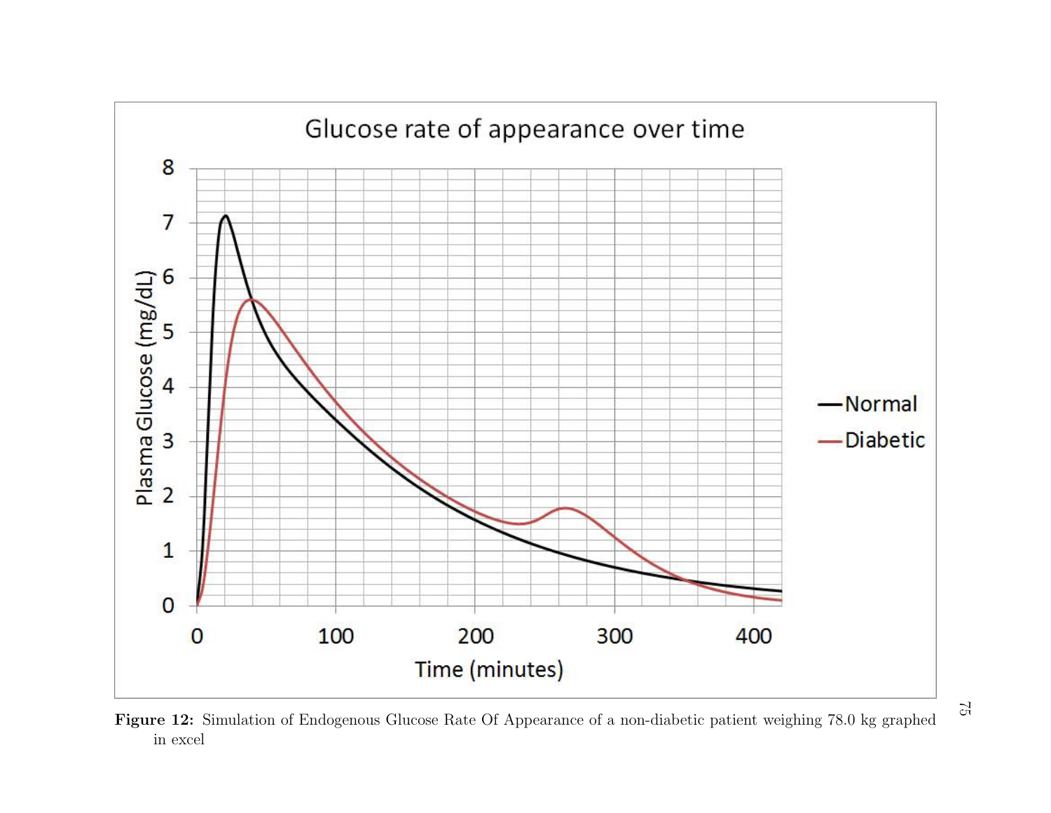**Figure 12:** Simulation of Endogenous Glucose Rate Of Appearance of a non-diabetic patient weighing 78.0 kg graphed in excel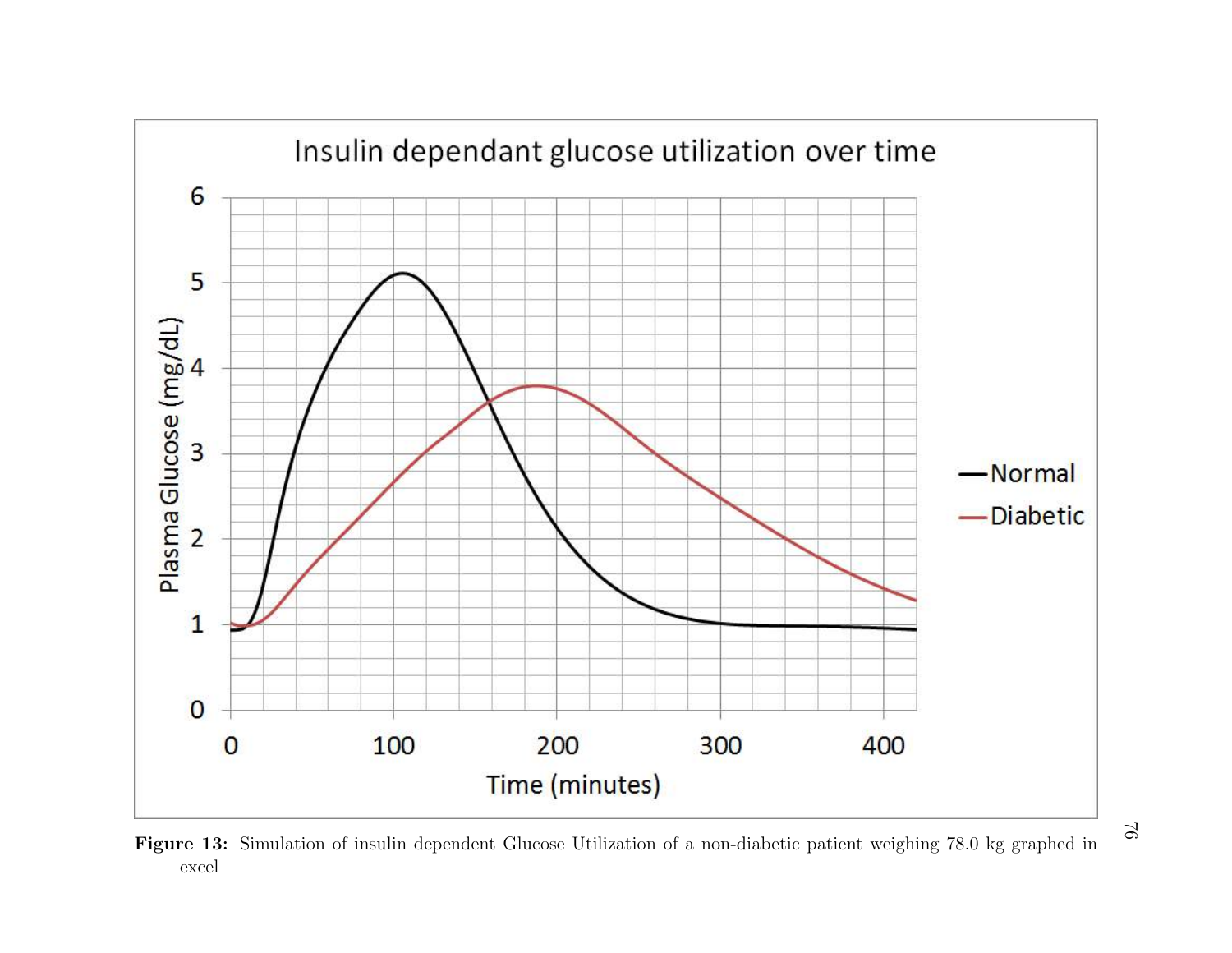**Figure 13:** Simulation of insulin dependent Glucose Utilization of a non-diabetic patient weighing 78.0 kg graphed in excel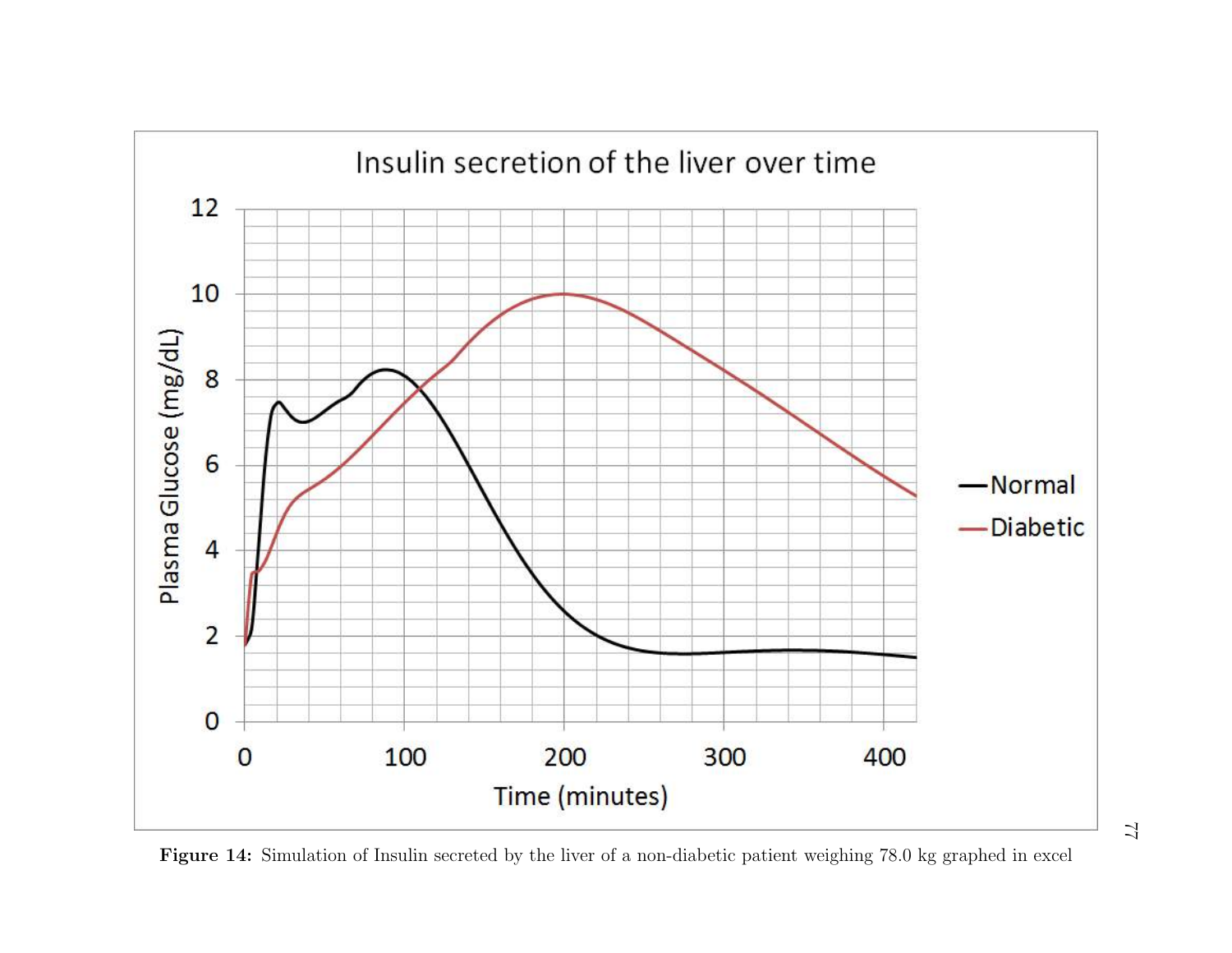**Figure 14:** Simulation of Insulin secreted by the liver of a non-diabetic patient weighing 78.0 kg graphed in excel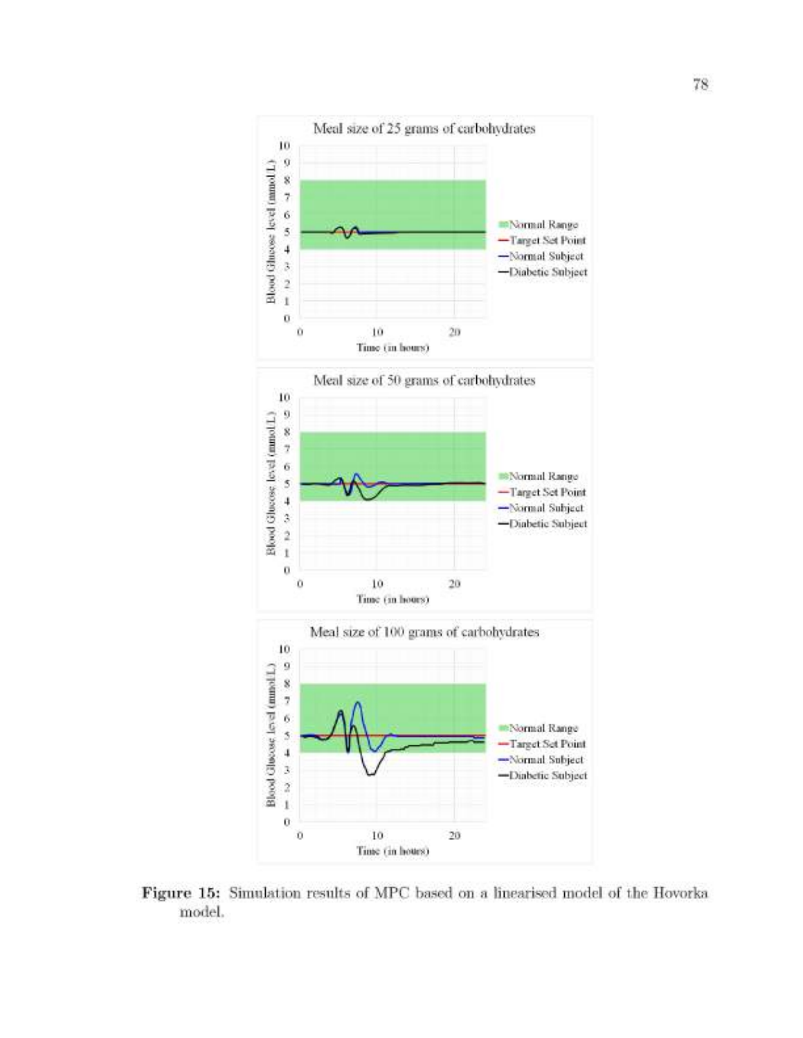**Figure 15:** Simulation results of MPC based on a linearised model of the Hovorka model.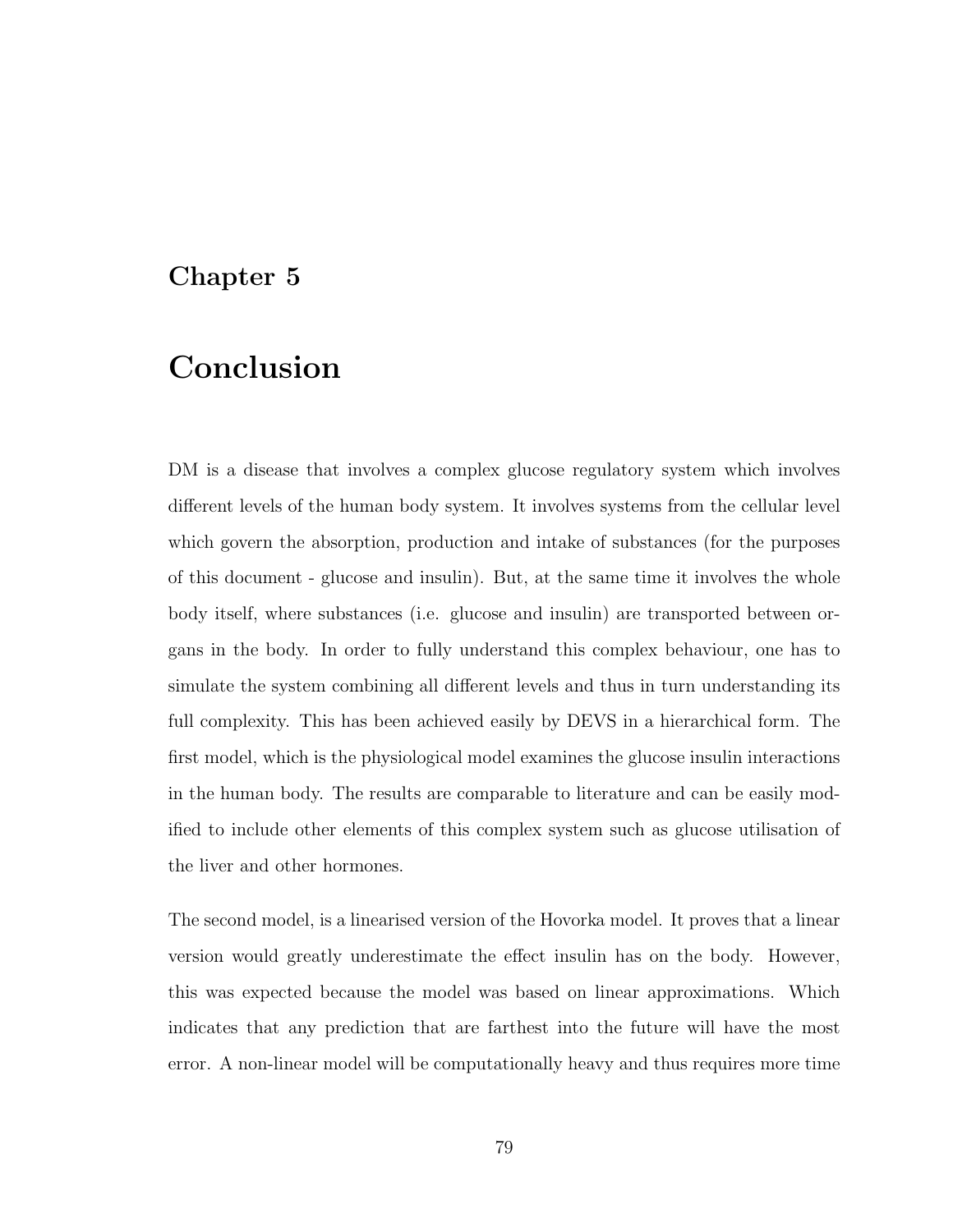# Chapter 5

# Conclusion

DM is a disease that involves a complex glucose regulatory system which involves different levels of the human body system. It involves systems from the cellular level which govern the absorption, production and intake of substances (for the purposes of this document - glucose and insulin). But, at the same time it involves the whole body itself, where substances (i.e. glucose and insulin) are transported between organs in the body. In order to fully understand this complex behaviour, one has to simulate the system combining all different levels and thus in turn understanding its full complexity. This has been achieved easily by DEVS in a hierarchical form. The first model, which is the physiological model examines the glucose insulin interactions in the human body. The results are comparable to literature and can be easily modified to include other elements of this complex system such as glucose utilisation of the liver and other hormones.

The second model, is a linearised version of the Hovorka model. It proves that a linear version would greatly underestimate the effect insulin has on the body. However, this was expected because the model was based on linear approximations. Which indicates that any prediction that are farthest into the future will have the most error. A non-linear model will be computationally heavy and thus requires more time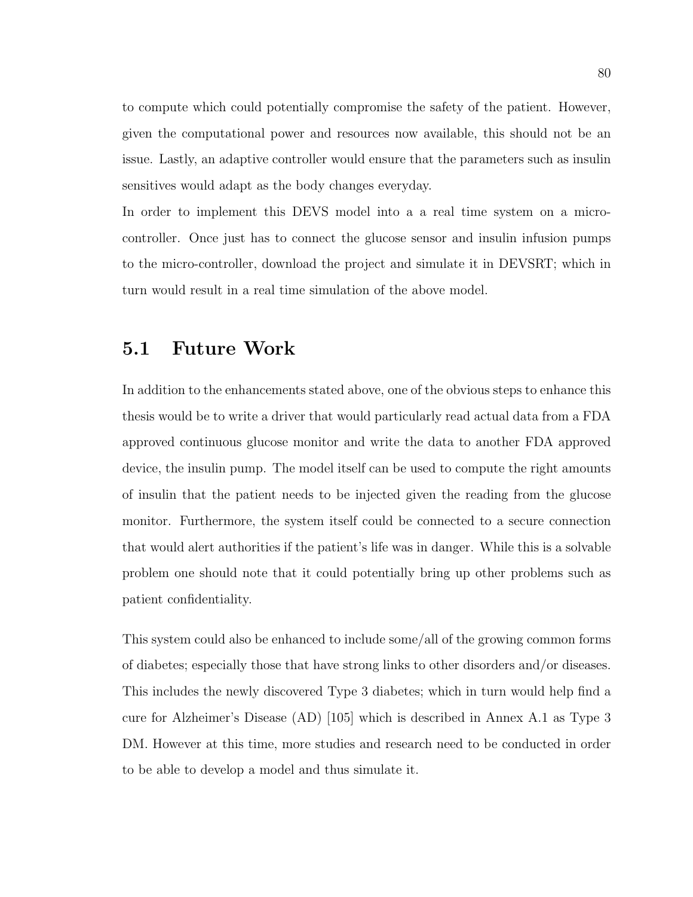to compute which could potentially compromise the safety of the patient. However, given the computational power and resources now available, this should not be an issue. Lastly, an adaptive controller would ensure that the parameters such as insulin sensitives would adapt as the body changes everyday.

In order to implement this DEVS model into a a real time system on a micro-controller. Once just has to connect the glucose sensor and insulin infusion pumps to the micro-controller, download the project and simulate it in DEVSRT; which in turn would result in a real time simulation of the above model.

## 5.1 Future Work

In addition to the enhancements stated above, one of the obvious steps to enhance this thesis would be to write a driver that would particularly read actual data from a FDA approved continuous glucose monitor and write the data to another FDA approved device, the insulin pump. The model itself can be used to compute the right amounts of insulin that the patient needs to be injected given the reading from the glucose monitor. Furthermore, the system itself could be connected to a secure connection that would alert authorities if the patient's life was in danger. While this is a solvable problem one should note that it could potentially bring up other problems such as patient confidentiality.

This system could also be enhanced to include some/all of the growing common forms of diabetes; especially those that have strong links to other disorders and/or diseases. This includes the newly discovered Type 3 diabetes; which in turn would help find a cure for Alzheimer's Disease (AD) [105] which is described in Annex A.1 as Type 3 DM. However at this time, more studies and research need to be conducted in order to be able to develop a model and thus simulate it.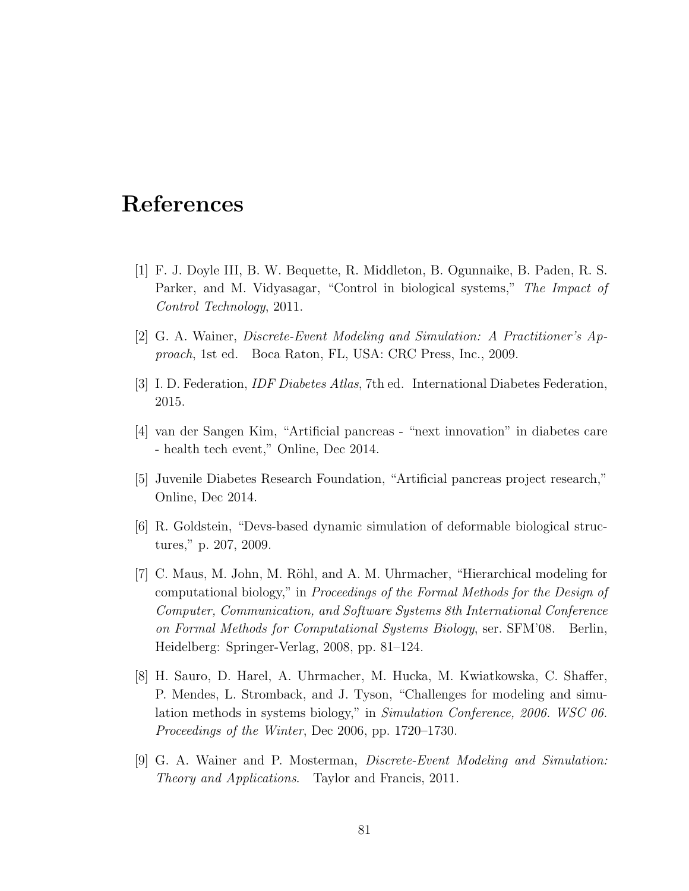# References

[1] F. J. Doyle III, B. W. Bequette, R. Middleton, B. Ogunnaike, B. Paden, R. S. Parker, and M. Vidyasagar, "Control in biological systems," *The Impact of Control Technology*, 2011.

[2] G. A. Wainer, *Discrete-Event Modeling and Simulation: A Practitioner's Approach*, 1st ed. Boca Raton, FL, USA: CRC Press, Inc., 2009.

[3] I. D. Federation, *IDF Diabetes Atlas*, 7th ed. International Diabetes Federation, 2015.

[4] van der Sangen Kim, "Artificial pancreas - "next innovation" in diabetes care - health tech event," Online, Dec 2014.

[5] Juvenile Diabetes Research Foundation, "Artificial pancreas project research," Online, Dec 2014.

[6] R. Goldstein, "Devs-based dynamic simulation of deformable biological structures," p. 207, 2009.

[7] C. Maus, M. John, M. Röhl, and A. M. Uhrmacher, "Hierarchical modeling for computational biology," in *Proceedings of the Formal Methods for the Design of Computer, Communication, and Software Systems 8th International Conference on Formal Methods for Computational Systems Biology*, ser. SFM'08. Berlin, Heidelberg: Springer-Verlag, 2008, pp. 81–124.

[8] H. Sauro, D. Harel, A. Uhrmacher, M. Hucka, M. Kwiatkowska, C. Shaffer, P. Mendes, L. Stromback, and J. Tyson, "Challenges for modeling and simulation methods in systems biology," in *Simulation Conference, 2006. WSC 06. Proceedings of the Winter*, Dec 2006, pp. 1720–1730.

[9] G. A. Wainer and P. Mosterman, *Discrete-Event Modeling and Simulation: Theory and Applications*. Taylor and Francis, 2011.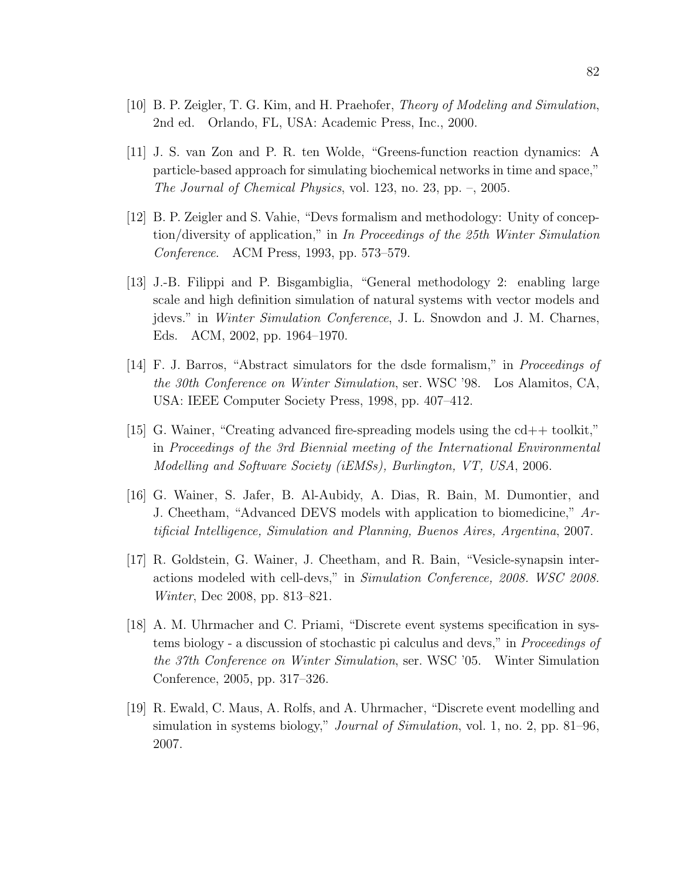[10] B. P. Zeigler, T. G. Kim, and H. Praehofer, *Theory of Modeling and Simulation*, 2nd ed. Orlando, FL, USA: Academic Press, Inc., 2000.

[11] J. S. van Zon and P. R. ten Wolde, "Greens-function reaction dynamics: A particle-based approach for simulating biochemical networks in time and space," *The Journal of Chemical Physics*, vol. 123, no. 23, pp. –, 2005.

[12] B. P. Zeigler and S. Vahie, "Devs formalism and methodology: Unity of conception/diversity of application," in *In Proceedings of the 25th Winter Simulation Conference*. ACM Press, 1993, pp. 573–579.

[13] J.-B. Filippi and P. Bisgambiglia, "General methodology 2: enabling large scale and high definition simulation of natural systems with vector models and jdevs." in *Winter Simulation Conference*, J. L. Snowdon and J. M. Charnes, Eds. ACM, 2002, pp. 1964–1970.

[14] F. J. Barros, "Abstract simulators for the dsde formalism," in *Proceedings of the 30th Conference on Winter Simulation*, ser. WSC '98. Los Alamitos, CA, USA: IEEE Computer Society Press, 1998, pp. 407–412.

[15] G. Wainer, "Creating advanced fire-spreading models using the cd++ toolkit," in *Proceedings of the 3rd Biennial meeting of the International Environmental Modelling and Software Society (iEMSs), Burlington, VT, USA*, 2006.

[16] G. Wainer, S. Jafer, B. Al-Aubidy, A. Dias, R. Bain, M. Dumontier, and J. Cheetham, "Advanced DEVS models with application to biomedicine," *Artificial Intelligence, Simulation and Planning, Buenos Aires, Argentina*, 2007.

[17] R. Goldstein, G. Wainer, J. Cheetham, and R. Bain, "Vesicle-synapsin interactions modeled with cell-devs," in *Simulation Conference, 2008. WSC 2008. Winter*, Dec 2008, pp. 813–821.

[18] A. M. Uhrmacher and C. Priami, "Discrete event systems specification in systems biology - a discussion of stochastic pi calculus and devs," in *Proceedings of the 37th Conference on Winter Simulation*, ser. WSC '05. Winter Simulation Conference, 2005, pp. 317–326.

[19] R. Ewald, C. Maus, A. Rolfs, and A. Uhrmacher, "Discrete event modelling and simulation in systems biology," *Journal of Simulation*, vol. 1, no. 2, pp. 81–96, 2007.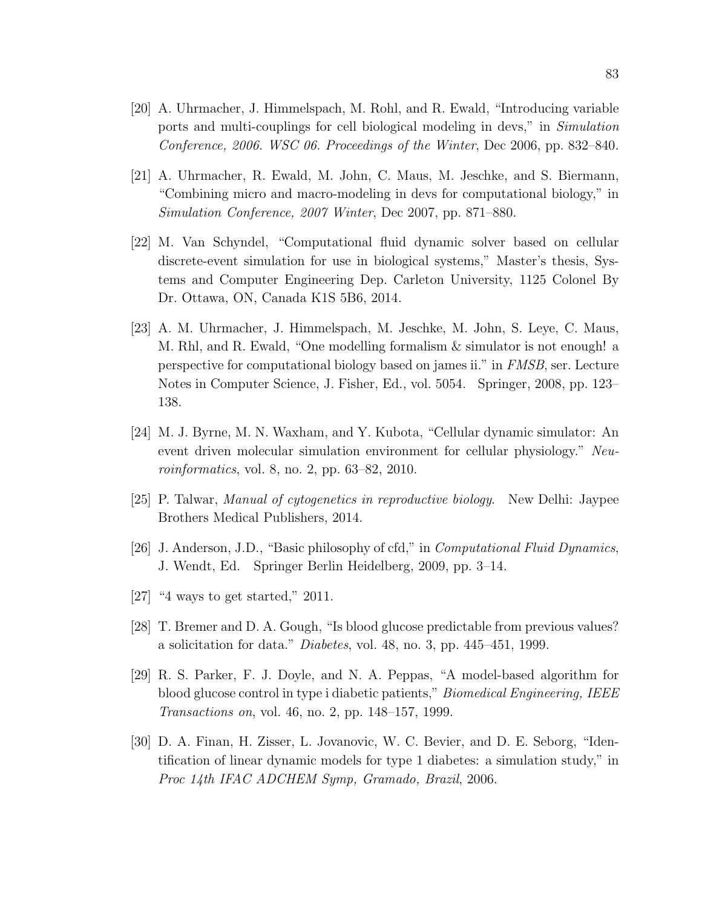[20] A. Uhrmacher, J. Himmelspach, M. Rohl, and R. Ewald, "Introducing variable ports and multi-couplings for cell biological modeling in devs," in *Simulation Conference, 2006. WSC 06. Proceedings of the Winter*, Dec 2006, pp. 832–840.

[21] A. Uhrmacher, R. Ewald, M. John, C. Maus, M. Jeschke, and S. Biermann, "Combining micro and macro-modeling in devs for computational biology," in *Simulation Conference, 2007 Winter*, Dec 2007, pp. 871–880.

[22] M. Van Schyndel, "Computational fluid dynamic solver based on cellular discrete-event simulation for use in biological systems," Master's thesis, Systems and Computer Engineering Dep. Carleton University, 1125 Colonel By Dr. Ottawa, ON, Canada K1S 5B6, 2014.

[23] A. M. Uhrmacher, J. Himmelspach, M. Jeschke, M. John, S. Leye, C. Maus, M. Rhl, and R. Ewald, "One modelling formalism & simulator is not enough! a perspective for computational biology based on james ii." in *FMSB*, ser. Lecture Notes in Computer Science, J. Fisher, Ed., vol. 5054. Springer, 2008, pp. 123–138.

[24] M. J. Byrne, M. N. Waxham, and Y. Kubota, "Cellular dynamic simulator: An event driven molecular simulation environment for cellular physiology." *Neuroinformatics*, vol. 8, no. 2, pp. 63–82, 2010.

[25] P. Talwar, *Manual of cytogenetics in reproductive biology*. New Delhi: Jaypee Brothers Medical Publishers, 2014.

[26] J. Anderson, J.D., "Basic philosophy of cfd," in *Computational Fluid Dynamics*, J. Wendt, Ed. Springer Berlin Heidelberg, 2009, pp. 3–14.

[27] "4 ways to get started," 2011.

[28] T. Bremer and D. A. Gough, "Is blood glucose predictable from previous values? a solicitation for data." *Diabetes*, vol. 48, no. 3, pp. 445–451, 1999.

[29] R. S. Parker, F. J. Doyle, and N. A. Peppas, "A model-based algorithm for blood glucose control in type i diabetic patients," *Biomedical Engineering, IEEE Transactions on*, vol. 46, no. 2, pp. 148–157, 1999.

[30] D. A. Finan, H. Zisser, L. Jovanovic, W. C. Bevier, and D. E. Seborg, "Identification of linear dynamic models for type 1 diabetes: a simulation study," in *Proc 14th IFAC ADCHEM Symp, Gramado, Brazil*, 2006.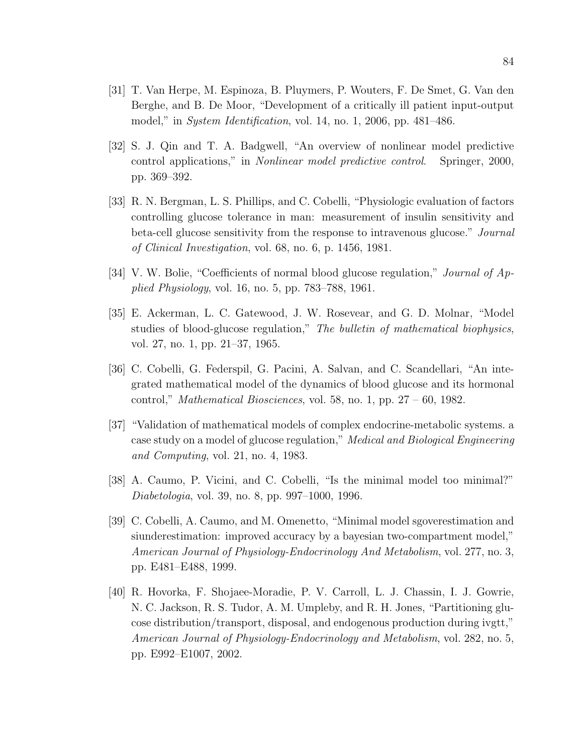[31] T. Van Herpe, M. Espinoza, B. Pluymers, P. Wouters, F. De Smet, G. Van den Berghe, and B. De Moor, "Development of a critically ill patient input-output model," in *System Identification*, vol. 14, no. 1, 2006, pp. 481–486.

[32] S. J. Qin and T. A. Badgwell, "An overview of nonlinear model predictive control applications," in *Nonlinear model predictive control*. Springer, 2000, pp. 369–392.

[33] R. N. Bergman, L. S. Phillips, and C. Cobelli, "Physiologic evaluation of factors controlling glucose tolerance in man: measurement of insulin sensitivity and beta-cell glucose sensitivity from the response to intravenous glucose." *Journal of Clinical Investigation*, vol. 68, no. 6, p. 1456, 1981.

[34] V. W. Bolie, "Coefficients of normal blood glucose regulation," *Journal of Applied Physiology*, vol. 16, no. 5, pp. 783–788, 1961.

[35] E. Ackerman, L. C. Gatewood, J. W. Rosevear, and G. D. Molnar, "Model studies of blood-glucose regulation," *The bulletin of mathematical biophysics*, vol. 27, no. 1, pp. 21–37, 1965.

[36] C. Cobelli, G. Federspil, G. Pacini, A. Salvan, and C. Scandellari, "An integrated mathematical model of the dynamics of blood glucose and its hormonal control," *Mathematical Biosciences*, vol. 58, no. 1, pp. 27 – 60, 1982.

[37] "Validation of mathematical models of complex endocrine-metabolic systems. a case study on a model of glucose regulation," *Medical and Biological Engineering and Computing*, vol. 21, no. 4, 1983.

[38] A. Caumo, P. Vicini, and C. Cobelli, "Is the minimal model too minimal?" *Diabetologia*, vol. 39, no. 8, pp. 997–1000, 1996.

[39] C. Cobelli, A. Caumo, and M. Omenetto, "Minimal model sgoverestimation and siunderestimation: improved accuracy by a bayesian two-compartment model," *American Journal of Physiology-Endocrinology And Metabolism*, vol. 277, no. 3, pp. E481–E488, 1999.

[40] R. Hovorka, F. Shojaee-Moradie, P. V. Carroll, L. J. Chassin, I. J. Gowrie, N. C. Jackson, R. S. Tudor, A. M. Umpleby, and R. H. Jones, "Partitioning glucose distribution/transport, disposal, and endogenous production during ivgtt," *American Journal of Physiology-Endocrinology and Metabolism*, vol. 282, no. 5, pp. E992–E1007, 2002.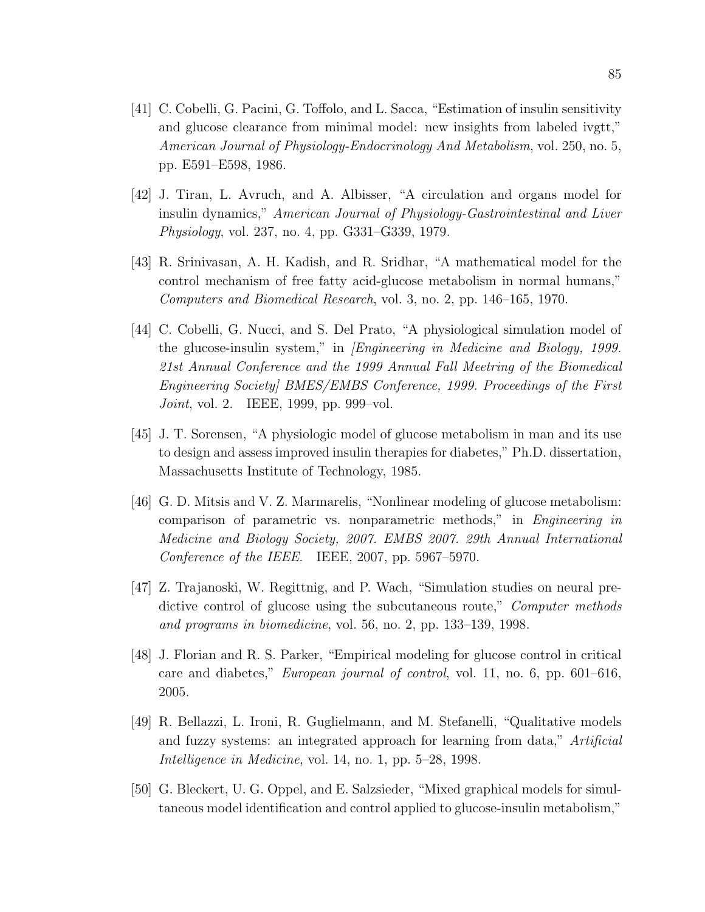[41] C. Cobelli, G. Pacini, G. Toffolo, and L. Sacca, "Estimation of insulin sensitivity and glucose clearance from minimal model: new insights from labeled ivgtt," *American Journal of Physiology-Endocrinology And Metabolism*, vol. 250, no. 5, pp. E591–E598, 1986.

[42] J. Tiran, L. Avruch, and A. Albisser, "A circulation and organs model for insulin dynamics," *American Journal of Physiology-Gastrointestinal and Liver Physiology*, vol. 237, no. 4, pp. G331–G339, 1979.

[43] R. Srinivasan, A. H. Kadish, and R. Sridhar, "A mathematical model for the control mechanism of free fatty acid-glucose metabolism in normal humans," *Computers and Biomedical Research*, vol. 3, no. 2, pp. 146–165, 1970.

[44] C. Cobelli, G. Nucci, and S. Del Prato, "A physiological simulation model of the glucose-insulin system," in *[Engineering in Medicine and Biology, 1999. 21st Annual Conference and the 1999 Annual Fall Meetring of the Biomedical Engineering Society] BMES/EMBS Conference, 1999. Proceedings of the First Joint*, vol. 2. IEEE, 1999, pp. 999–vol.

[45] J. T. Sorensen, "A physiologic model of glucose metabolism in man and its use to design and assess improved insulin therapies for diabetes," Ph.D. dissertation, Massachusetts Institute of Technology, 1985.

[46] G. D. Mitsis and V. Z. Marmarelis, "Nonlinear modeling of glucose metabolism: comparison of parametric vs. nonparametric methods," in *Engineering in Medicine and Biology Society, 2007. EMBS 2007. 29th Annual International Conference of the IEEE*. IEEE, 2007, pp. 5967–5970.

[47] Z. Trajanoski, W. Regittnig, and P. Wach, "Simulation studies on neural predictive control of glucose using the subcutaneous route," *Computer methods and programs in biomedicine*, vol. 56, no. 2, pp. 133–139, 1998.

[48] J. Florian and R. S. Parker, "Empirical modeling for glucose control in critical care and diabetes," *European journal of control*, vol. 11, no. 6, pp. 601–616, 2005.

[49] R. Bellazzi, L. Ironi, R. Guglielmann, and M. Stefanelli, "Qualitative models and fuzzy systems: an integrated approach for learning from data," *Artificial Intelligence in Medicine*, vol. 14, no. 1, pp. 5–28, 1998.

[50] G. Bleckert, U. G. Oppel, and E. Salzsieder, "Mixed graphical models for simultaneous model identification and control applied to glucose-insulin metabolism,"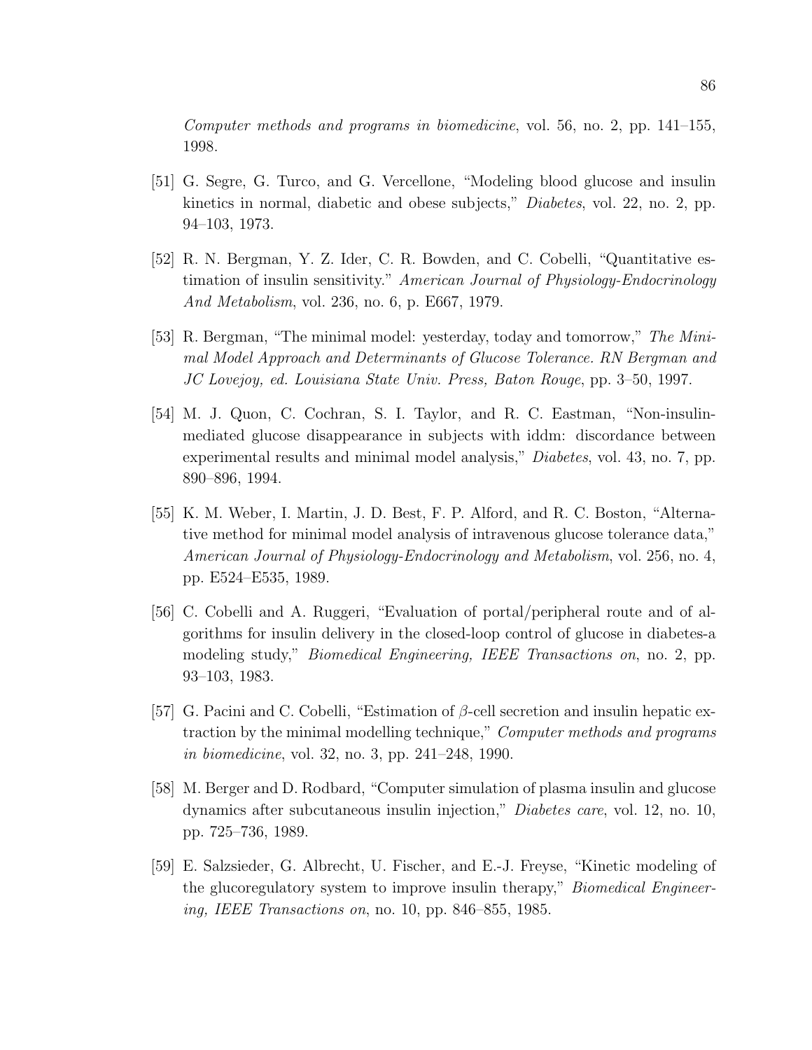*Computer methods and programs in biomedicine*, vol. 56, no. 2, pp. 141–155, 1998.

[51] G. Segre, G. Turco, and G. Vercellone, "Modeling blood glucose and insulin kinetics in normal, diabetic and obese subjects," *Diabetes*, vol. 22, no. 2, pp. 94–103, 1973.

[52] R. N. Bergman, Y. Z. Ider, C. R. Bowden, and C. Cobelli, "Quantitative estimation of insulin sensitivity." *American Journal of Physiology-Endocrinology And Metabolism*, vol. 236, no. 6, p. E667, 1979.

[53] R. Bergman, "The minimal model: yesterday, today and tomorrow," *The Minimal Model Approach and Determinants of Glucose Tolerance. RN Bergman and JC Lovejoy, ed. Louisiana State Univ. Press, Baton Rouge*, pp. 3–50, 1997.

[54] M. J. Quon, C. Cochran, S. I. Taylor, and R. C. Eastman, "Non-insulin-mediated glucose disappearance in subjects with iddm: discordance between experimental results and minimal model analysis," *Diabetes*, vol. 43, no. 7, pp. 890–896, 1994.

[55] K. M. Weber, I. Martin, J. D. Best, F. P. Alford, and R. C. Boston, "Alternative method for minimal model analysis of intravenous glucose tolerance data," *American Journal of Physiology-Endocrinology and Metabolism*, vol. 256, no. 4, pp. E524–E535, 1989.

[56] C. Cobelli and A. Ruggeri, "Evaluation of portal/peripheral route and of algorithms for insulin delivery in the closed-loop control of glucose in diabetes-a modeling study," *Biomedical Engineering, IEEE Transactions on*, no. 2, pp. 93–103, 1983.

[57] G. Pacini and C. Cobelli, "Estimation of $\beta$-cell secretion and insulin hepatic extraction by the minimal modelling technique," *Computer methods and programs in biomedicine*, vol. 32, no. 3, pp. 241–248, 1990.

[58] M. Berger and D. Rodbard, "Computer simulation of plasma insulin and glucose dynamics after subcutaneous insulin injection," *Diabetes care*, vol. 12, no. 10, pp. 725–736, 1989.

[59] E. Salzsieder, G. Albrecht, U. Fischer, and E.-J. Freyse, "Kinetic modeling of the glucoregulatory system to improve insulin therapy," *Biomedical Engineering, IEEE Transactions on*, no. 10, pp. 846–855, 1985.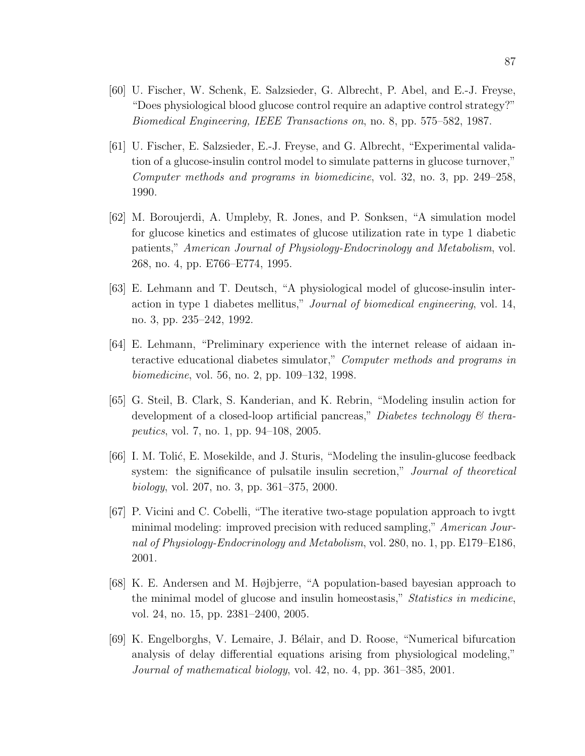[60] U. Fischer, W. Schenk, E. Salzsieder, G. Albrecht, P. Abel, and E.-J. Freyse, "Does physiological blood glucose control require an adaptive control strategy?" *Biomedical Engineering, IEEE Transactions on*, no. 8, pp. 575–582, 1987.

[61] U. Fischer, E. Salzsieder, E.-J. Freyse, and G. Albrecht, "Experimental validation of a glucose-insulin control model to simulate patterns in glucose turnover," *Computer methods and programs in biomedicine*, vol. 32, no. 3, pp. 249–258, 1990.

[62] M. Boroujerdi, A. Umpleby, R. Jones, and P. Sonksen, "A simulation model for glucose kinetics and estimates of glucose utilization rate in type 1 diabetic patients," *American Journal of Physiology-Endocrinology and Metabolism*, vol. 268, no. 4, pp. E766–E774, 1995.

[63] E. Lehmann and T. Deutsch, "A physiological model of glucose-insulin interaction in type 1 diabetes mellitus," *Journal of biomedical engineering*, vol. 14, no. 3, pp. 235–242, 1992.

[64] E. Lehmann, "Preliminary experience with the internet release of aidaan interactive educational diabetes simulator," *Computer methods and programs in biomedicine*, vol. 56, no. 2, pp. 109–132, 1998.

[65] G. Steil, B. Clark, S. Kanderian, and K. Rebrin, "Modeling insulin action for development of a closed-loop artificial pancreas," *Diabetes technology & therapeutics*, vol. 7, no. 1, pp. 94–108, 2005.

[66] I. M. Tolić, E. Mosekilde, and J. Sturis, "Modeling the insulin-glucose feedback system: the significance of pulsatile insulin secretion," *Journal of theoretical biology*, vol. 207, no. 3, pp. 361–375, 2000.

[67] P. Vicini and C. Cobelli, "The iterative two-stage population approach to ivgtt minimal modeling: improved precision with reduced sampling," *American Journal of Physiology-Endocrinology and Metabolism*, vol. 280, no. 1, pp. E179–E186, 2001.

[68] K. E. Andersen and M. Højbjerre, "A population-based bayesian approach to the minimal model of glucose and insulin homeostasis," *Statistics in medicine*, vol. 24, no. 15, pp. 2381–2400, 2005.

[69] K. Engelborghs, V. Lemaire, J. Bélair, and D. Roose, "Numerical bifurcation analysis of delay differential equations arising from physiological modeling," *Journal of mathematical biology*, vol. 42, no. 4, pp. 361–385, 2001.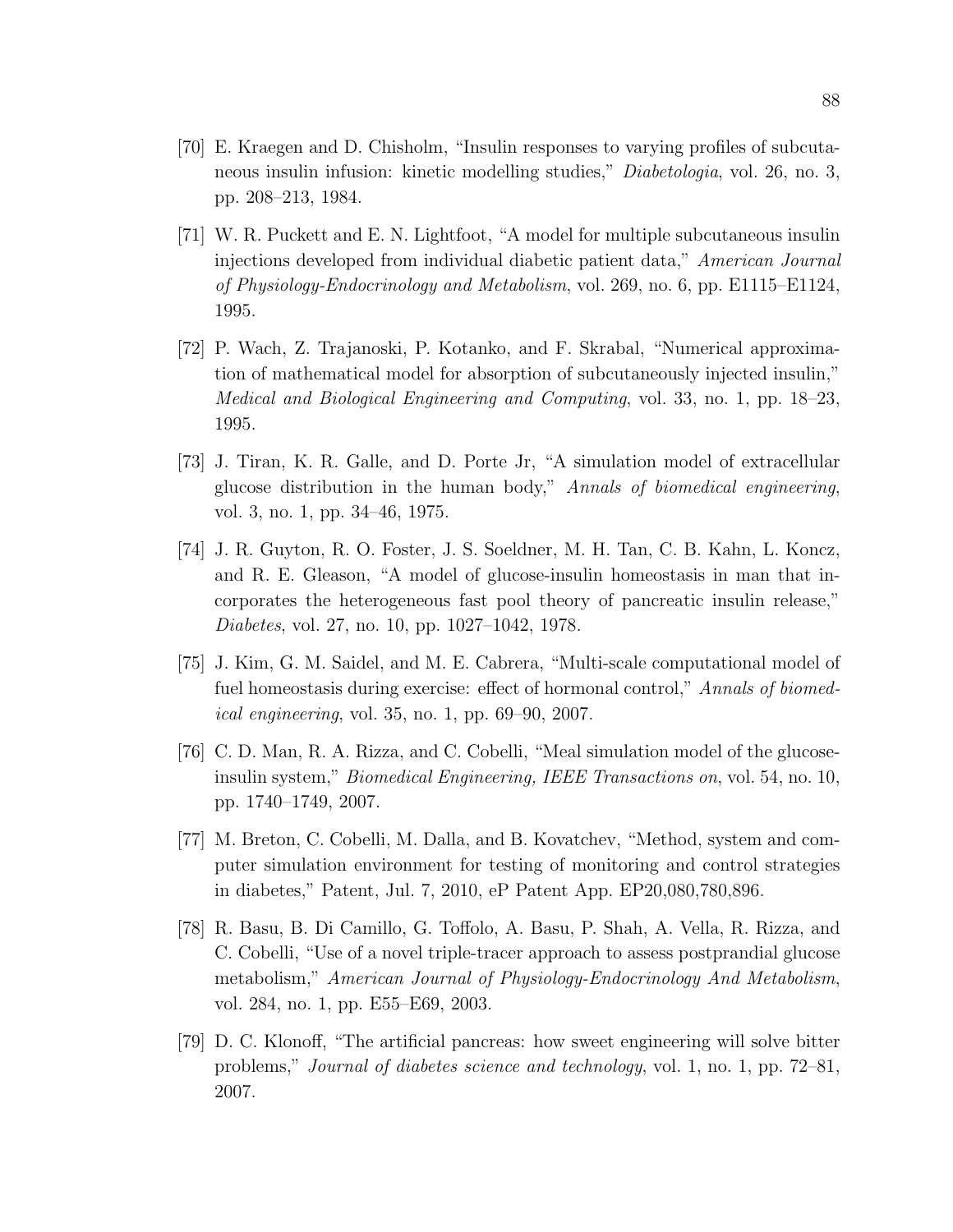[70] E. Kraegen and D. Chisholm, “Insulin responses to varying profiles of subcutaneous insulin infusion: kinetic modelling studies,” *Diabetologia*, vol. 26, no. 3, pp. 208–213, 1984.

[71] W. R. Puckett and E. N. Lightfoot, “A model for multiple subcutaneous insulin injections developed from individual diabetic patient data,” *American Journal of Physiology-Endocrinology and Metabolism*, vol. 269, no. 6, pp. E1115–E1124, 1995.

[72] P. Wach, Z. Trajanoski, P. Kotanko, and F. Skrabal, “Numerical approximation of mathematical model for absorption of subcutaneously injected insulin,” *Medical and Biological Engineering and Computing*, vol. 33, no. 1, pp. 18–23, 1995.

[73] J. Tiran, K. R. Galle, and D. Porte Jr, “A simulation model of extracellular glucose distribution in the human body,” *Annals of biomedical engineering*, vol. 3, no. 1, pp. 34–46, 1975.

[74] J. R. Guyton, R. O. Foster, J. S. Soeldner, M. H. Tan, C. B. Kahn, L. Koncz, and R. E. Gleason, “A model of glucose-insulin homeostasis in man that incorporates the heterogeneous fast pool theory of pancreatic insulin release,” *Diabetes*, vol. 27, no. 10, pp. 1027–1042, 1978.

[75] J. Kim, G. M. Saidel, and M. E. Cabrera, “Multi-scale computational model of fuel homeostasis during exercise: effect of hormonal control,” *Annals of biomedical engineering*, vol. 35, no. 1, pp. 69–90, 2007.

[76] C. D. Man, R. A. Rizza, and C. Cobelli, “Meal simulation model of the glucose-insulin system,” *Biomedical Engineering, IEEE Transactions on*, vol. 54, no. 10, pp. 1740–1749, 2007.

[77] M. Breton, C. Cobelli, M. Dalla, and B. Kovatchev, “Method, system and computer simulation environment for testing of monitoring and control strategies in diabetes,” Patent, Jul. 7, 2010, eP Patent App. EP20,080,780,896.

[78] R. Basu, B. Di Camillo, G. Toffolo, A. Basu, P. Shah, A. Vella, R. Rizza, and C. Cobelli, “Use of a novel triple-tracer approach to assess postprandial glucose metabolism,” *American Journal of Physiology-Endocrinology And Metabolism*, vol. 284, no. 1, pp. E55–E69, 2003.

[79] D. C. Klonoff, “The artificial pancreas: how sweet engineering will solve bitter problems,” *Journal of diabetes science and technology*, vol. 1, no. 1, pp. 72–81, 2007.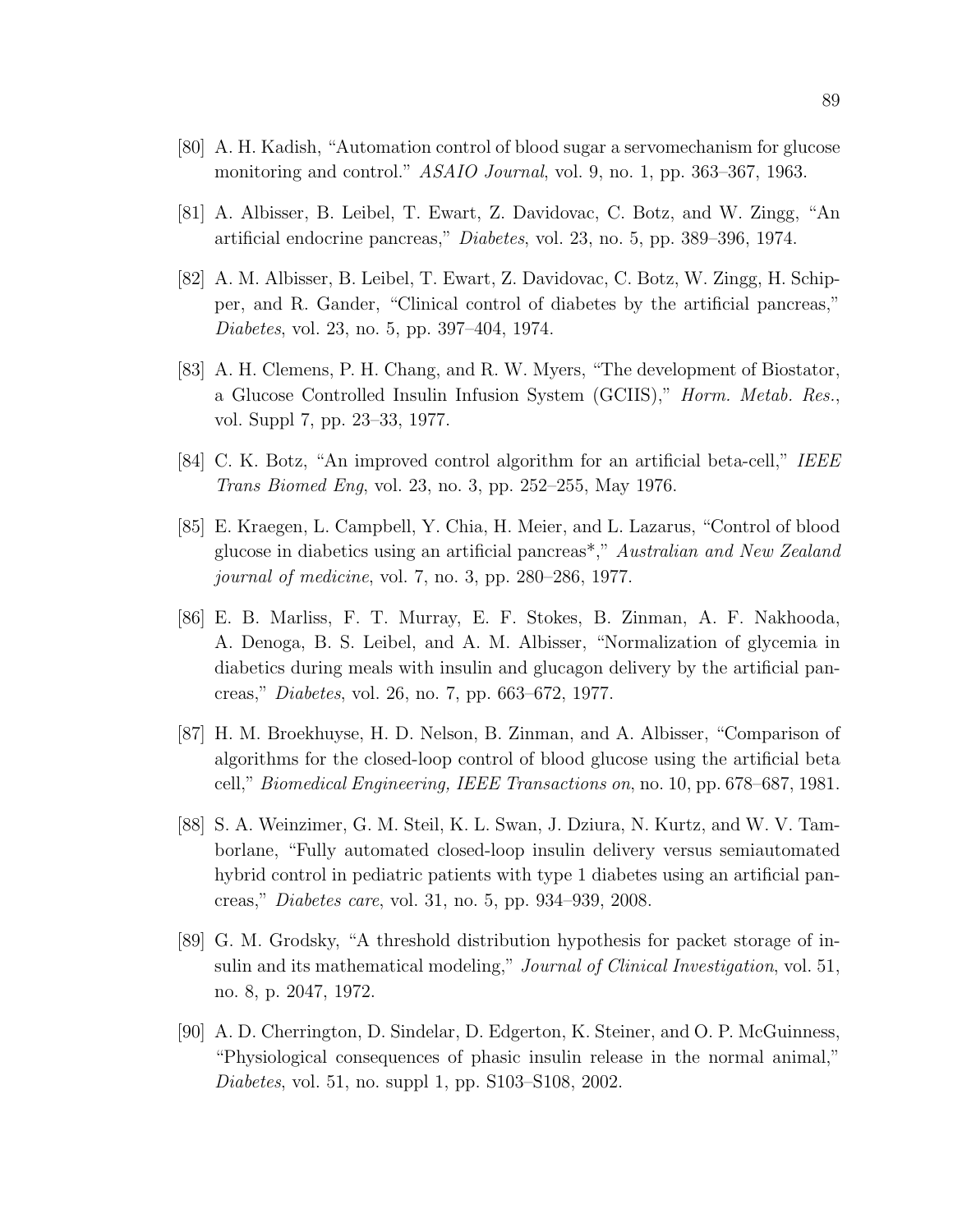[80] A. H. Kadish, "Automation control of blood sugar a servomechanism for glucose monitoring and control." *ASAIO Journal*, vol. 9, no. 1, pp. 363–367, 1963.

[81] A. Albisser, B. Leibel, T. Ewart, Z. Davidovac, C. Botz, and W. Zingg, "An artificial endocrine pancreas," *Diabetes*, vol. 23, no. 5, pp. 389–396, 1974.

[82] A. M. Albisser, B. Leibel, T. Ewart, Z. Davidovac, C. Botz, W. Zingg, H. Schipper, and R. Gander, "Clinical control of diabetes by the artificial pancreas," *Diabetes*, vol. 23, no. 5, pp. 397–404, 1974.

[83] A. H. Clemens, P. H. Chang, and R. W. Myers, "The development of Biostator, a Glucose Controlled Insulin Infusion System (GCIIS)," *Horm. Metab. Res.*, vol. Suppl 7, pp. 23–33, 1977.

[84] C. K. Botz, "An improved control algorithm for an artificial beta-cell," *IEEE Trans Biomed Eng*, vol. 23, no. 3, pp. 252–255, May 1976.

[85] E. Kraegen, L. Campbell, Y. Chia, H. Meier, and L. Lazarus, "Control of blood glucose in diabetics using an artificial pancreas*," *Australian and New Zealand journal of medicine*, vol. 7, no. 3, pp. 280–286, 1977.

[86] E. B. Marliss, F. T. Murray, E. F. Stokes, B. Zinman, A. F. Nakhooda, A. Denoga, B. S. Leibel, and A. M. Albisser, "Normalization of glycemia in diabetics during meals with insulin and glucagon delivery by the artificial pancreas," *Diabetes*, vol. 26, no. 7, pp. 663–672, 1977.

[87] H. M. Broekhuyse, H. D. Nelson, B. Zinman, and A. Albisser, "Comparison of algorithms for the closed-loop control of blood glucose using the artificial beta cell," *Biomedical Engineering, IEEE Transactions on*, no. 10, pp. 678–687, 1981.

[88] S. A. Weinzimer, G. M. Steil, K. L. Swan, J. Dziura, N. Kurtz, and W. V. Tamborlane, "Fully automated closed-loop insulin delivery versus semiautomated hybrid control in pediatric patients with type 1 diabetes using an artificial pancreas," *Diabetes care*, vol. 31, no. 5, pp. 934–939, 2008.

[89] G. M. Grodsky, "A threshold distribution hypothesis for packet storage of insulin and its mathematical modeling," *Journal of Clinical Investigation*, vol. 51, no. 8, p. 2047, 1972.

[90] A. D. Cherrington, D. Sindelar, D. Edgerton, K. Steiner, and O. P. McGuinness, "Physiological consequences of phasic insulin release in the normal animal," *Diabetes*, vol. 51, no. suppl 1, pp. S103–S108, 2002.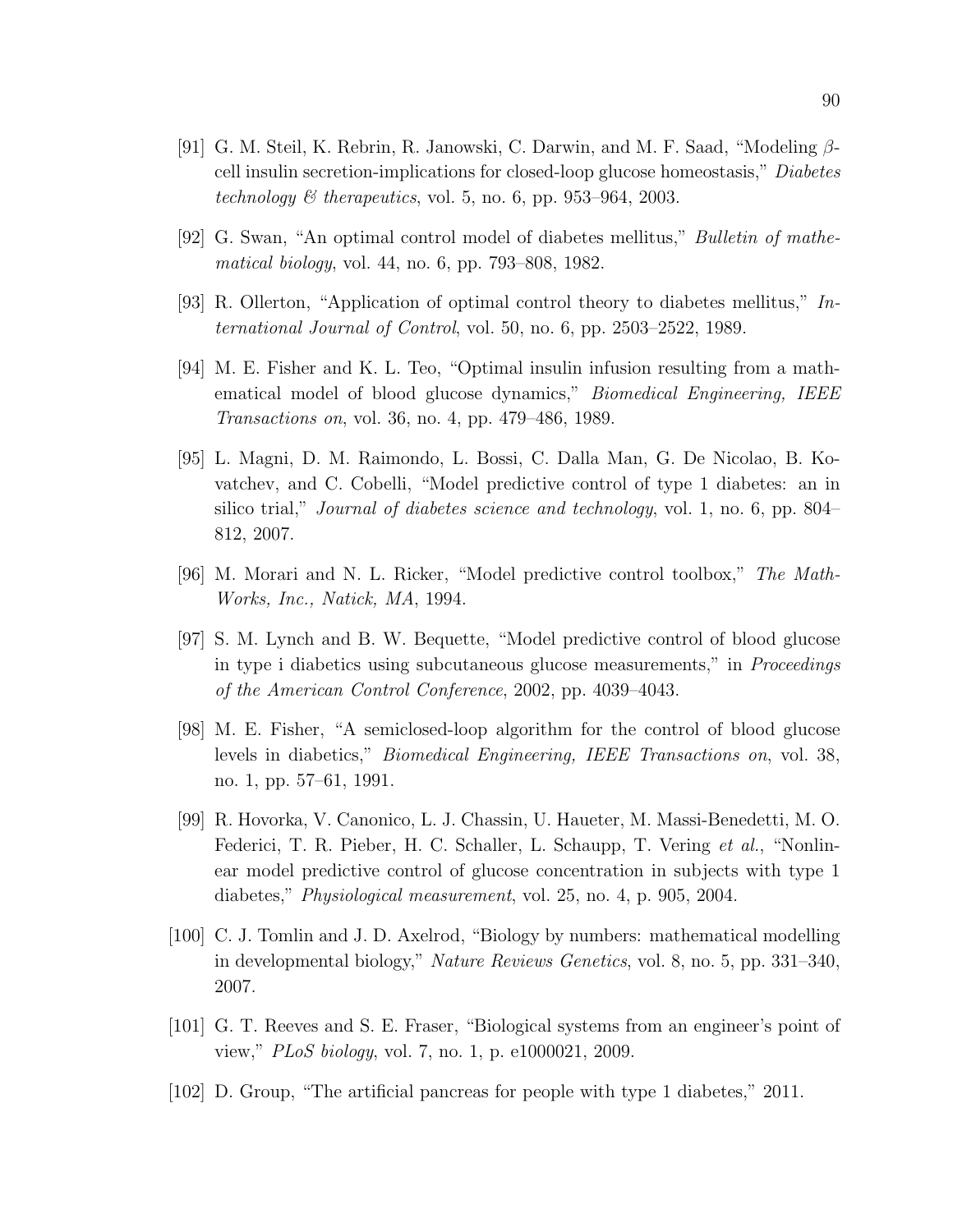[91] G. M. Steil, K. Rebrin, R. Janowski, C. Darwin, and M. F. Saad, "Modeling $\beta$-cell insulin secretion-implications for closed-loop glucose homeostasis," *Diabetes technology & therapeutics*, vol. 5, no. 6, pp. 953–964, 2003.

[92] G. Swan, "An optimal control model of diabetes mellitus," *Bulletin of mathematical biology*, vol. 44, no. 6, pp. 793–808, 1982.

[93] R. Ollerton, "Application of optimal control theory to diabetes mellitus," *International Journal of Control*, vol. 50, no. 6, pp. 2503–2522, 1989.

[94] M. E. Fisher and K. L. Teo, "Optimal insulin infusion resulting from a mathematical model of blood glucose dynamics," *Biomedical Engineering, IEEE Transactions on*, vol. 36, no. 4, pp. 479–486, 1989.

[95] L. Magni, D. M. Raimondo, L. Bossi, C. Dalla Man, G. De Nicolao, B. Kovatchev, and C. Cobelli, "Model predictive control of type 1 diabetes: an in silico trial," *Journal of diabetes science and technology*, vol. 1, no. 6, pp. 804–812, 2007.

[96] M. Morari and N. L. Ricker, "Model predictive control toolbox," *The MathWorks, Inc., Natick, MA*, 1994.

[97] S. M. Lynch and B. W. Bequette, "Model predictive control of blood glucose in type i diabetics using subcutaneous glucose measurements," in *Proceedings of the American Control Conference*, 2002, pp. 4039–4043.

[98] M. E. Fisher, "A semiclosed-loop algorithm for the control of blood glucose levels in diabetics," *Biomedical Engineering, IEEE Transactions on*, vol. 38, no. 1, pp. 57–61, 1991.

[99] R. Hovorka, V. Canonico, L. J. Chassin, U. Haueter, M. Massi-Benedetti, M. O. Federici, T. R. Pieber, H. C. Schaller, L. Schaupp, T. Vering *et al.*, "Nonlinear model predictive control of glucose concentration in subjects with type 1 diabetes," *Physiological measurement*, vol. 25, no. 4, p. 905, 2004.

[100] C. J. Tomlin and J. D. Axelrod, "Biology by numbers: mathematical modelling in developmental biology," *Nature Reviews Genetics*, vol. 8, no. 5, pp. 331–340, 2007.

[101] G. T. Reeves and S. E. Fraser, "Biological systems from an engineer's point of view," *PLoS biology*, vol. 7, no. 1, p. e1000021, 2009.

[102] D. Group, "The artificial pancreas for people with type 1 diabetes," 2011.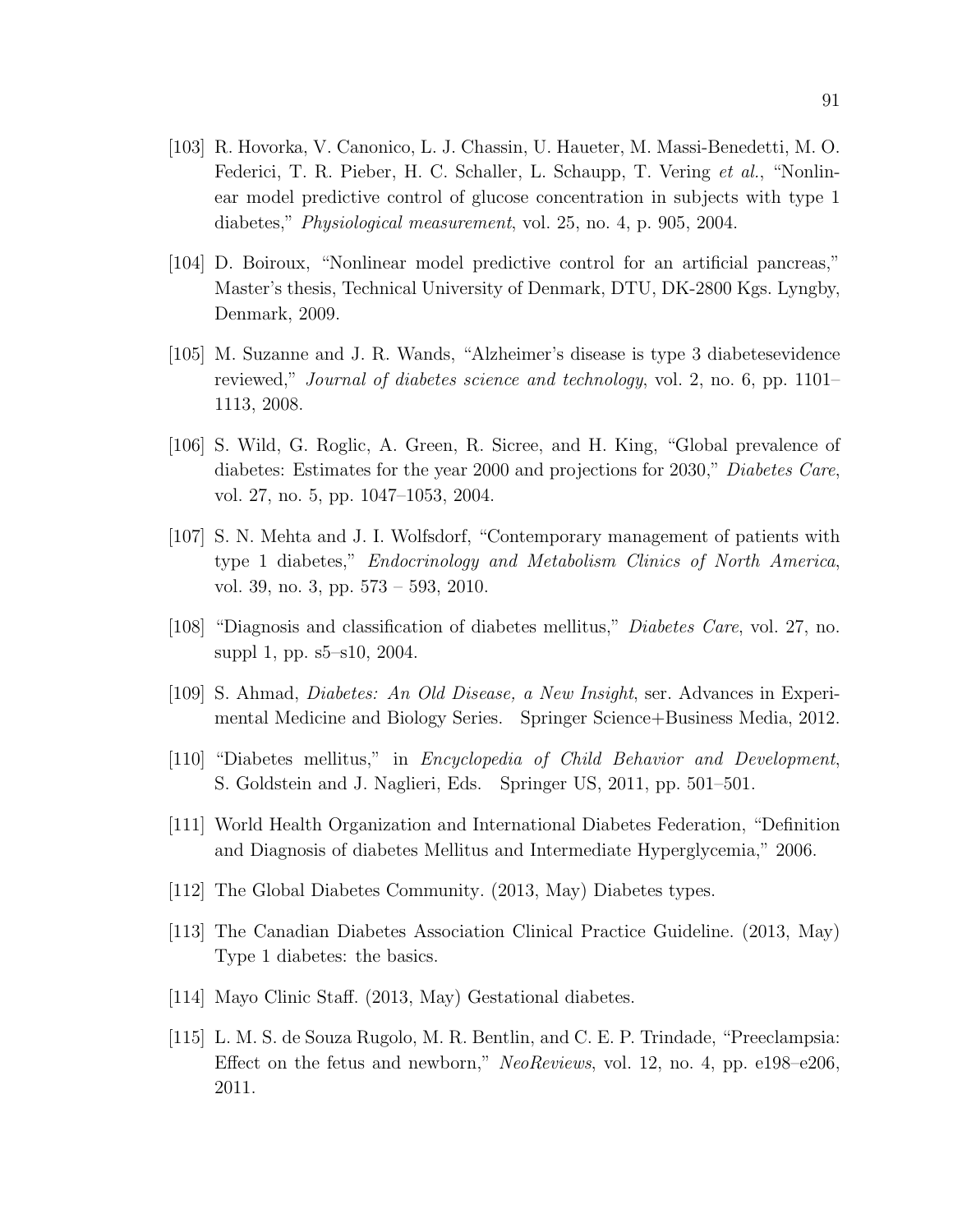[103] R. Hovorka, V. Canonico, L. J. Chassin, U. Haueter, M. Massi-Benedetti, M. O. Federici, T. R. Pieber, H. C. Schaller, L. Schaupp, T. Vering *et al.*, "Nonlinear model predictive control of glucose concentration in subjects with type 1 diabetes," *Physiological measurement*, vol. 25, no. 4, p. 905, 2004.

[104] D. Boiroux, "Nonlinear model predictive control for an artificial pancreas," Master's thesis, Technical University of Denmark, DTU, DK-2800 Kgs. Lyngby, Denmark, 2009.

[105] M. Suzanne and J. R. Wands, "Alzheimer's disease is type 3 diabetesevidence reviewed," *Journal of diabetes science and technology*, vol. 2, no. 6, pp. 1101–1113, 2008.

[106] S. Wild, G. Roglic, A. Green, R. Sicree, and H. King, "Global prevalence of diabetes: Estimates for the year 2000 and projections for 2030," *Diabetes Care*, vol. 27, no. 5, pp. 1047–1053, 2004.

[107] S. N. Mehta and J. I. Wolfsdorf, "Contemporary management of patients with type 1 diabetes," *Endocrinology and Metabolism Clinics of North America*, vol. 39, no. 3, pp. 573 – 593, 2010.

[108] "Diagnosis and classification of diabetes mellitus," *Diabetes Care*, vol. 27, no. suppl 1, pp. s5–s10, 2004.

[109] S. Ahmad, *Diabetes: An Old Disease, a New Insight*, ser. Advances in Experimental Medicine and Biology Series. Springer Science+Business Media, 2012.

[110] "Diabetes mellitus," in *Encyclopedia of Child Behavior and Development*, S. Goldstein and J. Naglieri, Eds. Springer US, 2011, pp. 501–501.

[111] World Health Organization and International Diabetes Federation, "Definition and Diagnosis of diabetes Mellitus and Intermediate Hyperglycemia," 2006.

[112] The Global Diabetes Community. (2013, May) Diabetes types.

[113] The Canadian Diabetes Association Clinical Practice Guideline. (2013, May) Type 1 diabetes: the basics.

[114] Mayo Clinic Staff. (2013, May) Gestational diabetes.

[115] L. M. S. de Souza Rugolo, M. R. Bentlin, and C. E. P. Trindade, "Preeclampsia: Effect on the fetus and newborn," *NeoReviews*, vol. 12, no. 4, pp. e198–e206, 2011.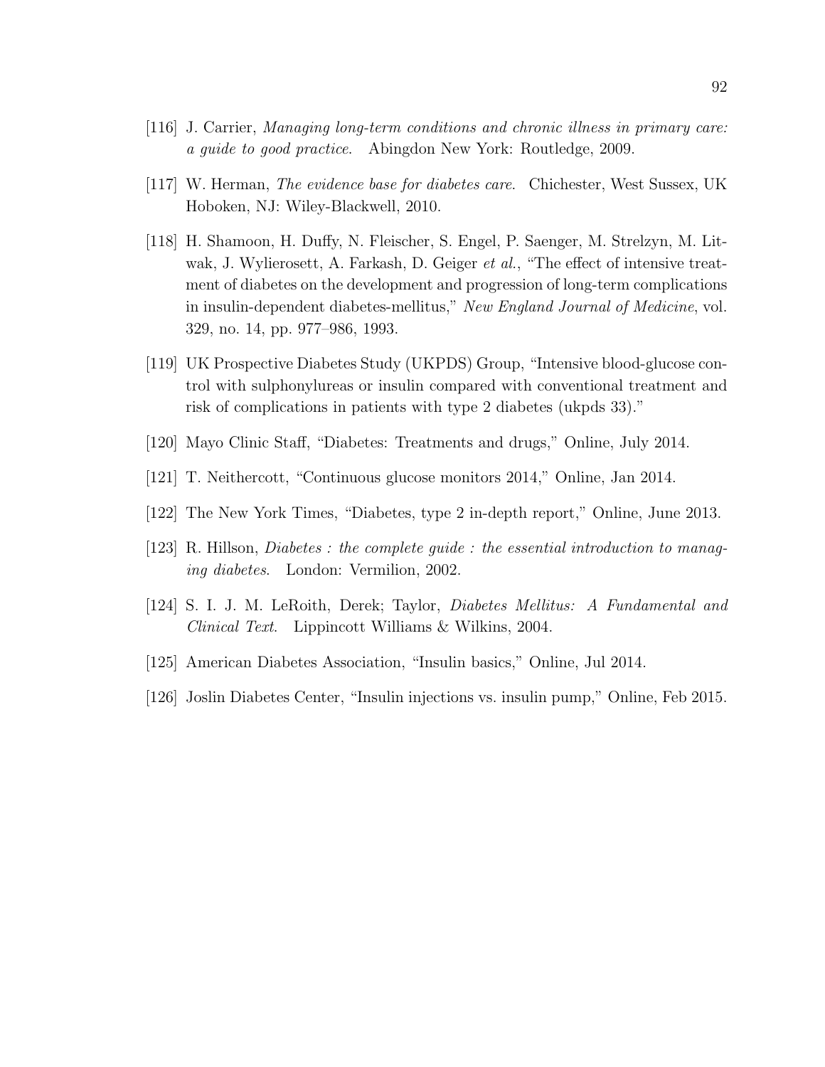[116] J. Carrier, *Managing long-term conditions and chronic illness in primary care: a guide to good practice*. Abingdon New York: Routledge, 2009.

[117] W. Herman, *The evidence base for diabetes care*. Chichester, West Sussex, UK Hoboken, NJ: Wiley-Blackwell, 2010.

[118] H. Shamoon, H. Duffy, N. Fleischer, S. Engel, P. Saenger, M. Strelzyn, M. Litwak, J. Wylierosett, A. Farkash, D. Geiger *et al.*, "The effect of intensive treatment of diabetes on the development and progression of long-term complications in insulin-dependent diabetes-mellitus," *New England Journal of Medicine*, vol. 329, no. 14, pp. 977–986, 1993.

[119] UK Prospective Diabetes Study (UKPDS) Group, "Intensive blood-glucose control with sulphonylureas or insulin compared with conventional treatment and risk of complications in patients with type 2 diabetes (ukpds 33)."

[120] Mayo Clinic Staff, "Diabetes: Treatments and drugs," Online, July 2014.

[121] T. Neithercott, "Continuous glucose monitors 2014," Online, Jan 2014.

[122] The New York Times, "Diabetes, type 2 in-depth report," Online, June 2013.

[123] R. Hillson, *Diabetes : the complete guide : the essential introduction to managing diabetes*. London: Vermilion, 2002.

[124] S. I. J. M. LeRoith, Derek; Taylor, *Diabetes Mellitus: A Fundamental and Clinical Text*. Lippincott Williams & Wilkins, 2004.

[125] American Diabetes Association, "Insulin basics," Online, Jul 2014.

[126] Joslin Diabetes Center, "Insulin injections vs. insulin pump," Online, Feb 2015.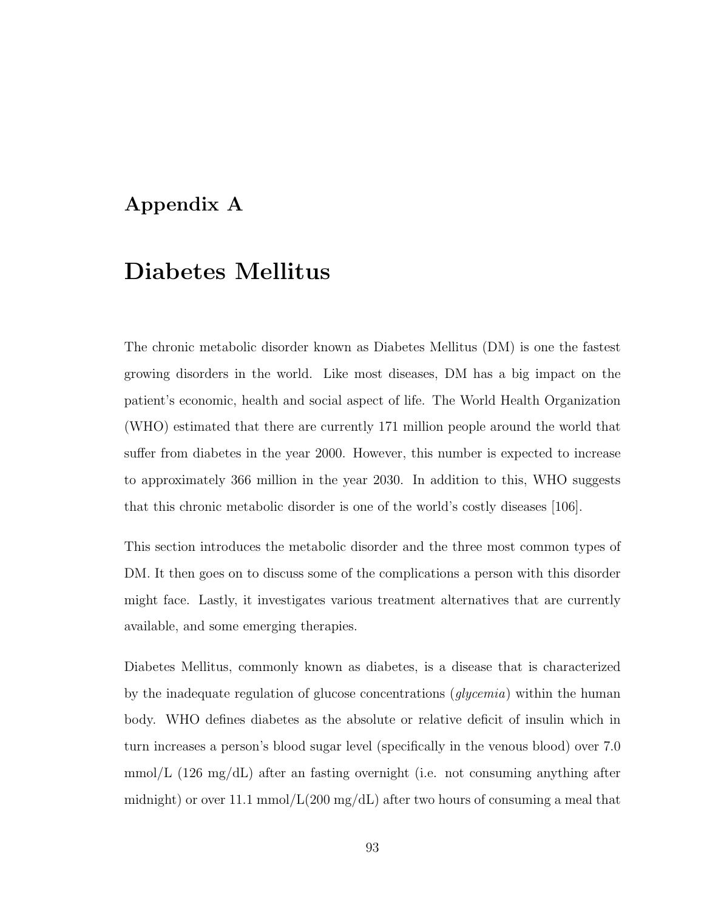# Appendix A

# Diabetes Mellitus

The chronic metabolic disorder known as Diabetes Mellitus (DM) is one the fastest growing disorders in the world. Like most diseases, DM has a big impact on the patient's economic, health and social aspect of life. The World Health Organization (WHO) estimated that there are currently 171 million people around the world that suffer from diabetes in the year 2000. However, this number is expected to increase to approximately 366 million in the year 2030. In addition to this, WHO suggests that this chronic metabolic disorder is one of the world's costly diseases [106].

This section introduces the metabolic disorder and the three most common types of DM. It then goes on to discuss some of the complications a person with this disorder might face. Lastly, it investigates various treatment alternatives that are currently available, and some emerging therapies.

Diabetes Mellitus, commonly known as diabetes, is a disease that is characterized by the inadequate regulation of glucose concentrations (*glycemia*) within the human body. WHO defines diabetes as the absolute or relative deficit of insulin which in turn increases a person's blood sugar level (specifically in the venous blood) over 7.0 mmol/L (126 mg/dL) after an fasting overnight (i.e. not consuming anything after midnight) or over 11.1 mmol/L(200 mg/dL) after two hours of consuming a meal that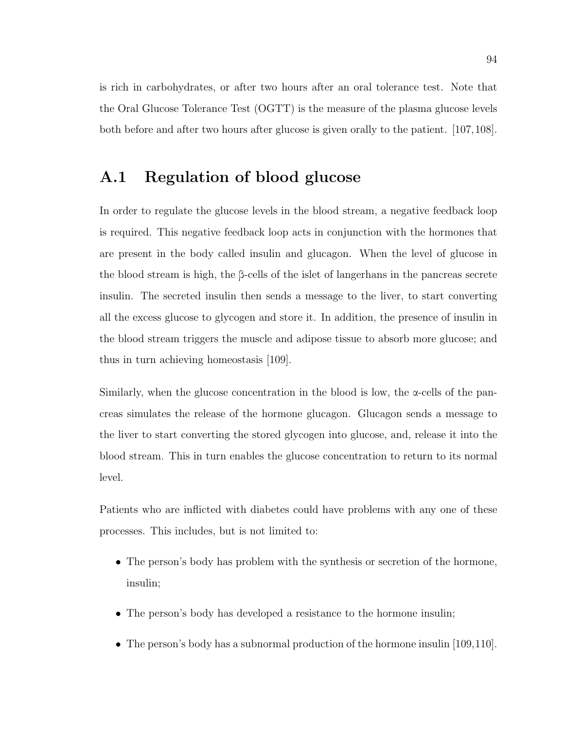is rich in carbohydrates, or after two hours after an oral tolerance test. Note that the Oral Glucose Tolerance Test (OGTT) is the measure of the plasma glucose levels both before and after two hours after glucose is given orally to the patient. [107,108].

## A.1 Regulation of blood glucose

In order to regulate the glucose levels in the blood stream, a negative feedback loop is required. This negative feedback loop acts in conjunction with the hormones that are present in the body called insulin and glucagon. When the level of glucose in the blood stream is high, the β-cells of the islet of langerhans in the pancreas secrete insulin. The secreted insulin then sends a message to the liver, to start converting all the excess glucose to glycogen and store it. In addition, the presence of insulin in the blood stream triggers the muscle and adipose tissue to absorb more glucose; and thus in turn achieving homeostasis [109].

Similarly, when the glucose concentration in the blood is low, the α-cells of the pancreas simulates the release of the hormone glucagon. Glucagon sends a message to the liver to start converting the stored glycogen into glucose, and, release it into the blood stream. This in turn enables the glucose concentration to return to its normal level.

Patients who are inflicted with diabetes could have problems with any one of these processes. This includes, but is not limited to:

- The person's body has problem with the synthesis or secretion of the hormone, insulin;
- The person's body has developed a resistance to the hormone insulin;
- The person's body has a subnormal production of the hormone insulin [109,110].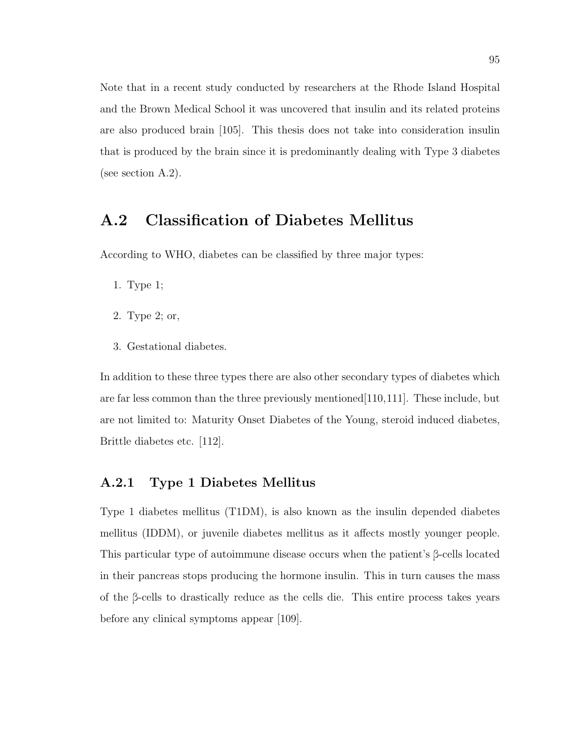Note that in a recent study conducted by researchers at the Rhode Island Hospital and the Brown Medical School it was uncovered that insulin and its related proteins are also produced brain [105]. This thesis does not take into consideration insulin that is produced by the brain since it is predominantly dealing with Type 3 diabetes (see section A.2).

## A.2 Classification of Diabetes Mellitus

According to WHO, diabetes can be classified by three major types:

1. Type 1;
2. Type 2; or,
3. Gestational diabetes.

In addition to these three types there are also other secondary types of diabetes which are far less common than the three previously mentioned[110,111]. These include, but are not limited to: Maturity Onset Diabetes of the Young, steroid induced diabetes, Brittle diabetes etc. [112].

### A.2.1 Type 1 Diabetes Mellitus

Type 1 diabetes mellitus (T1DM), is also known as the insulin depended diabetes mellitus (IDDM), or juvenile diabetes mellitus as it affects mostly younger people. This particular type of autoimmune disease occurs when the patient's β-cells located in their pancreas stops producing the hormone insulin. This in turn causes the mass of the β-cells to drastically reduce as the cells die. This entire process takes years before any clinical symptoms appear [109].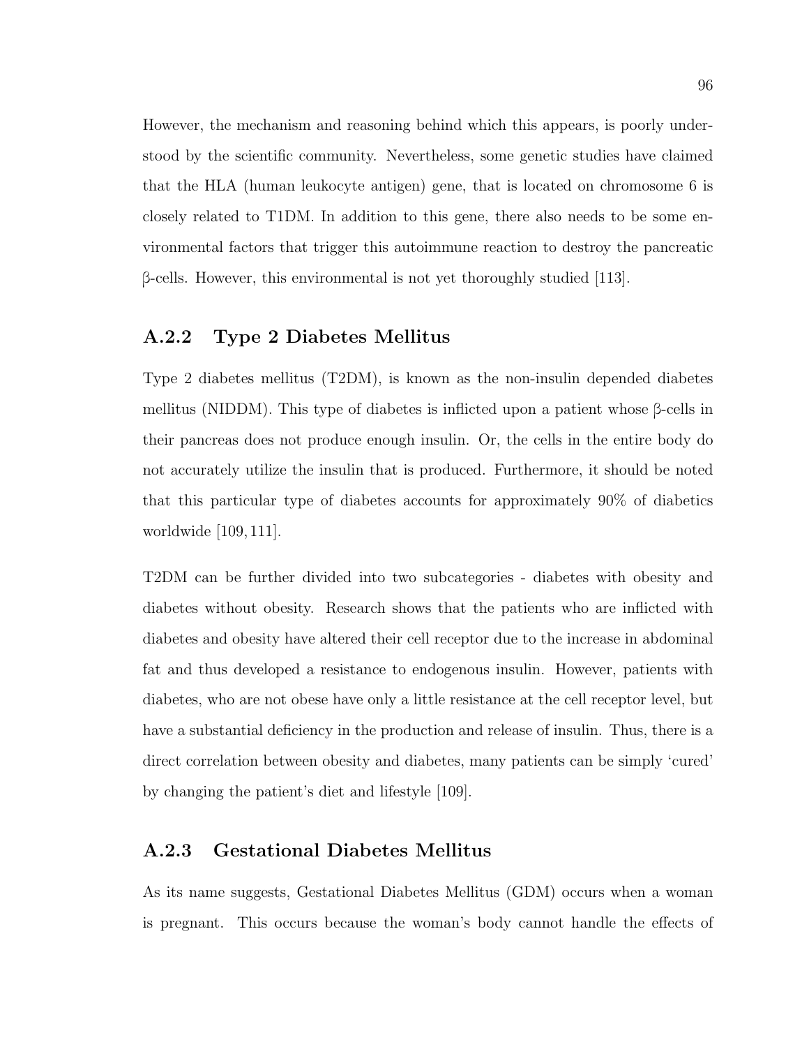However, the mechanism and reasoning behind which this appears, is poorly understood by the scientific community. Nevertheless, some genetic studies have claimed that the HLA (human leukocyte antigen) gene, that is located on chromosome 6 is closely related to T1DM. In addition to this gene, there also needs to be some environmental factors that trigger this autoimmune reaction to destroy the pancreatic β-cells. However, this environmental is not yet thoroughly studied [113].

### A.2.2 Type 2 Diabetes Mellitus

Type 2 diabetes mellitus (T2DM), is known as the non-insulin depended diabetes mellitus (NIDDM). This type of diabetes is inflicted upon a patient whose β-cells in their pancreas does not produce enough insulin. Or, the cells in the entire body do not accurately utilize the insulin that is produced. Furthermore, it should be noted that this particular type of diabetes accounts for approximately 90% of diabetics worldwide [109, 111].

T2DM can be further divided into two subcategories - diabetes with obesity and diabetes without obesity. Research shows that the patients who are inflicted with diabetes and obesity have altered their cell receptor due to the increase in abdominal fat and thus developed a resistance to endogenous insulin. However, patients with diabetes, who are not obese have only a little resistance at the cell receptor level, but have a substantial deficiency in the production and release of insulin. Thus, there is a direct correlation between obesity and diabetes, many patients can be simply 'cured' by changing the patient's diet and lifestyle [109].

### A.2.3 Gestational Diabetes Mellitus

As its name suggests, Gestational Diabetes Mellitus (GDM) occurs when a woman is pregnant. This occurs because the woman's body cannot handle the effects of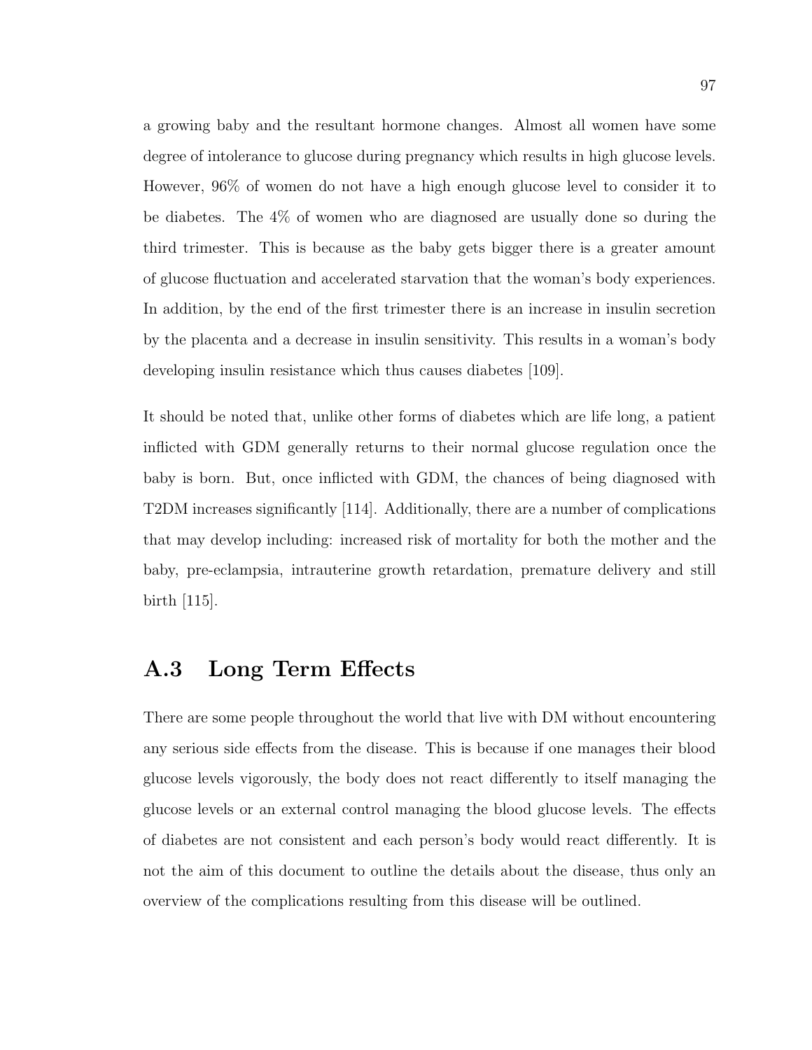a growing baby and the resultant hormone changes. Almost all women have some degree of intolerance to glucose during pregnancy which results in high glucose levels. However, 96% of women do not have a high enough glucose level to consider it to be diabetes. The 4% of women who are diagnosed are usually done so during the third trimester. This is because as the baby gets bigger there is a greater amount of glucose fluctuation and accelerated starvation that the woman's body experiences. In addition, by the end of the first trimester there is an increase in insulin secretion by the placenta and a decrease in insulin sensitivity. This results in a woman's body developing insulin resistance which thus causes diabetes [109].

It should be noted that, unlike other forms of diabetes which are life long, a patient inflicted with GDM generally returns to their normal glucose regulation once the baby is born. But, once inflicted with GDM, the chances of being diagnosed with T2DM increases significantly [114]. Additionally, there are a number of complications that may develop including: increased risk of mortality for both the mother and the baby, pre-eclampsia, intrauterine growth retardation, premature delivery and still birth [115].

## A.3 Long Term Effects

There are some people throughout the world that live with DM without encountering any serious side effects from the disease. This is because if one manages their blood glucose levels vigorously, the body does not react differently to itself managing the glucose levels or an external control managing the blood glucose levels. The effects of diabetes are not consistent and each person's body would react differently. It is not the aim of this document to outline the details about the disease, thus only an overview of the complications resulting from this disease will be outlined.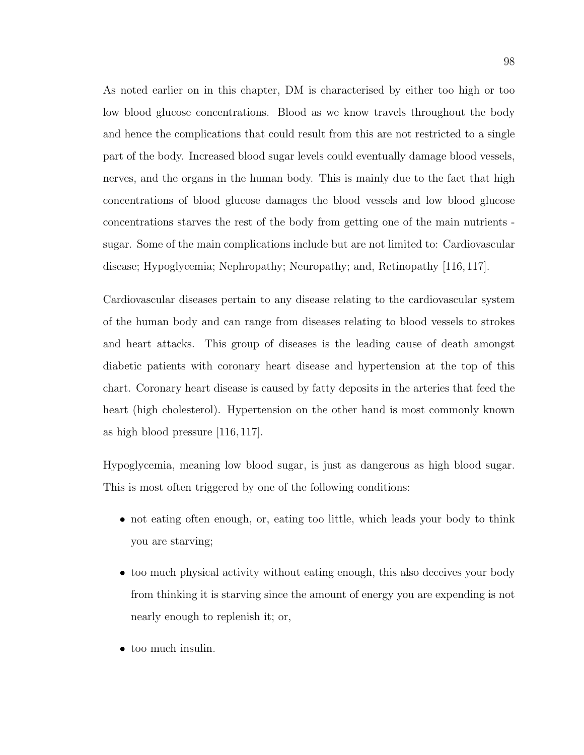As noted earlier on in this chapter, DM is characterised by either too high or too low blood glucose concentrations. Blood as we know travels throughout the body and hence the complications that could result from this are not restricted to a single part of the body. Increased blood sugar levels could eventually damage blood vessels, nerves, and the organs in the human body. This is mainly due to the fact that high concentrations of blood glucose damages the blood vessels and low blood glucose concentrations starves the rest of the body from getting one of the main nutrients - sugar. Some of the main complications include but are not limited to: Cardiovascular disease; Hypoglycemia; Nephropathy; Neuropathy; and, Retinopathy [116, 117].

Cardiovascular diseases pertain to any disease relating to the cardiovascular system of the human body and can range from diseases relating to blood vessels to strokes and heart attacks. This group of diseases is the leading cause of death amongst diabetic patients with coronary heart disease and hypertension at the top of this chart. Coronary heart disease is caused by fatty deposits in the arteries that feed the heart (high cholesterol). Hypertension on the other hand is most commonly known as high blood pressure [116, 117].

Hypoglycemia, meaning low blood sugar, is just as dangerous as high blood sugar. This is most often triggered by one of the following conditions:

- not eating often enough, or, eating too little, which leads your body to think you are starving;
- too much physical activity without eating enough, this also deceives your body from thinking it is starving since the amount of energy you are expending is not nearly enough to replenish it; or,
- too much insulin.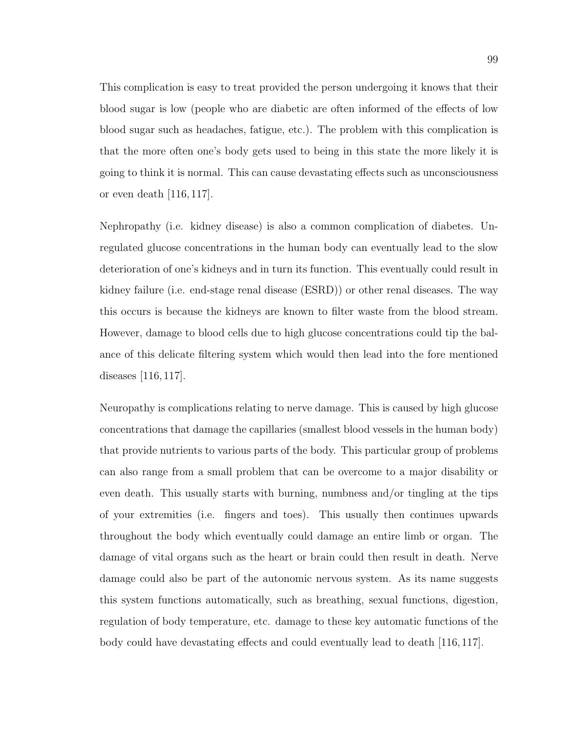This complication is easy to treat provided the person undergoing it knows that their blood sugar is low (people who are diabetic are often informed of the effects of low blood sugar such as headaches, fatigue, etc.). The problem with this complication is that the more often one's body gets used to being in this state the more likely it is going to think it is normal. This can cause devastating effects such as unconsciousness or even death [116, 117].

Nephropathy (i.e. kidney disease) is also a common complication of diabetes. Unregulated glucose concentrations in the human body can eventually lead to the slow deterioration of one's kidneys and in turn its function. This eventually could result in kidney failure (i.e. end-stage renal disease (ESRD)) or other renal diseases. The way this occurs is because the kidneys are known to filter waste from the blood stream. However, damage to blood cells due to high glucose concentrations could tip the balance of this delicate filtering system which would then lead into the fore mentioned diseases [116, 117].

Neuropathy is complications relating to nerve damage. This is caused by high glucose concentrations that damage the capillaries (smallest blood vessels in the human body) that provide nutrients to various parts of the body. This particular group of problems can also range from a small problem that can be overcome to a major disability or even death. This usually starts with burning, numbness and/or tingling at the tips of your extremities (i.e. fingers and toes). This usually then continues upwards throughout the body which eventually could damage an entire limb or organ. The damage of vital organs such as the heart or brain could then result in death. Nerve damage could also be part of the autonomic nervous system. As its name suggests this system functions automatically, such as breathing, sexual functions, digestion, regulation of body temperature, etc. damage to these key automatic functions of the body could have devastating effects and could eventually lead to death [116, 117].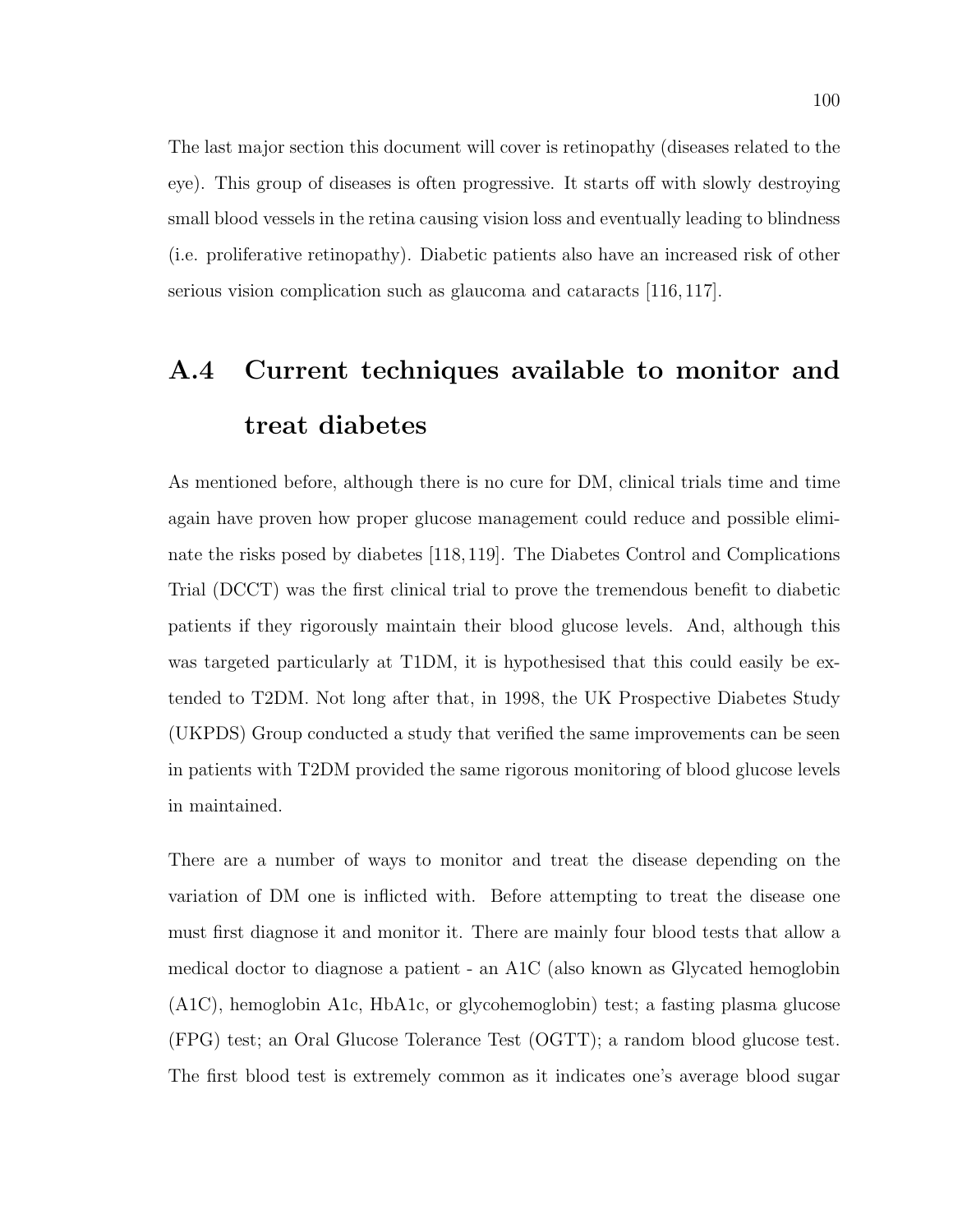The last major section this document will cover is retinopathy (diseases related to the eye). This group of diseases is often progressive. It starts off with slowly destroying small blood vessels in the retina causing vision loss and eventually leading to blindness (i.e. proliferative retinopathy). Diabetic patients also have an increased risk of other serious vision complication such as glaucoma and cataracts [116, 117].

## A.4 Current techniques available to monitor and treat diabetes

As mentioned before, although there is no cure for DM, clinical trials time and time again have proven how proper glucose management could reduce and possible eliminate the risks posed by diabetes [118, 119]. The Diabetes Control and Complications Trial (DCCT) was the first clinical trial to prove the tremendous benefit to diabetic patients if they rigorously maintain their blood glucose levels. And, although this was targeted particularly at T1DM, it is hypothesised that this could easily be extended to T2DM. Not long after that, in 1998, the UK Prospective Diabetes Study (UKPDS) Group conducted a study that verified the same improvements can be seen in patients with T2DM provided the same rigorous monitoring of blood glucose levels in maintained.

There are a number of ways to monitor and treat the disease depending on the variation of DM one is inflicted with. Before attempting to treat the disease one must first diagnose it and monitor it. There are mainly four blood tests that allow a medical doctor to diagnose a patient - an A1C (also known as Glycated hemoglobin (A1C), hemoglobin A1c, HbA1c, or glycohemoglobin) test; a fasting plasma glucose (FPG) test; an Oral Glucose Tolerance Test (OGTT); a random blood glucose test. The first blood test is extremely common as it indicates one's average blood sugar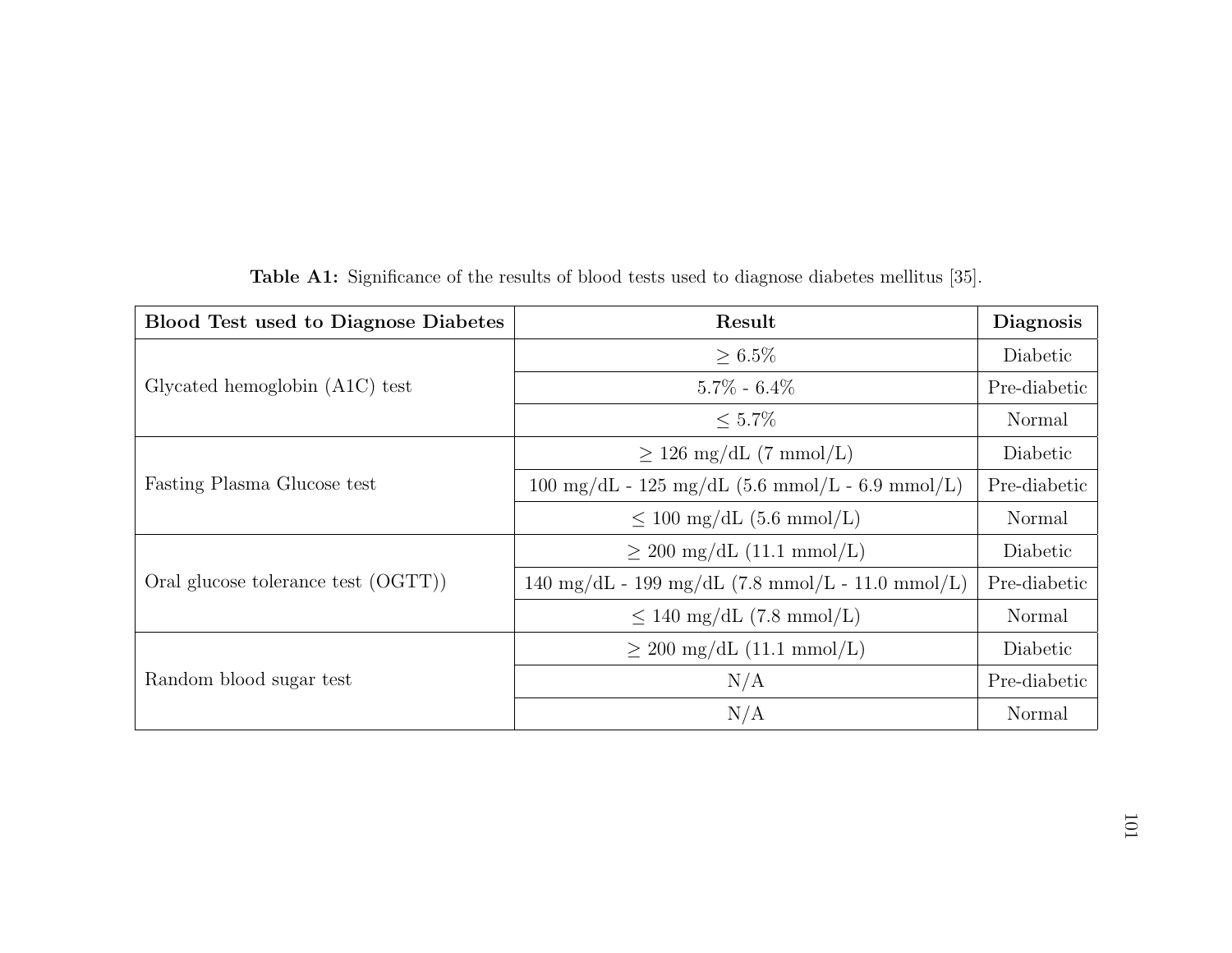**Table A1:** Significance of the results of blood tests used to diagnose diabetes mellitus [35].

| Blood Test used to Diagnose Diabetes | Result | Diagnosis |
|---|---|---|
| Glycated hemoglobin (A1C) test | $\geq$ 6.5% | Diabetic |
| | 5.7% - 6.4% | Pre-diabetic |
| | $\leq$ 5.7% | Normal |
| Fasting Plasma Glucose test | $\geq$ 126 mg/dL (7 mmol/L) | Diabetic |
| | 100 mg/dL - 125 mg/dL (5.6 mmol/L - 6.9 mmol/L) | Pre-diabetic |
| | $\leq$ 100 mg/dL (5.6 mmol/L) | Normal |
| Oral glucose tolerance test (OGTT)) | $\geq$ 200 mg/dL (11.1 mmol/L) | Diabetic |
| | 140 mg/dL - 199 mg/dL (7.8 mmol/L - 11.0 mmol/L) | Pre-diabetic |
| | $\leq$ 140 mg/dL (7.8 mmol/L) | Normal |
| Random blood sugar test | $\geq$ 200 mg/dL (11.1 mmol/L) | Diabetic |
| | N/A | Pre-diabetic |
| | N/A | Normal |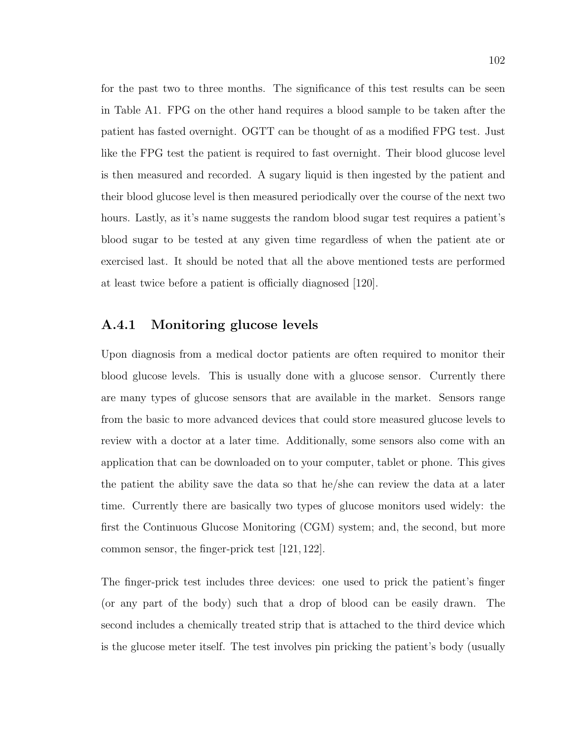for the past two to three months. The significance of this test results can be seen in Table A1. FPG on the other hand requires a blood sample to be taken after the patient has fasted overnight. OGTT can be thought of as a modified FPG test. Just like the FPG test the patient is required to fast overnight. Their blood glucose level is then measured and recorded. A sugary liquid is then ingested by the patient and their blood glucose level is then measured periodically over the course of the next two hours. Lastly, as it's name suggests the random blood sugar test requires a patient's blood sugar to be tested at any given time regardless of when the patient ate or exercised last. It should be noted that all the above mentioned tests are performed at least twice before a patient is officially diagnosed [120].

### A.4.1 Monitoring glucose levels

Upon diagnosis from a medical doctor patients are often required to monitor their blood glucose levels. This is usually done with a glucose sensor. Currently there are many types of glucose sensors that are available in the market. Sensors range from the basic to more advanced devices that could store measured glucose levels to review with a doctor at a later time. Additionally, some sensors also come with an application that can be downloaded on to your computer, tablet or phone. This gives the patient the ability save the data so that he/she can review the data at a later time. Currently there are basically two types of glucose monitors used widely: the first the Continuous Glucose Monitoring (CGM) system; and, the second, but more common sensor, the finger-prick test [121, 122].

The finger-prick test includes three devices: one used to prick the patient's finger (or any part of the body) such that a drop of blood can be easily drawn. The second includes a chemically treated strip that is attached to the third device which is the glucose meter itself. The test involves pin pricking the patient's body (usually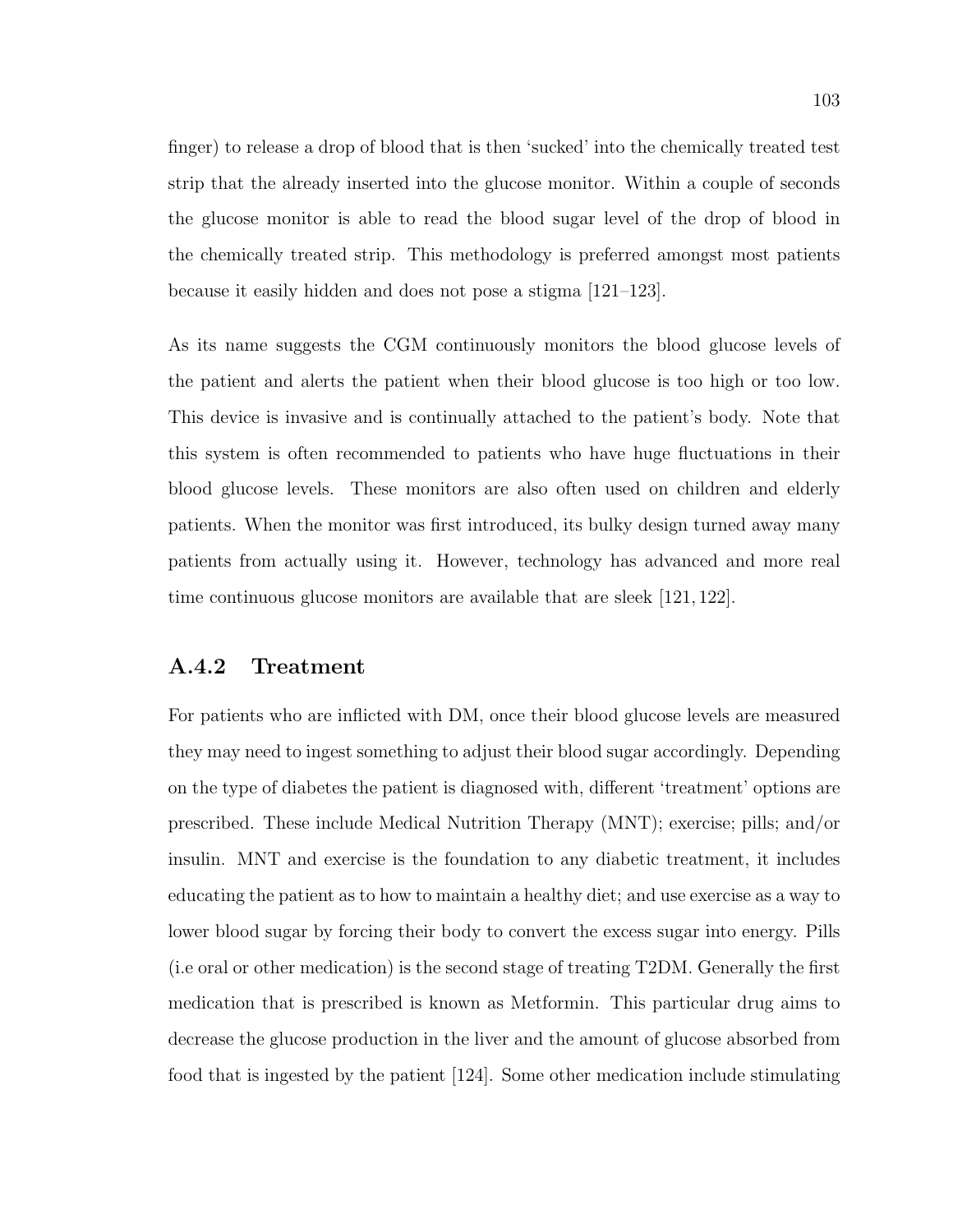finger) to release a drop of blood that is then 'sucked' into the chemically treated test strip that the already inserted into the glucose monitor. Within a couple of seconds the glucose monitor is able to read the blood sugar level of the drop of blood in the chemically treated strip. This methodology is preferred amongst most patients because it easily hidden and does not pose a stigma [121–123].

As its name suggests the CGM continuously monitors the blood glucose levels of the patient and alerts the patient when their blood glucose is too high or too low. This device is invasive and is continually attached to the patient's body. Note that this system is often recommended to patients who have huge fluctuations in their blood glucose levels. These monitors are also often used on children and elderly patients. When the monitor was first introduced, its bulky design turned away many patients from actually using it. However, technology has advanced and more real time continuous glucose monitors are available that are sleek [121, 122].

### A.4.2 Treatment

For patients who are inflicted with DM, once their blood glucose levels are measured they may need to ingest something to adjust their blood sugar accordingly. Depending on the type of diabetes the patient is diagnosed with, different 'treatment' options are prescribed. These include Medical Nutrition Therapy (MNT); exercise; pills; and/or insulin. MNT and exercise is the foundation to any diabetic treatment, it includes educating the patient as to how to maintain a healthy diet; and use exercise as a way to lower blood sugar by forcing their body to convert the excess sugar into energy. Pills (i.e oral or other medication) is the second stage of treating T2DM. Generally the first medication that is prescribed is known as Metformin. This particular drug aims to decrease the glucose production in the liver and the amount of glucose absorbed from food that is ingested by the patient [124]. Some other medication include stimulating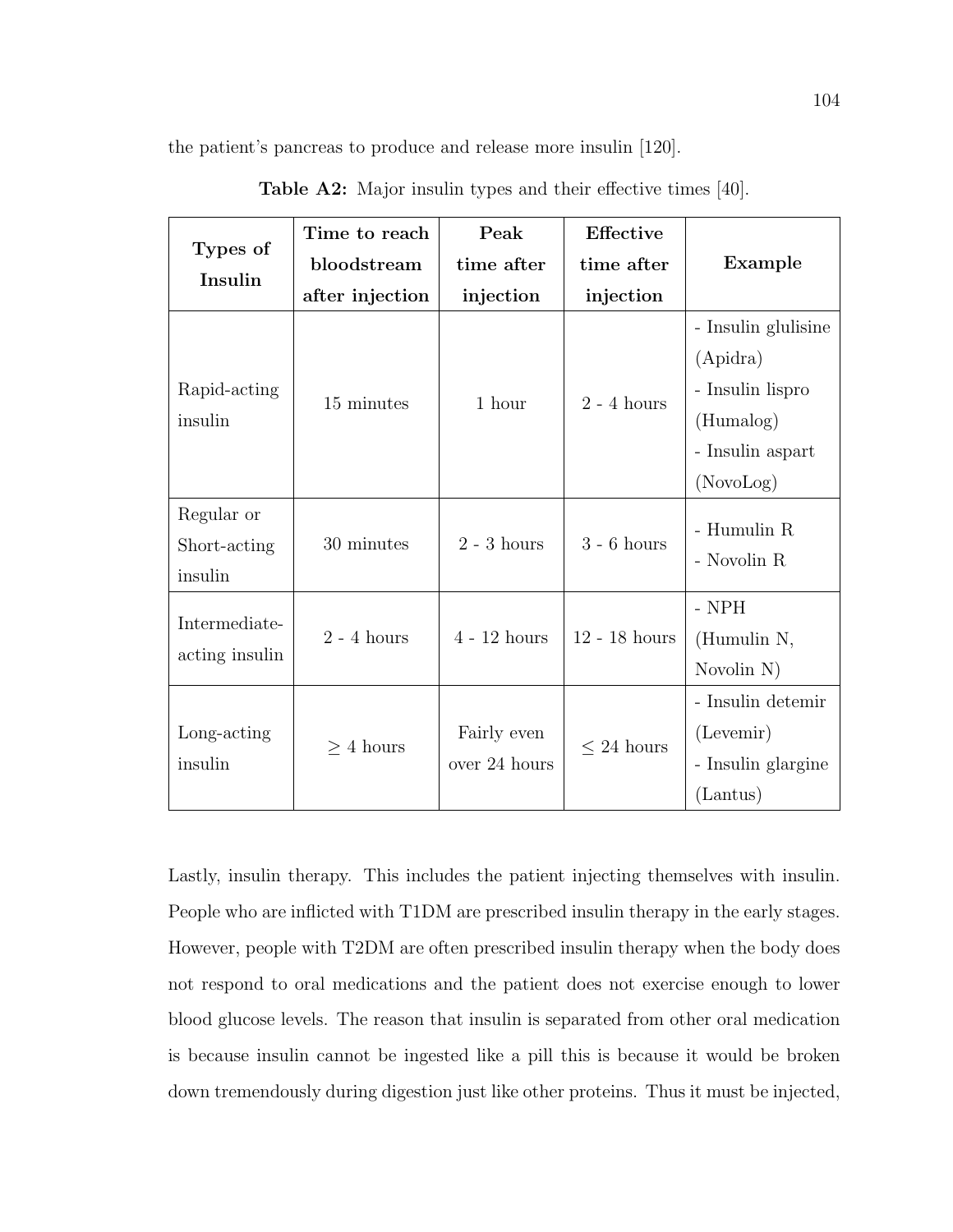the patient's pancreas to produce and release more insulin [120].

**Table A2:** Major insulin types and their effective times [40].

| Types of Insulin | Time to reach bloodstream after injection | Peak time after injection | Effective time after injection | Example |
|---|---|---|---|---|
| Rapid-acting insulin | 15 minutes | 1 hour | 2 - 4 hours | - Insulin glulisine (Apidra)<br>- Insulin lispro (Humalog)<br>- Insulin aspart (NovoLog) |
| Regular or Short-acting insulin | 30 minutes | 2 - 3 hours | 3 - 6 hours | - Humulin R<br>- Novolin R |
| Intermediate-acting insulin | 2 - 4 hours | 4 - 12 hours | 12 - 18 hours | - NPH (Humulin N, Novolin N) |
| Long-acting insulin | $\geq$ 4 hours | Fairly even over 24 hours | $\leq$ 24 hours | - Insulin detemir (Levemir)<br>- Insulin glargine (Lantus) |

Lastly, insulin therapy. This includes the patient injecting themselves with insulin. People who are inflicted with T1DM are prescribed insulin therapy in the early stages. However, people with T2DM are often prescribed insulin therapy when the body does not respond to oral medications and the patient does not exercise enough to lower blood glucose levels. The reason that insulin is separated from other oral medication is because insulin cannot be ingested like a pill this is because it would be broken down tremendously during digestion just like other proteins. Thus it must be injected,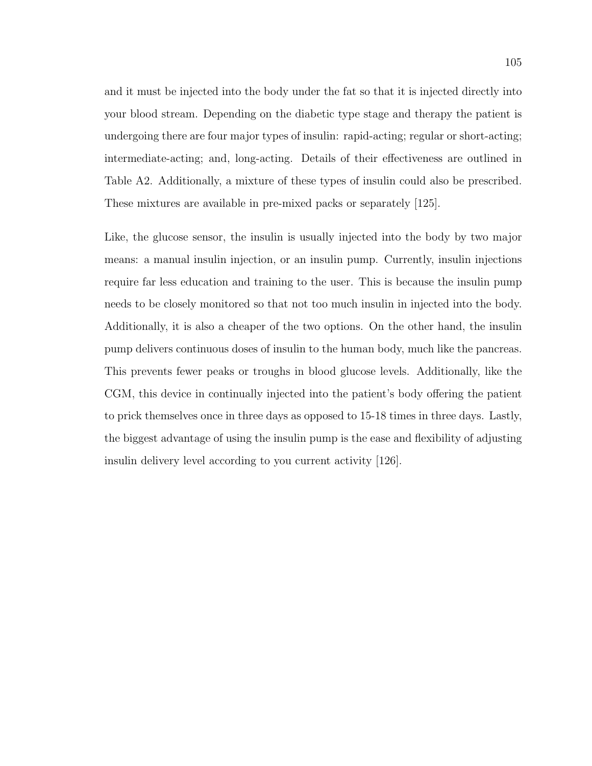and it must be injected into the body under the fat so that it is injected directly into your blood stream. Depending on the diabetic type stage and therapy the patient is undergoing there are four major types of insulin: rapid-acting; regular or short-acting; intermediate-acting; and, long-acting. Details of their effectiveness are outlined in Table A2. Additionally, a mixture of these types of insulin could also be prescribed. These mixtures are available in pre-mixed packs or separately [125].

Like, the glucose sensor, the insulin is usually injected into the body by two major means: a manual insulin injection, or an insulin pump. Currently, insulin injections require far less education and training to the user. This is because the insulin pump needs to be closely monitored so that not too much insulin in injected into the body. Additionally, it is also a cheaper of the two options. On the other hand, the insulin pump delivers continuous doses of insulin to the human body, much like the pancreas. This prevents fewer peaks or troughs in blood glucose levels. Additionally, like the CGM, this device in continually injected into the patient's body offering the patient to prick themselves once in three days as opposed to 15-18 times in three days. Lastly, the biggest advantage of using the insulin pump is the ease and flexibility of adjusting insulin delivery level according to you current activity [126].